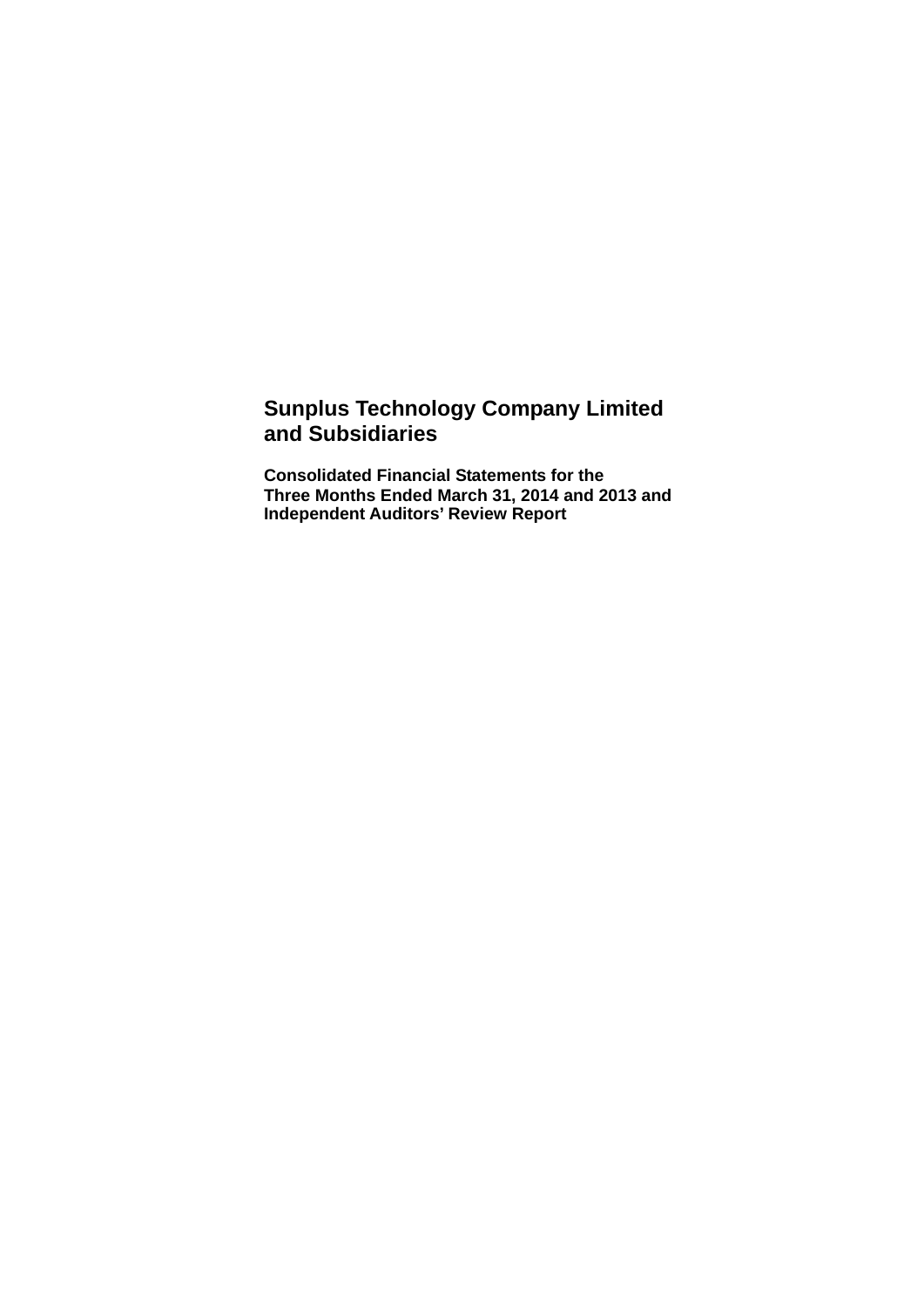# Sunplus Technology Company Limited and Subsidiaries

**Consolidated Financial Statements for the Three Months Ended March 31, 2014 and 2013 and Independent Auditors' Review Report**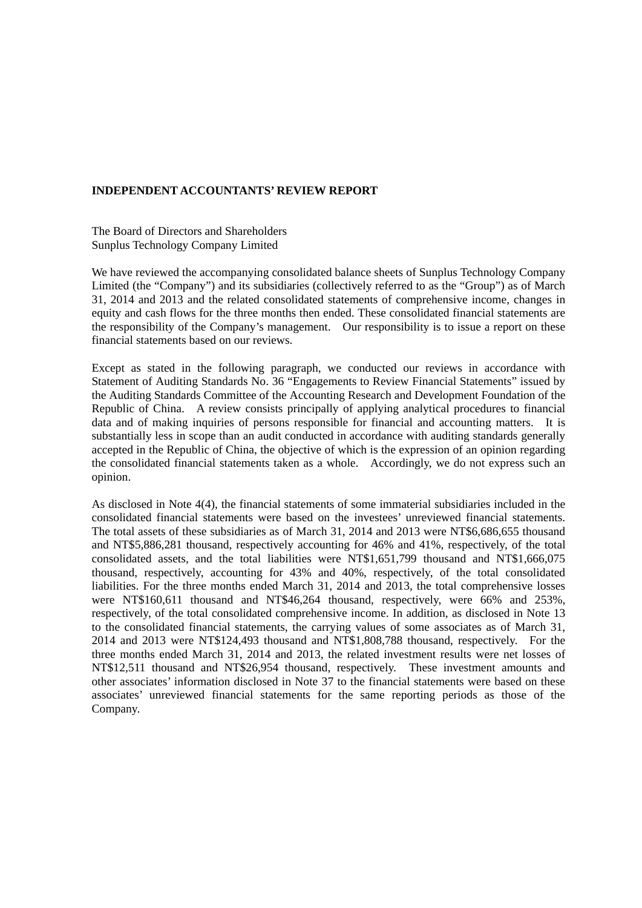**INDEPENDENT ACCOUNTANTS' REVIEW REPORT**

The Board of Directors and Shareholders
Sunplus Technology Company Limited

We have reviewed the accompanying consolidated balance sheets of Sunplus Technology Company Limited (the "Company") and its subsidiaries (collectively referred to as the "Group") as of March 31, 2014 and 2013 and the related consolidated statements of comprehensive income, changes in equity and cash flows for the three months then ended. These consolidated financial statements are the responsibility of the Company's management. Our responsibility is to issue a report on these financial statements based on our reviews.

Except as stated in the following paragraph, we conducted our reviews in accordance with Statement of Auditing Standards No. 36 "Engagements to Review Financial Statements" issued by the Auditing Standards Committee of the Accounting Research and Development Foundation of the Republic of China. A review consists principally of applying analytical procedures to financial data and of making inquiries of persons responsible for financial and accounting matters. It is substantially less in scope than an audit conducted in accordance with auditing standards generally accepted in the Republic of China, the objective of which is the expression of an opinion regarding the consolidated financial statements taken as a whole. Accordingly, we do not express such an opinion.

As disclosed in Note 4(4), the financial statements of some immaterial subsidiaries included in the consolidated financial statements were based on the investees' unreviewed financial statements. The total assets of these subsidiaries as of March 31, 2014 and 2013 were NT$6,686,655 thousand and NT$5,886,281 thousand, respectively accounting for 46% and 41%, respectively, of the total consolidated assets, and the total liabilities were NT$1,651,799 thousand and NT$1,666,075 thousand, respectively, accounting for 43% and 40%, respectively, of the total consolidated liabilities. For the three months ended March 31, 2014 and 2013, the total comprehensive losses were NT$160,611 thousand and NT$46,264 thousand, respectively, were 66% and 253%, respectively, of the total consolidated comprehensive income. In addition, as disclosed in Note 13 to the consolidated financial statements, the carrying values of some associates as of March 31, 2014 and 2013 were NT$124,493 thousand and NT$1,808,788 thousand, respectively. For the three months ended March 31, 2014 and 2013, the related investment results were net losses of NT$12,511 thousand and NT$26,954 thousand, respectively. These investment amounts and other associates' information disclosed in Note 37 to the financial statements were based on these associates' unreviewed financial statements for the same reporting periods as those of the Company.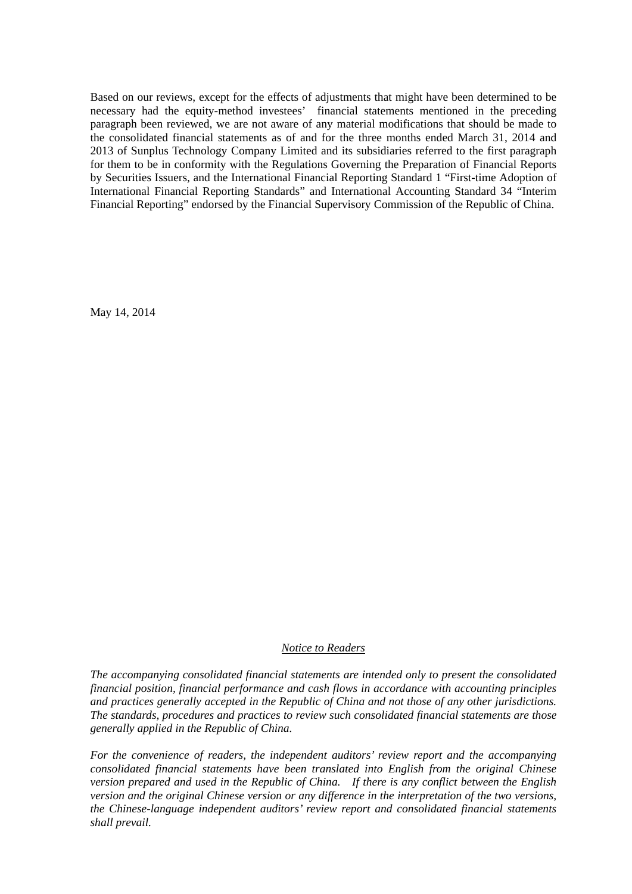Based on our reviews, except for the effects of adjustments that might have been determined to be necessary had the equity-method investees' financial statements mentioned in the preceding paragraph been reviewed, we are not aware of any material modifications that should be made to the consolidated financial statements as of and for the three months ended March 31, 2014 and 2013 of Sunplus Technology Company Limited and its subsidiaries referred to the first paragraph for them to be in conformity with the Regulations Governing the Preparation of Financial Reports by Securities Issuers, and the International Financial Reporting Standard 1 "First-time Adoption of International Financial Reporting Standards" and International Accounting Standard 34 "Interim Financial Reporting" endorsed by the Financial Supervisory Commission of the Republic of China.

May 14, 2014

## *Notice to Readers*

*The accompanying consolidated financial statements are intended only to present the consolidated financial position, financial performance and cash flows in accordance with accounting principles and practices generally accepted in the Republic of China and not those of any other jurisdictions. The standards, procedures and practices to review such consolidated financial statements are those generally applied in the Republic of China.*

*For the convenience of readers, the independent auditors' review report and the accompanying consolidated financial statements have been translated into English from the original Chinese version prepared and used in the Republic of China. If there is any conflict between the English version and the original Chinese version or any difference in the interpretation of the two versions, the Chinese-language independent auditors' review report and consolidated financial statements shall prevail.*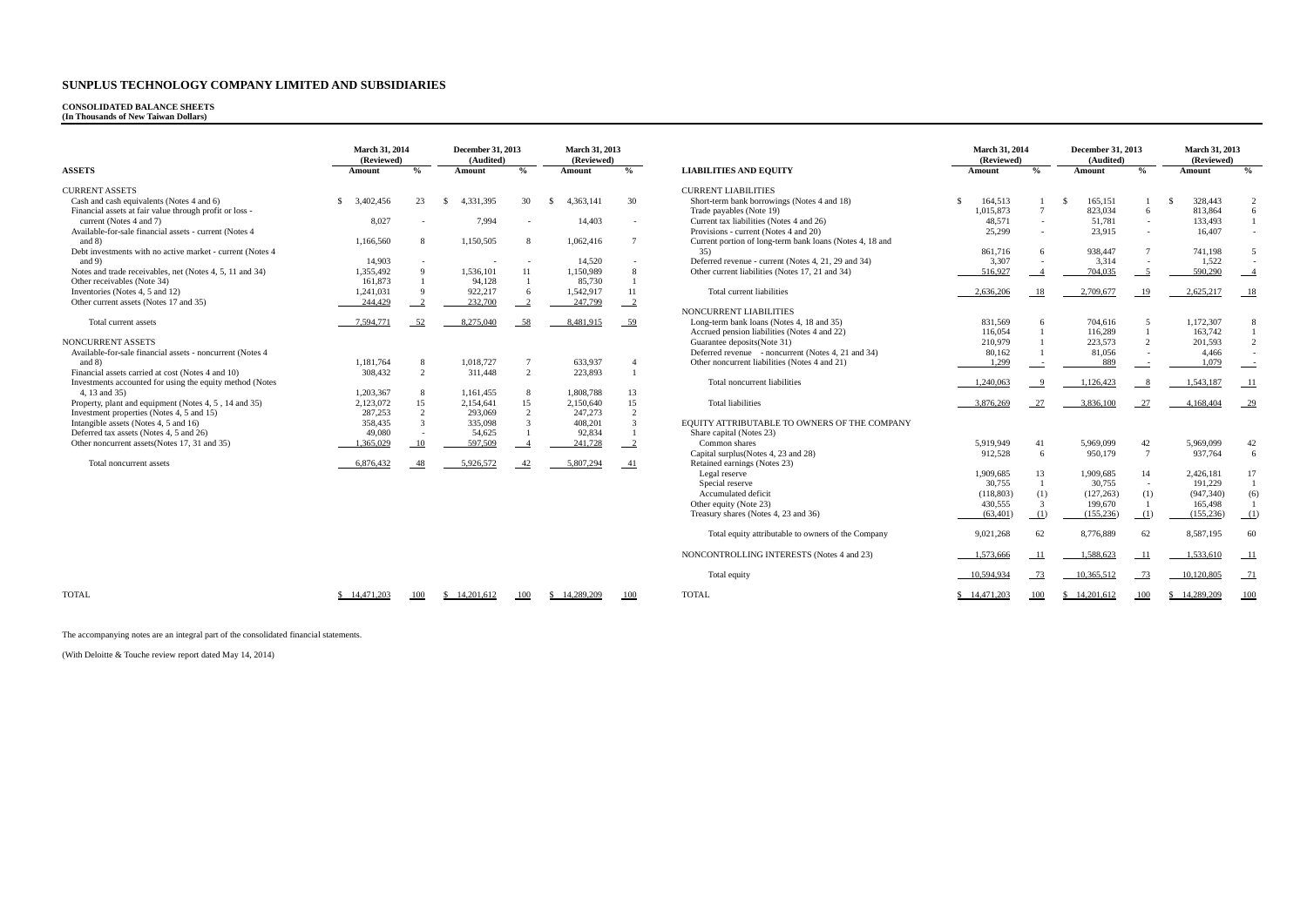# SUNPLUS TECHNOLOGY COMPANY LIMITED AND SUBSIDIARIES

**CONSOLIDATED BALANCE SHEETS**
**(In Thousands of New Taiwan Dollars)**

| ASSETS | March 31, 2014 (Reviewed) Amount | % | December 31, 2013 (Audited) Amount | % | March 31, 2013 (Reviewed) Amount | % |
|---|---|---|---|---|---|---|
| CURRENT ASSETS | | | | | | |
| Cash and cash equivalents (Notes 4 and 6) | $ 3,402,456 | 23 | $ 4,331,395 | 30 | $ 4,363,141 | 30 |
| Financial assets at fair value through profit or loss - current (Notes 4 and 7) | 8,027 | - | 7,994 | - | 14,403 | - |
| Available-for-sale financial assets - current (Notes 4 and 8) | 1,166,560 | 8 | 1,150,505 | 8 | 1,062,416 | 7 |
| Debt investments with no active market - current (Notes 4 and 9) | 14,903 | - | - | - | 14,520 | - |
| Notes and trade receivables, net (Notes 4, 5, 11 and 34) | 1,355,492 | 9 | 1,536,101 | 11 | 1,150,989 | 8 |
| Other receivables (Note 34) | 161,873 | 1 | 94,128 | 1 | 85,730 | 1 |
| Inventories (Notes 4, 5 and 12) | 1,241,031 | 9 | 922,217 | 6 | 1,542,917 | 11 |
| Other current assets (Notes 17 and 35) | 244,429 | 2 | 232,700 | 2 | 247,799 | 2 |
| Total current assets | 7,594,771 | 52 | 8,275,040 | 58 | 8,481,915 | 59 |
| NONCURRENT ASSETS | | | | | | |
| Available-for-sale financial assets - noncurrent (Notes 4 and 8) | 1,181,764 | 8 | 1,018,727 | 7 | 633,937 | 4 |
| Financial assets carried at cost (Notes 4 and 10) | 308,432 | 2 | 311,448 | 2 | 223,893 | 1 |
| Investments accounted for using the equity method (Notes 4, 13 and 35) | 1,203,367 | 8 | 1,161,455 | 8 | 1,808,788 | 13 |
| Property, plant and equipment (Notes 4, 5 , 14 and 35) | 2,123,072 | 15 | 2,154,641 | 15 | 2,150,640 | 15 |
| Investment properties (Notes 4, 5 and 15) | 287,253 | 2 | 293,069 | 2 | 247,273 | 2 |
| Intangible assets (Notes 4, 5 and 16) | 358,435 | 3 | 335,098 | 3 | 408,201 | 3 |
| Deferred tax assets (Notes 4, 5 and 26) | 49,080 | - | 54,625 | 1 | 92,834 | 1 |
| Other noncurrent assets(Notes 17, 31 and 35) | 1,365,029 | 10 | 597,509 | 4 | 241,728 | 2 |
| Total noncurrent assets | 6,876,432 | 48 | 5,926,572 | 42 | 5,807,294 | 41 |
| TOTAL | $ 14,471,203 | 100 | $ 14,201,612 | 100 | $ 14,289,209 | 100 |

| LIABILITIES AND EQUITY | March 31, 2014 (Reviewed) Amount | % | December 31, 2013 (Audited) Amount | % | March 31, 2013 (Reviewed) Amount | % |
|---|---|---|---|---|---|---|
| CURRENT LIABILITIES | | | | | | |
| Short-term bank borrowings (Notes 4 and 18) | $ 164,513 | 1 | $ 165,151 | 1 | $ 328,443 | 2 |
| Trade payables (Note 19) | 1,015,873 | 7 | 823,034 | 6 | 813,864 | 6 |
| Current tax liabilities (Notes 4 and 26) | 48,571 | - | 51,781 | - | 133,493 | 1 |
| Provisions - current (Notes 4 and 20) | 25,299 | - | 23,915 | - | 16,407 | - |
| Current portion of long-term bank loans (Notes 4, 18 and 35) | 861,716 | 6 | 938,447 | 7 | 741,198 | 5 |
| Deferred revenue - current (Notes 4, 21, 29 and 34) | 3,307 | - | 3,314 | - | 1,522 | - |
| Other current liabilities (Notes 17, 21 and 34) | 516,927 | 4 | 704,035 | 5 | 590,290 | 4 |
| Total current liabilities | 2,636,206 | 18 | 2,709,677 | 19 | 2,625,217 | 18 |
| NONCURRENT LIABILITIES | | | | | | |
| Long-term bank loans (Notes 4, 18 and 35) | 831,569 | 6 | 704,616 | 5 | 1,172,307 | 8 |
| Accrued pension liabilities (Notes 4 and 22) | 116,054 | 1 | 116,289 | 1 | 163,742 | 1 |
| Guarantee deposits(Note 31) | 210,979 | 1 | 223,573 | 2 | 201,593 | 2 |
| Deferred revenue - noncurrent (Notes 4, 21 and 34) | 80,162 | 1 | 81,056 | - | 4,466 | - |
| Other noncurrent liabilities (Notes 4 and 21) | 1,299 | - | 889 | - | 1,079 | - |
| Total noncurrent liabilities | 1,240,063 | 9 | 1,126,423 | 8 | 1,543,187 | 11 |
| Total liabilities | 3,876,269 | 27 | 3,836,100 | 27 | 4,168,404 | 29 |
| EQUITY ATTRIBUTABLE TO OWNERS OF THE COMPANY | | | | | | |
| Share capital (Notes 23) | | | | | | |
| Common shares | 5,919,949 | 41 | 5,969,099 | 42 | 5,969,099 | 42 |
| Capital surplus(Notes 4, 23 and 28) | 912,528 | 6 | 950,179 | 7 | 937,764 | 6 |
| Retained earnings (Notes 23) | | | | | | |
| Legal reserve | 1,909,685 | 13 | 1,909,685 | 14 | 2,426,181 | 17 |
| Special reserve | 30,755 | 1 | 30,755 | - | 191,229 | 1 |
| Accumulated deficit | (118,803) | (1) | (127,263) | (1) | (947,340) | (6) |
| Other equity (Note 23) | 430,555 | 3 | 199,670 | 1 | 165,498 | 1 |
| Treasury shares (Notes 4, 23 and 36) | (63,401) | (1) | (155,236) | (1) | (155,236) | (1) |
| Total equity attributable to owners of the Company | 9,021,268 | 62 | 8,776,889 | 62 | 8,587,195 | 60 |
| NONCONTROLLING INTERESTS (Notes 4 and 23) | 1,573,666 | 11 | 1,588,623 | 11 | 1,533,610 | 11 |
| Total equity | 10,594,934 | 73 | 10,365,512 | 73 | 10,120,805 | 71 |
| TOTAL | $ 14,471,203 | 100 | $ 14,201,612 | 100 | $ 14,289,209 | 100 |

The accompanying notes are an integral part of the consolidated financial statements.

(With Deloitte & Touche review report dated May 14, 2014)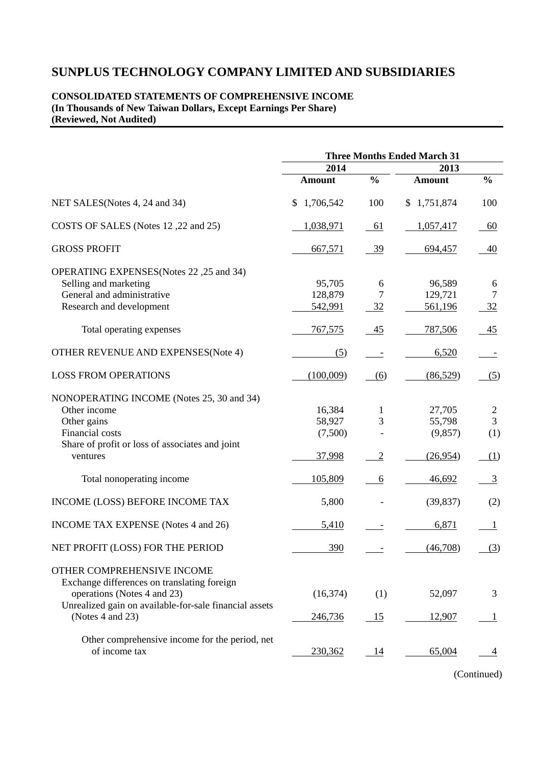# SUNPLUS TECHNOLOGY COMPANY LIMITED AND SUBSIDIARIES

**CONSOLIDATED STATEMENTS OF COMPREHENSIVE INCOME**
**(In Thousands of New Taiwan Dollars, Except Earnings Per Share)**
**(Reviewed, Not Audited)**

| | Three Months Ended March 31 | | | |
|---|---|---|---|---|
| | 2014 | | 2013 | |
| | Amount | % | Amount | % |
| NET SALES(Notes 4, 24 and 34) | $ 1,706,542 | 100 | $ 1,751,874 | 100 |
| COSTS OF SALES (Notes 12 ,22 and 25) | 1,038,971 | 61 | 1,057,417 | 60 |
| GROSS PROFIT | 667,571 | 39 | 694,457 | 40 |
| OPERATING EXPENSES(Notes 22 ,25 and 34) | | | | |
| Selling and marketing | 95,705 | 6 | 96,589 | 6 |
| General and administrative | 128,879 | 7 | 129,721 | 7 |
| Research and development | 542,991 | 32 | 561,196 | 32 |
| Total operating expenses | 767,575 | 45 | 787,506 | 45 |
| OTHER REVENUE AND EXPENSES(Note 4) | (5) | - | 6,520 | - |
| LOSS FROM OPERATIONS | (100,009) | (6) | (86,529) | (5) |
| NONOPERATING INCOME (Notes 25, 30 and 34) | | | | |
| Other income | 16,384 | 1 | 27,705 | 2 |
| Other gains | 58,927 | 3 | 55,798 | 3 |
| Financial costs | (7,500) | - | (9,857) | (1) |
| Share of profit or loss of associates and joint ventures | 37,998 | 2 | (26,954) | (1) |
| Total nonoperating income | 105,809 | 6 | 46,692 | 3 |
| INCOME (LOSS) BEFORE INCOME TAX | 5,800 | - | (39,837) | (2) |
| INCOME TAX EXPENSE (Notes 4 and 26) | 5,410 | - | 6,871 | 1 |
| NET PROFIT (LOSS) FOR THE PERIOD | 390 | - | (46,708) | (3) |
| OTHER COMPREHENSIVE INCOME | | | | |
| Exchange differences on translating foreign operations (Notes 4 and 23) | (16,374) | (1) | 52,097 | 3 |
| Unrealized gain on available-for-sale financial assets (Notes 4 and 23) | 246,736 | 15 | 12,907 | 1 |
| Other comprehensive income for the period, net of income tax | 230,362 | 14 | 65,004 | 4 |

(Continued)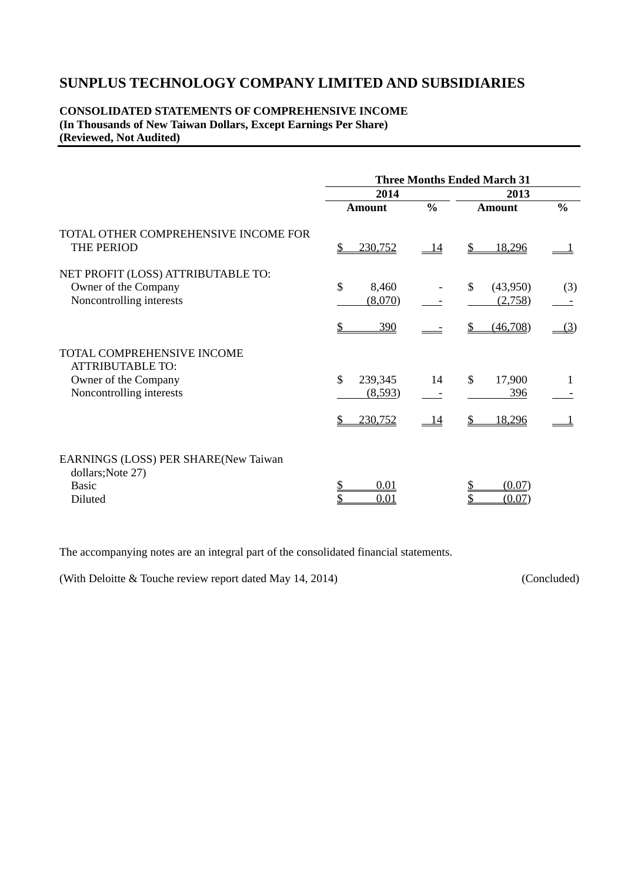# SUNPLUS TECHNOLOGY COMPANY LIMITED AND SUBSIDIARIES

**CONSOLIDATED STATEMENTS OF COMPREHENSIVE INCOME**
**(In Thousands of New Taiwan Dollars, Except Earnings Per Share)**
**(Reviewed, Not Audited)**

| | Three Months Ended March 31 | | | |
|---|---|---|---|---|
| | 2014 | | 2013 | |
| | Amount | % | Amount | % |
| TOTAL OTHER COMPREHENSIVE INCOME FOR THE PERIOD | $ 230,752 | 14 | $ 18,296 | 1 |
| NET PROFIT (LOSS) ATTRIBUTABLE TO: | | | | |
| Owner of the Company | $ 8,460 | - | $ (43,950) | (3) |
| Noncontrolling interests | (8,070) | - | (2,758) | - |
| | $ 390 | - | $ (46,708) | (3) |
| TOTAL COMPREHENSIVE INCOME ATTRIBUTABLE TO: | | | | |
| Owner of the Company | $ 239,345 | 14 | $ 17,900 | 1 |
| Noncontrolling interests | (8,593) | - | 396 | - |
| | $ 230,752 | 14 | $ 18,296 | 1 |
| EARNINGS (LOSS) PER SHARE(New Taiwan dollars;Note 27) | | | | |
| Basic | $ 0.01 | | $ (0.07) | |
| Diluted | $ 0.01 | | $ (0.07) | |

The accompanying notes are an integral part of the consolidated financial statements.

(With Deloitte & Touche review report dated May 14, 2014) (Concluded)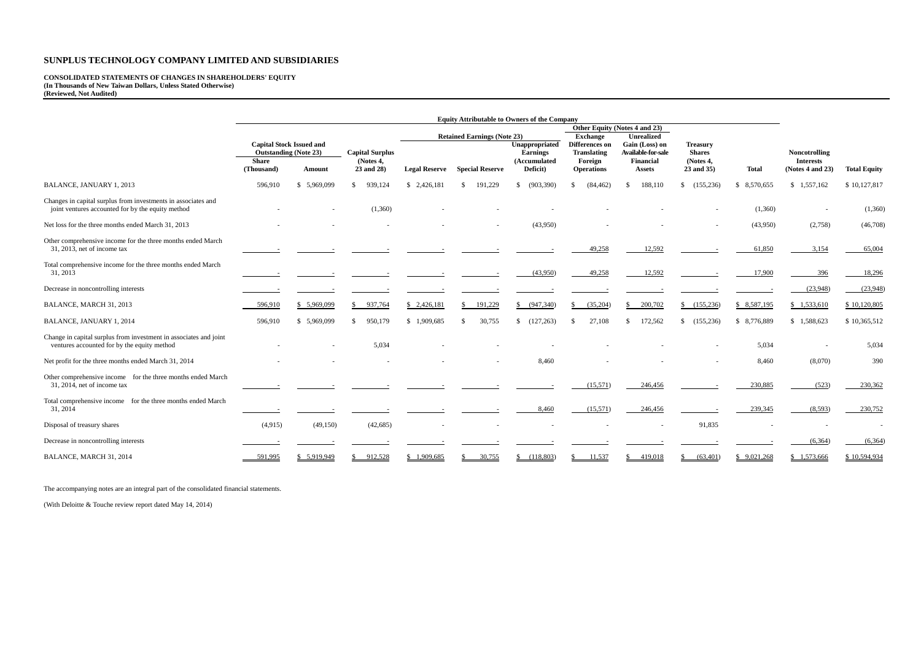# SUNPLUS TECHNOLOGY COMPANY LIMITED AND SUBSIDIARIES

**CONSOLIDATED STATEMENTS OF CHANGES IN SHAREHOLDERS' EQUITY**
**(In Thousands of New Taiwan Dollars, Unless Stated Otherwise)**
**(Reviewed, Not Audited)**

| | Equity Attributable to Owners of the Company | | | | | | | | | | | |
|---|---|---|---|---|---|---|---|---|---|---|---|---|
| | Capital Stock Issued and Outstanding (Note 23) | | Capital Surplus (Notes 4, 23 and 28) | Retained Earnings (Note 23) | | | Other Equity (Notes 4 and 23) | | Treasury Shares (Notes 4, 23 and 35) | Total | Noncontrolling Interests (Notes 4 and 23) | Total Equity |
| | Share (Thousand) | Amount | | Legal Reserve | Special Reserve | Unappropriated Earnings (Accumulated Deficit) | Exchange Differences on Translating Foreign Operations | Unrealized Gain (Loss) on Available-for-sale Financial Assets | | | | |
| BALANCE, JANUARY 1, 2013 | 596,910 | $ 5,969,099 | $ 939,124 | $ 2,426,181 | $ 191,229 | $ (903,390) | $ (84,462) | $ 188,110 | $ (155,236) | $ 8,570,655 | $ 1,557,162 | $ 10,127,817 |
| Changes in capital surplus from investments in associates and joint ventures accounted for by the equity method | - | - | (1,360) | - | - | - | - | - | - | (1,360) | - | (1,360) |
| Net loss for the three months ended March 31, 2013 | - | - | - | - | - | (43,950) | - | - | - | (43,950) | (2,758) | (46,708) |
| Other comprehensive income for the three months ended March 31, 2013, net of income tax | - | - | - | - | - | - | 49,258 | 12,592 | - | 61,850 | 3,154 | 65,004 |
| Total comprehensive income for the three months ended March 31, 2013 | - | - | - | - | - | (43,950) | 49,258 | 12,592 | - | 17,900 | 396 | 18,296 |
| Decrease in noncontrolling interests | - | - | - | - | - | - | - | - | - | - | (23,948) | (23,948) |
| BALANCE, MARCH 31, 2013 | 596,910 | $ 5,969,099 | $ 937,764 | $ 2,426,181 | $ 191,229 | $ (947,340) | $ (35,204) | $ 200,702 | $ (155,236) | $ 8,587,195 | $ 1,533,610 | $ 10,120,805 |
| BALANCE, JANUARY 1, 2014 | 596,910 | $ 5,969,099 | $ 950,179 | $ 1,909,685 | $ 30,755 | $ (127,263) | $ 27,108 | $ 172,562 | $ (155,236) | $ 8,776,889 | $ 1,588,623 | $ 10,365,512 |
| Change in capital surplus from investment in associates and joint ventures accounted for by the equity method | - | - | 5,034 | - | - | - | - | - | - | 5,034 | - | 5,034 |
| Net profit for the three months ended March 31, 2014 | - | - | - | - | - | 8,460 | - | - | - | 8,460 | (8,070) | 390 |
| Other comprehensive income for the three months ended March 31, 2014, net of income tax | - | - | - | - | - | - | (15,571) | 246,456 | - | 230,885 | (523) | 230,362 |
| Total comprehensive income for the three months ended March 31, 2014 | - | - | - | - | - | 8,460 | (15,571) | 246,456 | - | 239,345 | (8,593) | 230,752 |
| Disposal of treasury shares | (4,915) | (49,150) | (42,685) | - | - | - | - | - | 91,835 | - | - | - |
| Decrease in noncontrolling interests | - | - | - | - | - | - | - | - | - | - | (6,364) | (6,364) |
| BALANCE, MARCH 31, 2014 | 591,995 | $ 5,919,949 | $ 912,528 | $ 1,909,685 | $ 30,755 | $ (118,803) | $ 11,537 | $ 419,018 | $ (63,401) | $ 9,021,268 | $ 1,573,666 | $ 10,594,934 |

The accompanying notes are an integral part of the consolidated financial statements.

(With Deloitte & Touche review report dated May 14, 2014)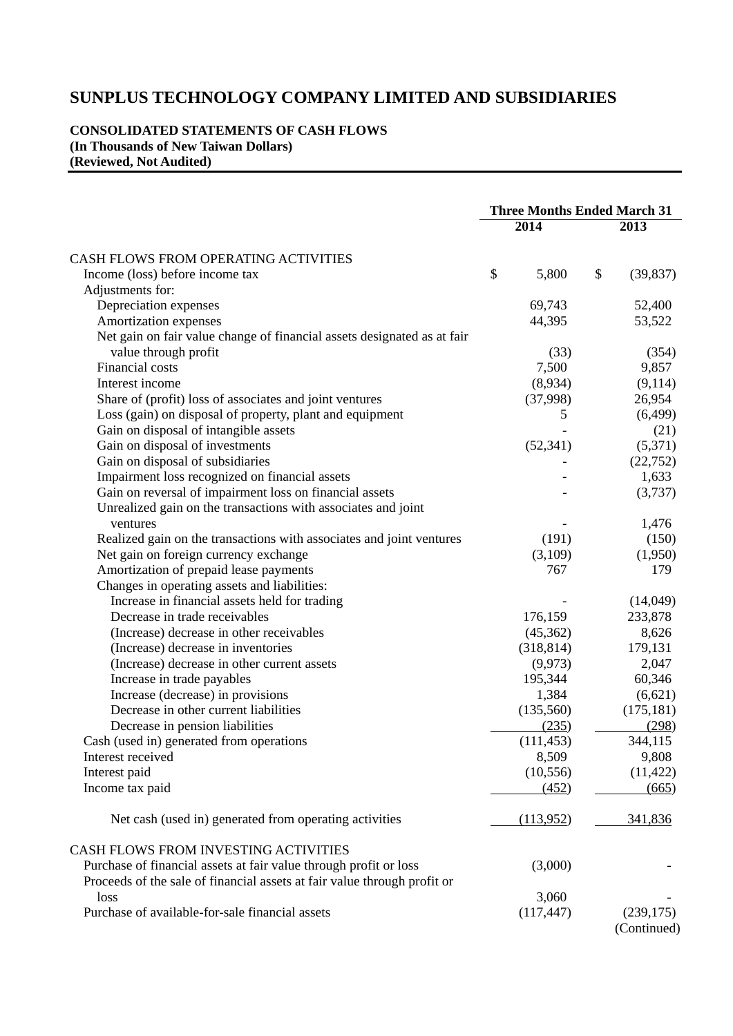# SUNPLUS TECHNOLOGY COMPANY LIMITED AND SUBSIDIARIES

**CONSOLIDATED STATEMENTS OF CASH FLOWS**
**(In Thousands of New Taiwan Dollars)**
**(Reviewed, Not Audited)**

| | Three Months Ended March 31 | |
|---|---|---|
| | **2014** | **2013** |
| CASH FLOWS FROM OPERATING ACTIVITIES | | |
| Income (loss) before income tax | $ 5,800 | $ (39,837) |
| Adjustments for: | | |
| Depreciation expenses | 69,743 | 52,400 |
| Amortization expenses | 44,395 | 53,522 |
| Net gain on fair value change of financial assets designated as at fair value through profit | (33) | (354) |
| Financial costs | 7,500 | 9,857 |
| Interest income | (8,934) | (9,114) |
| Share of (profit) loss of associates and joint ventures | (37,998) | 26,954 |
| Loss (gain) on disposal of property, plant and equipment | 5 | (6,499) |
| Gain on disposal of intangible assets | - | (21) |
| Gain on disposal of investments | (52,341) | (5,371) |
| Gain on disposal of subsidiaries | - | (22,752) |
| Impairment loss recognized on financial assets | - | 1,633 |
| Gain on reversal of impairment loss on financial assets | - | (3,737) |
| Unrealized gain on the transactions with associates and joint ventures | - | 1,476 |
| Realized gain on the transactions with associates and joint ventures | (191) | (150) |
| Net gain on foreign currency exchange | (3,109) | (1,950) |
| Amortization of prepaid lease payments | 767 | 179 |
| Changes in operating assets and liabilities: | | |
| Increase in financial assets held for trading | - | (14,049) |
| Decrease in trade receivables | 176,159 | 233,878 |
| (Increase) decrease in other receivables | (45,362) | 8,626 |
| (Increase) decrease in inventories | (318,814) | 179,131 |
| (Increase) decrease in other current assets | (9,973) | 2,047 |
| Increase in trade payables | 195,344 | 60,346 |
| Increase (decrease) in provisions | 1,384 | (6,621) |
| Decrease in other current liabilities | (135,560) | (175,181) |
| Decrease in pension liabilities | (235) | (298) |
| Cash (used in) generated from operations | (111,453) | 344,115 |
| Interest received | 8,509 | 9,808 |
| Interest paid | (10,556) | (11,422) |
| Income tax paid | (452) | (665) |
| Net cash (used in) generated from operating activities | (113,952) | 341,836 |
| CASH FLOWS FROM INVESTING ACTIVITIES | | |
| Purchase of financial assets at fair value through profit or loss | (3,000) | - |
| Proceeds of the sale of financial assets at fair value through profit or loss | 3,060 | - |
| Purchase of available-for-sale financial assets | (117,447) | (239,175) |

(Continued)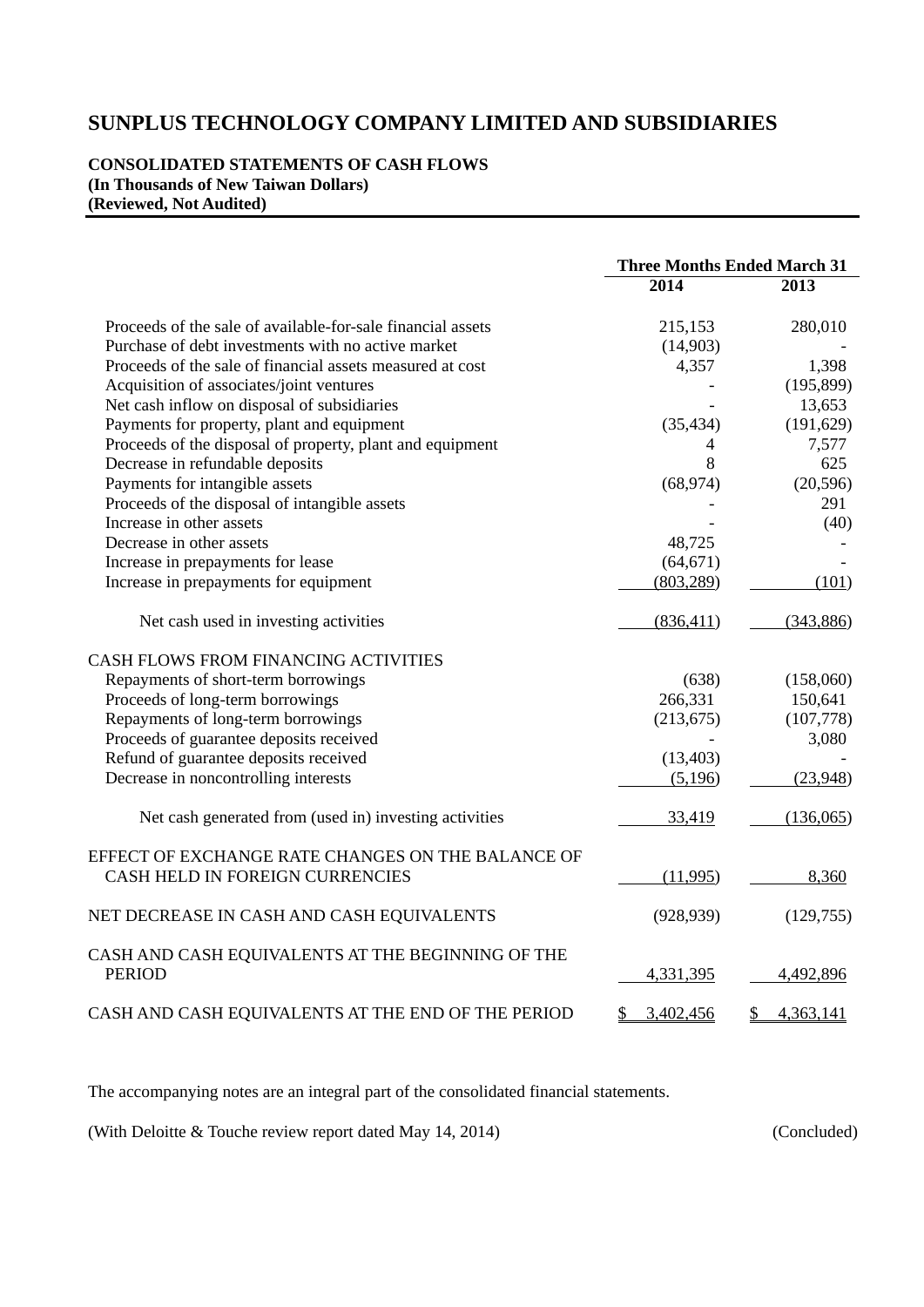# SUNPLUS TECHNOLOGY COMPANY LIMITED AND SUBSIDIARIES

**CONSOLIDATED STATEMENTS OF CASH FLOWS**
**(In Thousands of New Taiwan Dollars)**
**(Reviewed, Not Audited)**

| | Three Months Ended March 31 | |
|---|---|---|
| | 2014 | 2013 |
| Proceeds of the sale of available-for-sale financial assets | 215,153 | 280,010 |
| Purchase of debt investments with no active market | (14,903) | - |
| Proceeds of the sale of financial assets measured at cost | 4,357 | 1,398 |
| Acquisition of associates/joint ventures | - | (195,899) |
| Net cash inflow on disposal of subsidiaries | - | 13,653 |
| Payments for property, plant and equipment | (35,434) | (191,629) |
| Proceeds of the disposal of property, plant and equipment | 4 | 7,577 |
| Decrease in refundable deposits | 8 | 625 |
| Payments for intangible assets | (68,974) | (20,596) |
| Proceeds of the disposal of intangible assets | - | 291 |
| Increase in other assets | - | (40) |
| Decrease in other assets | 48,725 | - |
| Increase in prepayments for lease | (64,671) | - |
| Increase in prepayments for equipment | (803,289) | (101) |
| Net cash used in investing activities | (836,411) | (343,886) |
| CASH FLOWS FROM FINANCING ACTIVITIES | | |
| Repayments of short-term borrowings | (638) | (158,060) |
| Proceeds of long-term borrowings | 266,331 | 150,641 |
| Repayments of long-term borrowings | (213,675) | (107,778) |
| Proceeds of guarantee deposits received | - | 3,080 |
| Refund of guarantee deposits received | (13,403) | - |
| Decrease in noncontrolling interests | (5,196) | (23,948) |
| Net cash generated from (used in) investing activities | 33,419 | (136,065) |
| EFFECT OF EXCHANGE RATE CHANGES ON THE BALANCE OF CASH HELD IN FOREIGN CURRENCIES | (11,995) | 8,360 |
| NET DECREASE IN CASH AND CASH EQUIVALENTS | (928,939) | (129,755) |
| CASH AND CASH EQUIVALENTS AT THE BEGINNING OF THE PERIOD | 4,331,395 | 4,492,896 |
| CASH AND CASH EQUIVALENTS AT THE END OF THE PERIOD | $ 3,402,456 | $ 4,363,141 |

The accompanying notes are an integral part of the consolidated financial statements.

(With Deloitte & Touche review report dated May 14, 2014) (Concluded)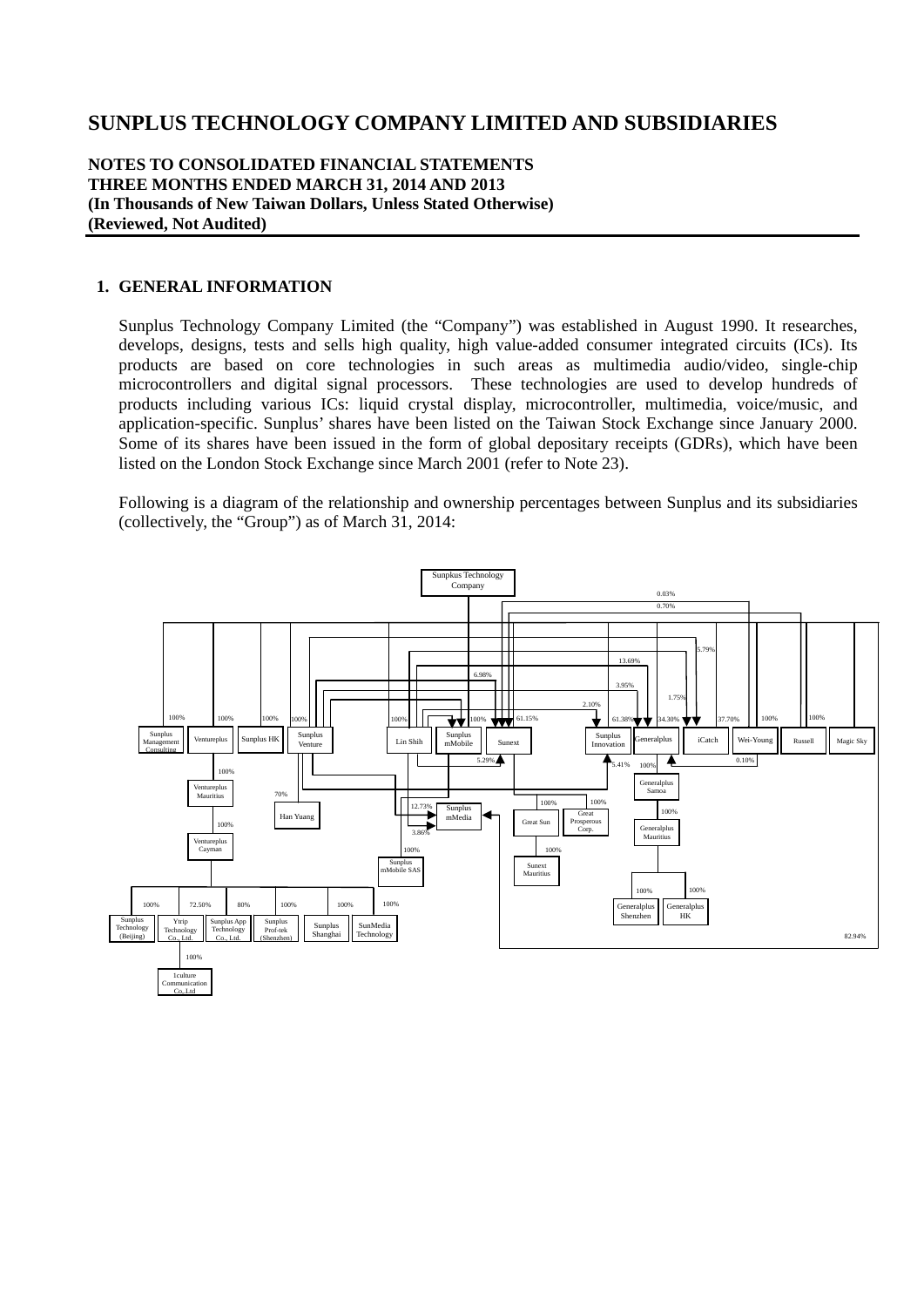# SUNPLUS TECHNOLOGY COMPANY LIMITED AND SUBSIDIARIES

**NOTES TO CONSOLIDATED FINANCIAL STATEMENTS**
**THREE MONTHS ENDED MARCH 31, 2014 AND 2013**
**(In Thousands of New Taiwan Dollars, Unless Stated Otherwise)**
**(Reviewed, Not Audited)**

## 1. GENERAL INFORMATION

Sunplus Technology Company Limited (the "Company") was established in August 1990. It researches, develops, designs, tests and sells high quality, high value-added consumer integrated circuits (ICs). Its products are based on core technologies in such areas as multimedia audio/video, single-chip microcontrollers and digital signal processors. These technologies are used to develop hundreds of products including various ICs: liquid crystal display, microcontroller, multimedia, voice/music, and application-specific. Sunplus' shares have been listed on the Taiwan Stock Exchange since January 2000. Some of its shares have been issued in the form of global depositary receipts (GDRs), which have been listed on the London Stock Exchange since March 2001 (refer to Note 23).

Following is a diagram of the relationship and ownership percentages between Sunplus and its subsidiaries (collectively, the "Group") as of March 31, 2014:

Sunpkus Technology Company

0.03%
0.70%
5.79%
13.69%
6.98%
3.95%
1.75%
2.10%

100% Sunplus Management Consulting
100% Ventureplus
100% Sunplus HK
100% Sunplus Venture
100% Lin Shih
100% Sunplus mMobile
61.15% Sunext
61.38% Sunplus Innovation
34.30% Generalplus
37.70% iCatch
100% Wei-Young
100% Russell
Magic Sky

5.29%
5.41%
0.10%

100% Ventureplus Mauritius
100% Ventureplus Cayman
70% Han Yuang
12.73% Sunplus mMedia
3.86%
100% Sunplus mMobile SAS
100% Great Sun
100% Great Prosperous Corp.
100% Sunext Mauritius
100% Generalplus Samoa
100% Generalplus Mauritius
100% Generalplus Shenzhen
100% Generalplus HK

100% Sunplus Technology (Beijing)
72.50% Ytrip Technology Co., Ltd.
80% Sunplus App Technology Co., Ltd.
100% Sunplus Prof-tek (Shenzhen)
100% Sunplus Shanghai
100% SunMedia Technology
100% 1culture Communication Co., Ltd

82.94%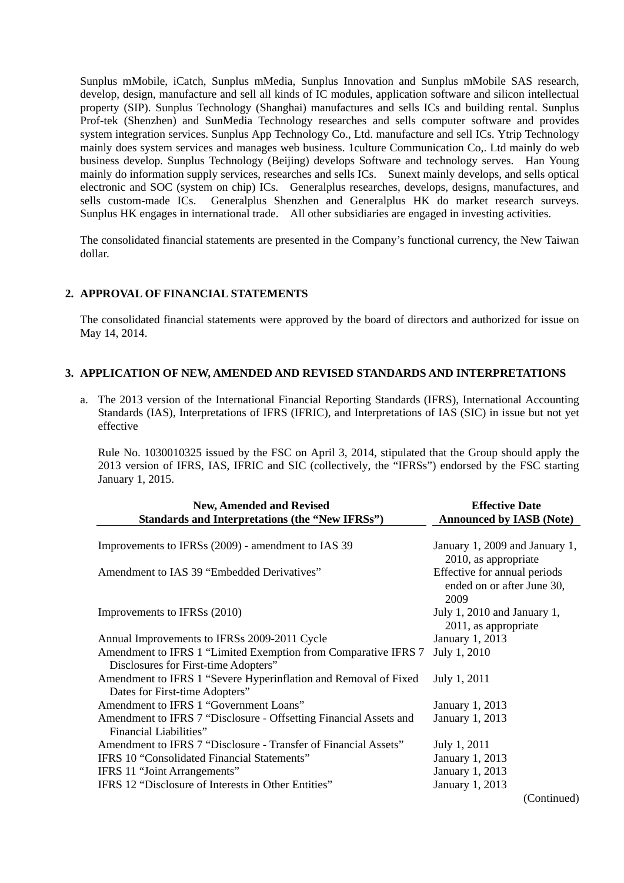Sunplus mMobile, iCatch, Sunplus mMedia, Sunplus Innovation and Sunplus mMobile SAS research, develop, design, manufacture and sell all kinds of IC modules, application software and silicon intellectual property (SIP). Sunplus Technology (Shanghai) manufactures and sells ICs and building rental. Sunplus Prof-tek (Shenzhen) and SunMedia Technology researches and sells computer software and provides system integration services. Sunplus App Technology Co., Ltd. manufacture and sell ICs. Ytrip Technology mainly does system services and manages web business. 1culture Communication Co,. Ltd mainly do web business develop. Sunplus Technology (Beijing) develops Software and technology serves. Han Young mainly do information supply services, researches and sells ICs. Sunext mainly develops, and sells optical electronic and SOC (system on chip) ICs. Generalplus researches, develops, designs, manufactures, and sells custom-made ICs. Generalplus Shenzhen and Generalplus HK do market research surveys. Sunplus HK engages in international trade. All other subsidiaries are engaged in investing activities.

The consolidated financial statements are presented in the Company's functional currency, the New Taiwan dollar.

## 2. APPROVAL OF FINANCIAL STATEMENTS

The consolidated financial statements were approved by the board of directors and authorized for issue on May 14, 2014.

## 3. APPLICATION OF NEW, AMENDED AND REVISED STANDARDS AND INTERPRETATIONS

a. The 2013 version of the International Financial Reporting Standards (IFRS), International Accounting Standards (IAS), Interpretations of IFRS (IFRIC), and Interpretations of IAS (SIC) in issue but not yet effective

Rule No. 1030010325 issued by the FSC on April 3, 2014, stipulated that the Group should apply the 2013 version of IFRS, IAS, IFRIC and SIC (collectively, the "IFRSs") endorsed by the FSC starting January 1, 2015.

| New, Amended and Revised Standards and Interpretations (the "New IFRSs") | Effective Date Announced by IASB (Note) |
|---|---|
| Improvements to IFRSs (2009) - amendment to IAS 39 | January 1, 2009 and January 1, 2010, as appropriate |
| Amendment to IAS 39 "Embedded Derivatives" | Effective for annual periods ended on or after June 30, 2009 |
| Improvements to IFRSs (2010) | July 1, 2010 and January 1, 2011, as appropriate |
| Annual Improvements to IFRSs 2009-2011 Cycle | January 1, 2013 |
| Amendment to IFRS 1 "Limited Exemption from Comparative IFRS 7 Disclosures for First-time Adopters" | July 1, 2010 |
| Amendment to IFRS 1 "Severe Hyperinflation and Removal of Fixed Dates for First-time Adopters" | July 1, 2011 |
| Amendment to IFRS 1 "Government Loans" | January 1, 2013 |
| Amendment to IFRS 7 "Disclosure - Offsetting Financial Assets and Financial Liabilities" | January 1, 2013 |
| Amendment to IFRS 7 "Disclosure - Transfer of Financial Assets" | July 1, 2011 |
| IFRS 10 "Consolidated Financial Statements" | January 1, 2013 |
| IFRS 11 "Joint Arrangements" | January 1, 2013 |
| IFRS 12 "Disclosure of Interests in Other Entities" | January 1, 2013 |

(Continued)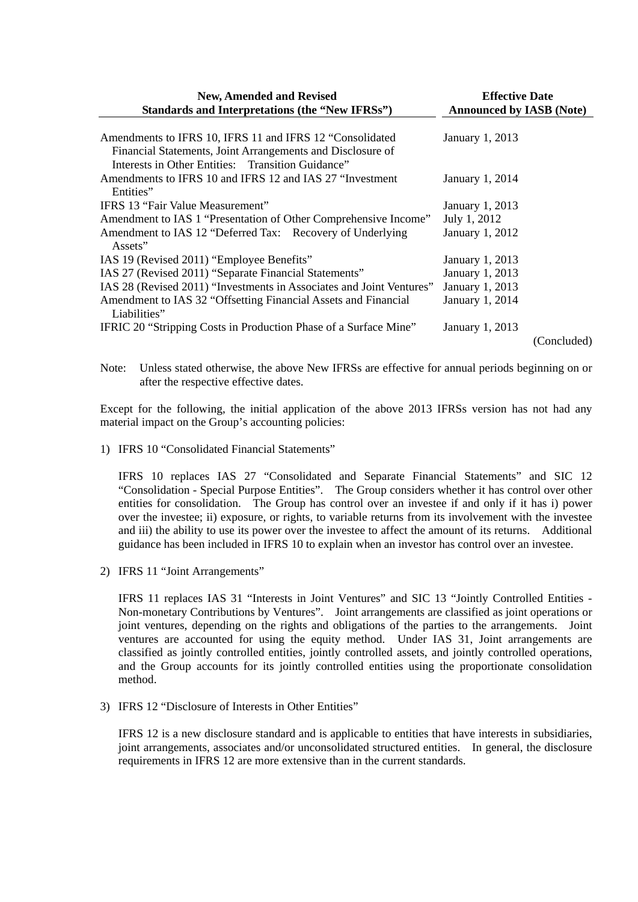| New, Amended and Revised Standards and Interpretations (the "New IFRSs") | Effective Date Announced by IASB (Note) |
|---|---|
| Amendments to IFRS 10, IFRS 11 and IFRS 12 "Consolidated Financial Statements, Joint Arrangements and Disclosure of Interests in Other Entities: Transition Guidance" | January 1, 2013 |
| Amendments to IFRS 10 and IFRS 12 and IAS 27 "Investment Entities" | January 1, 2014 |
| IFRS 13 "Fair Value Measurement" | January 1, 2013 |
| Amendment to IAS 1 "Presentation of Other Comprehensive Income" | July 1, 2012 |
| Amendment to IAS 12 "Deferred Tax: Recovery of Underlying Assets" | January 1, 2012 |
| IAS 19 (Revised 2011) "Employee Benefits" | January 1, 2013 |
| IAS 27 (Revised 2011) "Separate Financial Statements" | January 1, 2013 |
| IAS 28 (Revised 2011) "Investments in Associates and Joint Ventures" | January 1, 2013 |
| Amendment to IAS 32 "Offsetting Financial Assets and Financial Liabilities" | January 1, 2014 |
| IFRIC 20 "Stripping Costs in Production Phase of a Surface Mine" | January 1, 2013 |

(Concluded)

Note: Unless stated otherwise, the above New IFRSs are effective for annual periods beginning on or after the respective effective dates.

Except for the following, the initial application of the above 2013 IFRSs version has not had any material impact on the Group's accounting policies:

1) IFRS 10 "Consolidated Financial Statements"

   IFRS 10 replaces IAS 27 "Consolidated and Separate Financial Statements" and SIC 12 "Consolidation - Special Purpose Entities". The Group considers whether it has control over other entities for consolidation. The Group has control over an investee if and only if it has i) power over the investee; ii) exposure, or rights, to variable returns from its involvement with the investee and iii) the ability to use its power over the investee to affect the amount of its returns. Additional guidance has been included in IFRS 10 to explain when an investor has control over an investee.

2) IFRS 11 "Joint Arrangements"

   IFRS 11 replaces IAS 31 "Interests in Joint Ventures" and SIC 13 "Jointly Controlled Entities - Non-monetary Contributions by Ventures". Joint arrangements are classified as joint operations or joint ventures, depending on the rights and obligations of the parties to the arrangements. Joint ventures are accounted for using the equity method. Under IAS 31, Joint arrangements are classified as jointly controlled entities, jointly controlled assets, and jointly controlled operations, and the Group accounts for its jointly controlled entities using the proportionate consolidation method.

3) IFRS 12 "Disclosure of Interests in Other Entities"

   IFRS 12 is a new disclosure standard and is applicable to entities that have interests in subsidiaries, joint arrangements, associates and/or unconsolidated structured entities. In general, the disclosure requirements in IFRS 12 are more extensive than in the current standards.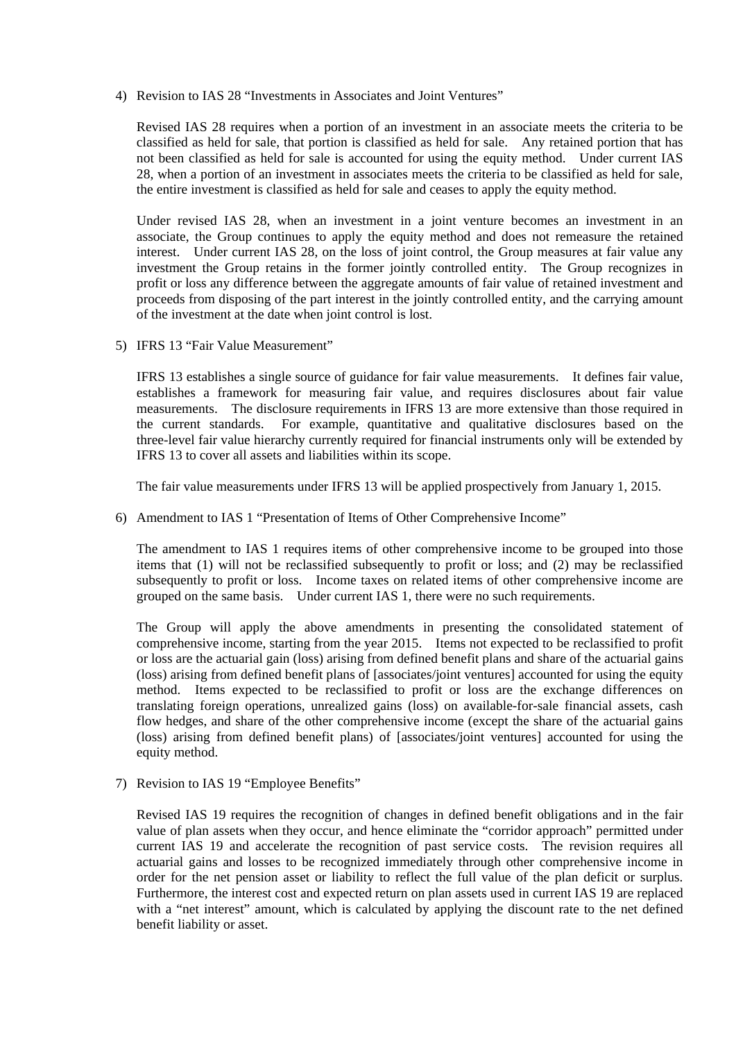4) Revision to IAS 28 "Investments in Associates and Joint Ventures"

   Revised IAS 28 requires when a portion of an investment in an associate meets the criteria to be classified as held for sale, that portion is classified as held for sale. Any retained portion that has not been classified as held for sale is accounted for using the equity method. Under current IAS 28, when a portion of an investment in associates meets the criteria to be classified as held for sale, the entire investment is classified as held for sale and ceases to apply the equity method.

   Under revised IAS 28, when an investment in a joint venture becomes an investment in an associate, the Group continues to apply the equity method and does not remeasure the retained interest. Under current IAS 28, on the loss of joint control, the Group measures at fair value any investment the Group retains in the former jointly controlled entity. The Group recognizes in profit or loss any difference between the aggregate amounts of fair value of retained investment and proceeds from disposing of the part interest in the jointly controlled entity, and the carrying amount of the investment at the date when joint control is lost.

5) IFRS 13 "Fair Value Measurement"

   IFRS 13 establishes a single source of guidance for fair value measurements. It defines fair value, establishes a framework for measuring fair value, and requires disclosures about fair value measurements. The disclosure requirements in IFRS 13 are more extensive than those required in the current standards. For example, quantitative and qualitative disclosures based on the three-level fair value hierarchy currently required for financial instruments only will be extended by IFRS 13 to cover all assets and liabilities within its scope.

   The fair value measurements under IFRS 13 will be applied prospectively from January 1, 2015.

6) Amendment to IAS 1 "Presentation of Items of Other Comprehensive Income"

   The amendment to IAS 1 requires items of other comprehensive income to be grouped into those items that (1) will not be reclassified subsequently to profit or loss; and (2) may be reclassified subsequently to profit or loss. Income taxes on related items of other comprehensive income are grouped on the same basis. Under current IAS 1, there were no such requirements.

   The Group will apply the above amendments in presenting the consolidated statement of comprehensive income, starting from the year 2015. Items not expected to be reclassified to profit or loss are the actuarial gain (loss) arising from defined benefit plans and share of the actuarial gains (loss) arising from defined benefit plans of [associates/joint ventures] accounted for using the equity method. Items expected to be reclassified to profit or loss are the exchange differences on translating foreign operations, unrealized gains (loss) on available-for-sale financial assets, cash flow hedges, and share of the other comprehensive income (except the share of the actuarial gains (loss) arising from defined benefit plans) of [associates/joint ventures] accounted for using the equity method.

7) Revision to IAS 19 "Employee Benefits"

   Revised IAS 19 requires the recognition of changes in defined benefit obligations and in the fair value of plan assets when they occur, and hence eliminate the "corridor approach" permitted under current IAS 19 and accelerate the recognition of past service costs. The revision requires all actuarial gains and losses to be recognized immediately through other comprehensive income in order for the net pension asset or liability to reflect the full value of the plan deficit or surplus. Furthermore, the interest cost and expected return on plan assets used in current IAS 19 are replaced with a "net interest" amount, which is calculated by applying the discount rate to the net defined benefit liability or asset.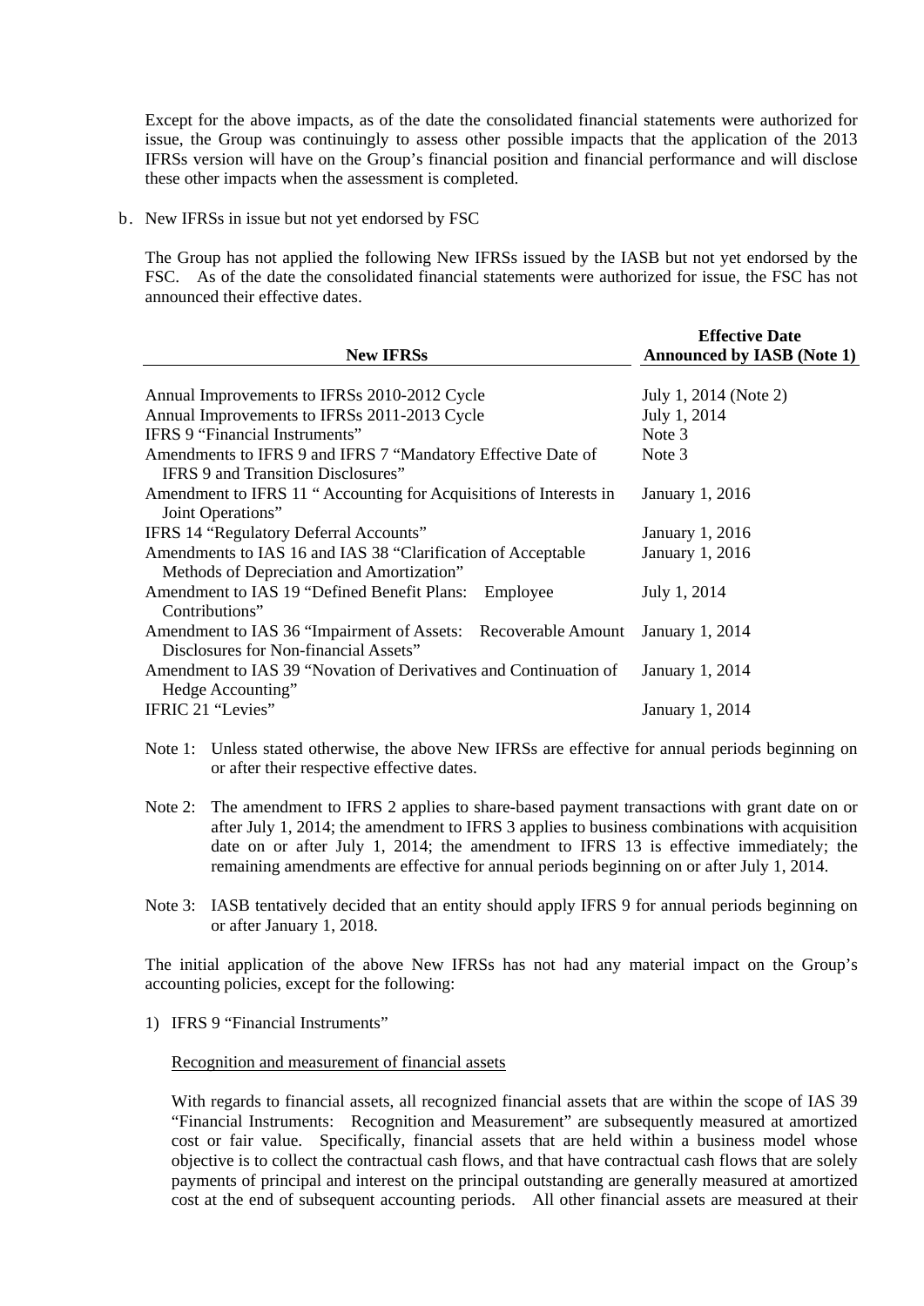Except for the above impacts, as of the date the consolidated financial statements were authorized for issue, the Group was continuingly to assess other possible impacts that the application of the 2013 IFRSs version will have on the Group's financial position and financial performance and will disclose these other impacts when the assessment is completed.

b. New IFRSs in issue but not yet endorsed by FSC

The Group has not applied the following New IFRSs issued by the IASB but not yet endorsed by the FSC. As of the date the consolidated financial statements were authorized for issue, the FSC has not announced their effective dates.

| New IFRSs | Effective Date Announced by IASB (Note 1) |
|---|---|
| Annual Improvements to IFRSs 2010-2012 Cycle | July 1, 2014 (Note 2) |
| Annual Improvements to IFRSs 2011-2013 Cycle | July 1, 2014 |
| IFRS 9 "Financial Instruments" | Note 3 |
| Amendments to IFRS 9 and IFRS 7 "Mandatory Effective Date of IFRS 9 and Transition Disclosures" | Note 3 |
| Amendment to IFRS 11 " Accounting for Acquisitions of Interests in Joint Operations" | January 1, 2016 |
| IFRS 14 "Regulatory Deferral Accounts" | January 1, 2016 |
| Amendments to IAS 16 and IAS 38 "Clarification of Acceptable Methods of Depreciation and Amortization" | January 1, 2016 |
| Amendment to IAS 19 "Defined Benefit Plans: Employee Contributions" | July 1, 2014 |
| Amendment to IAS 36 "Impairment of Assets: Recoverable Amount Disclosures for Non-financial Assets" | January 1, 2014 |
| Amendment to IAS 39 "Novation of Derivatives and Continuation of Hedge Accounting" | January 1, 2014 |
| IFRIC 21 "Levies" | January 1, 2014 |

Note 1: Unless stated otherwise, the above New IFRSs are effective for annual periods beginning on or after their respective effective dates.

Note 2: The amendment to IFRS 2 applies to share-based payment transactions with grant date on or after July 1, 2014; the amendment to IFRS 3 applies to business combinations with acquisition date on or after July 1, 2014; the amendment to IFRS 13 is effective immediately; the remaining amendments are effective for annual periods beginning on or after July 1, 2014.

Note 3: IASB tentatively decided that an entity should apply IFRS 9 for annual periods beginning on or after January 1, 2018.

The initial application of the above New IFRSs has not had any material impact on the Group's accounting policies, except for the following:

1) IFRS 9 "Financial Instruments"

Recognition and measurement of financial assets

With regards to financial assets, all recognized financial assets that are within the scope of IAS 39 "Financial Instruments: Recognition and Measurement" are subsequently measured at amortized cost or fair value. Specifically, financial assets that are held within a business model whose objective is to collect the contractual cash flows, and that have contractual cash flows that are solely payments of principal and interest on the principal outstanding are generally measured at amortized cost at the end of subsequent accounting periods. All other financial assets are measured at their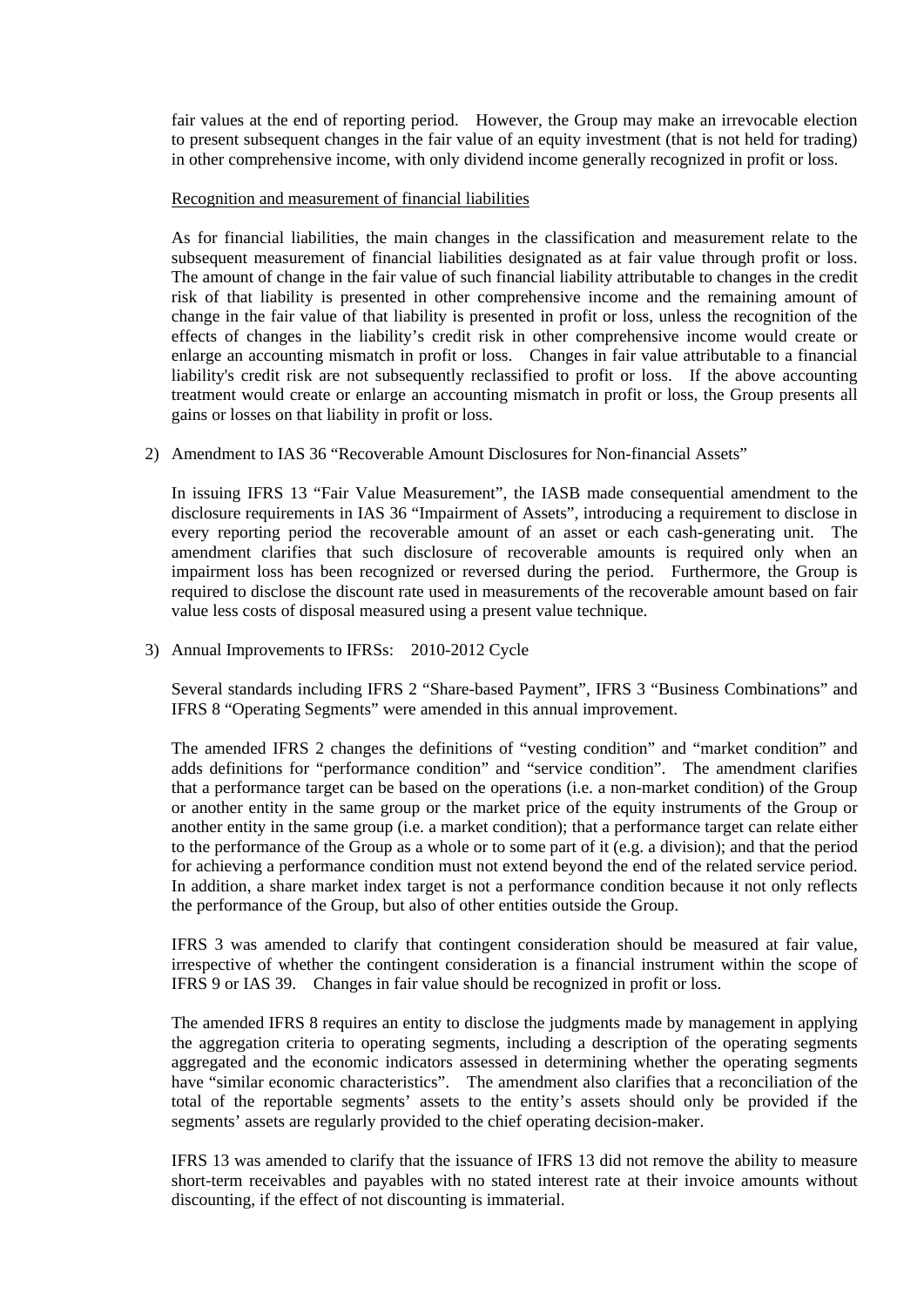fair values at the end of reporting period. However, the Group may make an irrevocable election to present subsequent changes in the fair value of an equity investment (that is not held for trading) in other comprehensive income, with only dividend income generally recognized in profit or loss.

Recognition and measurement of financial liabilities

As for financial liabilities, the main changes in the classification and measurement relate to the subsequent measurement of financial liabilities designated as at fair value through profit or loss. The amount of change in the fair value of such financial liability attributable to changes in the credit risk of that liability is presented in other comprehensive income and the remaining amount of change in the fair value of that liability is presented in profit or loss, unless the recognition of the effects of changes in the liability's credit risk in other comprehensive income would create or enlarge an accounting mismatch in profit or loss. Changes in fair value attributable to a financial liability's credit risk are not subsequently reclassified to profit or loss. If the above accounting treatment would create or enlarge an accounting mismatch in profit or loss, the Group presents all gains or losses on that liability in profit or loss.

2) Amendment to IAS 36 "Recoverable Amount Disclosures for Non-financial Assets"

In issuing IFRS 13 "Fair Value Measurement", the IASB made consequential amendment to the disclosure requirements in IAS 36 "Impairment of Assets", introducing a requirement to disclose in every reporting period the recoverable amount of an asset or each cash-generating unit. The amendment clarifies that such disclosure of recoverable amounts is required only when an impairment loss has been recognized or reversed during the period. Furthermore, the Group is required to disclose the discount rate used in measurements of the recoverable amount based on fair value less costs of disposal measured using a present value technique.

3) Annual Improvements to IFRSs: 2010-2012 Cycle

Several standards including IFRS 2 "Share-based Payment", IFRS 3 "Business Combinations" and IFRS 8 "Operating Segments" were amended in this annual improvement.

The amended IFRS 2 changes the definitions of "vesting condition" and "market condition" and adds definitions for "performance condition" and "service condition". The amendment clarifies that a performance target can be based on the operations (i.e. a non-market condition) of the Group or another entity in the same group or the market price of the equity instruments of the Group or another entity in the same group (i.e. a market condition); that a performance target can relate either to the performance of the Group as a whole or to some part of it (e.g. a division); and that the period for achieving a performance condition must not extend beyond the end of the related service period. In addition, a share market index target is not a performance condition because it not only reflects the performance of the Group, but also of other entities outside the Group.

IFRS 3 was amended to clarify that contingent consideration should be measured at fair value, irrespective of whether the contingent consideration is a financial instrument within the scope of IFRS 9 or IAS 39. Changes in fair value should be recognized in profit or loss.

The amended IFRS 8 requires an entity to disclose the judgments made by management in applying the aggregation criteria to operating segments, including a description of the operating segments aggregated and the economic indicators assessed in determining whether the operating segments have "similar economic characteristics". The amendment also clarifies that a reconciliation of the total of the reportable segments' assets to the entity's assets should only be provided if the segments' assets are regularly provided to the chief operating decision-maker.

IFRS 13 was amended to clarify that the issuance of IFRS 13 did not remove the ability to measure short-term receivables and payables with no stated interest rate at their invoice amounts without discounting, if the effect of not discounting is immaterial.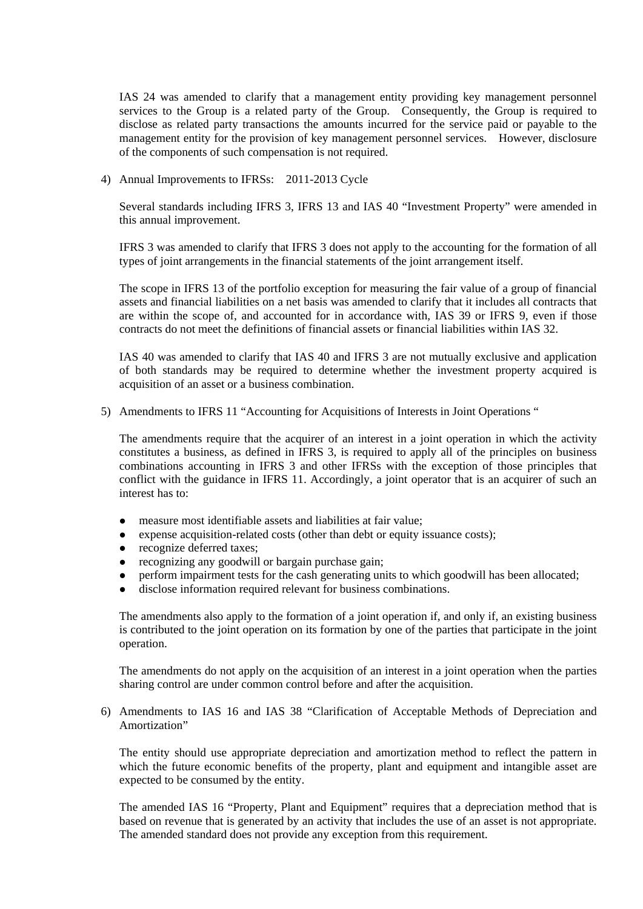IAS 24 was amended to clarify that a management entity providing key management personnel services to the Group is a related party of the Group. Consequently, the Group is required to disclose as related party transactions the amounts incurred for the service paid or payable to the management entity for the provision of key management personnel services. However, disclosure of the components of such compensation is not required.

4) Annual Improvements to IFRSs: 2011-2013 Cycle

Several standards including IFRS 3, IFRS 13 and IAS 40 “Investment Property” were amended in this annual improvement.

IFRS 3 was amended to clarify that IFRS 3 does not apply to the accounting for the formation of all types of joint arrangements in the financial statements of the joint arrangement itself.

The scope in IFRS 13 of the portfolio exception for measuring the fair value of a group of financial assets and financial liabilities on a net basis was amended to clarify that it includes all contracts that are within the scope of, and accounted for in accordance with, IAS 39 or IFRS 9, even if those contracts do not meet the definitions of financial assets or financial liabilities within IAS 32.

IAS 40 was amended to clarify that IAS 40 and IFRS 3 are not mutually exclusive and application of both standards may be required to determine whether the investment property acquired is acquisition of an asset or a business combination.

5) Amendments to IFRS 11 “Accounting for Acquisitions of Interests in Joint Operations “

The amendments require that the acquirer of an interest in a joint operation in which the activity constitutes a business, as defined in IFRS 3, is required to apply all of the principles on business combinations accounting in IFRS 3 and other IFRSs with the exception of those principles that conflict with the guidance in IFRS 11. Accordingly, a joint operator that is an acquirer of such an interest has to:

- measure most identifiable assets and liabilities at fair value;
- expense acquisition-related costs (other than debt or equity issuance costs);
- recognize deferred taxes;
- recognizing any goodwill or bargain purchase gain;
- perform impairment tests for the cash generating units to which goodwill has been allocated;
- disclose information required relevant for business combinations.

The amendments also apply to the formation of a joint operation if, and only if, an existing business is contributed to the joint operation on its formation by one of the parties that participate in the joint operation.

The amendments do not apply on the acquisition of an interest in a joint operation when the parties sharing control are under common control before and after the acquisition.

6) Amendments to IAS 16 and IAS 38 “Clarification of Acceptable Methods of Depreciation and Amortization”

The entity should use appropriate depreciation and amortization method to reflect the pattern in which the future economic benefits of the property, plant and equipment and intangible asset are expected to be consumed by the entity.

The amended IAS 16 “Property, Plant and Equipment” requires that a depreciation method that is based on revenue that is generated by an activity that includes the use of an asset is not appropriate. The amended standard does not provide any exception from this requirement.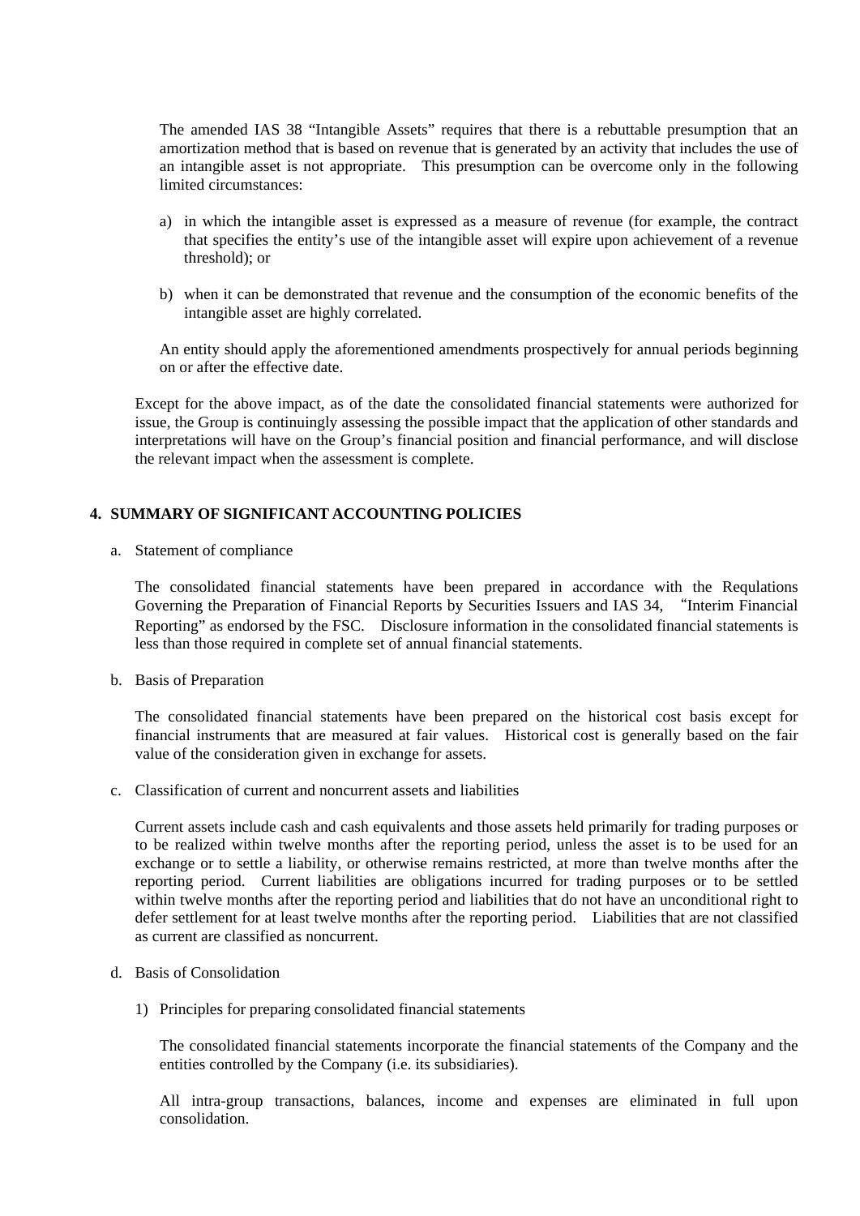The amended IAS 38 "Intangible Assets" requires that there is a rebuttable presumption that an amortization method that is based on revenue that is generated by an activity that includes the use of an intangible asset is not appropriate. This presumption can be overcome only in the following limited circumstances:

a) in which the intangible asset is expressed as a measure of revenue (for example, the contract that specifies the entity's use of the intangible asset will expire upon achievement of a revenue threshold); or

b) when it can be demonstrated that revenue and the consumption of the economic benefits of the intangible asset are highly correlated.

An entity should apply the aforementioned amendments prospectively for annual periods beginning on or after the effective date.

Except for the above impact, as of the date the consolidated financial statements were authorized for issue, the Group is continuingly assessing the possible impact that the application of other standards and interpretations will have on the Group's financial position and financial performance, and will disclose the relevant impact when the assessment is complete.

## 4. SUMMARY OF SIGNIFICANT ACCOUNTING POLICIES

a. Statement of compliance

The consolidated financial statements have been prepared in accordance with the Requlations Governing the Preparation of Financial Reports by Securities Issuers and IAS 34, "Interim Financial Reporting" as endorsed by the FSC. Disclosure information in the consolidated financial statements is less than those required in complete set of annual financial statements.

b. Basis of Preparation

The consolidated financial statements have been prepared on the historical cost basis except for financial instruments that are measured at fair values. Historical cost is generally based on the fair value of the consideration given in exchange for assets.

c. Classification of current and noncurrent assets and liabilities

Current assets include cash and cash equivalents and those assets held primarily for trading purposes or to be realized within twelve months after the reporting period, unless the asset is to be used for an exchange or to settle a liability, or otherwise remains restricted, at more than twelve months after the reporting period. Current liabilities are obligations incurred for trading purposes or to be settled within twelve months after the reporting period and liabilities that do not have an unconditional right to defer settlement for at least twelve months after the reporting period. Liabilities that are not classified as current are classified as noncurrent.

d. Basis of Consolidation

1) Principles for preparing consolidated financial statements

The consolidated financial statements incorporate the financial statements of the Company and the entities controlled by the Company (i.e. its subsidiaries).

All intra-group transactions, balances, income and expenses are eliminated in full upon consolidation.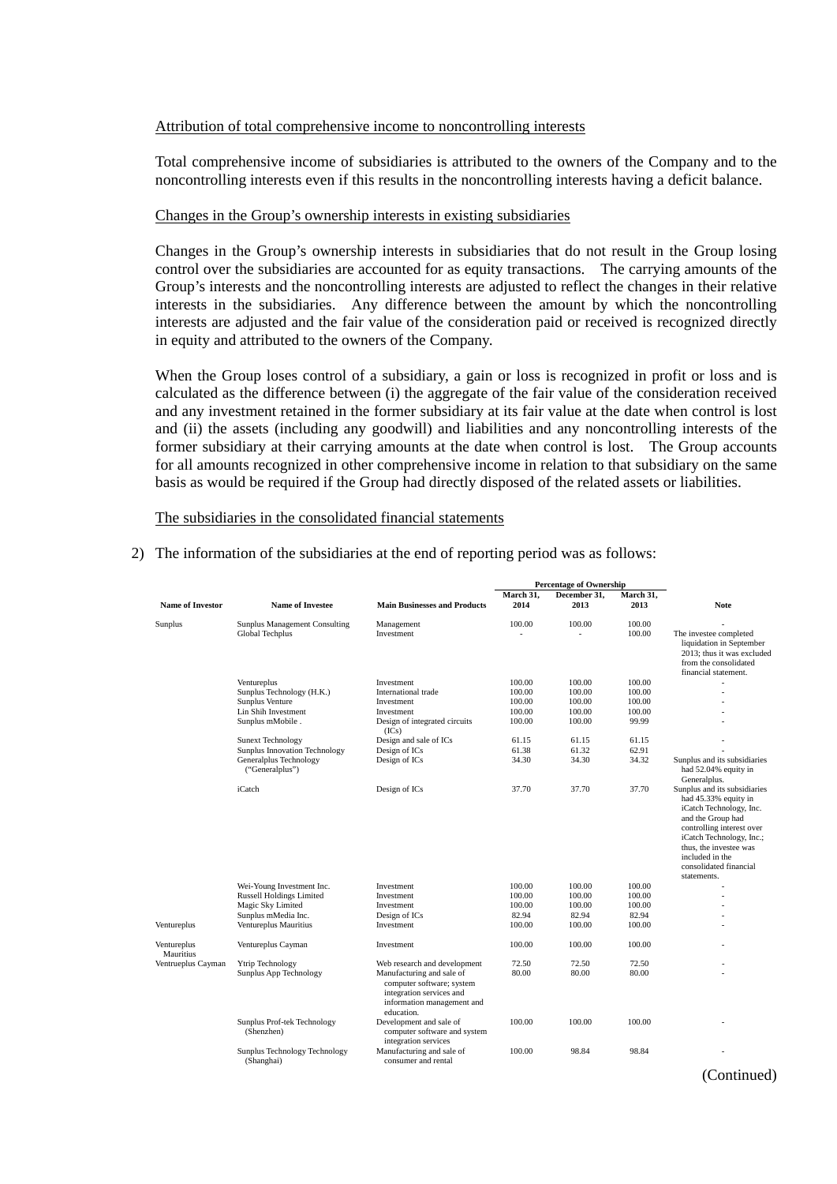Attribution of total comprehensive income to noncontrolling interests

Total comprehensive income of subsidiaries is attributed to the owners of the Company and to the noncontrolling interests even if this results in the noncontrolling interests having a deficit balance.

Changes in the Group's ownership interests in existing subsidiaries

Changes in the Group's ownership interests in subsidiaries that do not result in the Group losing control over the subsidiaries are accounted for as equity transactions. The carrying amounts of the Group's interests and the noncontrolling interests are adjusted to reflect the changes in their relative interests in the subsidiaries. Any difference between the amount by which the noncontrolling interests are adjusted and the fair value of the consideration paid or received is recognized directly in equity and attributed to the owners of the Company.

When the Group loses control of a subsidiary, a gain or loss is recognized in profit or loss and is calculated as the difference between (i) the aggregate of the fair value of the consideration received and any investment retained in the former subsidiary at its fair value at the date when control is lost and (ii) the assets (including any goodwill) and liabilities and any noncontrolling interests of the former subsidiary at their carrying amounts at the date when control is lost. The Group accounts for all amounts recognized in other comprehensive income in relation to that subsidiary on the same basis as would be required if the Group had directly disposed of the related assets or liabilities.

The subsidiaries in the consolidated financial statements

2) The information of the subsidiaries at the end of reporting period was as follows:

| Name of Investor | Name of Investee | Main Businesses and Products | Percentage of Ownership | | | Note |
|---|---|---|---|---|---|---|
| | | | March 31, 2014 | December 31, 2013 | March 31, 2013 | |
| Sunplus | Sunplus Management Consulting | Management | 100.00 | 100.00 | 100.00 | - |
| | Global Techplus | Investment | - | - | 100.00 | The investee completed liquidation in September 2013; thus it was excluded from the consolidated financial statement. |
| | Ventureplus | Investment | 100.00 | 100.00 | 100.00 | - |
| | Sunplus Technology (H.K.) | International trade | 100.00 | 100.00 | 100.00 | - |
| | Sunplus Venture | Investment | 100.00 | 100.00 | 100.00 | - |
| | Lin Shih Investment | Investment | 100.00 | 100.00 | 100.00 | - |
| | Sunplus mMobile . | Design of integrated circuits (ICs) | 100.00 | 100.00 | 99.99 | - |
| | Sunext Technology | Design and sale of ICs | 61.15 | 61.15 | 61.15 | - |
| | Sunplus Innovation Technology | Design of ICs | 61.38 | 61.32 | 62.91 | - |
| | Generalplus Technology ("Generalplus") | Design of ICs | 34.30 | 34.30 | 34.32 | Sunplus and its subsidiaries had 52.04% equity in Generalplus. |
| | iCatch | Design of ICs | 37.70 | 37.70 | 37.70 | Sunplus and its subsidiaries had 45.33% equity in iCatch Technology, Inc. and the Group had controlling interest over iCatch Technology, Inc.; thus, the investee was included in the consolidated financial statements. |
| | Wei-Young Investment Inc. | Investment | 100.00 | 100.00 | 100.00 | - |
| | Russell Holdings Limited | Investment | 100.00 | 100.00 | 100.00 | - |
| | Magic Sky Limited | Investment | 100.00 | 100.00 | 100.00 | - |
| | Sunplus mMedia Inc. | Design of ICs | 82.94 | 82.94 | 82.94 | - |
| Ventureplus | Ventureplus Mauritius | Investment | 100.00 | 100.00 | 100.00 | - |
| Ventureplus Mauritius | Ventureplus Cayman | Investment | 100.00 | 100.00 | 100.00 | - |
| Ventrueplus Cayman | Ytrip Technology | Web research and development | 72.50 | 72.50 | 72.50 | - |
| | Sunplus App Technology | Manufacturing and sale of computer software; system integration services and information management and education. | 80.00 | 80.00 | 80.00 | - |
| | Sunplus Prof-tek Technology (Shenzhen) | Development and sale of computer software and system integration services | 100.00 | 100.00 | 100.00 | - |
| | Sunplus Technology Technology (Shanghai) | Manufacturing and sale of consumer and rental | 100.00 | 98.84 | 98.84 | - |

(Continued)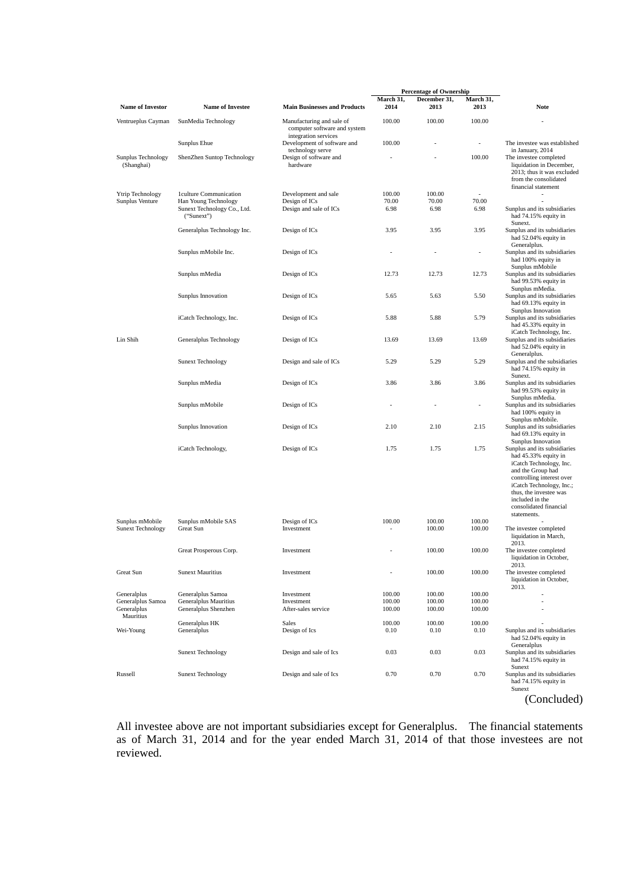| Name of Investor | Name of Investee | Main Businesses and Products | Percentage of Ownership | | | Note |
|---|---|---|---|---|---|---|
| | | | March 31, 2014 | December 31, 2013 | March 31, 2013 | |
| Ventrueplus Cayman | SunMedia Technology | Manufacturing and sale of computer software and system integration services | 100.00 | 100.00 | 100.00 | - |
| | Sunplus Ehue | Development of software and technology serve | 100.00 | - | - | The investee was established in January, 2014 |
| Sunplus Technology (Shanghai) | ShenZhen Suntop Technology | Design of software and hardware | - | - | 100.00 | The investee completed liquidation in December, 2013; thus it was excluded from the consolidated financial statement |
| Ytrip Technology | 1culture Communication | Development and sale | 100.00 | 100.00 | - | - |
| Sunplus Venture | Han Young Technology | Design of ICs | 70.00 | 70.00 | 70.00 | - |
| | Sunext Technology Co., Ltd. (“Sunext”) | Design and sale of ICs | 6.98 | 6.98 | 6.98 | Sunplus and its subsidiaries had 74.15% equity in Sunext. |
| | Generalplus Technology Inc. | Design of ICs | 3.95 | 3.95 | 3.95 | Sunplus and its subsidiaries had 52.04% equity in Generalplus. |
| | Sunplus mMobile Inc. | Design of ICs | - | - | - | Sunplus and its subsidiaries had 100% equity in Sunplus mMobile |
| | Sunplus mMedia | Design of ICs | 12.73 | 12.73 | 12.73 | Sunplus and its subsidiaries had 99.53% equity in Sunplus mMedia. |
| | Sunplus Innovation | Design of ICs | 5.65 | 5.63 | 5.50 | Sunplus and its subsidiaries had 69.13% equity in Sunplus Innovation |
| | iCatch Technology, Inc. | Design of ICs | 5.88 | 5.88 | 5.79 | Sunplus and its subsidiaries had 45.33% equity in iCatch Technology, Inc. |
| Lin Shih | Generalplus Technology | Design of ICs | 13.69 | 13.69 | 13.69 | Sunplus and its subsidiaries had 52.04% equity in Generalplus. |
| | Sunext Technology | Design and sale of ICs | 5.29 | 5.29 | 5.29 | Sunplus and the subsidiaries had 74.15% equity in Sunext. |
| | Sunplus mMedia | Design of ICs | 3.86 | 3.86 | 3.86 | Sunplus and its subsidiaries had 99.53% equity in Sunplus mMedia. |
| | Sunplus mMobile | Design of ICs | - | - | - | Sunplus and its subsidiaries had 100% equity in Sunplus mMobile. |
| | Sunplus Innovation | Design of ICs | 2.10 | 2.10 | 2.15 | Sunplus and its subsidiaries had 69.13% equity in Sunplus Innovation |
| | iCatch Technology, | Design of ICs | 1.75 | 1.75 | 1.75 | Sunplus and its subsidiaries had 45.33% equity in iCatch Technology, Inc. and the Group had controlling interest over iCatch Technology, Inc.; thus, the investee was included in the consolidated financial statements. |
| Sunplus mMobile | Sunplus mMobile SAS | Design of ICs | 100.00 | 100.00 | 100.00 | - |
| Sunext Technology | Great Sun | Investment | - | 100.00 | 100.00 | The investee completed liquidation in March, 2013. |
| | Great Prosperous Corp. | Investment | - | 100.00 | 100.00 | The investee completed liquidation in October, 2013. |
| Great Sun | Sunext Mauritius | Investment | - | 100.00 | 100.00 | The investee completed liquidation in October, 2013. |
| Generalplus | Generalplus Samoa | Investment | 100.00 | 100.00 | 100.00 | - |
| Generalplus Samoa | Generalplus Mauritius | Investment | 100.00 | 100.00 | 100.00 | - |
| Generalplus Mauritius | Generalplus Shenzhen | After-sales service | 100.00 | 100.00 | 100.00 | - |
| | Generalplus HK | Sales | 100.00 | 100.00 | 100.00 | - |
| Wei-Young | Generalplus | Design of Ics | 0.10 | 0.10 | 0.10 | Sunplus and its subsidiaries had 52.04% equity in Generalplus |
| | Sunext Technology | Design and sale of Ics | 0.03 | 0.03 | 0.03 | Sunplus and its subsidiaries had 74.15% equity in Sunext |
| Russell | Sunext Technology | Design and sale of Ics | 0.70 | 0.70 | 0.70 | Sunplus and its subsidiaries had 74.15% equity in Sunext |

(Concluded)

All investee above are not important subsidiaries except for Generalplus. The financial statements as of March 31, 2014 and for the year ended March 31, 2014 of that those investees are not reviewed.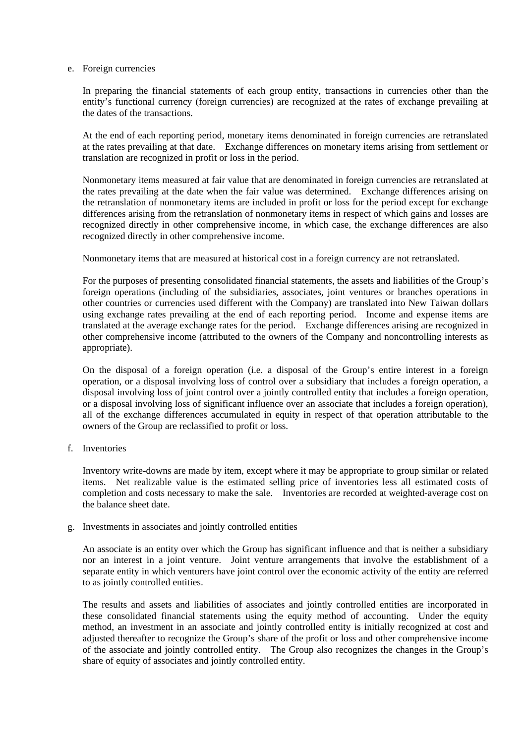e. Foreign currencies

In preparing the financial statements of each group entity, transactions in currencies other than the entity's functional currency (foreign currencies) are recognized at the rates of exchange prevailing at the dates of the transactions.

At the end of each reporting period, monetary items denominated in foreign currencies are retranslated at the rates prevailing at that date. Exchange differences on monetary items arising from settlement or translation are recognized in profit or loss in the period.

Nonmonetary items measured at fair value that are denominated in foreign currencies are retranslated at the rates prevailing at the date when the fair value was determined. Exchange differences arising on the retranslation of nonmonetary items are included in profit or loss for the period except for exchange differences arising from the retranslation of nonmonetary items in respect of which gains and losses are recognized directly in other comprehensive income, in which case, the exchange differences are also recognized directly in other comprehensive income.

Nonmonetary items that are measured at historical cost in a foreign currency are not retranslated.

For the purposes of presenting consolidated financial statements, the assets and liabilities of the Group's foreign operations (including of the subsidiaries, associates, joint ventures or branches operations in other countries or currencies used different with the Company) are translated into New Taiwan dollars using exchange rates prevailing at the end of each reporting period. Income and expense items are translated at the average exchange rates for the period. Exchange differences arising are recognized in other comprehensive income (attributed to the owners of the Company and noncontrolling interests as appropriate).

On the disposal of a foreign operation (i.e. a disposal of the Group's entire interest in a foreign operation, or a disposal involving loss of control over a subsidiary that includes a foreign operation, a disposal involving loss of joint control over a jointly controlled entity that includes a foreign operation, or a disposal involving loss of significant influence over an associate that includes a foreign operation), all of the exchange differences accumulated in equity in respect of that operation attributable to the owners of the Group are reclassified to profit or loss.

f. Inventories

Inventory write-downs are made by item, except where it may be appropriate to group similar or related items. Net realizable value is the estimated selling price of inventories less all estimated costs of completion and costs necessary to make the sale. Inventories are recorded at weighted-average cost on the balance sheet date.

g. Investments in associates and jointly controlled entities

An associate is an entity over which the Group has significant influence and that is neither a subsidiary nor an interest in a joint venture. Joint venture arrangements that involve the establishment of a separate entity in which venturers have joint control over the economic activity of the entity are referred to as jointly controlled entities.

The results and assets and liabilities of associates and jointly controlled entities are incorporated in these consolidated financial statements using the equity method of accounting. Under the equity method, an investment in an associate and jointly controlled entity is initially recognized at cost and adjusted thereafter to recognize the Group's share of the profit or loss and other comprehensive income of the associate and jointly controlled entity. The Group also recognizes the changes in the Group's share of equity of associates and jointly controlled entity.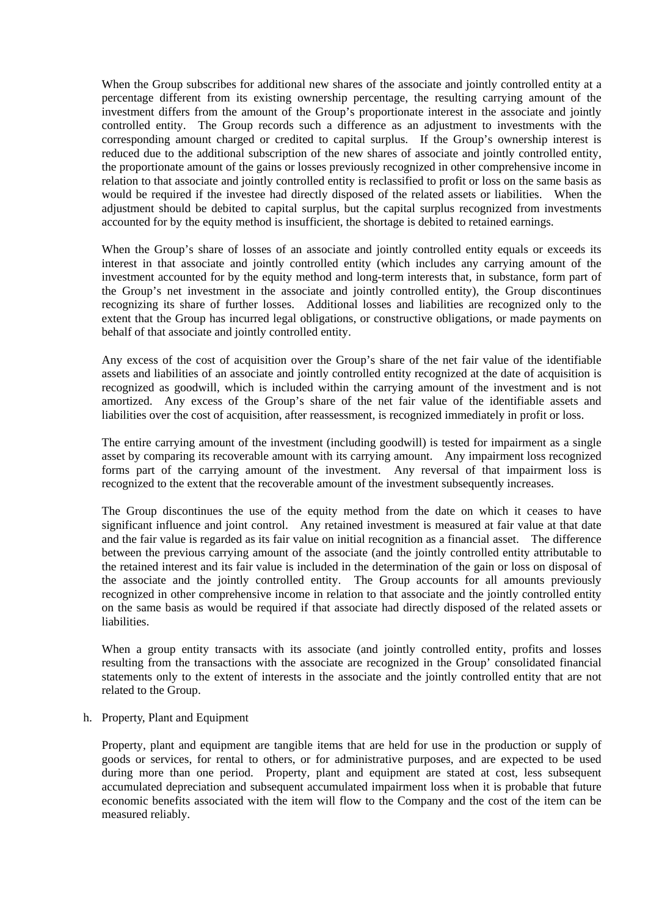When the Group subscribes for additional new shares of the associate and jointly controlled entity at a percentage different from its existing ownership percentage, the resulting carrying amount of the investment differs from the amount of the Group's proportionate interest in the associate and jointly controlled entity. The Group records such a difference as an adjustment to investments with the corresponding amount charged or credited to capital surplus. If the Group's ownership interest is reduced due to the additional subscription of the new shares of associate and jointly controlled entity, the proportionate amount of the gains or losses previously recognized in other comprehensive income in relation to that associate and jointly controlled entity is reclassified to profit or loss on the same basis as would be required if the investee had directly disposed of the related assets or liabilities. When the adjustment should be debited to capital surplus, but the capital surplus recognized from investments accounted for by the equity method is insufficient, the shortage is debited to retained earnings.

When the Group's share of losses of an associate and jointly controlled entity equals or exceeds its interest in that associate and jointly controlled entity (which includes any carrying amount of the investment accounted for by the equity method and long-term interests that, in substance, form part of the Group's net investment in the associate and jointly controlled entity), the Group discontinues recognizing its share of further losses. Additional losses and liabilities are recognized only to the extent that the Group has incurred legal obligations, or constructive obligations, or made payments on behalf of that associate and jointly controlled entity.

Any excess of the cost of acquisition over the Group's share of the net fair value of the identifiable assets and liabilities of an associate and jointly controlled entity recognized at the date of acquisition is recognized as goodwill, which is included within the carrying amount of the investment and is not amortized. Any excess of the Group's share of the net fair value of the identifiable assets and liabilities over the cost of acquisition, after reassessment, is recognized immediately in profit or loss.

The entire carrying amount of the investment (including goodwill) is tested for impairment as a single asset by comparing its recoverable amount with its carrying amount. Any impairment loss recognized forms part of the carrying amount of the investment. Any reversal of that impairment loss is recognized to the extent that the recoverable amount of the investment subsequently increases.

The Group discontinues the use of the equity method from the date on which it ceases to have significant influence and joint control. Any retained investment is measured at fair value at that date and the fair value is regarded as its fair value on initial recognition as a financial asset. The difference between the previous carrying amount of the associate (and the jointly controlled entity attributable to the retained interest and its fair value is included in the determination of the gain or loss on disposal of the associate and the jointly controlled entity. The Group accounts for all amounts previously recognized in other comprehensive income in relation to that associate and the jointly controlled entity on the same basis as would be required if that associate had directly disposed of the related assets or liabilities.

When a group entity transacts with its associate (and jointly controlled entity, profits and losses resulting from the transactions with the associate are recognized in the Group' consolidated financial statements only to the extent of interests in the associate and the jointly controlled entity that are not related to the Group.

h. Property, Plant and Equipment

Property, plant and equipment are tangible items that are held for use in the production or supply of goods or services, for rental to others, or for administrative purposes, and are expected to be used during more than one period. Property, plant and equipment are stated at cost, less subsequent accumulated depreciation and subsequent accumulated impairment loss when it is probable that future economic benefits associated with the item will flow to the Company and the cost of the item can be measured reliably.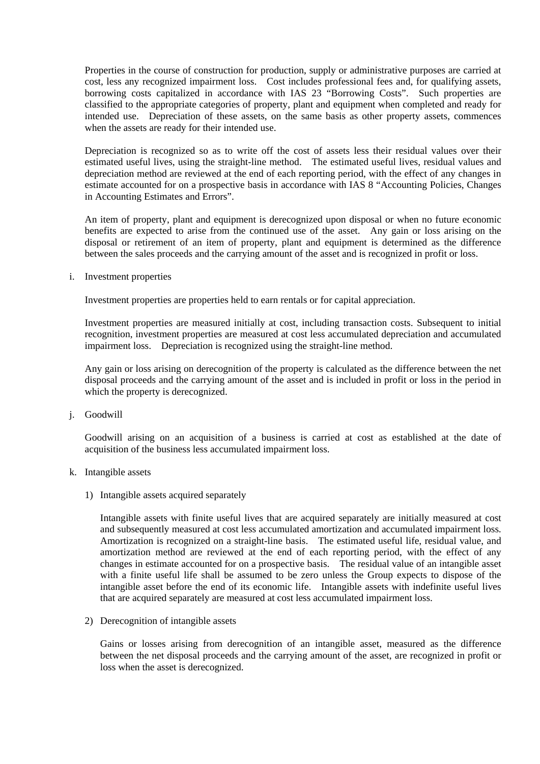Properties in the course of construction for production, supply or administrative purposes are carried at cost, less any recognized impairment loss. Cost includes professional fees and, for qualifying assets, borrowing costs capitalized in accordance with IAS 23 “Borrowing Costs”. Such properties are classified to the appropriate categories of property, plant and equipment when completed and ready for intended use. Depreciation of these assets, on the same basis as other property assets, commences when the assets are ready for their intended use.

Depreciation is recognized so as to write off the cost of assets less their residual values over their estimated useful lives, using the straight-line method. The estimated useful lives, residual values and depreciation method are reviewed at the end of each reporting period, with the effect of any changes in estimate accounted for on a prospective basis in accordance with IAS 8 “Accounting Policies, Changes in Accounting Estimates and Errors”.

An item of property, plant and equipment is derecognized upon disposal or when no future economic benefits are expected to arise from the continued use of the asset. Any gain or loss arising on the disposal or retirement of an item of property, plant and equipment is determined as the difference between the sales proceeds and the carrying amount of the asset and is recognized in profit or loss.

i. Investment properties

Investment properties are properties held to earn rentals or for capital appreciation.

Investment properties are measured initially at cost, including transaction costs. Subsequent to initial recognition, investment properties are measured at cost less accumulated depreciation and accumulated impairment loss. Depreciation is recognized using the straight-line method.

Any gain or loss arising on derecognition of the property is calculated as the difference between the net disposal proceeds and the carrying amount of the asset and is included in profit or loss in the period in which the property is derecognized.

j. Goodwill

Goodwill arising on an acquisition of a business is carried at cost as established at the date of acquisition of the business less accumulated impairment loss.

k. Intangible assets

1) Intangible assets acquired separately

Intangible assets with finite useful lives that are acquired separately are initially measured at cost and subsequently measured at cost less accumulated amortization and accumulated impairment loss. Amortization is recognized on a straight-line basis. The estimated useful life, residual value, and amortization method are reviewed at the end of each reporting period, with the effect of any changes in estimate accounted for on a prospective basis. The residual value of an intangible asset with a finite useful life shall be assumed to be zero unless the Group expects to dispose of the intangible asset before the end of its economic life. Intangible assets with indefinite useful lives that are acquired separately are measured at cost less accumulated impairment loss.

2) Derecognition of intangible assets

Gains or losses arising from derecognition of an intangible asset, measured as the difference between the net disposal proceeds and the carrying amount of the asset, are recognized in profit or loss when the asset is derecognized.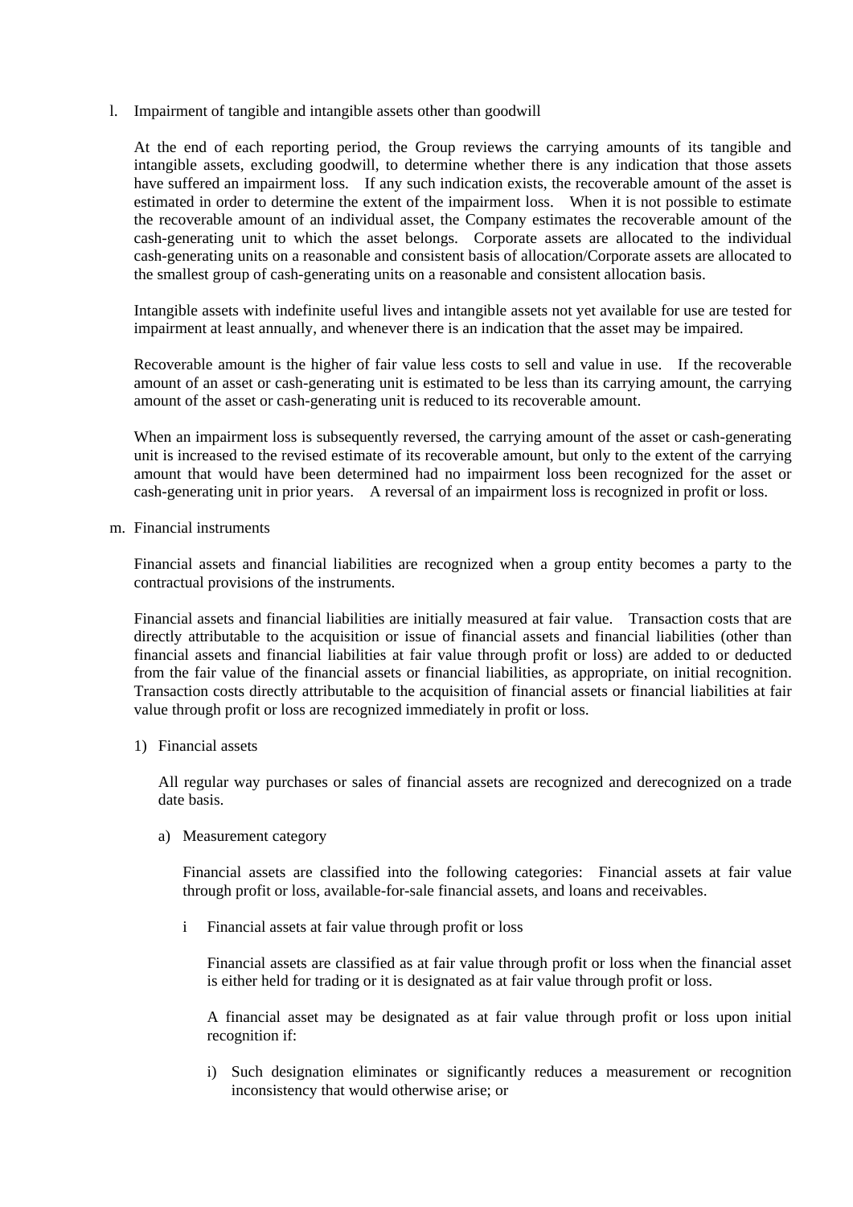l. Impairment of tangible and intangible assets other than goodwill

At the end of each reporting period, the Group reviews the carrying amounts of its tangible and intangible assets, excluding goodwill, to determine whether there is any indication that those assets have suffered an impairment loss. If any such indication exists, the recoverable amount of the asset is estimated in order to determine the extent of the impairment loss. When it is not possible to estimate the recoverable amount of an individual asset, the Company estimates the recoverable amount of the cash-generating unit to which the asset belongs. Corporate assets are allocated to the individual cash-generating units on a reasonable and consistent basis of allocation/Corporate assets are allocated to the smallest group of cash-generating units on a reasonable and consistent allocation basis.

Intangible assets with indefinite useful lives and intangible assets not yet available for use are tested for impairment at least annually, and whenever there is an indication that the asset may be impaired.

Recoverable amount is the higher of fair value less costs to sell and value in use. If the recoverable amount of an asset or cash-generating unit is estimated to be less than its carrying amount, the carrying amount of the asset or cash-generating unit is reduced to its recoverable amount.

When an impairment loss is subsequently reversed, the carrying amount of the asset or cash-generating unit is increased to the revised estimate of its recoverable amount, but only to the extent of the carrying amount that would have been determined had no impairment loss been recognized for the asset or cash-generating unit in prior years. A reversal of an impairment loss is recognized in profit or loss.

m. Financial instruments

Financial assets and financial liabilities are recognized when a group entity becomes a party to the contractual provisions of the instruments.

Financial assets and financial liabilities are initially measured at fair value. Transaction costs that are directly attributable to the acquisition or issue of financial assets and financial liabilities (other than financial assets and financial liabilities at fair value through profit or loss) are added to or deducted from the fair value of the financial assets or financial liabilities, as appropriate, on initial recognition. Transaction costs directly attributable to the acquisition of financial assets or financial liabilities at fair value through profit or loss are recognized immediately in profit or loss.

1) Financial assets

All regular way purchases or sales of financial assets are recognized and derecognized on a trade date basis.

a) Measurement category

Financial assets are classified into the following categories: Financial assets at fair value through profit or loss, available-for-sale financial assets, and loans and receivables.

i Financial assets at fair value through profit or loss

Financial assets are classified as at fair value through profit or loss when the financial asset is either held for trading or it is designated as at fair value through profit or loss.

A financial asset may be designated as at fair value through profit or loss upon initial recognition if:

i) Such designation eliminates or significantly reduces a measurement or recognition inconsistency that would otherwise arise; or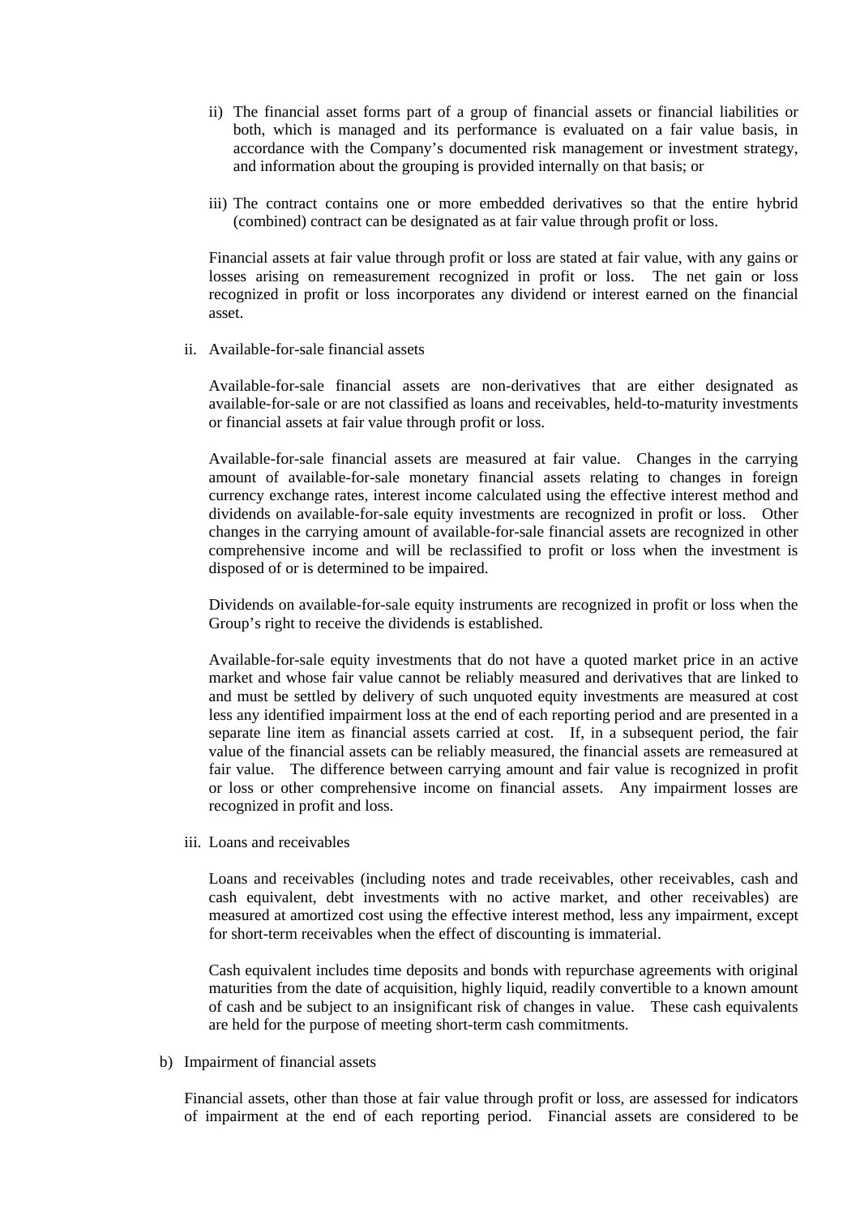ii) The financial asset forms part of a group of financial assets or financial liabilities or both, which is managed and its performance is evaluated on a fair value basis, in accordance with the Company's documented risk management or investment strategy, and information about the grouping is provided internally on that basis; or

iii) The contract contains one or more embedded derivatives so that the entire hybrid (combined) contract can be designated as at fair value through profit or loss.

Financial assets at fair value through profit or loss are stated at fair value, with any gains or losses arising on remeasurement recognized in profit or loss. The net gain or loss recognized in profit or loss incorporates any dividend or interest earned on the financial asset.

ii. Available-for-sale financial assets

Available-for-sale financial assets are non-derivatives that are either designated as available-for-sale or are not classified as loans and receivables, held-to-maturity investments or financial assets at fair value through profit or loss.

Available-for-sale financial assets are measured at fair value. Changes in the carrying amount of available-for-sale monetary financial assets relating to changes in foreign currency exchange rates, interest income calculated using the effective interest method and dividends on available-for-sale equity investments are recognized in profit or loss. Other changes in the carrying amount of available-for-sale financial assets are recognized in other comprehensive income and will be reclassified to profit or loss when the investment is disposed of or is determined to be impaired.

Dividends on available-for-sale equity instruments are recognized in profit or loss when the Group's right to receive the dividends is established.

Available-for-sale equity investments that do not have a quoted market price in an active market and whose fair value cannot be reliably measured and derivatives that are linked to and must be settled by delivery of such unquoted equity investments are measured at cost less any identified impairment loss at the end of each reporting period and are presented in a separate line item as financial assets carried at cost. If, in a subsequent period, the fair value of the financial assets can be reliably measured, the financial assets are remeasured at fair value. The difference between carrying amount and fair value is recognized in profit or loss or other comprehensive income on financial assets. Any impairment losses are recognized in profit and loss.

iii. Loans and receivables

Loans and receivables (including notes and trade receivables, other receivables, cash and cash equivalent, debt investments with no active market, and other receivables) are measured at amortized cost using the effective interest method, less any impairment, except for short-term receivables when the effect of discounting is immaterial.

Cash equivalent includes time deposits and bonds with repurchase agreements with original maturities from the date of acquisition, highly liquid, readily convertible to a known amount of cash and be subject to an insignificant risk of changes in value. These cash equivalents are held for the purpose of meeting short-term cash commitments.

b) Impairment of financial assets

Financial assets, other than those at fair value through profit or loss, are assessed for indicators of impairment at the end of each reporting period. Financial assets are considered to be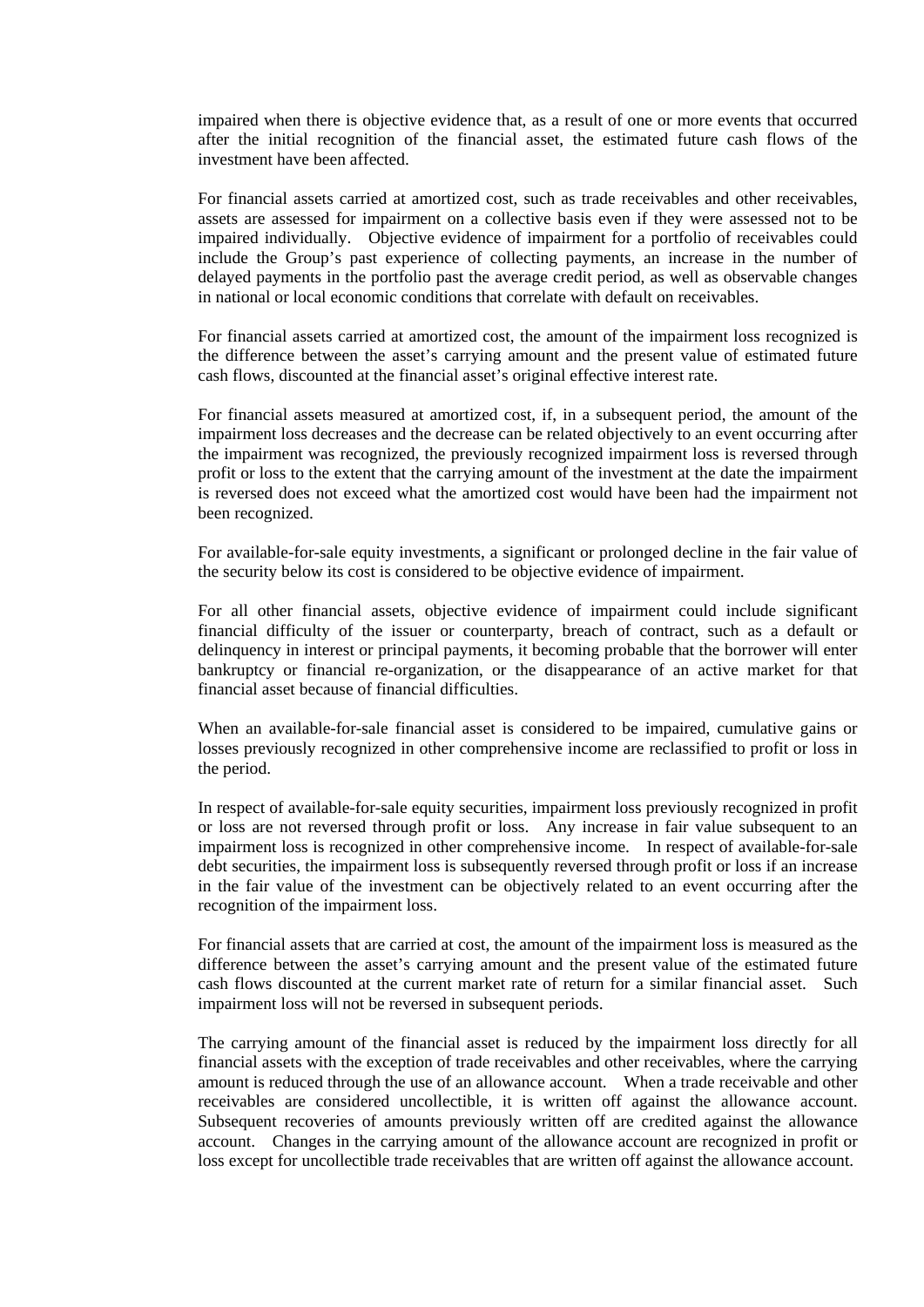impaired when there is objective evidence that, as a result of one or more events that occurred after the initial recognition of the financial asset, the estimated future cash flows of the investment have been affected.

For financial assets carried at amortized cost, such as trade receivables and other receivables, assets are assessed for impairment on a collective basis even if they were assessed not to be impaired individually. Objective evidence of impairment for a portfolio of receivables could include the Group's past experience of collecting payments, an increase in the number of delayed payments in the portfolio past the average credit period, as well as observable changes in national or local economic conditions that correlate with default on receivables.

For financial assets carried at amortized cost, the amount of the impairment loss recognized is the difference between the asset's carrying amount and the present value of estimated future cash flows, discounted at the financial asset's original effective interest rate.

For financial assets measured at amortized cost, if, in a subsequent period, the amount of the impairment loss decreases and the decrease can be related objectively to an event occurring after the impairment was recognized, the previously recognized impairment loss is reversed through profit or loss to the extent that the carrying amount of the investment at the date the impairment is reversed does not exceed what the amortized cost would have been had the impairment not been recognized.

For available-for-sale equity investments, a significant or prolonged decline in the fair value of the security below its cost is considered to be objective evidence of impairment.

For all other financial assets, objective evidence of impairment could include significant financial difficulty of the issuer or counterparty, breach of contract, such as a default or delinquency in interest or principal payments, it becoming probable that the borrower will enter bankruptcy or financial re-organization, or the disappearance of an active market for that financial asset because of financial difficulties.

When an available-for-sale financial asset is considered to be impaired, cumulative gains or losses previously recognized in other comprehensive income are reclassified to profit or loss in the period.

In respect of available-for-sale equity securities, impairment loss previously recognized in profit or loss are not reversed through profit or loss. Any increase in fair value subsequent to an impairment loss is recognized in other comprehensive income. In respect of available-for-sale debt securities, the impairment loss is subsequently reversed through profit or loss if an increase in the fair value of the investment can be objectively related to an event occurring after the recognition of the impairment loss.

For financial assets that are carried at cost, the amount of the impairment loss is measured as the difference between the asset's carrying amount and the present value of the estimated future cash flows discounted at the current market rate of return for a similar financial asset. Such impairment loss will not be reversed in subsequent periods.

The carrying amount of the financial asset is reduced by the impairment loss directly for all financial assets with the exception of trade receivables and other receivables, where the carrying amount is reduced through the use of an allowance account. When a trade receivable and other receivables are considered uncollectible, it is written off against the allowance account. Subsequent recoveries of amounts previously written off are credited against the allowance account. Changes in the carrying amount of the allowance account are recognized in profit or loss except for uncollectible trade receivables that are written off against the allowance account.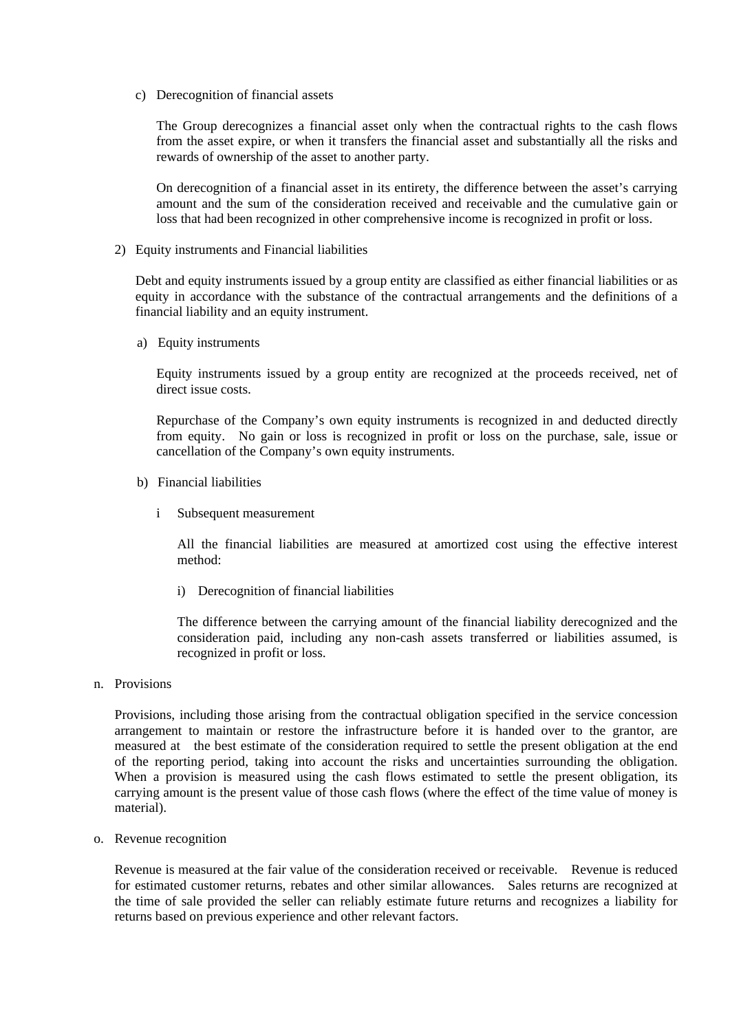c) Derecognition of financial assets

The Group derecognizes a financial asset only when the contractual rights to the cash flows from the asset expire, or when it transfers the financial asset and substantially all the risks and rewards of ownership of the asset to another party.

On derecognition of a financial asset in its entirety, the difference between the asset's carrying amount and the sum of the consideration received and receivable and the cumulative gain or loss that had been recognized in other comprehensive income is recognized in profit or loss.

2) Equity instruments and Financial liabilities

Debt and equity instruments issued by a group entity are classified as either financial liabilities or as equity in accordance with the substance of the contractual arrangements and the definitions of a financial liability and an equity instrument.

a) Equity instruments

Equity instruments issued by a group entity are recognized at the proceeds received, net of direct issue costs.

Repurchase of the Company's own equity instruments is recognized in and deducted directly from equity. No gain or loss is recognized in profit or loss on the purchase, sale, issue or cancellation of the Company's own equity instruments.

b) Financial liabilities

i Subsequent measurement

All the financial liabilities are measured at amortized cost using the effective interest method:

i) Derecognition of financial liabilities

The difference between the carrying amount of the financial liability derecognized and the consideration paid, including any non-cash assets transferred or liabilities assumed, is recognized in profit or loss.

n. Provisions

Provisions, including those arising from the contractual obligation specified in the service concession arrangement to maintain or restore the infrastructure before it is handed over to the grantor, are measured at the best estimate of the consideration required to settle the present obligation at the end of the reporting period, taking into account the risks and uncertainties surrounding the obligation. When a provision is measured using the cash flows estimated to settle the present obligation, its carrying amount is the present value of those cash flows (where the effect of the time value of money is material).

o. Revenue recognition

Revenue is measured at the fair value of the consideration received or receivable. Revenue is reduced for estimated customer returns, rebates and other similar allowances. Sales returns are recognized at the time of sale provided the seller can reliably estimate future returns and recognizes a liability for returns based on previous experience and other relevant factors.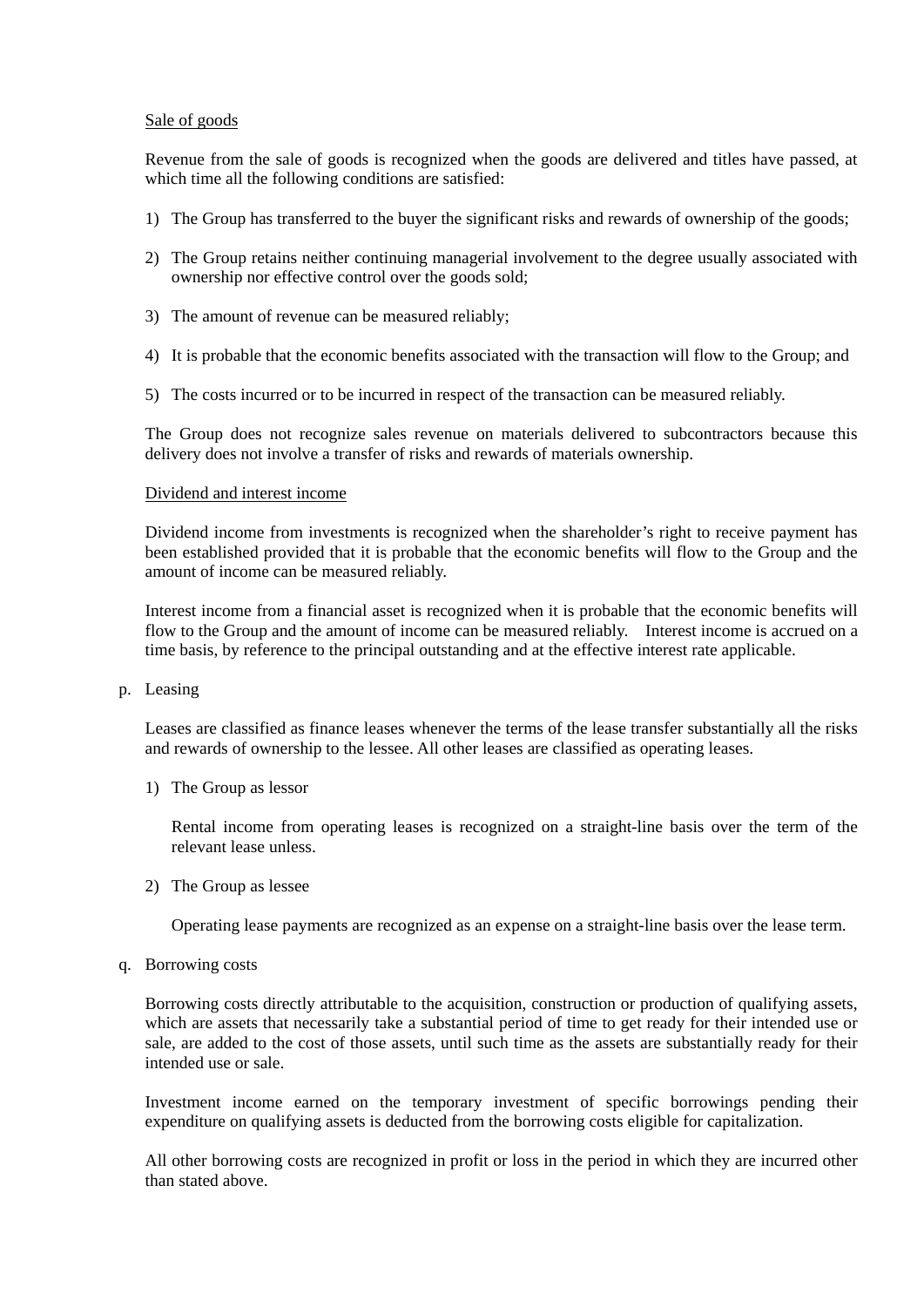Sale of goods

Revenue from the sale of goods is recognized when the goods are delivered and titles have passed, at which time all the following conditions are satisfied:

1) The Group has transferred to the buyer the significant risks and rewards of ownership of the goods;

2) The Group retains neither continuing managerial involvement to the degree usually associated with ownership nor effective control over the goods sold;

3) The amount of revenue can be measured reliably;

4) It is probable that the economic benefits associated with the transaction will flow to the Group; and

5) The costs incurred or to be incurred in respect of the transaction can be measured reliably.

The Group does not recognize sales revenue on materials delivered to subcontractors because this delivery does not involve a transfer of risks and rewards of materials ownership.

Dividend and interest income

Dividend income from investments is recognized when the shareholder's right to receive payment has been established provided that it is probable that the economic benefits will flow to the Group and the amount of income can be measured reliably.

Interest income from a financial asset is recognized when it is probable that the economic benefits will flow to the Group and the amount of income can be measured reliably. Interest income is accrued on a time basis, by reference to the principal outstanding and at the effective interest rate applicable.

p. Leasing

Leases are classified as finance leases whenever the terms of the lease transfer substantially all the risks and rewards of ownership to the lessee. All other leases are classified as operating leases.

1) The Group as lessor

   Rental income from operating leases is recognized on a straight-line basis over the term of the relevant lease unless.

2) The Group as lessee

   Operating lease payments are recognized as an expense on a straight-line basis over the lease term.

q. Borrowing costs

Borrowing costs directly attributable to the acquisition, construction or production of qualifying assets, which are assets that necessarily take a substantial period of time to get ready for their intended use or sale, are added to the cost of those assets, until such time as the assets are substantially ready for their intended use or sale.

Investment income earned on the temporary investment of specific borrowings pending their expenditure on qualifying assets is deducted from the borrowing costs eligible for capitalization.

All other borrowing costs are recognized in profit or loss in the period in which they are incurred other than stated above.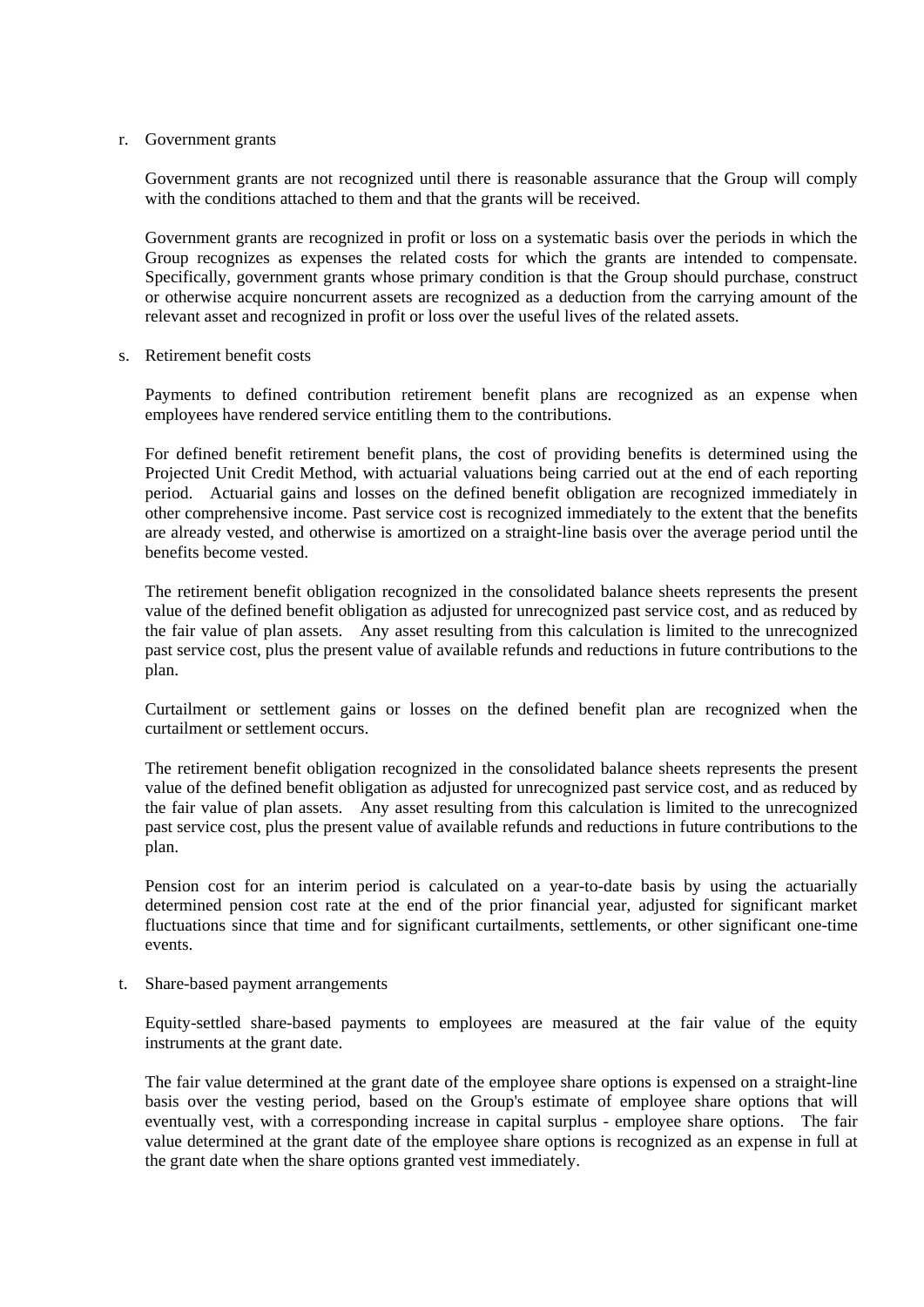r. Government grants

Government grants are not recognized until there is reasonable assurance that the Group will comply with the conditions attached to them and that the grants will be received.

Government grants are recognized in profit or loss on a systematic basis over the periods in which the Group recognizes as expenses the related costs for which the grants are intended to compensate. Specifically, government grants whose primary condition is that the Group should purchase, construct or otherwise acquire noncurrent assets are recognized as a deduction from the carrying amount of the relevant asset and recognized in profit or loss over the useful lives of the related assets.

s. Retirement benefit costs

Payments to defined contribution retirement benefit plans are recognized as an expense when employees have rendered service entitling them to the contributions.

For defined benefit retirement benefit plans, the cost of providing benefits is determined using the Projected Unit Credit Method, with actuarial valuations being carried out at the end of each reporting period. Actuarial gains and losses on the defined benefit obligation are recognized immediately in other comprehensive income. Past service cost is recognized immediately to the extent that the benefits are already vested, and otherwise is amortized on a straight-line basis over the average period until the benefits become vested.

The retirement benefit obligation recognized in the consolidated balance sheets represents the present value of the defined benefit obligation as adjusted for unrecognized past service cost, and as reduced by the fair value of plan assets. Any asset resulting from this calculation is limited to the unrecognized past service cost, plus the present value of available refunds and reductions in future contributions to the plan.

Curtailment or settlement gains or losses on the defined benefit plan are recognized when the curtailment or settlement occurs.

The retirement benefit obligation recognized in the consolidated balance sheets represents the present value of the defined benefit obligation as adjusted for unrecognized past service cost, and as reduced by the fair value of plan assets. Any asset resulting from this calculation is limited to the unrecognized past service cost, plus the present value of available refunds and reductions in future contributions to the plan.

Pension cost for an interim period is calculated on a year-to-date basis by using the actuarially determined pension cost rate at the end of the prior financial year, adjusted for significant market fluctuations since that time and for significant curtailments, settlements, or other significant one-time events.

t. Share-based payment arrangements

Equity-settled share-based payments to employees are measured at the fair value of the equity instruments at the grant date.

The fair value determined at the grant date of the employee share options is expensed on a straight-line basis over the vesting period, based on the Group's estimate of employee share options that will eventually vest, with a corresponding increase in capital surplus - employee share options. The fair value determined at the grant date of the employee share options is recognized as an expense in full at the grant date when the share options granted vest immediately.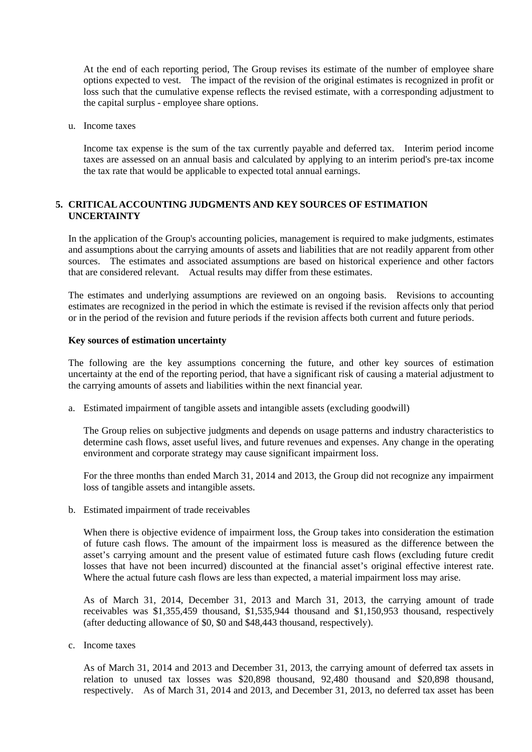At the end of each reporting period, The Group revises its estimate of the number of employee share options expected to vest. The impact of the revision of the original estimates is recognized in profit or loss such that the cumulative expense reflects the revised estimate, with a corresponding adjustment to the capital surplus - employee share options.

u. Income taxes

Income tax expense is the sum of the tax currently payable and deferred tax. Interim period income taxes are assessed on an annual basis and calculated by applying to an interim period's pre-tax income the tax rate that would be applicable to expected total annual earnings.

## 5. CRITICAL ACCOUNTING JUDGMENTS AND KEY SOURCES OF ESTIMATION UNCERTAINTY

In the application of the Group's accounting policies, management is required to make judgments, estimates and assumptions about the carrying amounts of assets and liabilities that are not readily apparent from other sources. The estimates and associated assumptions are based on historical experience and other factors that are considered relevant. Actual results may differ from these estimates.

The estimates and underlying assumptions are reviewed on an ongoing basis. Revisions to accounting estimates are recognized in the period in which the estimate is revised if the revision affects only that period or in the period of the revision and future periods if the revision affects both current and future periods.

**Key sources of estimation uncertainty**

The following are the key assumptions concerning the future, and other key sources of estimation uncertainty at the end of the reporting period, that have a significant risk of causing a material adjustment to the carrying amounts of assets and liabilities within the next financial year.

a. Estimated impairment of tangible assets and intangible assets (excluding goodwill)

The Group relies on subjective judgments and depends on usage patterns and industry characteristics to determine cash flows, asset useful lives, and future revenues and expenses. Any change in the operating environment and corporate strategy may cause significant impairment loss.

For the three months than ended March 31, 2014 and 2013, the Group did not recognize any impairment loss of tangible assets and intangible assets.

b. Estimated impairment of trade receivables

When there is objective evidence of impairment loss, the Group takes into consideration the estimation of future cash flows. The amount of the impairment loss is measured as the difference between the asset's carrying amount and the present value of estimated future cash flows (excluding future credit losses that have not been incurred) discounted at the financial asset's original effective interest rate. Where the actual future cash flows are less than expected, a material impairment loss may arise.

As of March 31, 2014, December 31, 2013 and March 31, 2013, the carrying amount of trade receivables was $1,355,459 thousand, $1,535,944 thousand and $1,150,953 thousand, respectively (after deducting allowance of $0, $0 and $48,443 thousand, respectively).

c. Income taxes

As of March 31, 2014 and 2013 and December 31, 2013, the carrying amount of deferred tax assets in relation to unused tax losses was $20,898 thousand, 92,480 thousand and $20,898 thousand, respectively. As of March 31, 2014 and 2013, and December 31, 2013, no deferred tax asset has been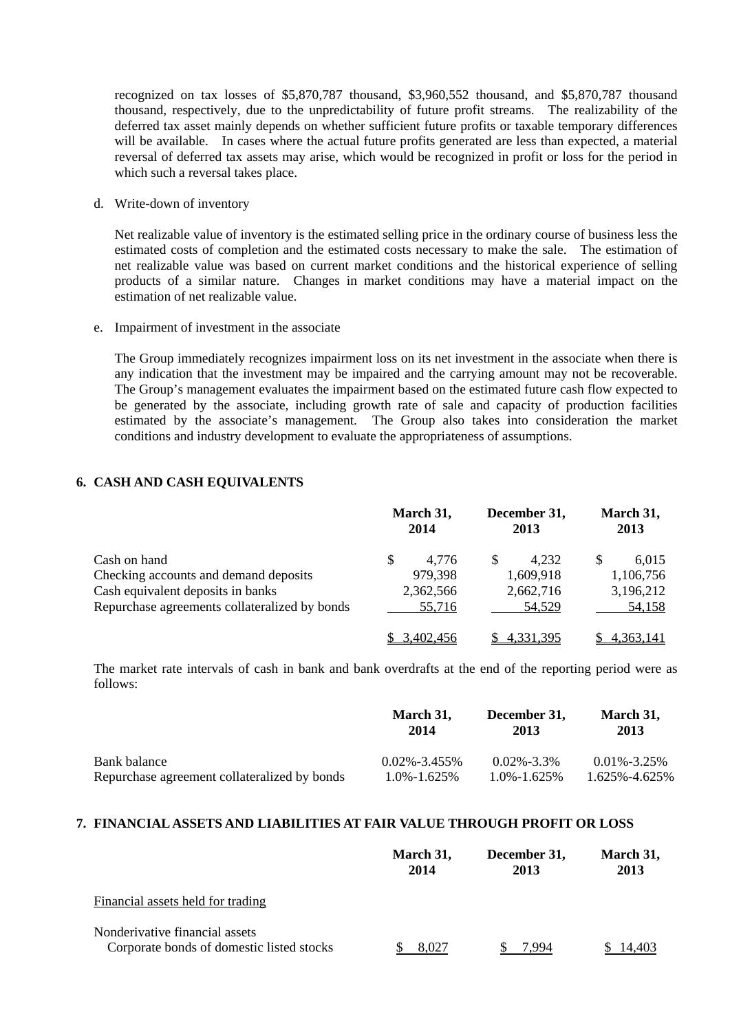recognized on tax losses of $5,870,787 thousand, $3,960,552 thousand, and $5,870,787 thousand thousand, respectively, due to the unpredictability of future profit streams. The realizability of the deferred tax asset mainly depends on whether sufficient future profits or taxable temporary differences will be available. In cases where the actual future profits generated are less than expected, a material reversal of deferred tax assets may arise, which would be recognized in profit or loss for the period in which such a reversal takes place.

d. Write-down of inventory

Net realizable value of inventory is the estimated selling price in the ordinary course of business less the estimated costs of completion and the estimated costs necessary to make the sale. The estimation of net realizable value was based on current market conditions and the historical experience of selling products of a similar nature. Changes in market conditions may have a material impact on the estimation of net realizable value.

e. Impairment of investment in the associate

The Group immediately recognizes impairment loss on its net investment in the associate when there is any indication that the investment may be impaired and the carrying amount may not be recoverable. The Group's management evaluates the impairment based on the estimated future cash flow expected to be generated by the associate, including growth rate of sale and capacity of production facilities estimated by the associate's management. The Group also takes into consideration the market conditions and industry development to evaluate the appropriateness of assumptions.

## 6. CASH AND CASH EQUIVALENTS

| | March 31, 2014 | December 31, 2013 | March 31, 2013 |
|---|---|---|---|
| Cash on hand | $ 4,776 | $ 4,232 | $ 6,015 |
| Checking accounts and demand deposits | 979,398 | 1,609,918 | 1,106,756 |
| Cash equivalent deposits in banks | 2,362,566 | 2,662,716 | 3,196,212 |
| Repurchase agreements collateralized by bonds | 55,716 | 54,529 | 54,158 |
| | $ 3,402,456 | $ 4,331,395 | $ 4,363,141 |

The market rate intervals of cash in bank and bank overdrafts at the end of the reporting period were as follows:

| | March 31, 2014 | December 31, 2013 | March 31, 2013 |
|---|---|---|---|
| Bank balance | 0.02%-3.455% | 0.02%-3.3% | 0.01%-3.25% |
| Repurchase agreement collateralized by bonds | 1.0%-1.625% | 1.0%-1.625% | 1.625%-4.625% |

## 7. FINANCIAL ASSETS AND LIABILITIES AT FAIR VALUE THROUGH PROFIT OR LOSS

| | March 31, 2014 | December 31, 2013 | March 31, 2013 |
|---|---|---|---|
| Financial assets held for trading | | | |
| Nonderivative financial assets | | | |
| Corporate bonds of domestic listed stocks | $ 8,027 | $ 7,994 | $ 14,403 |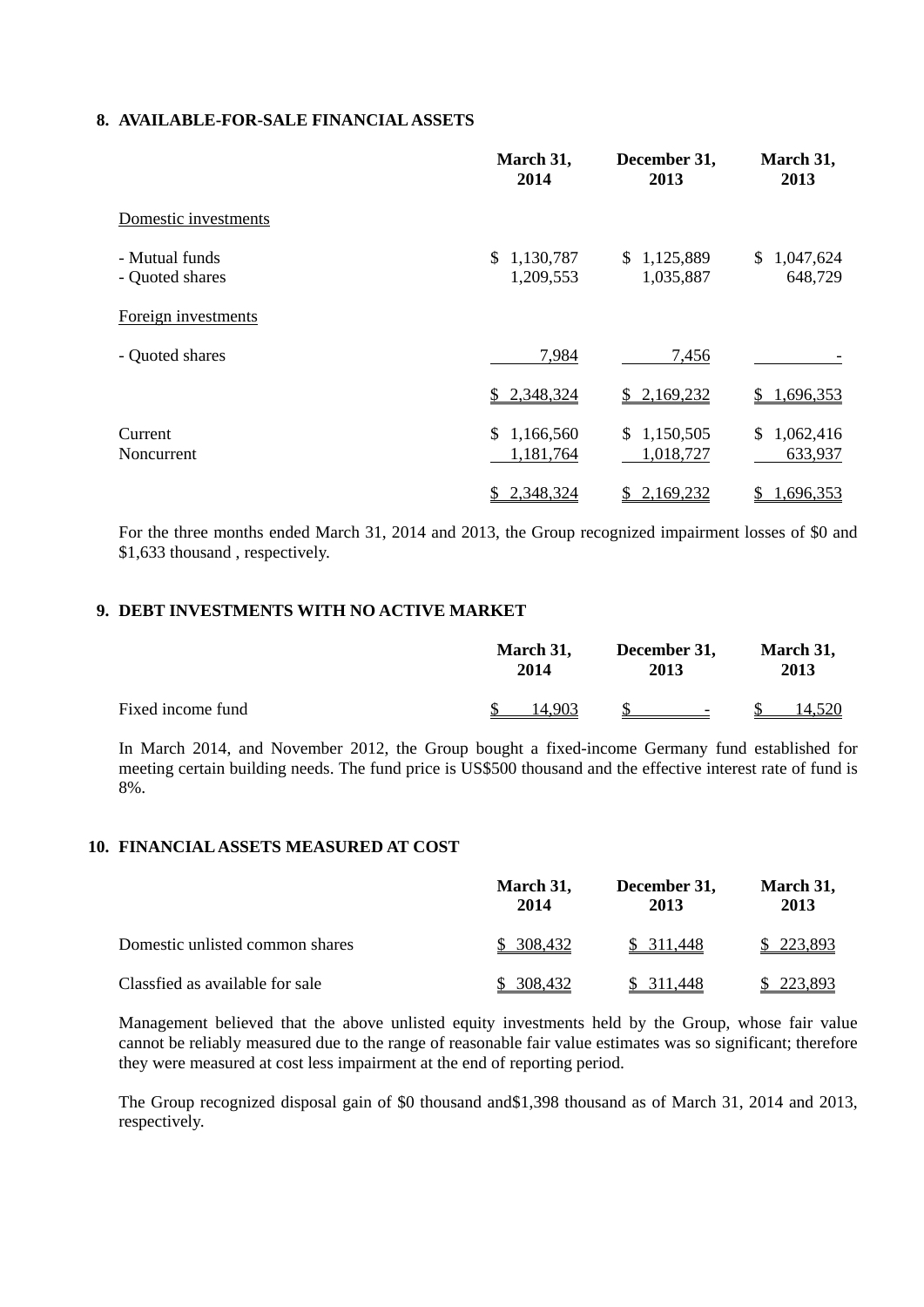## 8. AVAILABLE-FOR-SALE FINANCIAL ASSETS

| | March 31, 2014 | December 31, 2013 | March 31, 2013 |
|---|---|---|---|
| Domestic investments | | | |
| - Mutual funds | $ 1,130,787 | $ 1,125,889 | $ 1,047,624 |
| - Quoted shares | 1,209,553 | 1,035,887 | 648,729 |
| Foreign investments | | | |
| - Quoted shares | 7,984 | 7,456 | - |
| | $ 2,348,324 | $ 2,169,232 | $ 1,696,353 |
| Current | $ 1,166,560 | $ 1,150,505 | $ 1,062,416 |
| Noncurrent | 1,181,764 | 1,018,727 | 633,937 |
| | $ 2,348,324 | $ 2,169,232 | $ 1,696,353 |

For the three months ended March 31, 2014 and 2013, the Group recognized impairment losses of $0 and $1,633 thousand , respectively.

## 9. DEBT INVESTMENTS WITH NO ACTIVE MARKET

| | March 31, 2014 | December 31, 2013 | March 31, 2013 |
|---|---|---|---|
| Fixed income fund | $ 14,903 | $ - | $ 14,520 |

In March 2014, and November 2012, the Group bought a fixed-income Germany fund established for meeting certain building needs. The fund price is US$500 thousand and the effective interest rate of fund is 8%.

## 10. FINANCIAL ASSETS MEASURED AT COST

| | March 31, 2014 | December 31, 2013 | March 31, 2013 |
|---|---|---|---|
| Domestic unlisted common shares | $ 308,432 | $ 311,448 | $ 223,893 |
| Classfied as available for sale | $ 308,432 | $ 311,448 | $ 223,893 |

Management believed that the above unlisted equity investments held by the Group, whose fair value cannot be reliably measured due to the range of reasonable fair value estimates was so significant; therefore they were measured at cost less impairment at the end of reporting period.

The Group recognized disposal gain of $0 thousand and$1,398 thousand as of March 31, 2014 and 2013, respectively.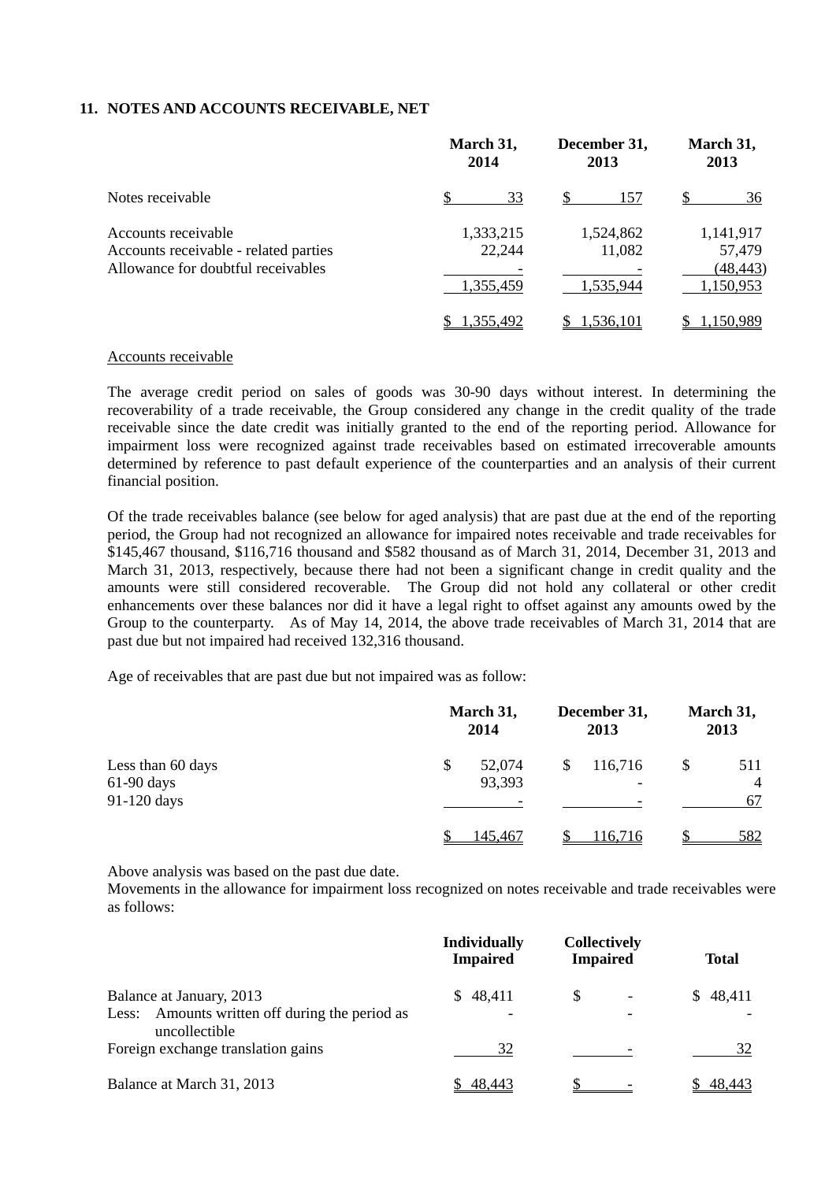### 11. NOTES AND ACCOUNTS RECEIVABLE, NET

| | March 31, 2014 | December 31, 2013 | March 31, 2013 |
|---|---|---|---|
| Notes receivable | $ 33 | $ 157 | $ 36 |
| Accounts receivable | 1,333,215 | 1,524,862 | 1,141,917 |
| Accounts receivable - related parties | 22,244 | 11,082 | 57,479 |
| Allowance for doubtful receivables | - | - | (48,443) |
| | 1,355,459 | 1,535,944 | 1,150,953 |
| | $ 1,355,492 | $ 1,536,101 | $ 1,150,989 |

Accounts receivable

The average credit period on sales of goods was 30-90 days without interest. In determining the recoverability of a trade receivable, the Group considered any change in the credit quality of the trade receivable since the date credit was initially granted to the end of the reporting period. Allowance for impairment loss were recognized against trade receivables based on estimated irrecoverable amounts determined by reference to past default experience of the counterparties and an analysis of their current financial position.

Of the trade receivables balance (see below for aged analysis) that are past due at the end of the reporting period, the Group had not recognized an allowance for impaired notes receivable and trade receivables for $145,467 thousand, $116,716 thousand and $582 thousand as of March 31, 2014, December 31, 2013 and March 31, 2013, respectively, because there had not been a significant change in credit quality and the amounts were still considered recoverable. The Group did not hold any collateral or other credit enhancements over these balances nor did it have a legal right to offset against any amounts owed by the Group to the counterparty. As of May 14, 2014, the above trade receivables of March 31, 2014 that are past due but not impaired had received 132,316 thousand.

Age of receivables that are past due but not impaired was as follow:

| | March 31, 2014 | December 31, 2013 | March 31, 2013 |
|---|---|---|---|
| Less than 60 days | $ 52,074 | $ 116,716 | $ 511 |
| 61-90 days | 93,393 | - | 4 |
| 91-120 days | - | - | 67 |
| | $ 145,467 | $ 116,716 | $ 582 |

Above analysis was based on the past due date.

Movements in the allowance for impairment loss recognized on notes receivable and trade receivables were as follows:

| | Individually Impaired | Collectively Impaired | Total |
|---|---|---|---|
| Balance at January, 2013 | $ 48,411 | $ - | $ 48,411 |
| Less: Amounts written off during the period as uncollectible | - | - | - |
| Foreign exchange translation gains | 32 | - | 32 |
| Balance at March 31, 2013 | $ 48,443 | $ - | $ 48,443 |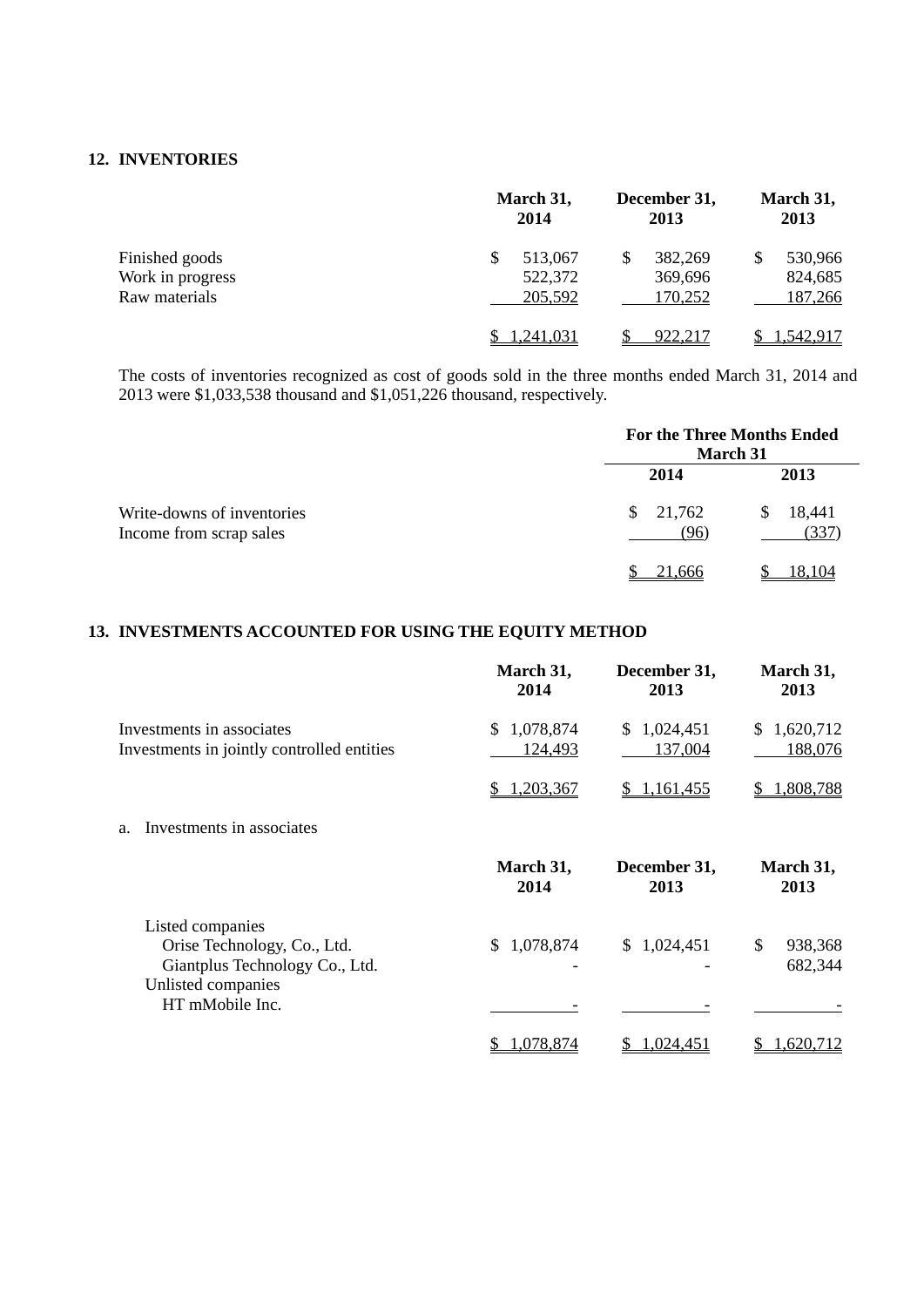## 12. INVENTORIES

| | March 31, 2014 | December 31, 2013 | March 31, 2013 |
|---|---|---|---|
| Finished goods | $ 513,067 | $ 382,269 | $ 530,966 |
| Work in progress | 522,372 | 369,696 | 824,685 |
| Raw materials | 205,592 | 170,252 | 187,266 |
| | $ 1,241,031 | $ 922,217 | $ 1,542,917 |

The costs of inventories recognized as cost of goods sold in the three months ended March 31, 2014 and 2013 were $1,033,538 thousand and $1,051,226 thousand, respectively.

| | For the Three Months Ended March 31 | |
|---|---|---|
| | 2014 | 2013 |
| Write-downs of inventories | $ 21,762 | $ 18,441 |
| Income from scrap sales | (96) | (337) |
| | $ 21,666 | $ 18,104 |

## 13. INVESTMENTS ACCOUNTED FOR USING THE EQUITY METHOD

| | March 31, 2014 | December 31, 2013 | March 31, 2013 |
|---|---|---|---|
| Investments in associates | $ 1,078,874 | $ 1,024,451 | $ 1,620,712 |
| Investments in jointly controlled entities | 124,493 | 137,004 | 188,076 |
| | $ 1,203,367 | $ 1,161,455 | $ 1,808,788 |

a. Investments in associates

| | March 31, 2014 | December 31, 2013 | March 31, 2013 |
|---|---|---|---|
| Listed companies | | | |
| Orise Technology, Co., Ltd. | $ 1,078,874 | $ 1,024,451 | $ 938,368 |
| Giantplus Technology Co., Ltd. | - | - | 682,344 |
| Unlisted companies | | | |
| HT mMobile Inc. | - | - | - |
| | $ 1,078,874 | $ 1,024,451 | $ 1,620,712 |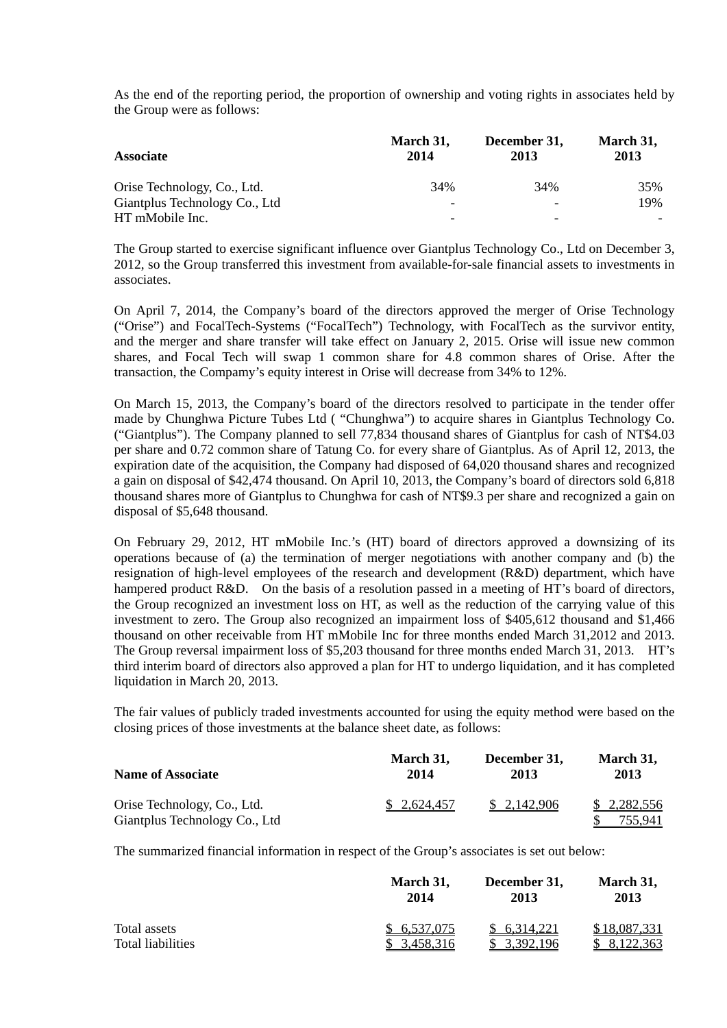As the end of the reporting period, the proportion of ownership and voting rights in associates held by the Group were as follows:

| Associate | March 31, 2014 | December 31, 2013 | March 31, 2013 |
|---|---|---|---|
| Orise Technology, Co., Ltd. | 34% | 34% | 35% |
| Giantplus Technology Co., Ltd | - | - | 19% |
| HT mMobile Inc. | - | - | - |

The Group started to exercise significant influence over Giantplus Technology Co., Ltd on December 3, 2012, so the Group transferred this investment from available-for-sale financial assets to investments in associates.

On April 7, 2014, the Company's board of the directors approved the merger of Orise Technology ("Orise") and FocalTech-Systems ("FocalTech") Technology, with FocalTech as the survivor entity, and the merger and share transfer will take effect on January 2, 2015. Orise will issue new common shares, and Focal Tech will swap 1 common share for 4.8 common shares of Orise. After the transaction, the Compamy's equity interest in Orise will decrease from 34% to 12%.

On March 15, 2013, the Company's board of the directors resolved to participate in the tender offer made by Chunghwa Picture Tubes Ltd ( "Chunghwa") to acquire shares in Giantplus Technology Co. ("Giantplus"). The Company planned to sell 77,834 thousand shares of Giantplus for cash of NT$4.03 per share and 0.72 common share of Tatung Co. for every share of Giantplus. As of April 12, 2013, the expiration date of the acquisition, the Company had disposed of 64,020 thousand shares and recognized a gain on disposal of $42,474 thousand. On April 10, 2013, the Company's board of directors sold 6,818 thousand shares more of Giantplus to Chunghwa for cash of NT$9.3 per share and recognized a gain on disposal of $5,648 thousand.

On February 29, 2012, HT mMobile Inc.'s (HT) board of directors approved a downsizing of its operations because of (a) the termination of merger negotiations with another company and (b) the resignation of high-level employees of the research and development (R&D) department, which have hampered product R&D. On the basis of a resolution passed in a meeting of HT's board of directors, the Group recognized an investment loss on HT, as well as the reduction of the carrying value of this investment to zero. The Group also recognized an impairment loss of $405,612 thousand and $1,466 thousand on other receivable from HT mMobile Inc for three months ended March 31,2012 and 2013. The Group reversal impairment loss of $5,203 thousand for three months ended March 31, 2013. HT's third interim board of directors also approved a plan for HT to undergo liquidation, and it has completed liquidation in March 20, 2013.

The fair values of publicly traded investments accounted for using the equity method were based on the closing prices of those investments at the balance sheet date, as follows:

| Name of Associate | March 31, 2014 | December 31, 2013 | March 31, 2013 |
|---|---|---|---|
| Orise Technology, Co., Ltd. | $ 2,624,457 | $ 2,142,906 | $ 2,282,556 |
| Giantplus Technology Co., Ltd | | | $ 755,941 |

The summarized financial information in respect of the Group's associates is set out below:

| | March 31, 2014 | December 31, 2013 | March 31, 2013 |
|---|---|---|---|
| Total assets | $ 6,537,075 | $ 6,314,221 | $ 18,087,331 |
| Total liabilities | $ 3,458,316 | $ 3,392,196 | $ 8,122,363 |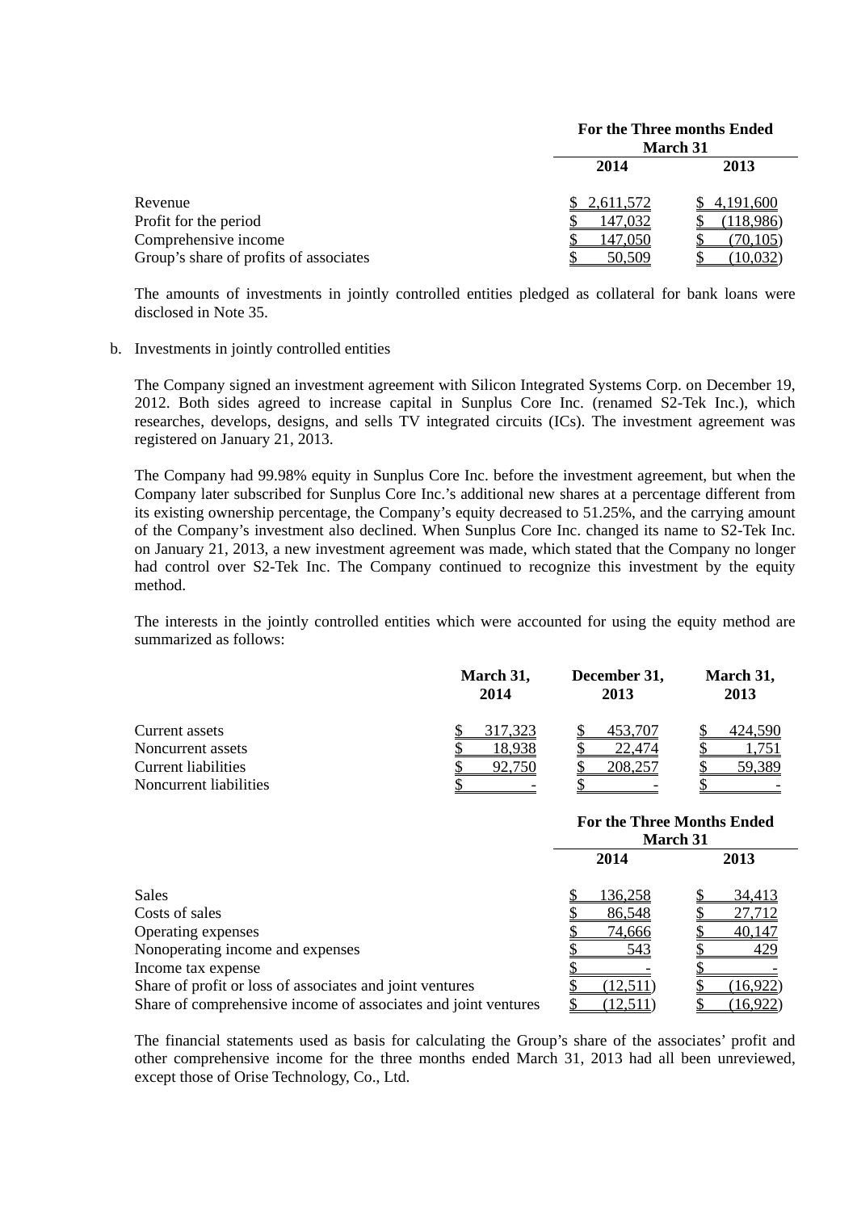| | For the Three months Ended March 31 | |
|---|---|---|
| | 2014 | 2013 |
| Revenue | $ 2,611,572 | $ 4,191,600 |
| Profit for the period | $ 147,032 | $ (118,986) |
| Comprehensive income | $ 147,050 | $ (70,105) |
| Group's share of profits of associates | $ 50,509 | $ (10,032) |

The amounts of investments in jointly controlled entities pledged as collateral for bank loans were disclosed in Note 35.

b. Investments in jointly controlled entities

The Company signed an investment agreement with Silicon Integrated Systems Corp. on December 19, 2012. Both sides agreed to increase capital in Sunplus Core Inc. (renamed S2-Tek Inc.), which researches, develops, designs, and sells TV integrated circuits (ICs). The investment agreement was registered on January 21, 2013.

The Company had 99.98% equity in Sunplus Core Inc. before the investment agreement, but when the Company later subscribed for Sunplus Core Inc.'s additional new shares at a percentage different from its existing ownership percentage, the Company's equity decreased to 51.25%, and the carrying amount of the Company's investment also declined. When Sunplus Core Inc. changed its name to S2-Tek Inc. on January 21, 2013, a new investment agreement was made, which stated that the Company no longer had control over S2-Tek Inc. The Company continued to recognize this investment by the equity method.

The interests in the jointly controlled entities which were accounted for using the equity method are summarized as follows:

| | March 31, 2014 | December 31, 2013 | March 31, 2013 |
|---|---|---|---|
| Current assets | $ 317,323 | $ 453,707 | $ 424,590 |
| Noncurrent assets | $ 18,938 | $ 22,474 | $ 1,751 |
| Current liabilities | $ 92,750 | $ 208,257 | $ 59,389 |
| Noncurrent liabilities | $ - | $ - | $ - |

| | For the Three Months Ended March 31 | |
|---|---|---|
| | 2014 | 2013 |
| Sales | $ 136,258 | $ 34,413 |
| Costs of sales | $ 86,548 | $ 27,712 |
| Operating expenses | $ 74,666 | $ 40,147 |
| Nonoperating income and expenses | $ 543 | $ 429 |
| Income tax expense | $ - | $ - |
| Share of profit or loss of associates and joint ventures | $ (12,511) | $ (16,922) |
| Share of comprehensive income of associates and joint ventures | $ (12,511) | $ (16,922) |

The financial statements used as basis for calculating the Group's share of the associates' profit and other comprehensive income for the three months ended March 31, 2013 had all been unreviewed, except those of Orise Technology, Co., Ltd.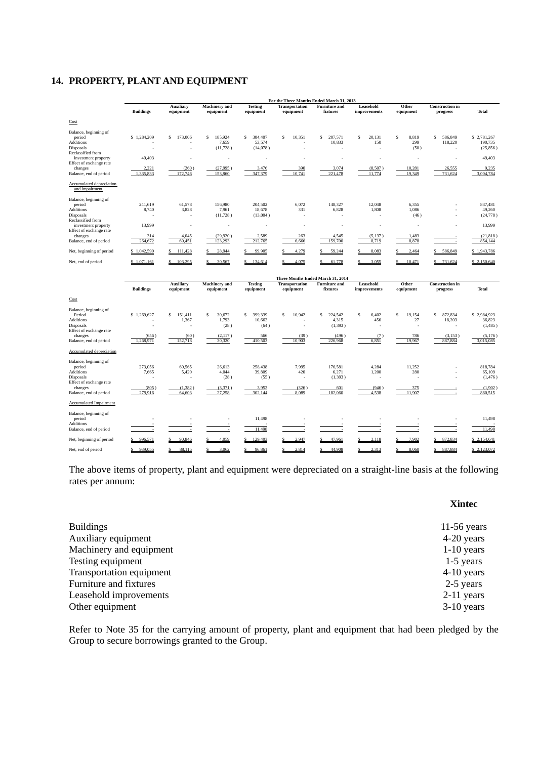## 14. PROPERTY, PLANT AND EQUIPMENT

| | For the Three Months Ended March 31, 2013 | | | | | | | | | |
|---|---|---|---|---|---|---|---|---|---|---|
| | Buildings | Auxiliary equipment | Machinery and equipment | Testing equipment | Transportation equipment | Furniture and fixtures | Leasehold improvements | Other equipment | Construction in progress | Total |
| Cost | | | | | | | | | | |
| Balance, beginning of period | $ 1,284,209 | $ 173,006 | $ 185,924 | $ 304,407 | $ 10,351 | $ 207,571 | $ 20,131 | $ 8,819 | $ 586,849 | $ 2,781,267 |
| Additions | - | - | 7,659 | 53,574 | - | 10,833 | 150 | 299 | 118,220 | 190,735 |
| Disposals | - | - | (11,728 ) | (14,078 ) | - | - | - | (50 ) | - | (25,856 ) |
| Reclassified from investment property | 49,403 | - | - | - | - | - | - | - | - | 49,403 |
| Effect of exchange rate changes | 2,221 | (260 ) | (27,995 ) | 3,476 | 390 | 3,074 | (8,507 ) | 10,281 | 26,555 | 9,235 |
| Balance, end of period | 1,335,833 | 172,746 | 153,860 | 347,379 | 10,741 | 221,478 | 11,774 | 19,349 | 731,624 | 3,004,784 |
| Accumulated depreciation and impairment | | | | | | | | | | |
| Balance, beginning of period | 241,619 | 61,578 | 156,980 | 204,502 | 6,072 | 148,327 | 12,048 | 6,355 | - | 837,481 |
| Additions | 8,740 | 3,828 | 7,961 | 18,678 | 331 | 6,828 | 1,808 | 1,086 | - | 49,260 |
| Disposals | - | - | (11,728 ) | (13,004 ) | - | - | - | (46 ) | - | (24,778 ) |
| Reclassified from investment property | 13,999 | - | - | - | - | - | - | - | - | 13,999 |
| Effect of exchange rate changes | 314 | 4,045 | (29,920 ) | 2,589 | 263 | 4,545 | (5,137 ) | 1,483 | - | (21,818 ) |
| Balance, end of period | 264,672 | 69,451 | 123,293 | 212,765 | 6,666 | 159,700 | 8,719 | 8,878 | - | 854,144 |
| Net, beginning of period | $ 1,042,590 | $ 111,428 | $ 28,944 | $ 99,905 | $ 4,279 | $ 59,244 | $ 8,083 | $ 2,464 | $ 586,849 | $ 1,943,786 |
| Net, end of period | $ 1,071,161 | $ 103,295 | $ 30,567 | $ 134,614 | $ 4,075 | $ 61,778 | $ 3,055 | $ 10,471 | $ 731,624 | $ 2,150,640 |

| | Three Months Ended March 31, 2014 | | | | | | | | | |
|---|---|---|---|---|---|---|---|---|---|---|
| | Buildings | Auxiliary equipment | Machinery and equipment | Testing equipment | Transportation equipment | Furniture and fixtures | Leasehold improvements | Other equipment | Construction in progress | Total |
| Cost | | | | | | | | | | |
| Balance, beginning of Period | $ 1,269,627 | $ 151,411 | $ 30,672 | $ 399,339 | $ 10,942 | $ 224,542 | $ 6,402 | $ 19,154 | $ 872,834 | $ 2,984,923 |
| Additions | - | 1,367 | 1,793 | 10,662 | - | 4,315 | 456 | 27 | 18,203 | 36,823 |
| Disposals | - | - | (28 ) | (64 ) | - | (1,393 ) | - | - | - | (1,485 ) |
| Effect of exchange rate changes | (656 ) | (60 ) | (2,117 ) | 566 | (39 ) | (496 ) | (7 ) | 786 | (3,153 ) | (5,176 ) |
| Balance, end of period | 1,268,971 | 152,718 | 30,320 | 410,503 | 10,903 | 226,968 | 6,851 | 19,967 | 887,884 | 3,015,085 |
| Accumulated depreciation | | | | | | | | | | |
| Balance, beginning of period | 273,056 | 60,565 | 26,613 | 258,438 | 7,995 | 176,581 | 4,284 | 11,252 | - | 818,784 |
| Additions | 7,665 | 5,420 | 4,044 | 39,809 | 420 | 6,271 | 1,200 | 280 | - | 65,109 |
| Disposals | - | - | (28 ) | (55 ) | - | (1,393 ) | - | - | - | (1,476 ) |
| Effect of exchange rate changes | (805 ) | (1,382 ) | (3,371 ) | 3,952 | (326 ) | 601 | (946 ) | 375 | - | (1,902 ) |
| Balance, end of period | 279,916 | 64,603 | 27,258 | 302,144 | 8,089 | 182,060 | 4,538 | 11,907 | - | 880,515 |
| Accumulated Impairment | | | | | | | | | | |
| Balance, beginning of period | - | - | - | 11,498 | - | - | - | - | - | 11,498 |
| Additions | - | - | - | - | - | - | - | - | - | - |
| Balance, end of period | - | - | - | 11,498 | - | - | - | - | - | 11,498 |
| Net, beginning of period | $ 996,571 | $ 90,846 | $ 4,059 | $ 129,403 | $ 2,947 | $ 47,961 | $ 2,118 | $ 7,902 | $ 872,834 | $ 2,154,641 |
| Net, end of period | $ 989,055 | $ 88,115 | $ 3,062 | $ 96,861 | $ 2,814 | $ 44,908 | $ 2,313 | $ 8,060 | $ 887,884 | $ 2,123,072 |

The above items of property, plant and equipment were depreciated on a straight-line basis at the following rates per annum:

| | Xintec |
|---|---|
| Buildings | 11-56 years |
| Auxiliary equipment | 4-20 years |
| Machinery and equipment | 1-10 years |
| Testing equipment | 1-5 years |
| Transportation equipment | 4-10 years |
| Furniture and fixtures | 2-5 years |
| Leasehold improvements | 2-11 years |
| Other equipment | 3-10 years |

Refer to Note 35 for the carrying amount of property, plant and equipment that had been pledged by the Group to secure borrowings granted to the Group.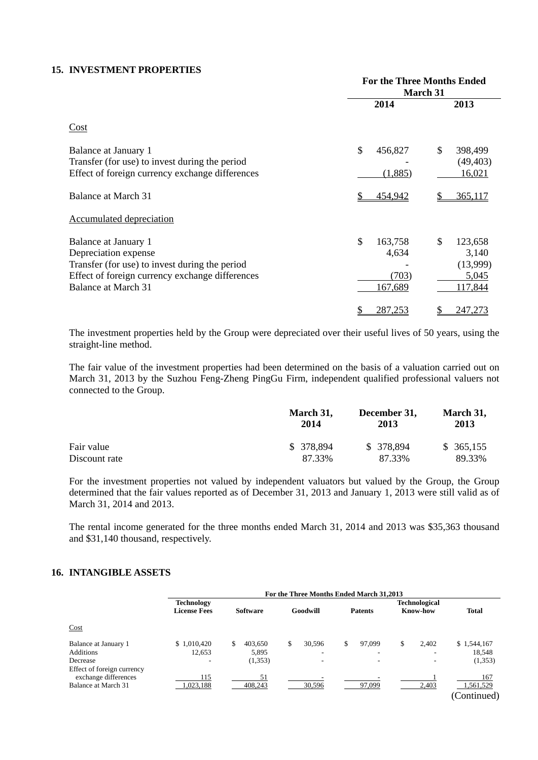## 15. INVESTMENT PROPERTIES

| | For the Three Months Ended March 31 | |
|---|---|---|
| | 2014 | 2013 |
| Cost | | |
| Balance at January 1 | $ 456,827 | $ 398,499 |
| Transfer (for use) to invest during the period | - | (49,403) |
| Effect of foreign currency exchange differences | (1,885) | 16,021 |
| Balance at March 31 | $ 454,942 | $ 365,117 |
| Accumulated depreciation | | |
| Balance at January 1 | $ 163,758 | $ 123,658 |
| Depreciation expense | 4,634 | 3,140 |
| Transfer (for use) to invest during the period | - | (13,999) |
| Effect of foreign currency exchange differences | (703) | 5,045 |
| Balance at March 31 | 167,689 | 117,844 |
| | $ 287,253 | $ 247,273 |

The investment properties held by the Group were depreciated over their useful lives of 50 years, using the straight-line method.

The fair value of the investment properties had been determined on the basis of a valuation carried out on March 31, 2013 by the Suzhou Feng-Zheng PingGu Firm, independent qualified professional valuers not connected to the Group.

| | March 31, 2014 | December 31, 2013 | March 31, 2013 |
|---|---|---|---|
| Fair value | $ 378,894 | $ 378,894 | $ 365,155 |
| Discount rate | 87.33% | 87.33% | 89.33% |

For the investment properties not valued by independent valuators but valued by the Group, the Group determined that the fair values reported as of December 31, 2013 and January 1, 2013 were still valid as of March 31, 2014 and 2013.

The rental income generated for the three months ended March 31, 2014 and 2013 was $35,363 thousand and $31,140 thousand, respectively.

## 16. INTANGIBLE ASSETS

| | For the Three Months Ended March 31,2013 | | | | | |
|---|---|---|---|---|---|---|
| | Technology License Fees | Software | Goodwill | Patents | Technological Know-how | Total |
| Cost | | | | | | |
| Balance at January 1 | $ 1,010,420 | $ 403,650 | $ 30,596 | $ 97,099 | $ 2,402 | $ 1,544,167 |
| Additions | 12,653 | 5,895 | - | - | - | 18,548 |
| Decrease | - | (1,353) | - | - | - | (1,353) |
| Effect of foreign currency exchange differences | 115 | 51 | - | - | 1 | 167 |
| Balance at March 31 | 1,023,188 | 408,243 | 30,596 | 97,099 | 2,403 | 1,561,529 |

(Continued)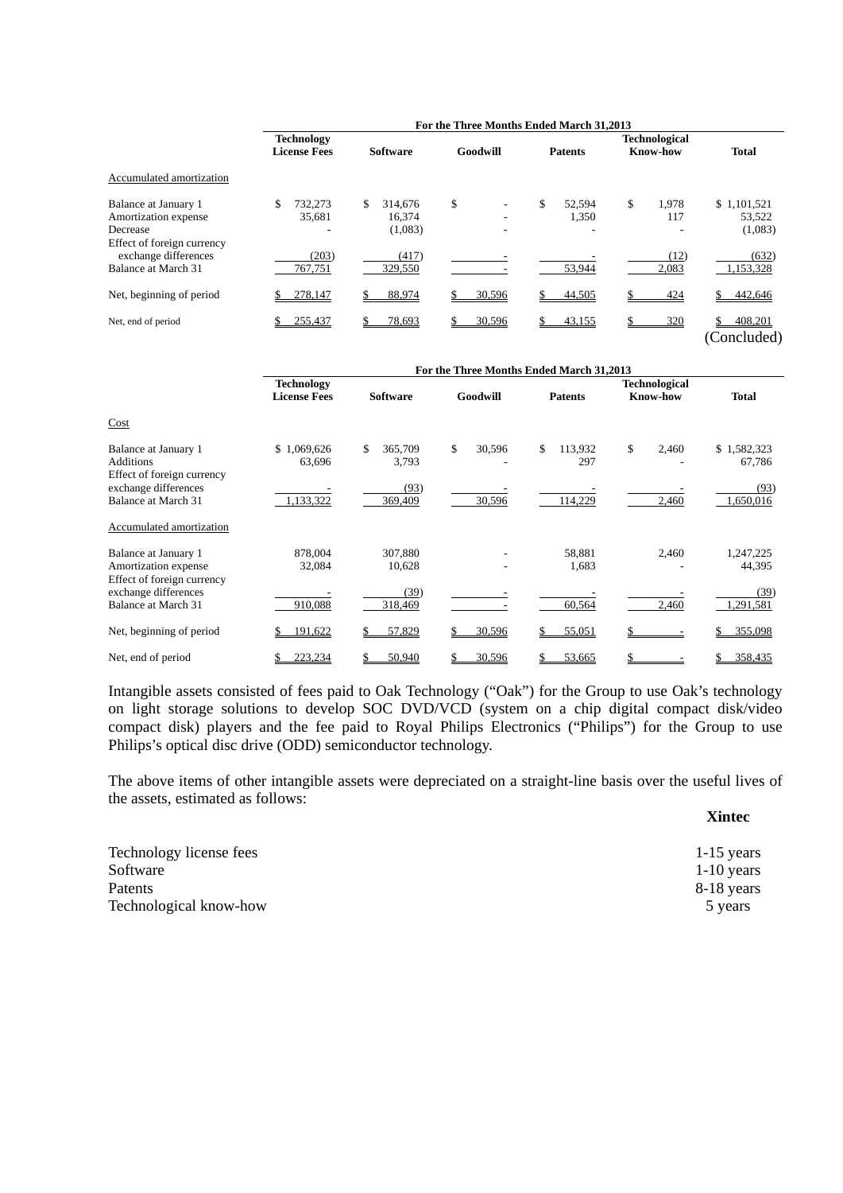| | For the Three Months Ended March 31,2013 | | | | | |
|---|---|---|---|---|---|---|
| | Technology License Fees | Software | Goodwill | Patents | Technological Know-how | Total |
| Accumulated amortization | | | | | | |
| Balance at January 1 | $ 732,273 | $ 314,676 | $ - | $ 52,594 | $ 1,978 | $ 1,101,521 |
| Amortization expense | 35,681 | 16,374 | - | 1,350 | 117 | 53,522 |
| Decrease | - | (1,083) | - | - | - | (1,083) |
| Effect of foreign currency exchange differences | (203) | (417) | - | - | (12) | (632) |
| Balance at March 31 | 767,751 | 329,550 | - | 53,944 | 2,083 | 1,153,328 |
| Net, beginning of period | $ 278,147 | $ 88,974 | $ 30,596 | $ 44,505 | $ 424 | $ 442,646 |
| Net, end of period | $ 255,437 | $ 78,693 | $ 30,596 | $ 43,155 | $ 320 | $ 408,201 |

(Concluded)

| | For the Three Months Ended March 31,2013 | | | | | |
|---|---|---|---|---|---|---|
| | Technology License Fees | Software | Goodwill | Patents | Technological Know-how | Total |
| Cost | | | | | | |
| Balance at January 1 | $ 1,069,626 | $ 365,709 | $ 30,596 | $ 113,932 | $ 2,460 | $ 1,582,323 |
| Additions | 63,696 | 3,793 | - | 297 | - | 67,786 |
| Effect of foreign currency exchange differences | - | (93) | - | - | - | (93) |
| Balance at March 31 | 1,133,322 | 369,409 | 30,596 | 114,229 | 2,460 | 1,650,016 |
| Accumulated amortization | | | | | | |
| Balance at January 1 | 878,004 | 307,880 | - | 58,881 | 2,460 | 1,247,225 |
| Amortization expense | 32,084 | 10,628 | - | 1,683 | - | 44,395 |
| Effect of foreign currency exchange differences | - | (39) | - | - | - | (39) |
| Balance at March 31 | 910,088 | 318,469 | - | 60,564 | 2,460 | 1,291,581 |
| Net, beginning of period | $ 191,622 | $ 57,829 | $ 30,596 | $ 55,051 | $ - | $ 355,098 |
| Net, end of period | $ 223,234 | $ 50,940 | $ 30,596 | $ 53,665 | $ - | $ 358,435 |

Intangible assets consisted of fees paid to Oak Technology ("Oak") for the Group to use Oak's technology on light storage solutions to develop SOC DVD/VCD (system on a chip digital compact disk/video compact disk) players and the fee paid to Royal Philips Electronics ("Philips") for the Group to use Philips's optical disc drive (ODD) semiconductor technology.

The above items of other intangible assets were depreciated on a straight-line basis over the useful lives of the assets, estimated as follows:

| | Xintec |
|---|---|
| Technology license fees | 1-15 years |
| Software | 1-10 years |
| Patents | 8-18 years |
| Technological know-how | 5 years |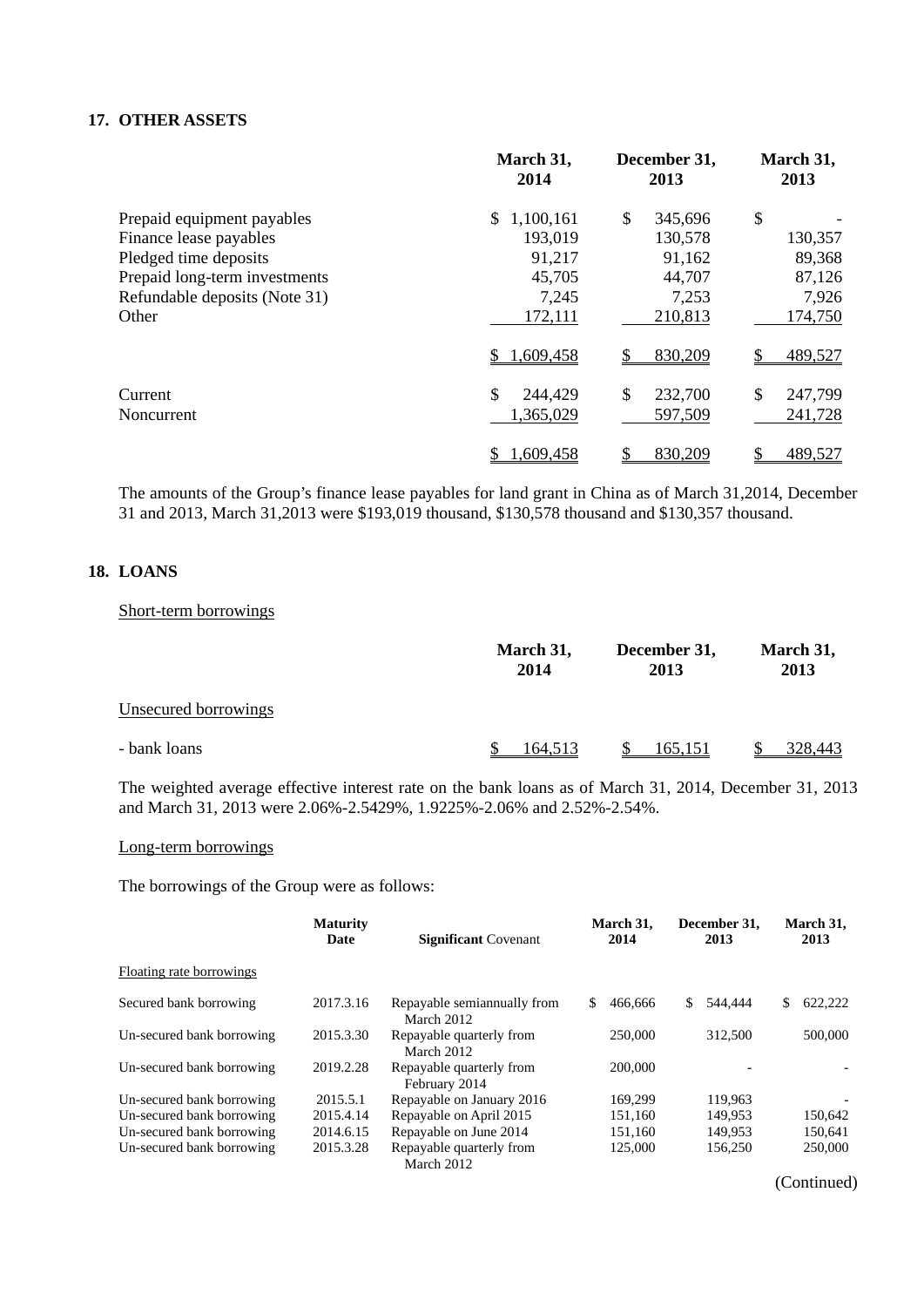## 17. OTHER ASSETS

| | March 31, 2014 | December 31, 2013 | March 31, 2013 |
|---|---|---|---|
| Prepaid equipment payables | $ 1,100,161 | $ 345,696 | $ - |
| Finance lease payables | 193,019 | 130,578 | 130,357 |
| Pledged time deposits | 91,217 | 91,162 | 89,368 |
| Prepaid long-term investments | 45,705 | 44,707 | 87,126 |
| Refundable deposits (Note 31) | 7,245 | 7,253 | 7,926 |
| Other | 172,111 | 210,813 | 174,750 |
| | $ 1,609,458 | $ 830,209 | $ 489,527 |
| Current | $ 244,429 | $ 232,700 | $ 247,799 |
| Noncurrent | 1,365,029 | 597,509 | 241,728 |
| | $ 1,609,458 | $ 830,209 | $ 489,527 |

The amounts of the Group's finance lease payables for land grant in China as of March 31,2014, December 31 and 2013, March 31,2013 were $193,019 thousand, $130,578 thousand and $130,357 thousand.

## 18. LOANS

Short-term borrowings

| | March 31, 2014 | December 31, 2013 | March 31, 2013 |
|---|---|---|---|
| Unsecured borrowings | | | |
| - bank loans | $ 164,513 | $ 165,151 | $ 328,443 |

The weighted average effective interest rate on the bank loans as of March 31, 2014, December 31, 2013 and March 31, 2013 were 2.06%-2.5429%, 1.9225%-2.06% and 2.52%-2.54%.

Long-term borrowings

The borrowings of the Group were as follows:

| | Maturity Date | **Significant** Covenant | March 31, 2014 | December 31, 2013 | March 31, 2013 |
|---|---|---|---|---|---|
| Floating rate borrowings | | | | | |
| Secured bank borrowing | 2017.3.16 | Repayable semiannually from March 2012 | $ 466,666 | $ 544,444 | $ 622,222 |
| Un-secured bank borrowing | 2015.3.30 | Repayable quarterly from March 2012 | 250,000 | 312,500 | 500,000 |
| Un-secured bank borrowing | 2019.2.28 | Repayable quarterly from February 2014 | 200,000 | - | - |
| Un-secured bank borrowing | 2015.5.1 | Repayable on January 2016 | 169,299 | 119,963 | - |
| Un-secured bank borrowing | 2015.4.14 | Repayable on April 2015 | 151,160 | 149,953 | 150,642 |
| Un-secured bank borrowing | 2014.6.15 | Repayable on June 2014 | 151,160 | 149,953 | 150,641 |
| Un-secured bank borrowing | 2015.3.28 | Repayable quarterly from March 2012 | 125,000 | 156,250 | 250,000 |

(Continued)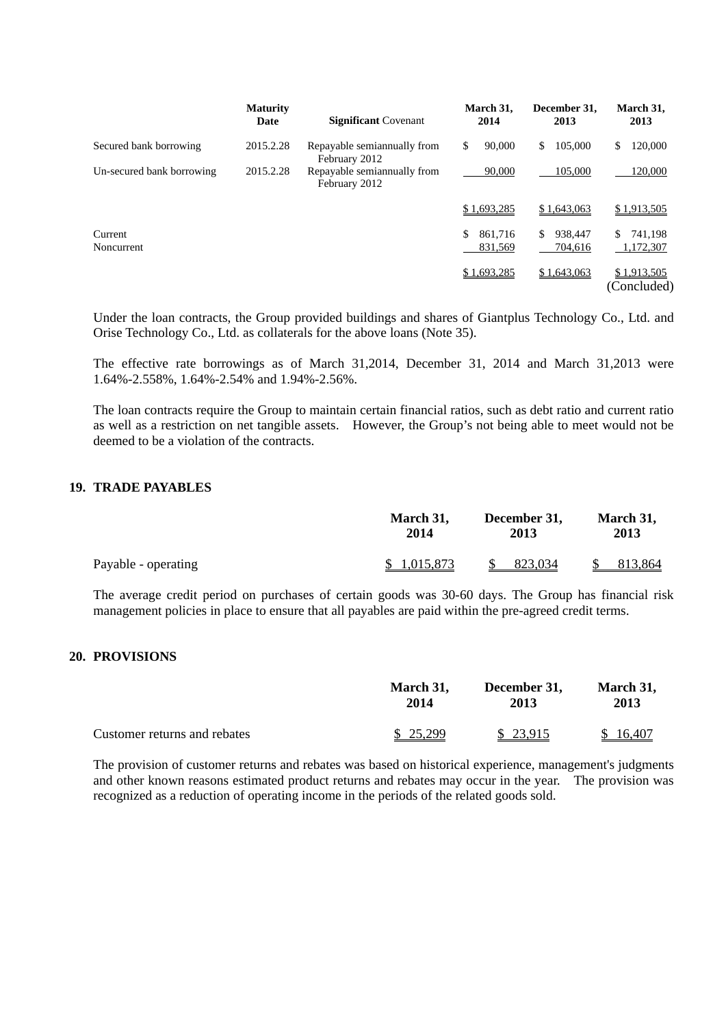| | Maturity Date | Significant Covenant | March 31, 2014 | December 31, 2013 | March 31, 2013 |
|---|---|---|---|---|---|
| Secured bank borrowing | 2015.2.28 | Repayable semiannually from February 2012 | $ 90,000 | $ 105,000 | $ 120,000 |
| Un-secured bank borrowing | 2015.2.28 | Repayable semiannually from February 2012 | 90,000 | 105,000 | 120,000 |
| | | | $ 1,693,285 | $ 1,643,063 | $ 1,913,505 |
| Current | | | $ 861,716 | $ 938,447 | $ 741,198 |
| Noncurrent | | | 831,569 | 704,616 | 1,172,307 |
| | | | $ 1,693,285 | $ 1,643,063 | $ 1,913,505 |

(Concluded)

Under the loan contracts, the Group provided buildings and shares of Giantplus Technology Co., Ltd. and Orise Technology Co., Ltd. as collaterals for the above loans (Note 35).

The effective rate borrowings as of March 31,2014, December 31, 2014 and March 31,2013 were 1.64%-2.558%, 1.64%-2.54% and 1.94%-2.56%.

The loan contracts require the Group to maintain certain financial ratios, such as debt ratio and current ratio as well as a restriction on net tangible assets. However, the Group's not being able to meet would not be deemed to be a violation of the contracts.

## 19. TRADE PAYABLES

| | March 31, 2014 | December 31, 2013 | March 31, 2013 |
|---|---|---|---|
| Payable - operating | $ 1,015,873 | $ 823,034 | $ 813,864 |

The average credit period on purchases of certain goods was 30-60 days. The Group has financial risk management policies in place to ensure that all payables are paid within the pre-agreed credit terms.

## 20. PROVISIONS

| | March 31, 2014 | December 31, 2013 | March 31, 2013 |
|---|---|---|---|
| Customer returns and rebates | $ 25,299 | $ 23,915 | $ 16,407 |

The provision of customer returns and rebates was based on historical experience, management's judgments and other known reasons estimated product returns and rebates may occur in the year. The provision was recognized as a reduction of operating income in the periods of the related goods sold.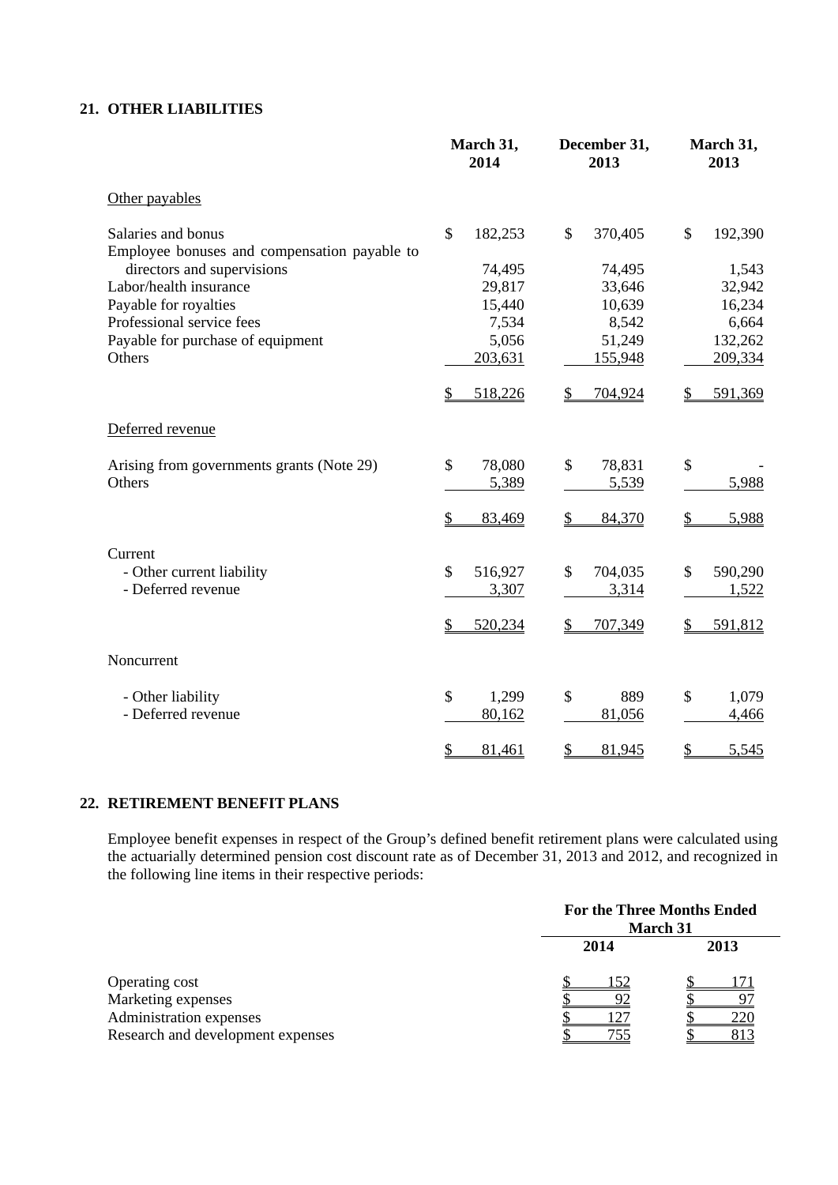## 21. OTHER LIABILITIES

| | March 31, 2014 | December 31, 2013 | March 31, 2013 |
|---|---|---|---|
| Other payables | | | |
| Salaries and bonus | $ 182,253 | $ 370,405 | $ 192,390 |
| Employee bonuses and compensation payable to directors and supervisions | 74,495 | 74,495 | 1,543 |
| Labor/health insurance | 29,817 | 33,646 | 32,942 |
| Payable for royalties | 15,440 | 10,639 | 16,234 |
| Professional service fees | 7,534 | 8,542 | 6,664 |
| Payable for purchase of equipment | 5,056 | 51,249 | 132,262 |
| Others | 203,631 | 155,948 | 209,334 |
| | $ 518,226 | $ 704,924 | $ 591,369 |
| Deferred revenue | | | |
| Arising from governments grants (Note 29) | $ 78,080 | $ 78,831 | $ - |
| Others | 5,389 | 5,539 | 5,988 |
| | $ 83,469 | $ 84,370 | $ 5,988 |
| Current | | | |
| - Other current liability | $ 516,927 | $ 704,035 | $ 590,290 |
| - Deferred revenue | 3,307 | 3,314 | 1,522 |
| | $ 520,234 | $ 707,349 | $ 591,812 |
| Noncurrent | | | |
| - Other liability | $ 1,299 | $ 889 | $ 1,079 |
| - Deferred revenue | 80,162 | 81,056 | 4,466 |
| | $ 81,461 | $ 81,945 | $ 5,545 |

## 22. RETIREMENT BENEFIT PLANS

Employee benefit expenses in respect of the Group's defined benefit retirement plans were calculated using the actuarially determined pension cost discount rate as of December 31, 2013 and 2012, and recognized in the following line items in their respective periods:

| | For the Three Months Ended March 31 | |
|---|---|---|
| | 2014 | 2013 |
| Operating cost | $ 152 | $ 171 |
| Marketing expenses | $ 92 | $ 97 |
| Administration expenses | $ 127 | $ 220 |
| Research and development expenses | $ 755 | $ 813 |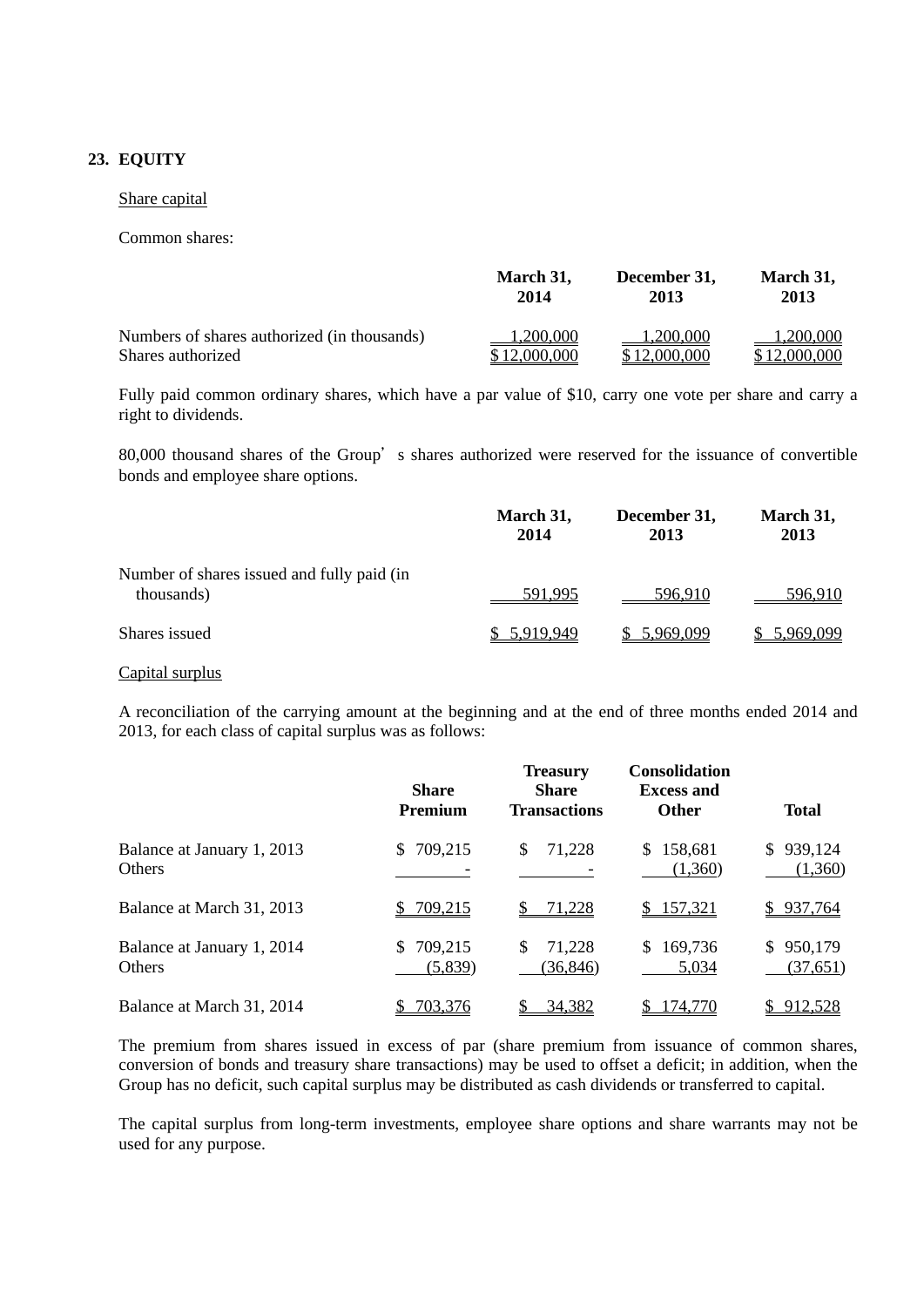## 23. EQUITY

Share capital

Common shares:

| | March 31, 2014 | December 31, 2013 | March 31, 2013 |
|---|---|---|---|
| Numbers of shares authorized (in thousands) | 1,200,000 | 1,200,000 | 1,200,000 |
| Shares authorized | $ 12,000,000 | $ 12,000,000 | $ 12,000,000 |

Fully paid common ordinary shares, which have a par value of $10, carry one vote per share and carry a right to dividends.

80,000 thousand shares of the Group’s shares authorized were reserved for the issuance of convertible bonds and employee share options.

| | March 31, 2014 | December 31, 2013 | March 31, 2013 |
|---|---|---|---|
| Number of shares issued and fully paid (in thousands) | 591,995 | 596,910 | 596,910 |
| Shares issued | $ 5,919,949 | $ 5,969,099 | $ 5,969,099 |

Capital surplus

A reconciliation of the carrying amount at the beginning and at the end of three months ended 2014 and 2013, for each class of capital surplus was as follows:

| | Share Premium | Treasury Share Transactions | Consolidation Excess and Other | Total |
|---|---|---|---|---|
| Balance at January 1, 2013 | $ 709,215 | $ 71,228 | $ 158,681 | $ 939,124 |
| Others | - | - | (1,360) | (1,360) |
| Balance at March 31, 2013 | $ 709,215 | $ 71,228 | $ 157,321 | $ 937,764 |
| Balance at January 1, 2014 | $ 709,215 | $ 71,228 | $ 169,736 | $ 950,179 |
| Others | (5,839) | (36,846) | 5,034 | (37,651) |
| Balance at March 31, 2014 | $ 703,376 | $ 34,382 | $ 174,770 | $ 912,528 |

The premium from shares issued in excess of par (share premium from issuance of common shares, conversion of bonds and treasury share transactions) may be used to offset a deficit; in addition, when the Group has no deficit, such capital surplus may be distributed as cash dividends or transferred to capital.

The capital surplus from long-term investments, employee share options and share warrants may not be used for any purpose.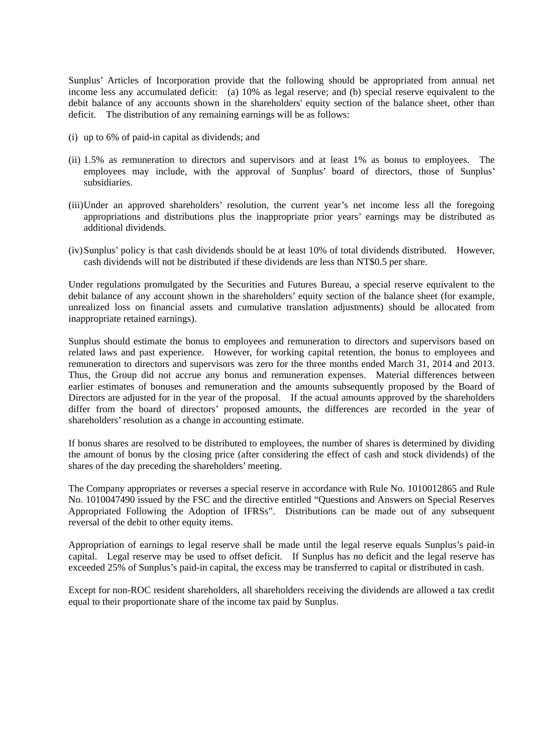Sunplus' Articles of Incorporation provide that the following should be appropriated from annual net income less any accumulated deficit: (a) 10% as legal reserve; and (b) special reserve equivalent to the debit balance of any accounts shown in the shareholders' equity section of the balance sheet, other than deficit. The distribution of any remaining earnings will be as follows:

(i) up to 6% of paid-in capital as dividends; and

(ii) 1.5% as remuneration to directors and supervisors and at least 1% as bonus to employees. The employees may include, with the approval of Sunplus' board of directors, those of Sunplus' subsidiaries.

(iii) Under an approved shareholders' resolution, the current year's net income less all the foregoing appropriations and distributions plus the inappropriate prior years' earnings may be distributed as additional dividends.

(iv) Sunplus' policy is that cash dividends should be at least 10% of total dividends distributed. However, cash dividends will not be distributed if these dividends are less than NT$0.5 per share.

Under regulations promulgated by the Securities and Futures Bureau, a special reserve equivalent to the debit balance of any account shown in the shareholders' equity section of the balance sheet (for example, unrealized loss on financial assets and cumulative translation adjustments) should be allocated from inappropriate retained earnings).

Sunplus should estimate the bonus to employees and remuneration to directors and supervisors based on related laws and past experience. However, for working capital retention, the bonus to employees and remuneration to directors and supervisors was zero for the three months ended March 31, 2014 and 2013. Thus, the Group did not accrue any bonus and remuneration expenses. Material differences between earlier estimates of bonuses and remuneration and the amounts subsequently proposed by the Board of Directors are adjusted for in the year of the proposal. If the actual amounts approved by the shareholders differ from the board of directors' proposed amounts, the differences are recorded in the year of shareholders' resolution as a change in accounting estimate.

If bonus shares are resolved to be distributed to employees, the number of shares is determined by dividing the amount of bonus by the closing price (after considering the effect of cash and stock dividends) of the shares of the day preceding the shareholders' meeting.

The Company appropriates or reverses a special reserve in accordance with Rule No. 1010012865 and Rule No. 1010047490 issued by the FSC and the directive entitled "Questions and Answers on Special Reserves Appropriated Following the Adoption of IFRSs". Distributions can be made out of any subsequent reversal of the debit to other equity items.

Appropriation of earnings to legal reserve shall be made until the legal reserve equals Sunplus's paid-in capital. Legal reserve may be used to offset deficit. If Sunplus has no deficit and the legal reserve has exceeded 25% of Sunplus's paid-in capital, the excess may be transferred to capital or distributed in cash.

Except for non-ROC resident shareholders, all shareholders receiving the dividends are allowed a tax credit equal to their proportionate share of the income tax paid by Sunplus.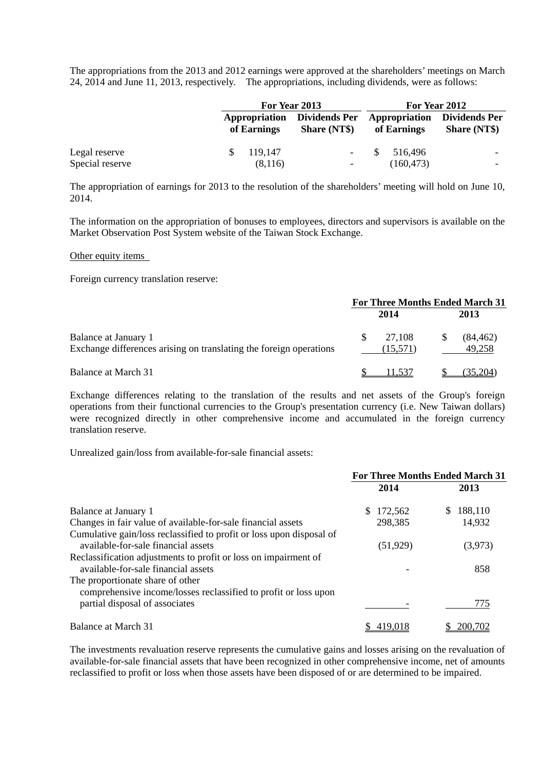The appropriations from the 2013 and 2012 earnings were approved at the shareholders' meetings on March 24, 2014 and June 11, 2013, respectively. The appropriations, including dividends, were as follows:

| | For Year 2013 | | For Year 2012 | |
|---|---|---|---|---|
| | Appropriation of Earnings | Dividends Per Share (NT$) | Appropriation of Earnings | Dividends Per Share (NT$) |
| Legal reserve | $ 119,147 | - | $ 516,496 | - |
| Special reserve | (8,116) | - | (160,473) | - |

The appropriation of earnings for 2013 to the resolution of the shareholders' meeting will hold on June 10, 2014.

The information on the appropriation of bonuses to employees, directors and supervisors is available on the Market Observation Post System website of the Taiwan Stock Exchange.

Other equity items

Foreign currency translation reserve:

| | For Three Months Ended March 31 | |
|---|---|---|
| | 2014 | 2013 |
| Balance at January 1 | $ 27,108 | $ (84,462) |
| Exchange differences arising on translating the foreign operations | (15,571) | 49,258 |
| Balance at March 31 | $ 11,537 | $ (35,204) |

Exchange differences relating to the translation of the results and net assets of the Group's foreign operations from their functional currencies to the Group's presentation currency (i.e. New Taiwan dollars) were recognized directly in other comprehensive income and accumulated in the foreign currency translation reserve.

Unrealized gain/loss from available-for-sale financial assets:

| | For Three Months Ended March 31 | |
|---|---|---|
| | 2014 | 2013 |
| Balance at January 1 | $ 172,562 | $ 188,110 |
| Changes in fair value of available-for-sale financial assets | 298,385 | 14,932 |
| Cumulative gain/loss reclassified to profit or loss upon disposal of available-for-sale financial assets | (51,929) | (3,973) |
| Reclassification adjustments to profit or loss on impairment of available-for-sale financial assets | - | 858 |
| The proportionate share of other comprehensive income/losses reclassified to profit or loss upon partial disposal of associates | - | 775 |
| Balance at March 31 | $ 419,018 | $ 200,702 |

The investments revaluation reserve represents the cumulative gains and losses arising on the revaluation of available-for-sale financial assets that have been recognized in other comprehensive income, net of amounts reclassified to profit or loss when those assets have been disposed of or are determined to be impaired.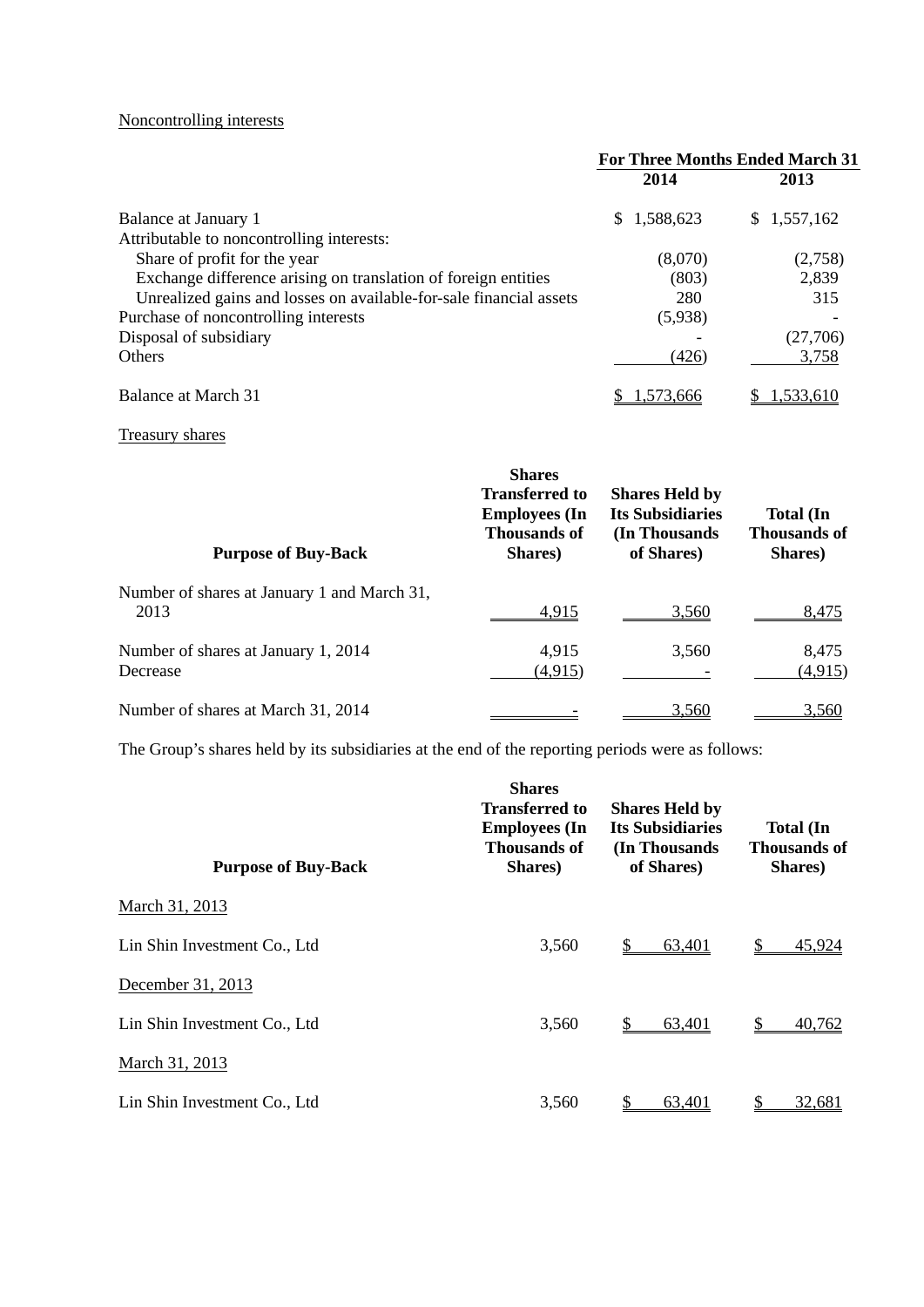Noncontrolling interests

| | For Three Months Ended March 31 | |
|---|---|---|
| | 2014 | 2013 |
| Balance at January 1 | $ 1,588,623 | $ 1,557,162 |
| Attributable to noncontrolling interests: | | |
| Share of profit for the year | (8,070) | (2,758) |
| Exchange difference arising on translation of foreign entities | (803) | 2,839 |
| Unrealized gains and losses on available-for-sale financial assets | 280 | 315 |
| Purchase of noncontrolling interests | (5,938) | - |
| Disposal of subsidiary | - | (27,706) |
| Others | (426) | 3,758 |
| Balance at March 31 | $ 1,573,666 | $ 1,533,610 |

Treasury shares

| Purpose of Buy-Back | Shares Transferred to Employees (In Thousands of Shares) | Shares Held by Its Subsidiaries (In Thousands of Shares) | Total (In Thousands of Shares) |
|---|---|---|---|
| Number of shares at January 1 and March 31, 2013 | 4,915 | 3,560 | 8,475 |
| Number of shares at January 1, 2014 | 4,915 | 3,560 | 8,475 |
| Decrease | (4,915) | - | (4,915) |
| Number of shares at March 31, 2014 | - | 3,560 | 3,560 |

The Group's shares held by its subsidiaries at the end of the reporting periods were as follows:

| Purpose of Buy-Back | Shares Transferred to Employees (In Thousands of Shares) | Shares Held by Its Subsidiaries (In Thousands of Shares) | Total (In Thousands of Shares) |
|---|---|---|---|
| March 31, 2013 | | | |
| Lin Shin Investment Co., Ltd | 3,560 | $ 63,401 | $ 45,924 |
| December 31, 2013 | | | |
| Lin Shin Investment Co., Ltd | 3,560 | $ 63,401 | $ 40,762 |
| March 31, 2013 | | | |
| Lin Shin Investment Co., Ltd | 3,560 | $ 63,401 | $ 32,681 |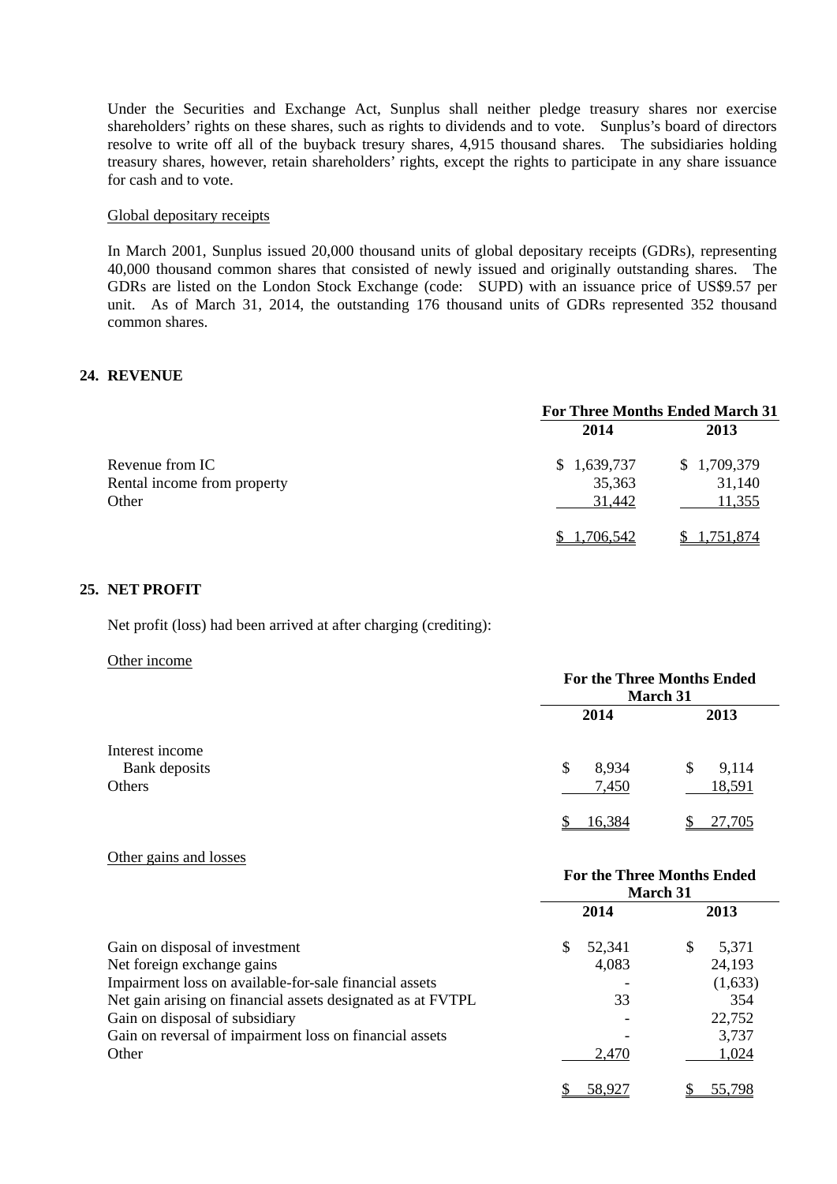Under the Securities and Exchange Act, Sunplus shall neither pledge treasury shares nor exercise shareholders' rights on these shares, such as rights to dividends and to vote. Sunplus's board of directors resolve to write off all of the buyback tresury shares, 4,915 thousand shares. The subsidiaries holding treasury shares, however, retain shareholders' rights, except the rights to participate in any share issuance for cash and to vote.

Global depositary receipts

In March 2001, Sunplus issued 20,000 thousand units of global depositary receipts (GDRs), representing 40,000 thousand common shares that consisted of newly issued and originally outstanding shares. The GDRs are listed on the London Stock Exchange (code: SUPD) with an issuance price of US$9.57 per unit. As of March 31, 2014, the outstanding 176 thousand units of GDRs represented 352 thousand common shares.

## 24. REVENUE

| | For Three Months Ended March 31 | |
|---|---|---|
| | **2014** | **2013** |
| Revenue from IC | $ 1,639,737 | $ 1,709,379 |
| Rental income from property | 35,363 | 31,140 |
| Other | 31,442 | 11,355 |
| | $ 1,706,542 | $ 1,751,874 |

## 25. NET PROFIT

Net profit (loss) had been arrived at after charging (crediting):

Other income

| | For the Three Months Ended March 31 | |
|---|---|---|
| | **2014** | **2013** |
| Interest income | | |
| Bank deposits | $ 8,934 | $ 9,114 |
| Others | 7,450 | 18,591 |
| | $ 16,384 | $ 27,705 |

Other gains and losses

| | For the Three Months Ended March 31 | |
|---|---|---|
| | **2014** | **2013** |
| Gain on disposal of investment | $ 52,341 | $ 5,371 |
| Net foreign exchange gains | 4,083 | 24,193 |
| Impairment loss on available-for-sale financial assets | - | (1,633) |
| Net gain arising on financial assets designated as at FVTPL | 33 | 354 |
| Gain on disposal of subsidiary | - | 22,752 |
| Gain on reversal of impairment loss on financial assets | - | 3,737 |
| Other | 2,470 | 1,024 |
| | $ 58,927 | $ 55,798 |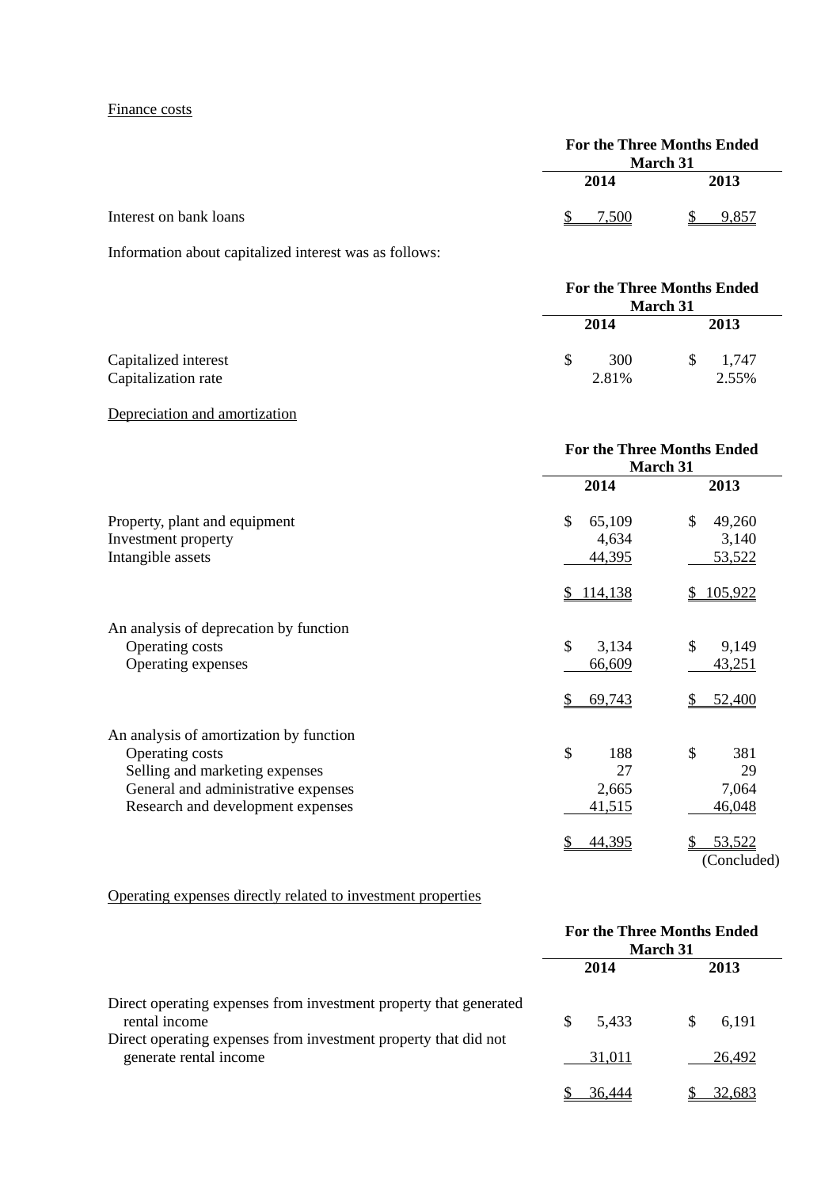Finance costs

| | For the Three Months Ended March 31 | |
|---|---|---|
| | 2014 | 2013 |
| Interest on bank loans | $ 7,500 | $ 9,857 |

Information about capitalized interest was as follows:

| | For the Three Months Ended March 31 | |
|---|---|---|
| | 2014 | 2013 |
| Capitalized interest | $ 300 | $ 1,747 |
| Capitalization rate | 2.81% | 2.55% |

Depreciation and amortization

| | For the Three Months Ended March 31 | |
|---|---|---|
| | 2014 | 2013 |
| Property, plant and equipment | $ 65,109 | $ 49,260 |
| Investment property | 4,634 | 3,140 |
| Intangible assets | 44,395 | 53,522 |
| | $ 114,138 | $ 105,922 |
| An analysis of deprecation by function | | |
| Operating costs | $ 3,134 | $ 9,149 |
| Operating expenses | 66,609 | 43,251 |
| | $ 69,743 | $ 52,400 |
| An analysis of amortization by function | | |
| Operating costs | $ 188 | $ 381 |
| Selling and marketing expenses | 27 | 29 |
| General and administrative expenses | 2,665 | 7,064 |
| Research and development expenses | 41,515 | 46,048 |
| | $ 44,395 | $ 53,522 |

(Concluded)

Operating expenses directly related to investment properties

| | For the Three Months Ended March 31 | |
|---|---|---|
| | 2014 | 2013 |
| Direct operating expenses from investment property that generated rental income | $ 5,433 | $ 6,191 |
| Direct operating expenses from investment property that did not generate rental income | 31,011 | 26,492 |
| | $ 36,444 | $ 32,683 |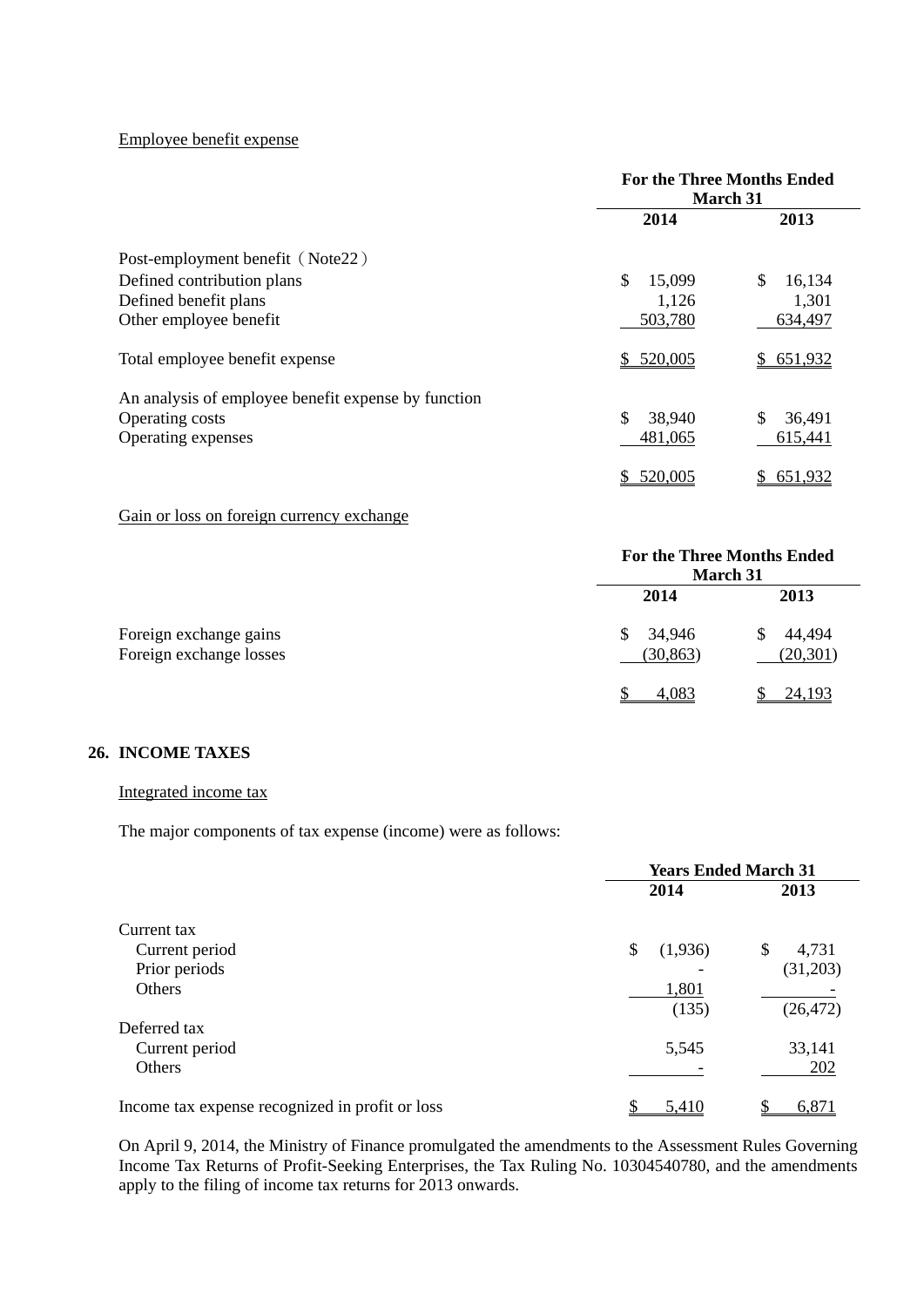Employee benefit expense

| | For the Three Months Ended March 31 | |
|---|---|---|
| | 2014 | 2013 |
| Post-employment benefit（Note22） | | |
| Defined contribution plans | $ 15,099 | $ 16,134 |
| Defined benefit plans | 1,126 | 1,301 |
| Other employee benefit | 503,780 | 634,497 |
| Total employee benefit expense | $ 520,005 | $ 651,932 |
| An analysis of employee benefit expense by function | | |
| Operating costs | $ 38,940 | $ 36,491 |
| Operating expenses | 481,065 | 615,441 |
| | $ 520,005 | $ 651,932 |

Gain or loss on foreign currency exchange

| | For the Three Months Ended March 31 | |
|---|---|---|
| | 2014 | 2013 |
| Foreign exchange gains | $ 34,946 | $ 44,494 |
| Foreign exchange losses | (30,863) | (20,301) |
| | $ 4,083 | $ 24,193 |

## 26. INCOME TAXES

Integrated income tax

The major components of tax expense (income) were as follows:

| | Years Ended March 31 | |
|---|---|---|
| | 2014 | 2013 |
| Current tax | | |
| Current period | $ (1,936) | $ 4,731 |
| Prior periods | - | (31,203) |
| Others | 1,801 | - |
| | (135) | (26,472) |
| Deferred tax | | |
| Current period | 5,545 | 33,141 |
| Others | - | 202 |
| Income tax expense recognized in profit or loss | $ 5,410 | $ 6,871 |

On April 9, 2014, the Ministry of Finance promulgated the amendments to the Assessment Rules Governing Income Tax Returns of Profit-Seeking Enterprises, the Tax Ruling No. 10304540780, and the amendments apply to the filing of income tax returns for 2013 onwards.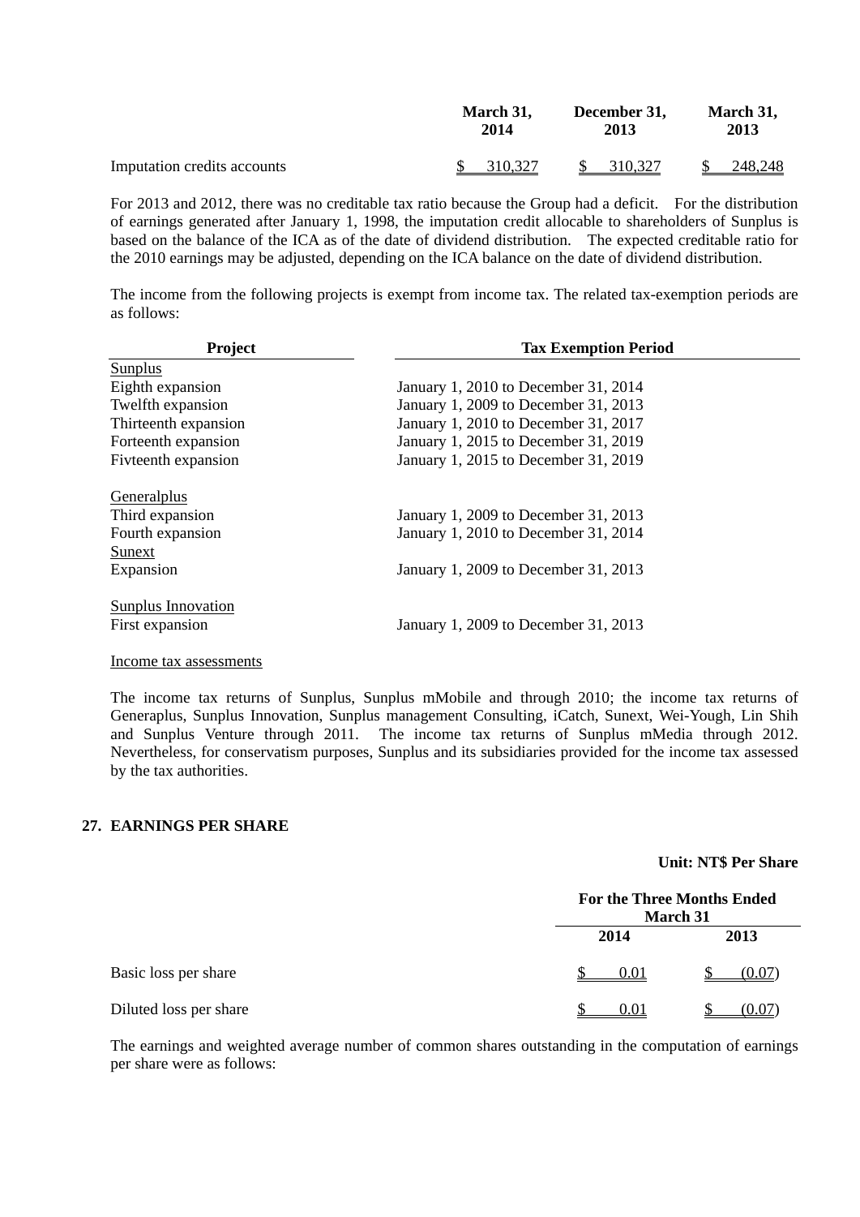| | March 31, 2014 | December 31, 2013 | March 31, 2013 |
|---|---|---|---|
| Imputation credits accounts | $ 310,327 | $ 310,327 | $ 248,248 |

For 2013 and 2012, there was no creditable tax ratio because the Group had a deficit. For the distribution of earnings generated after January 1, 1998, the imputation credit allocable to shareholders of Sunplus is based on the balance of the ICA as of the date of dividend distribution. The expected creditable ratio for the 2010 earnings may be adjusted, depending on the ICA balance on the date of dividend distribution.

The income from the following projects is exempt from income tax. The related tax-exemption periods are as follows:

| Project | Tax Exemption Period |
|---|---|
| Sunplus | |
| Eighth expansion | January 1, 2010 to December 31, 2014 |
| Twelfth expansion | January 1, 2009 to December 31, 2013 |
| Thirteenth expansion | January 1, 2010 to December 31, 2017 |
| Forteenth expansion | January 1, 2015 to December 31, 2019 |
| Fivteenth expansion | January 1, 2015 to December 31, 2019 |
| | |
| Generalplus | |
| Third expansion | January 1, 2009 to December 31, 2013 |
| Fourth expansion | January 1, 2010 to December 31, 2014 |
| Sunext | |
| Expansion | January 1, 2009 to December 31, 2013 |
| | |
| Sunplus Innovation | |
| First expansion | January 1, 2009 to December 31, 2013 |

Income tax assessments

The income tax returns of Sunplus, Sunplus mMobile and through 2010; the income tax returns of Generaplus, Sunplus Innovation, Sunplus management Consulting, iCatch, Sunext, Wei-Yough, Lin Shih and Sunplus Venture through 2011. The income tax returns of Sunplus mMedia through 2012. Nevertheless, for conservatism purposes, Sunplus and its subsidiaries provided for the income tax assessed by the tax authorities.

## 27. EARNINGS PER SHARE

**Unit: NT$ Per Share**

| | For the Three Months Ended March 31 | |
|---|---|---|
| | 2014 | 2013 |
| Basic loss per share | $ 0.01 | $ (0.07) |
| Diluted loss per share | $ 0.01 | $ (0.07) |

The earnings and weighted average number of common shares outstanding in the computation of earnings per share were as follows: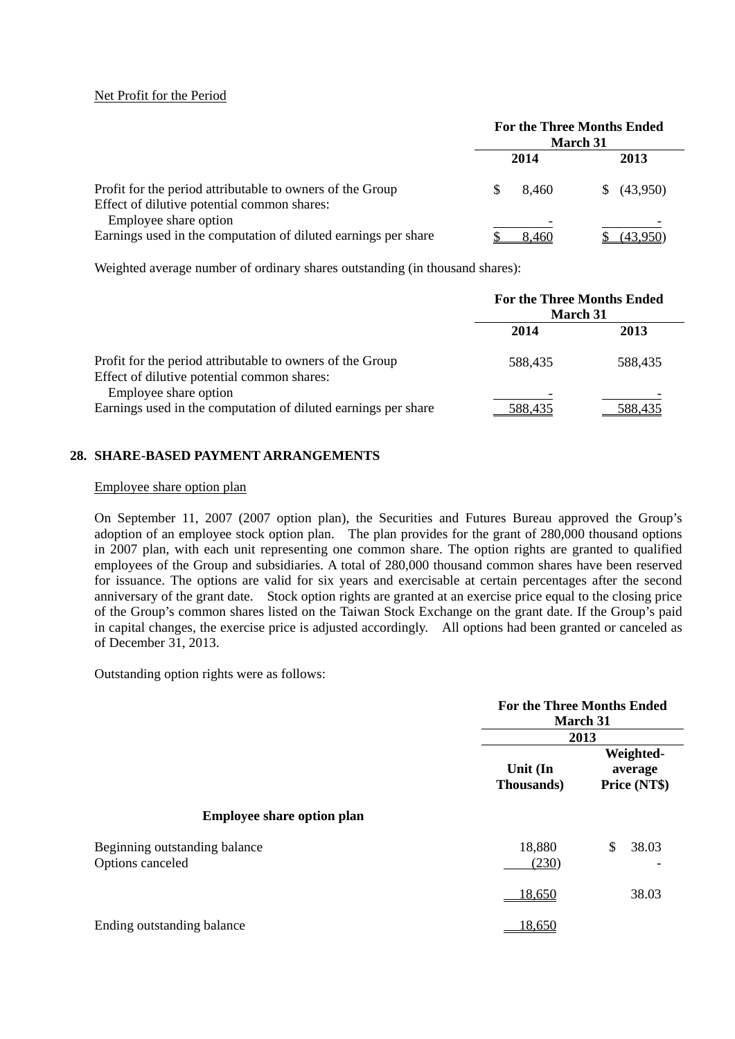Net Profit for the Period

| | For the Three Months Ended March 31 | |
|---|---|---|
| | 2014 | 2013 |
| Profit for the period attributable to owners of the Group | $ 8,460 | $ (43,950) |
| Effect of dilutive potential common shares: | | |
| Employee share option | - | - |
| Earnings used in the computation of diluted earnings per share | $ 8,460 | $ (43,950) |

Weighted average number of ordinary shares outstanding (in thousand shares):

| | For the Three Months Ended March 31 | |
|---|---|---|
| | 2014 | 2013 |
| Profit for the period attributable to owners of the Group | 588,435 | 588,435 |
| Effect of dilutive potential common shares: | | |
| Employee share option | - | - |
| Earnings used in the computation of diluted earnings per share | 588,435 | 588,435 |

## 28. SHARE-BASED PAYMENT ARRANGEMENTS

Employee share option plan

On September 11, 2007 (2007 option plan), the Securities and Futures Bureau approved the Group's adoption of an employee stock option plan. The plan provides for the grant of 280,000 thousand options in 2007 plan, with each unit representing one common share. The option rights are granted to qualified employees of the Group and subsidiaries. A total of 280,000 thousand common shares have been reserved for issuance. The options are valid for six years and exercisable at certain percentages after the second anniversary of the grant date. Stock option rights are granted at an exercise price equal to the closing price of the Group's common shares listed on the Taiwan Stock Exchange on the grant date. If the Group's paid in capital changes, the exercise price is adjusted accordingly. All options had been granted or canceled as of December 31, 2013.

Outstanding option rights were as follows:

| | For the Three Months Ended March 31 | |
|---|---|---|
| | 2013 | |
| | Unit (In Thousands) | Weighted-average Price (NT$) |
| **Employee share option plan** | | |
| Beginning outstanding balance | 18,880 | $ 38.03 |
| Options canceled | (230) | - |
| | 18,650 | 38.03 |
| Ending outstanding balance | 18,650 | |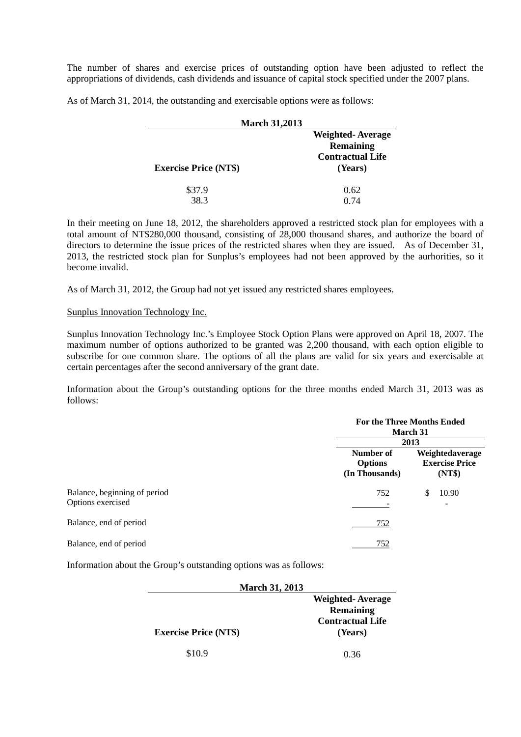The number of shares and exercise prices of outstanding option have been adjusted to reflect the appropriations of dividends, cash dividends and issuance of capital stock specified under the 2007 plans.

As of March 31, 2014, the outstanding and exercisable options were as follows:

| March 31,2013 | |
|---|---|
| **Exercise Price (NT$)** | **Weighted- Average Remaining Contractual Life (Years)** |
| $37.9 | 0.62 |
| 38.3 | 0.74 |

In their meeting on June 18, 2012, the shareholders approved a restricted stock plan for employees with a total amount of NT$280,000 thousand, consisting of 28,000 thousand shares, and authorize the board of directors to determine the issue prices of the restricted shares when they are issued. As of December 31, 2013, the restricted stock plan for Sunplus's employees had not been approved by the aurhorities, so it become invalid.

As of March 31, 2012, the Group had not yet issued any restricted shares employees.

Sunplus Innovation Technology Inc.

Sunplus Innovation Technology Inc.'s Employee Stock Option Plans were approved on April 18, 2007. The maximum number of options authorized to be granted was 2,200 thousand, with each option eligible to subscribe for one common share. The options of all the plans are valid for six years and exercisable at certain percentages after the second anniversary of the grant date.

Information about the Group's outstanding options for the three months ended March 31, 2013 was as follows:

| | For the Three Months Ended March 31 | |
|---|---|---|
| | 2013 | |
| | **Number of Options (In Thousands)** | **Weightedaverage Exercise Price (NT$)** |
| Balance, beginning of period | 752 | $ 10.90 |
| Options exercised | - | - |
| Balance, end of period | 752 | |
| Balance, end of period | 752 | |

Information about the Group's outstanding options was as follows:

| March 31, 2013 | |
|---|---|
| **Exercise Price (NT$)** | **Weighted- Average Remaining Contractual Life (Years)** |
| $10.9 | 0.36 |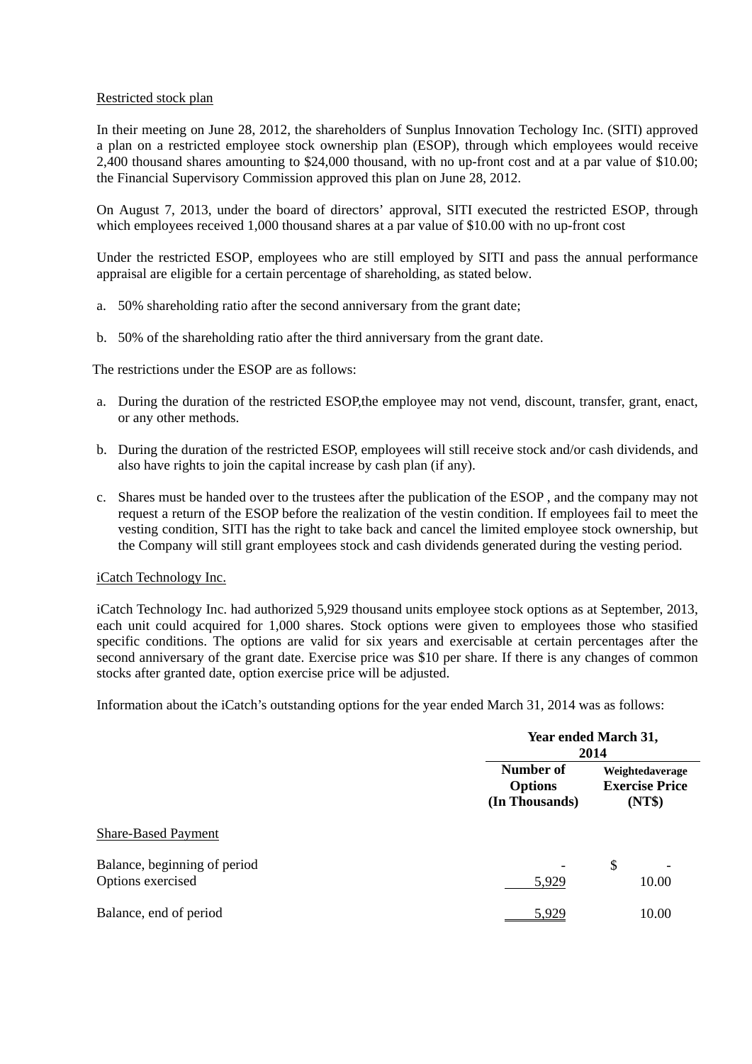Restricted stock plan

In their meeting on June 28, 2012, the shareholders of Sunplus Innovation Techology Inc. (SITI) approved a plan on a restricted employee stock ownership plan (ESOP), through which employees would receive 2,400 thousand shares amounting to $24,000 thousand, with no up-front cost and at a par value of $10.00; the Financial Supervisory Commission approved this plan on June 28, 2012.

On August 7, 2013, under the board of directors' approval, SITI executed the restricted ESOP, through which employees received 1,000 thousand shares at a par value of $10.00 with no up-front cost

Under the restricted ESOP, employees who are still employed by SITI and pass the annual performance appraisal are eligible for a certain percentage of shareholding, as stated below.

a. 50% shareholding ratio after the second anniversary from the grant date;

b. 50% of the shareholding ratio after the third anniversary from the grant date.

The restrictions under the ESOP are as follows:

a. During the duration of the restricted ESOP,the employee may not vend, discount, transfer, grant, enact, or any other methods.

b. During the duration of the restricted ESOP, employees will still receive stock and/or cash dividends, and also have rights to join the capital increase by cash plan (if any).

c. Shares must be handed over to the trustees after the publication of the ESOP , and the company may not request a return of the ESOP before the realization of the vestin condition. If employees fail to meet the vesting condition, SITI has the right to take back and cancel the limited employee stock ownership, but the Company will still grant employees stock and cash dividends generated during the vesting period.

iCatch Technology Inc.

iCatch Technology Inc. had authorized 5,929 thousand units employee stock options as at September, 2013, each unit could acquired for 1,000 shares. Stock options were given to employees those who stasified specific conditions. The options are valid for six years and exercisable at certain percentages after the second anniversary of the grant date. Exercise price was $10 per share. If there is any changes of common stocks after granted date, option exercise price will be adjusted.

Information about the iCatch's outstanding options for the year ended March 31, 2014 was as follows:

| | Year ended March 31, 2014 | |
|---|---|---|
| | **Number of Options (In Thousands)** | **Weightedaverage Exercise Price (NT$)** |
| Share-Based Payment | | |
| Balance, beginning of period | - | $ - |
| Options exercised | 5,929 | 10.00 |
| Balance, end of period | 5,929 | 10.00 |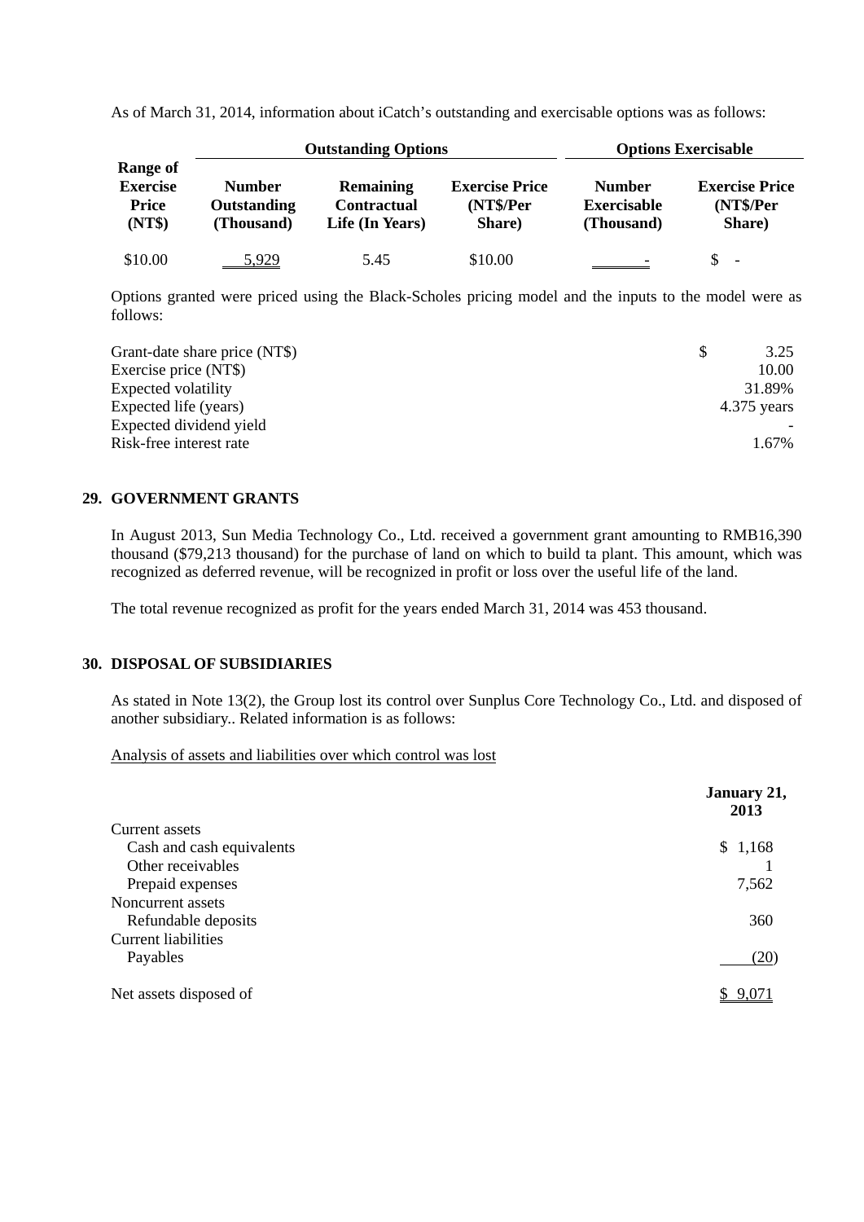As of March 31, 2014, information about iCatch's outstanding and exercisable options was as follows:

| Range of Exercise Price (NT$) | Outstanding Options | | | Options Exercisable | |
|---|---|---|---|---|---|
| | Number Outstanding (Thousand) | Remaining Contractual Life (In Years) | Exercise Price (NT$/Per Share) | Number Exercisable (Thousand) | Exercise Price (NT$/Per Share) |
| $10.00 | 5,929 | 5.45 | $10.00 | - | $ - |

Options granted were priced using the Black-Scholes pricing model and the inputs to the model were as follows:

| | |
|---|---|
| Grant-date share price (NT$) | $ 3.25 |
| Exercise price (NT$) | 10.00 |
| Expected volatility | 31.89% |
| Expected life (years) | 4.375 years |
| Expected dividend yield | - |
| Risk-free interest rate | 1.67% |

## 29. GOVERNMENT GRANTS

In August 2013, Sun Media Technology Co., Ltd. received a government grant amounting to RMB16,390 thousand ($79,213 thousand) for the purchase of land on which to build ta plant. This amount, which was recognized as deferred revenue, will be recognized in profit or loss over the useful life of the land.

The total revenue recognized as profit for the years ended March 31, 2014 was 453 thousand.

## 30. DISPOSAL OF SUBSIDIARIES

As stated in Note 13(2), the Group lost its control over Sunplus Core Technology Co., Ltd. and disposed of another subsidiary.. Related information is as follows:

Analysis of assets and liabilities over which control was lost

| | January 21, 2013 |
|---|---|
| Current assets | |
| Cash and cash equivalents | $ 1,168 |
| Other receivables | 1 |
| Prepaid expenses | 7,562 |
| Noncurrent assets | |
| Refundable deposits | 360 |
| Current liabilities | |
| Payables | (20) |
| Net assets disposed of | $ 9,071 |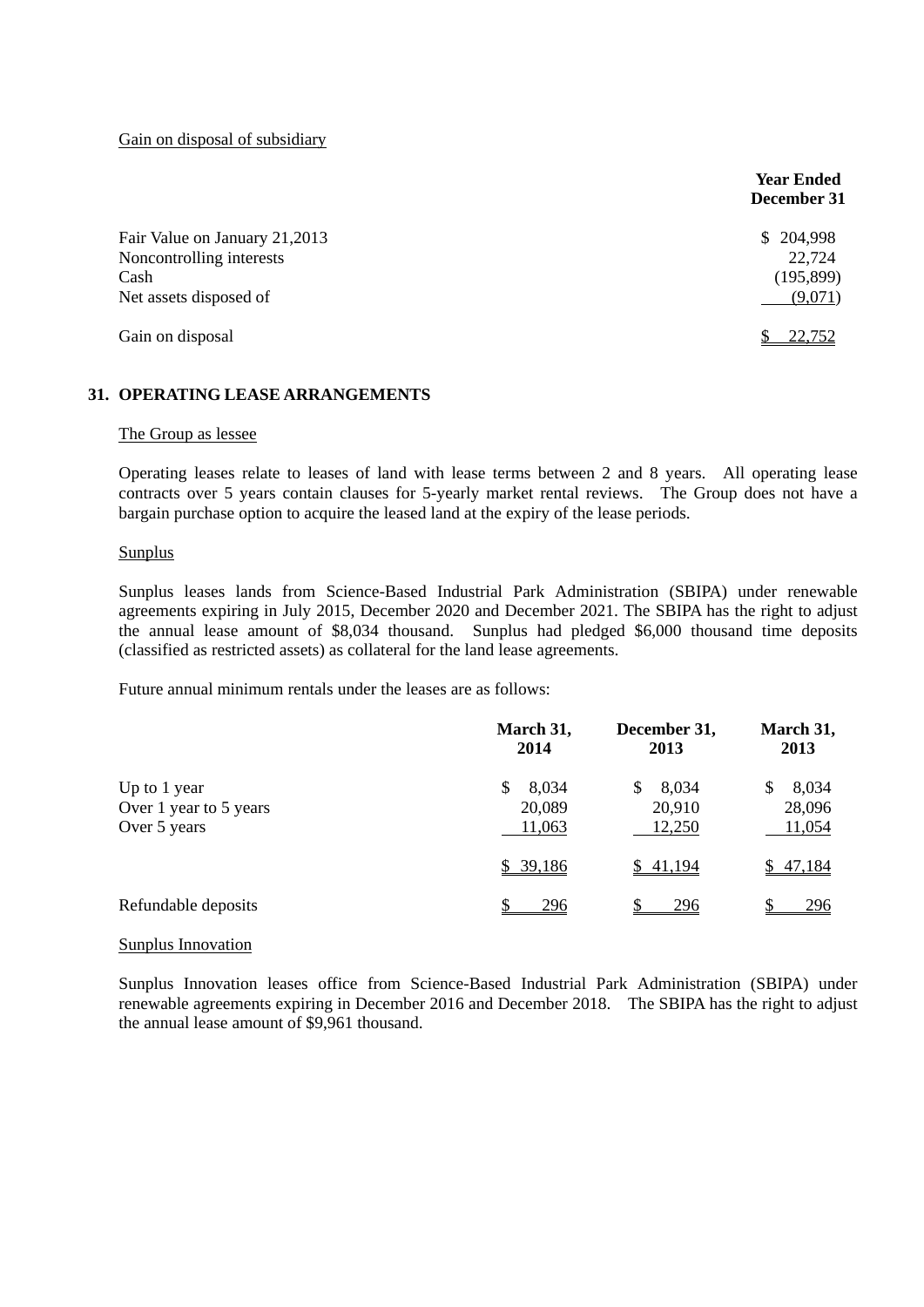Gain on disposal of subsidiary

| | Year Ended December 31 |
|---|---|
| Fair Value on January 21,2013 | $ 204,998 |
| Noncontrolling interests | 22,724 |
| Cash | (195,899) |
| Net assets disposed of | (9,071) |
| Gain on disposal | $ 22,752 |

## 31. OPERATING LEASE ARRANGEMENTS

The Group as lessee

Operating leases relate to leases of land with lease terms between 2 and 8 years. All operating lease contracts over 5 years contain clauses for 5-yearly market rental reviews. The Group does not have a bargain purchase option to acquire the leased land at the expiry of the lease periods.

Sunplus

Sunplus leases lands from Science-Based Industrial Park Administration (SBIPA) under renewable agreements expiring in July 2015, December 2020 and December 2021. The SBIPA has the right to adjust the annual lease amount of $8,034 thousand. Sunplus had pledged $6,000 thousand time deposits (classified as restricted assets) as collateral for the land lease agreements.

Future annual minimum rentals under the leases are as follows:

| | March 31, 2014 | December 31, 2013 | March 31, 2013 |
|---|---|---|---|
| Up to 1 year | $ 8,034 | $ 8,034 | $ 8,034 |
| Over 1 year to 5 years | 20,089 | 20,910 | 28,096 |
| Over 5 years | 11,063 | 12,250 | 11,054 |
| | $ 39,186 | $ 41,194 | $ 47,184 |
| Refundable deposits | $ 296 | $ 296 | $ 296 |

Sunplus Innovation

Sunplus Innovation leases office from Science-Based Industrial Park Administration (SBIPA) under renewable agreements expiring in December 2016 and December 2018. The SBIPA has the right to adjust the annual lease amount of $9,961 thousand.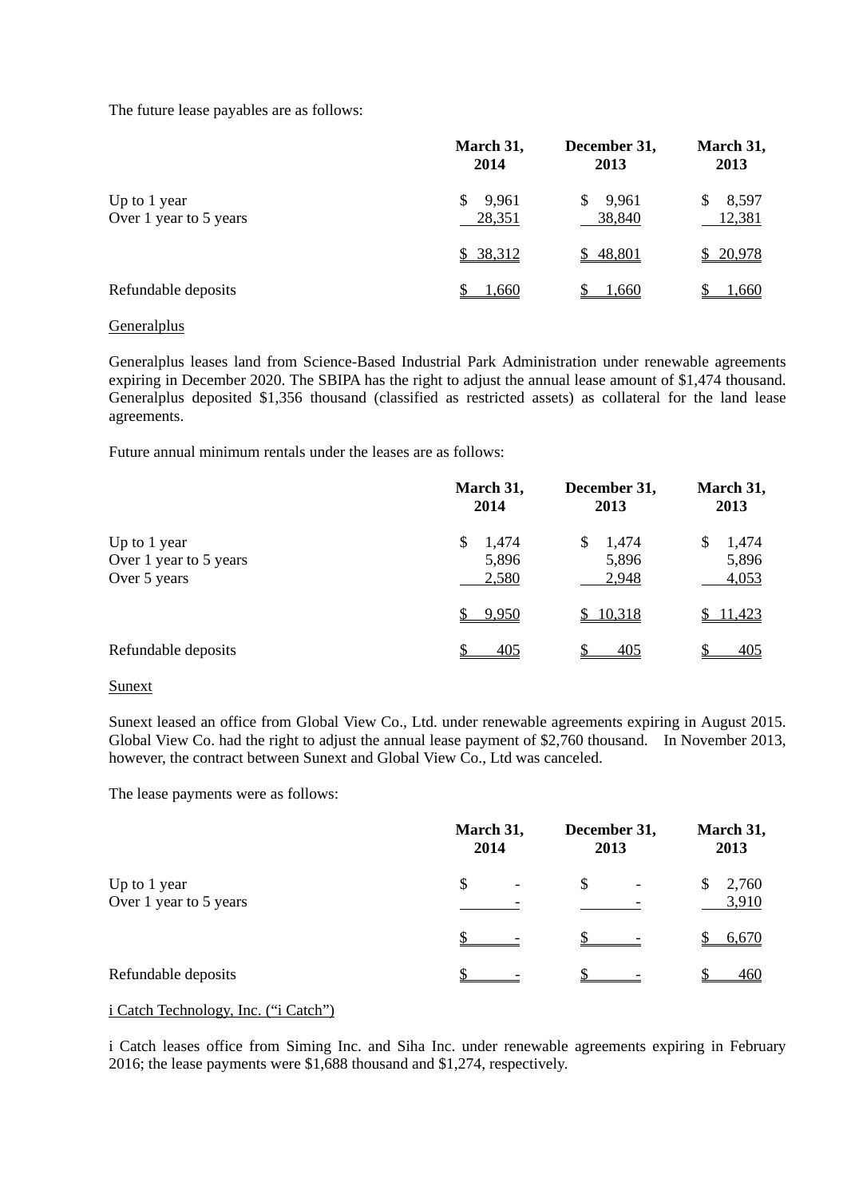The future lease payables are as follows:

| | March 31, 2014 | December 31, 2013 | March 31, 2013 |
|---|---|---|---|
| Up to 1 year | $ 9,961 | $ 9,961 | $ 8,597 |
| Over 1 year to 5 years | 28,351 | 38,840 | 12,381 |
| | $ 38,312 | $ 48,801 | $ 20,978 |
| Refundable deposits | $ 1,660 | $ 1,660 | $ 1,660 |

Generalplus

Generalplus leases land from Science-Based Industrial Park Administration under renewable agreements expiring in December 2020. The SBIPA has the right to adjust the annual lease amount of $1,474 thousand. Generalplus deposited $1,356 thousand (classified as restricted assets) as collateral for the land lease agreements.

Future annual minimum rentals under the leases are as follows:

| | March 31, 2014 | December 31, 2013 | March 31, 2013 |
|---|---|---|---|
| Up to 1 year | $ 1,474 | $ 1,474 | $ 1,474 |
| Over 1 year to 5 years | 5,896 | 5,896 | 5,896 |
| Over 5 years | 2,580 | 2,948 | 4,053 |
| | $ 9,950 | $ 10,318 | $ 11,423 |
| Refundable deposits | $ 405 | $ 405 | $ 405 |

Sunext

Sunext leased an office from Global View Co., Ltd. under renewable agreements expiring in August 2015. Global View Co. had the right to adjust the annual lease payment of $2,760 thousand. In November 2013, however, the contract between Sunext and Global View Co., Ltd was canceled.

The lease payments were as follows:

| | March 31, 2014 | December 31, 2013 | March 31, 2013 |
|---|---|---|---|
| Up to 1 year | $ - | $ - | $ 2,760 |
| Over 1 year to 5 years | - | - | 3,910 |
| | $ - | $ - | $ 6,670 |
| Refundable deposits | $ - | $ - | $ 460 |

i Catch Technology, Inc. ("i Catch")

i Catch leases office from Siming Inc. and Siha Inc. under renewable agreements expiring in February 2016; the lease payments were $1,688 thousand and $1,274, respectively.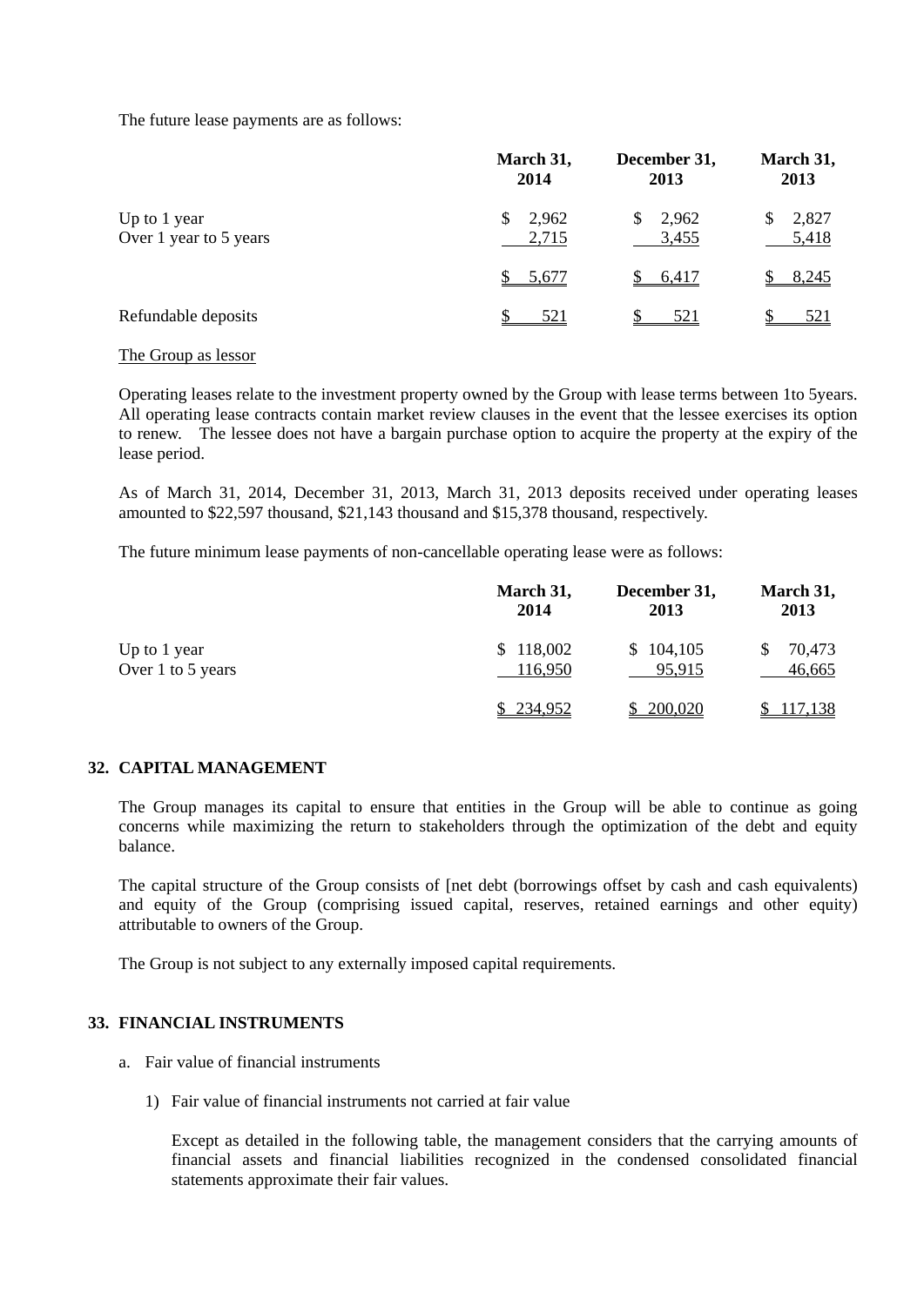The future lease payments are as follows:

| | March 31, 2014 | December 31, 2013 | March 31, 2013 |
|---|---|---|---|
| Up to 1 year | $ 2,962 | $ 2,962 | $ 2,827 |
| Over 1 year to 5 years | 2,715 | 3,455 | 5,418 |
| | $ 5,677 | $ 6,417 | $ 8,245 |
| Refundable deposits | $ 521 | $ 521 | $ 521 |

The Group as lessor

Operating leases relate to the investment property owned by the Group with lease terms between 1to 5years. All operating lease contracts contain market review clauses in the event that the lessee exercises its option to renew. The lessee does not have a bargain purchase option to acquire the property at the expiry of the lease period.

As of March 31, 2014, December 31, 2013, March 31, 2013 deposits received under operating leases amounted to $22,597 thousand, $21,143 thousand and $15,378 thousand, respectively.

The future minimum lease payments of non-cancellable operating lease were as follows:

| | March 31, 2014 | December 31, 2013 | March 31, 2013 |
|---|---|---|---|
| Up to 1 year | $ 118,002 | $ 104,105 | $ 70,473 |
| Over 1 to 5 years | 116,950 | 95,915 | 46,665 |
| | $ 234,952 | $ 200,020 | $ 117,138 |

## 32. CAPITAL MANAGEMENT

The Group manages its capital to ensure that entities in the Group will be able to continue as going concerns while maximizing the return to stakeholders through the optimization of the debt and equity balance.

The capital structure of the Group consists of [net debt (borrowings offset by cash and cash equivalents) and equity of the Group (comprising issued capital, reserves, retained earnings and other equity) attributable to owners of the Group.

The Group is not subject to any externally imposed capital requirements.

## 33. FINANCIAL INSTRUMENTS

a. Fair value of financial instruments

1) Fair value of financial instruments not carried at fair value

Except as detailed in the following table, the management considers that the carrying amounts of financial assets and financial liabilities recognized in the condensed consolidated financial statements approximate their fair values.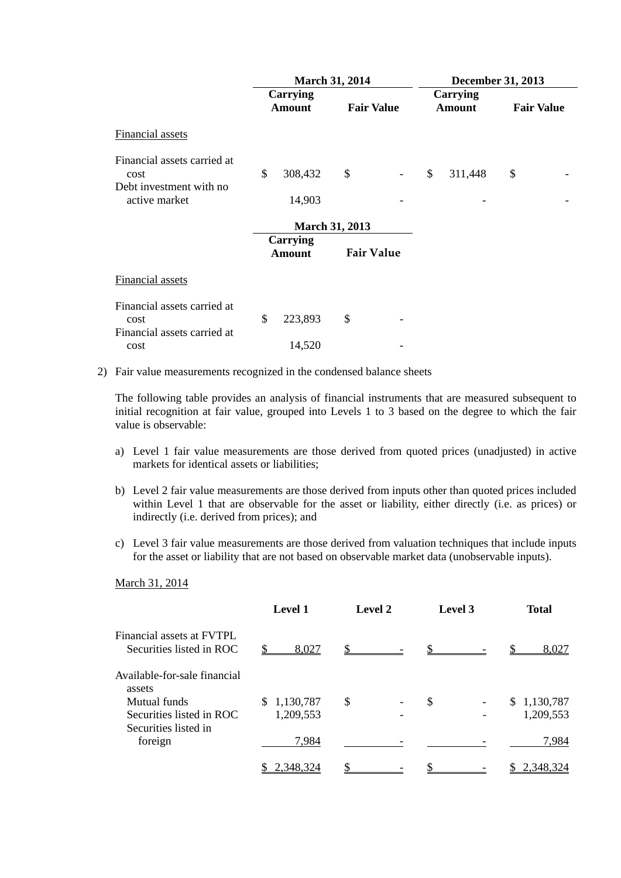| | March 31, 2014 | | December 31, 2013 | |
|---|---|---|---|---|
| | Carrying Amount | Fair Value | Carrying Amount | Fair Value |
| Financial assets | | | | |
| Financial assets carried at cost | $ 308,432 | $ - | $ 311,448 | $ - |
| Debt investment with no active market | 14,903 | - | - | - |

| | March 31, 2013 | |
|---|---|---|
| | Carrying Amount | Fair Value |
| Financial assets | | |
| Financial assets carried at cost | $ 223,893 | $ - |
| Financial assets carried at cost | 14,520 | - |

2) Fair value measurements recognized in the condensed balance sheets

The following table provides an analysis of financial instruments that are measured subsequent to initial recognition at fair value, grouped into Levels 1 to 3 based on the degree to which the fair value is observable:

a) Level 1 fair value measurements are those derived from quoted prices (unadjusted) in active markets for identical assets or liabilities;

b) Level 2 fair value measurements are those derived from inputs other than quoted prices included within Level 1 that are observable for the asset or liability, either directly (i.e. as prices) or indirectly (i.e. derived from prices); and

c) Level 3 fair value measurements are those derived from valuation techniques that include inputs for the asset or liability that are not based on observable market data (unobservable inputs).

March 31, 2014

| | Level 1 | Level 2 | Level 3 | Total |
|---|---|---|---|---|
| Financial assets at FVTPL | | | | |
| Securities listed in ROC | $ 8,027 | $ - | $ - | $ 8,027 |
| Available-for-sale financial assets | | | | |
| Mutual funds | $ 1,130,787 | $ - | $ - | $ 1,130,787 |
| Securities listed in ROC | 1,209,553 | - | - | 1,209,553 |
| Securities listed in foreign | 7,984 | - | - | 7,984 |
| | $ 2,348,324 | $ - | $ - | $ 2,348,324 |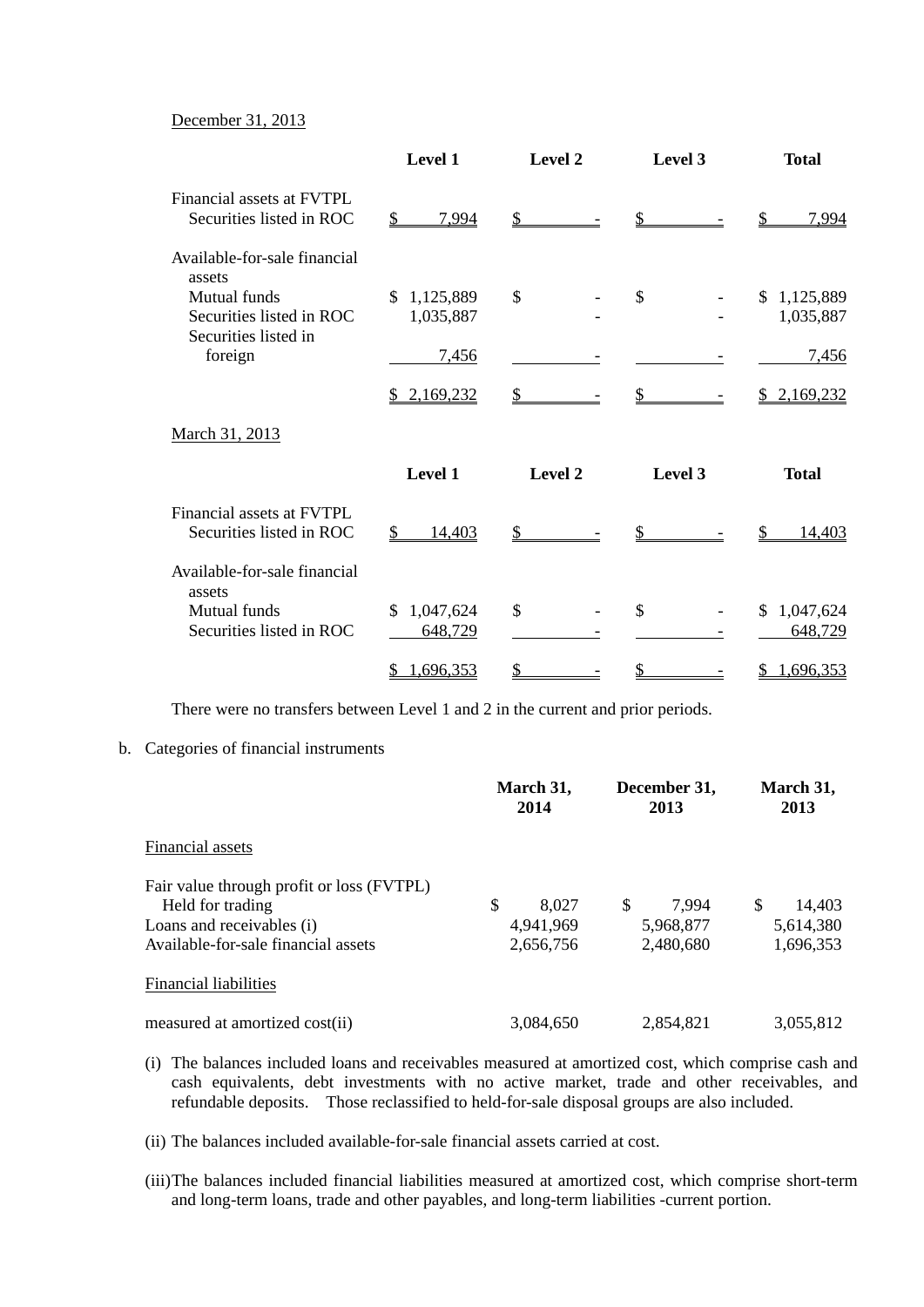December 31, 2013

| | Level 1 | Level 2 | Level 3 | Total |
|---|---|---|---|---|
| Financial assets at FVTPL | | | | |
| Securities listed in ROC | $ 7,994 | $ - | $ - | $ 7,994 |
| Available-for-sale financial assets | | | | |
| Mutual funds | $ 1,125,889 | $ - | $ - | $ 1,125,889 |
| Securities listed in ROC | 1,035,887 | - | - | 1,035,887 |
| Securities listed in foreign | 7,456 | - | - | 7,456 |
| | $ 2,169,232 | $ - | $ - | $ 2,169,232 |

March 31, 2013

| | Level 1 | Level 2 | Level 3 | Total |
|---|---|---|---|---|
| Financial assets at FVTPL | | | | |
| Securities listed in ROC | $ 14,403 | $ - | $ - | $ 14,403 |
| Available-for-sale financial assets | | | | |
| Mutual funds | $ 1,047,624 | $ - | $ - | $ 1,047,624 |
| Securities listed in ROC | 648,729 | - | - | 648,729 |
| | $ 1,696,353 | $ - | $ - | $ 1,696,353 |

There were no transfers between Level 1 and 2 in the current and prior periods.

b. Categories of financial instruments

| | March 31, 2014 | December 31, 2013 | March 31, 2013 |
|---|---|---|---|
| Financial assets | | | |
| Fair value through profit or loss (FVTPL) | | | |
| Held for trading | $ 8,027 | $ 7,994 | $ 14,403 |
| Loans and receivables (i) | 4,941,969 | 5,968,877 | 5,614,380 |
| Available-for-sale financial assets | 2,656,756 | 2,480,680 | 1,696,353 |
| Financial liabilities | | | |
| measured at amortized cost(ii) | 3,084,650 | 2,854,821 | 3,055,812 |

(i) The balances included loans and receivables measured at amortized cost, which comprise cash and cash equivalents, debt investments with no active market, trade and other receivables, and refundable deposits. Those reclassified to held-for-sale disposal groups are also included.

(ii) The balances included available-for-sale financial assets carried at cost.

(iii) The balances included financial liabilities measured at amortized cost, which comprise short-term and long-term loans, trade and other payables, and long-term liabilities -current portion.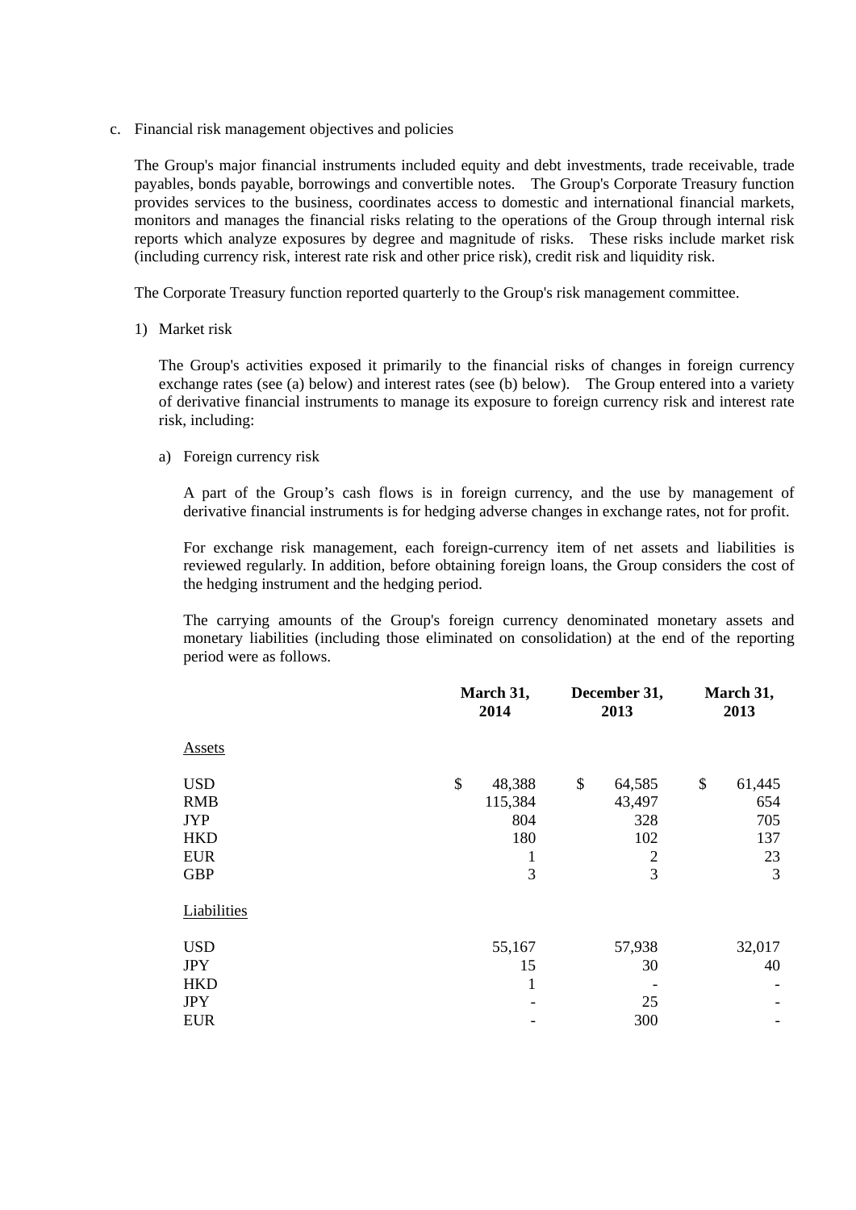c. Financial risk management objectives and policies

The Group's major financial instruments included equity and debt investments, trade receivable, trade payables, bonds payable, borrowings and convertible notes. The Group's Corporate Treasury function provides services to the business, coordinates access to domestic and international financial markets, monitors and manages the financial risks relating to the operations of the Group through internal risk reports which analyze exposures by degree and magnitude of risks. These risks include market risk (including currency risk, interest rate risk and other price risk), credit risk and liquidity risk.

The Corporate Treasury function reported quarterly to the Group's risk management committee.

1) Market risk

The Group's activities exposed it primarily to the financial risks of changes in foreign currency exchange rates (see (a) below) and interest rates (see (b) below). The Group entered into a variety of derivative financial instruments to manage its exposure to foreign currency risk and interest rate risk, including:

a) Foreign currency risk

A part of the Group’s cash flows is in foreign currency, and the use by management of derivative financial instruments is for hedging adverse changes in exchange rates, not for profit.

For exchange risk management, each foreign-currency item of net assets and liabilities is reviewed regularly. In addition, before obtaining foreign loans, the Group considers the cost of the hedging instrument and the hedging period.

The carrying amounts of the Group's foreign currency denominated monetary assets and monetary liabilities (including those eliminated on consolidation) at the end of the reporting period were as follows.

| | March 31, 2014 | December 31, 2013 | March 31, 2013 |
|---|---|---|---|
| Assets | | | |
| USD | $ 48,388 | $ 64,585 | $ 61,445 |
| RMB | 115,384 | 43,497 | 654 |
| JYP | 804 | 328 | 705 |
| HKD | 180 | 102 | 137 |
| EUR | 1 | 2 | 23 |
| GBP | 3 | 3 | 3 |
| Liabilities | | | |
| USD | 55,167 | 57,938 | 32,017 |
| JPY | 15 | 30 | 40 |
| HKD | 1 | - | - |
| JPY | - | 25 | - |
| EUR | - | 300 | - |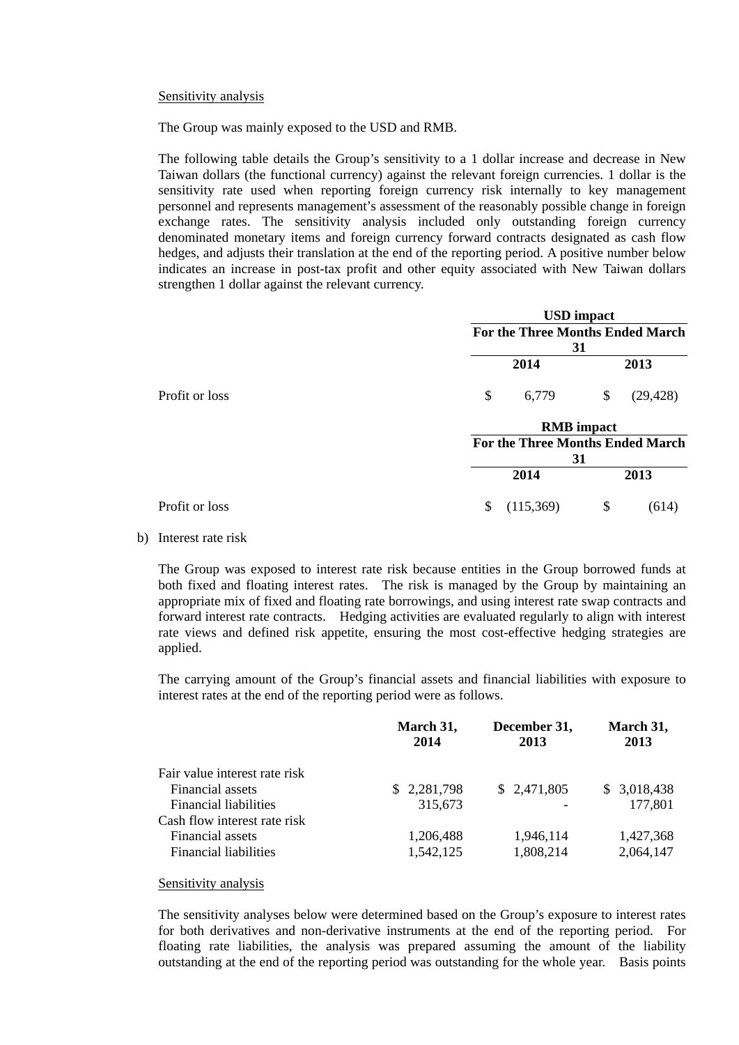Sensitivity analysis

The Group was mainly exposed to the USD and RMB.

The following table details the Group's sensitivity to a 1 dollar increase and decrease in New Taiwan dollars (the functional currency) against the relevant foreign currencies. 1 dollar is the sensitivity rate used when reporting foreign currency risk internally to key management personnel and represents management's assessment of the reasonably possible change in foreign exchange rates. The sensitivity analysis included only outstanding foreign currency denominated monetary items and foreign currency forward contracts designated as cash flow hedges, and adjusts their translation at the end of the reporting period. A positive number below indicates an increase in post-tax profit and other equity associated with New Taiwan dollars strengthen 1 dollar against the relevant currency.

| | **USD impact** | |
|---|---|---|
| | **For the Three Months Ended March 31** | |
| | **2014** | **2013** |
| Profit or loss | $ 6,779 | $ (29,428) |

| | **RMB impact** | |
|---|---|---|
| | **For the Three Months Ended March 31** | |
| | **2014** | **2013** |
| Profit or loss | $ (115,369) | $ (614) |

b) Interest rate risk

The Group was exposed to interest rate risk because entities in the Group borrowed funds at both fixed and floating interest rates. The risk is managed by the Group by maintaining an appropriate mix of fixed and floating rate borrowings, and using interest rate swap contracts and forward interest rate contracts. Hedging activities are evaluated regularly to align with interest rate views and defined risk appetite, ensuring the most cost-effective hedging strategies are applied.

The carrying amount of the Group's financial assets and financial liabilities with exposure to interest rates at the end of the reporting period were as follows.

| | **March 31, 2014** | **December 31, 2013** | **March 31, 2013** |
|---|---|---|---|
| Fair value interest rate risk | | | |
| Financial assets | $ 2,281,798 | $ 2,471,805 | $ 3,018,438 |
| Financial liabilities | 315,673 | - | 177,801 |
| Cash flow interest rate risk | | | |
| Financial assets | 1,206,488 | 1,946,114 | 1,427,368 |
| Financial liabilities | 1,542,125 | 1,808,214 | 2,064,147 |

Sensitivity analysis

The sensitivity analyses below were determined based on the Group's exposure to interest rates for both derivatives and non-derivative instruments at the end of the reporting period. For floating rate liabilities, the analysis was prepared assuming the amount of the liability outstanding at the end of the reporting period was outstanding for the whole year. Basis points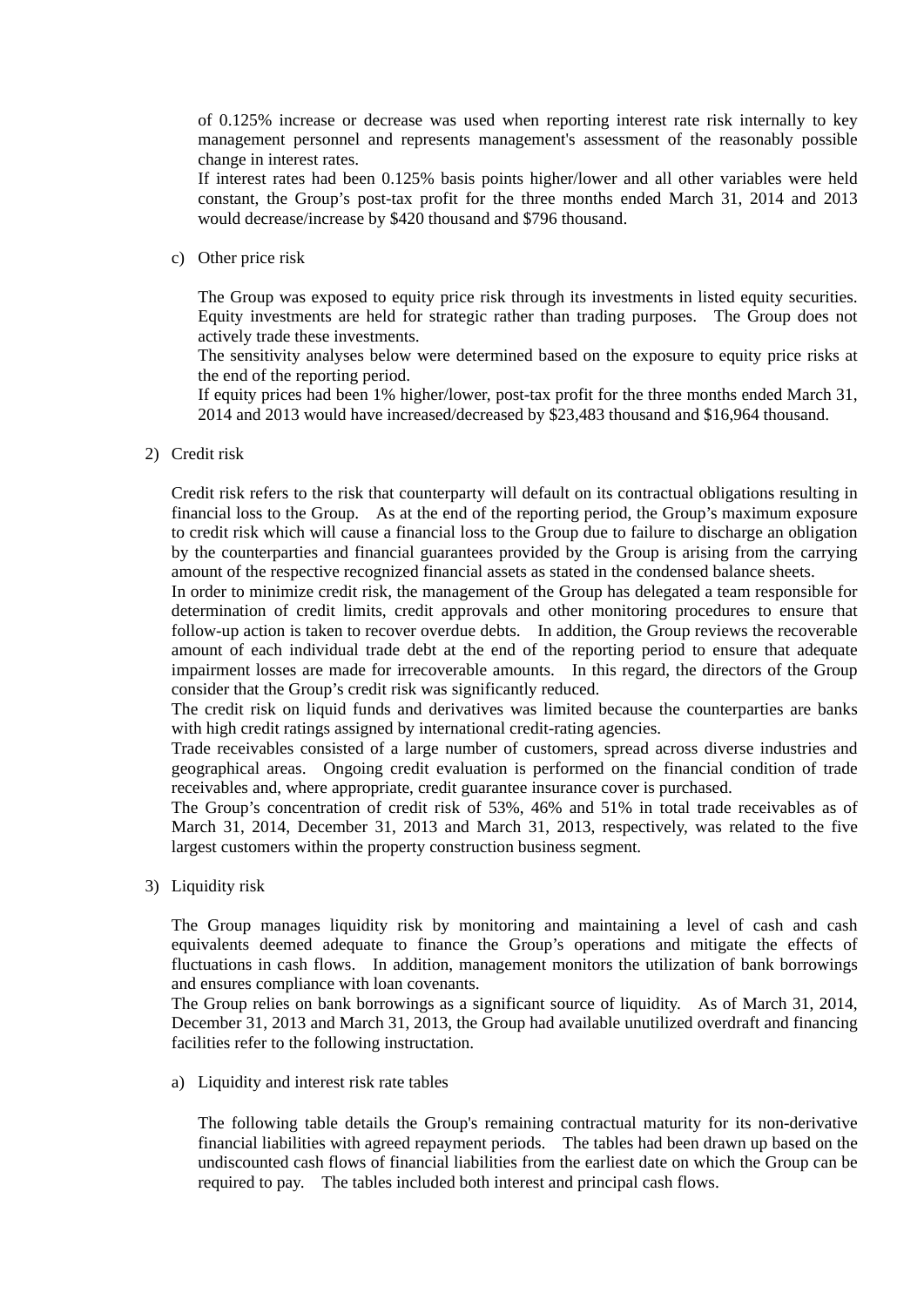of 0.125% increase or decrease was used when reporting interest rate risk internally to key management personnel and represents management's assessment of the reasonably possible change in interest rates.

If interest rates had been 0.125% basis points higher/lower and all other variables were held constant, the Group's post-tax profit for the three months ended March 31, 2014 and 2013 would decrease/increase by $420 thousand and $796 thousand.

c) Other price risk

The Group was exposed to equity price risk through its investments in listed equity securities. Equity investments are held for strategic rather than trading purposes. The Group does not actively trade these investments.

The sensitivity analyses below were determined based on the exposure to equity price risks at the end of the reporting period.

If equity prices had been 1% higher/lower, post-tax profit for the three months ended March 31, 2014 and 2013 would have increased/decreased by $23,483 thousand and $16,964 thousand.

2) Credit risk

Credit risk refers to the risk that counterparty will default on its contractual obligations resulting in financial loss to the Group. As at the end of the reporting period, the Group's maximum exposure to credit risk which will cause a financial loss to the Group due to failure to discharge an obligation by the counterparties and financial guarantees provided by the Group is arising from the carrying amount of the respective recognized financial assets as stated in the condensed balance sheets.

In order to minimize credit risk, the management of the Group has delegated a team responsible for determination of credit limits, credit approvals and other monitoring procedures to ensure that follow-up action is taken to recover overdue debts. In addition, the Group reviews the recoverable amount of each individual trade debt at the end of the reporting period to ensure that adequate impairment losses are made for irrecoverable amounts. In this regard, the directors of the Group consider that the Group's credit risk was significantly reduced.

The credit risk on liquid funds and derivatives was limited because the counterparties are banks with high credit ratings assigned by international credit-rating agencies.

Trade receivables consisted of a large number of customers, spread across diverse industries and geographical areas. Ongoing credit evaluation is performed on the financial condition of trade receivables and, where appropriate, credit guarantee insurance cover is purchased.

The Group's concentration of credit risk of 53%, 46% and 51% in total trade receivables as of March 31, 2014, December 31, 2013 and March 31, 2013, respectively, was related to the five largest customers within the property construction business segment.

3) Liquidity risk

The Group manages liquidity risk by monitoring and maintaining a level of cash and cash equivalents deemed adequate to finance the Group's operations and mitigate the effects of fluctuations in cash flows. In addition, management monitors the utilization of bank borrowings and ensures compliance with loan covenants.

The Group relies on bank borrowings as a significant source of liquidity. As of March 31, 2014, December 31, 2013 and March 31, 2013, the Group had available unutilized overdraft and financing facilities refer to the following instructation.

a) Liquidity and interest risk rate tables

The following table details the Group's remaining contractual maturity for its non-derivative financial liabilities with agreed repayment periods. The tables had been drawn up based on the undiscounted cash flows of financial liabilities from the earliest date on which the Group can be required to pay. The tables included both interest and principal cash flows.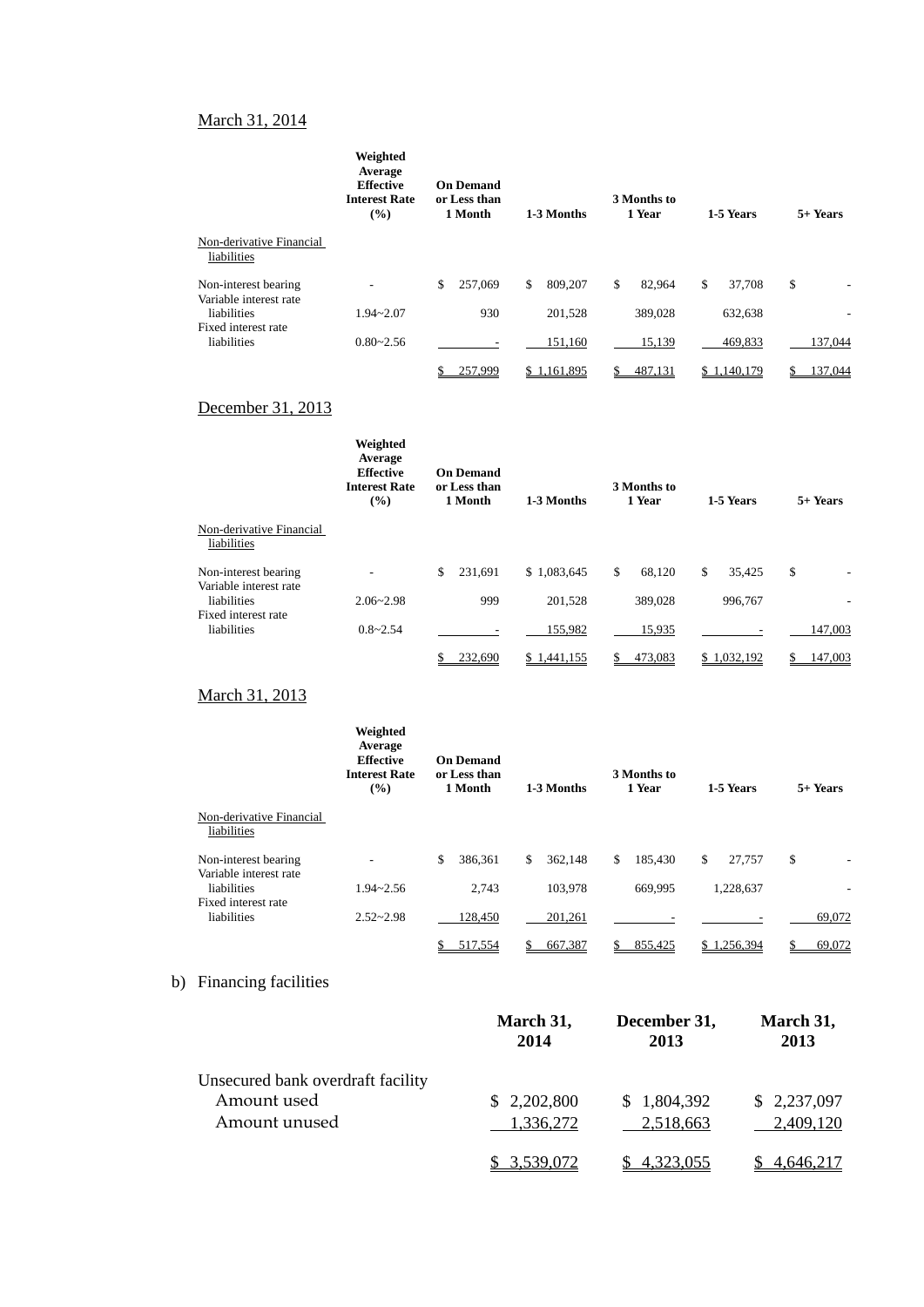March 31, 2014

| | Weighted Average Effective Interest Rate (%) | On Demand or Less than 1 Month | 1-3 Months | 3 Months to 1 Year | 1-5 Years | 5+ Years |
|---|---|---|---|---|---|---|
| Non-derivative Financial liabilities | | | | | | |
| Non-interest bearing | - | $ 257,069 | $ 809,207 | $ 82,964 | $ 37,708 | $ - |
| Variable interest rate liabilities | 1.94~2.07 | 930 | 201,528 | 389,028 | 632,638 | - |
| Fixed interest rate liabilities | 0.80~2.56 | - | 151,160 | 15,139 | 469,833 | 137,044 |
| | | $ 257,999 | $ 1,161,895 | $ 487,131 | $ 1,140,179 | $ 137,044 |

December 31, 2013

| | Weighted Average Effective Interest Rate (%) | On Demand or Less than 1 Month | 1-3 Months | 3 Months to 1 Year | 1-5 Years | 5+ Years |
|---|---|---|---|---|---|---|
| Non-derivative Financial liabilities | | | | | | |
| Non-interest bearing | - | $ 231,691 | $ 1,083,645 | $ 68,120 | $ 35,425 | $ - |
| Variable interest rate liabilities | 2.06~2.98 | 999 | 201,528 | 389,028 | 996,767 | - |
| Fixed interest rate liabilities | 0.8~2.54 | - | 155,982 | 15,935 | - | 147,003 |
| | | $ 232,690 | $ 1,441,155 | $ 473,083 | $ 1,032,192 | $ 147,003 |

March 31, 2013

| | Weighted Average Effective Interest Rate (%) | On Demand or Less than 1 Month | 1-3 Months | 3 Months to 1 Year | 1-5 Years | 5+ Years |
|---|---|---|---|---|---|---|
| Non-derivative Financial liabilities | | | | | | |
| Non-interest bearing | - | $ 386,361 | $ 362,148 | $ 185,430 | $ 27,757 | $ - |
| Variable interest rate liabilities | 1.94~2.56 | 2,743 | 103,978 | 669,995 | 1,228,637 | - |
| Fixed interest rate liabilities | 2.52~2.98 | 128,450 | 201,261 | - | - | 69,072 |
| | | $ 517,554 | $ 667,387 | $ 855,425 | $ 1,256,394 | $ 69,072 |

b) Financing facilities

| | March 31, 2014 | December 31, 2013 | March 31, 2013 |
|---|---|---|---|
| Unsecured bank overdraft facility | | | |
| Amount used | $ 2,202,800 | $ 1,804,392 | $ 2,237,097 |
| Amount unused | 1,336,272 | 2,518,663 | 2,409,120 |
| | $ 3,539,072 | $ 4,323,055 | $ 4,646,217 |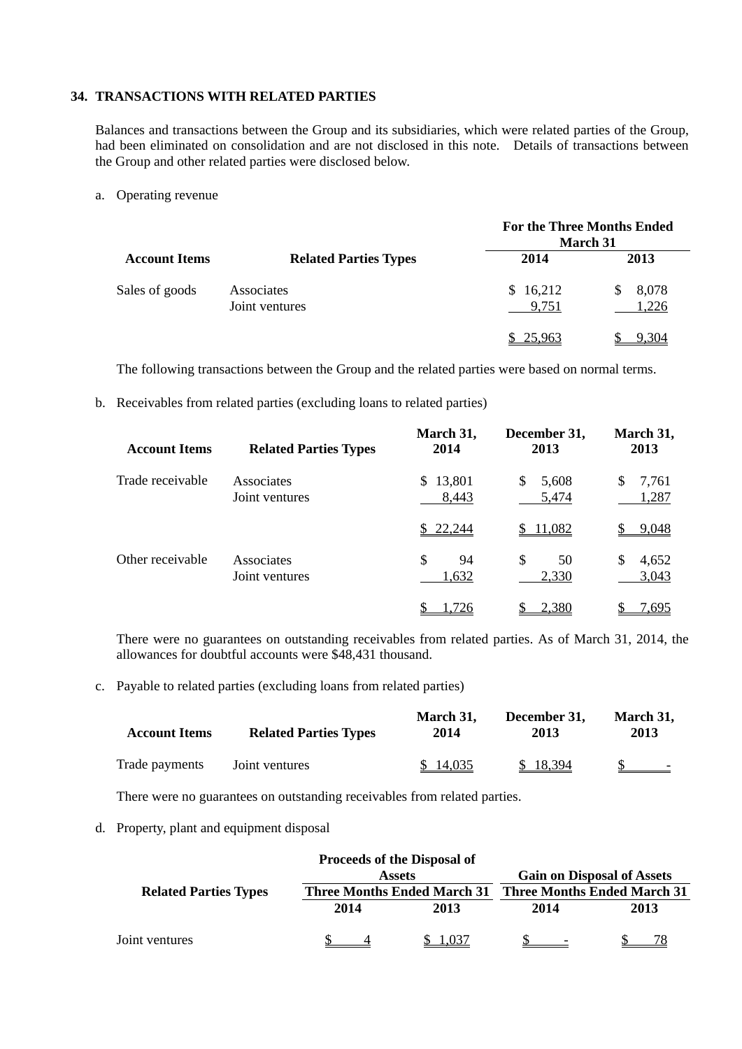## 34. TRANSACTIONS WITH RELATED PARTIES

Balances and transactions between the Group and its subsidiaries, which were related parties of the Group, had been eliminated on consolidation and are not disclosed in this note. Details of transactions between the Group and other related parties were disclosed below.

a. Operating revenue

| Account Items | Related Parties Types | For the Three Months Ended March 31 2014 | 2013 |
|---|---|---|---|
| Sales of goods | Associates | $ 16,212 | $ 8,078 |
| | Joint ventures | 9,751 | 1,226 |
| | | $ 25,963 | $ 9,304 |

The following transactions between the Group and the related parties were based on normal terms.

b. Receivables from related parties (excluding loans to related parties)

| Account Items | Related Parties Types | March 31, 2014 | December 31, 2013 | March 31, 2013 |
|---|---|---|---|---|
| Trade receivable | Associates | $ 13,801 | $ 5,608 | $ 7,761 |
| | Joint ventures | 8,443 | 5,474 | 1,287 |
| | | $ 22,244 | $ 11,082 | $ 9,048 |
| Other receivable | Associates | $ 94 | $ 50 | $ 4,652 |
| | Joint ventures | 1,632 | 2,330 | 3,043 |
| | | $ 1,726 | $ 2,380 | $ 7,695 |

There were no guarantees on outstanding receivables from related parties. As of March 31, 2014, the allowances for doubtful accounts were $48,431 thousand.

c. Payable to related parties (excluding loans from related parties)

| Account Items | Related Parties Types | March 31, 2014 | December 31, 2013 | March 31, 2013 |
|---|---|---|---|---|
| Trade payments | Joint ventures | $ 14,035 | $ 18,394 | $ - |

There were no guarantees on outstanding receivables from related parties.

d. Property, plant and equipment disposal

| Related Parties Types | Proceeds of the Disposal of Assets Three Months Ended March 31 | | Gain on Disposal of Assets Three Months Ended March 31 | |
|---|---|---|---|---|
| | 2014 | 2013 | 2014 | 2013 |
| Joint ventures | $ 4 | $ 1,037 | $ - | $ 78 |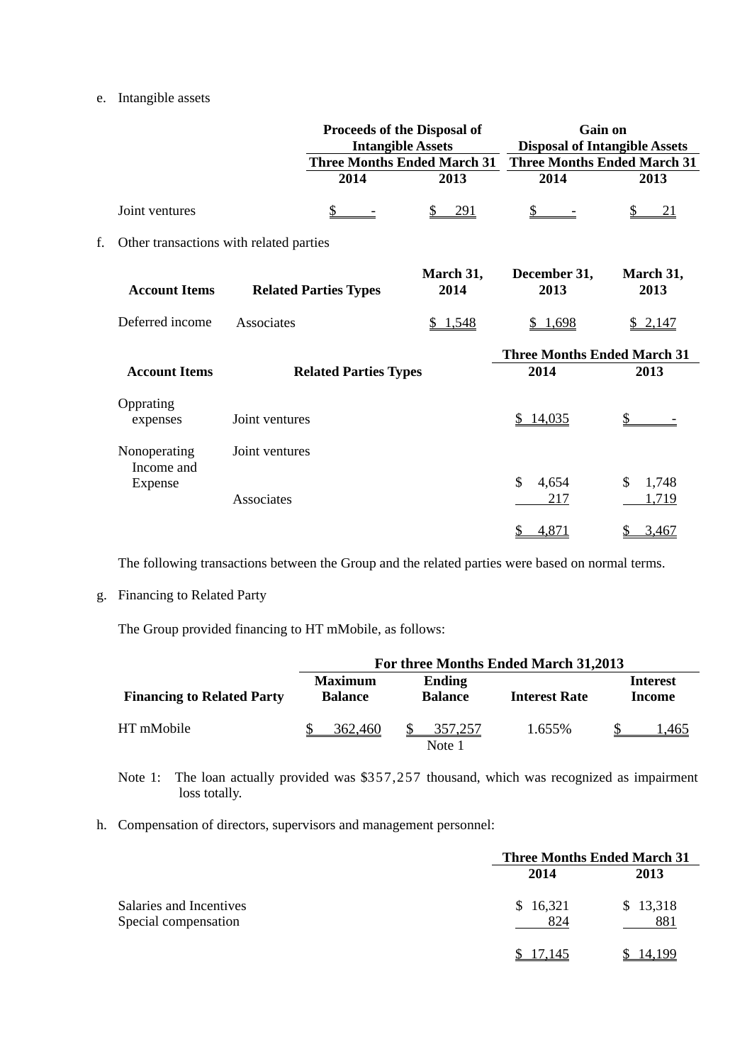e. Intangible assets

| | Proceeds of the Disposal of Intangible Assets | | Gain on Disposal of Intangible Assets | |
|---|---|---|---|---|
| | Three Months Ended March 31 | | Three Months Ended March 31 | |
| | 2014 | 2013 | 2014 | 2013 |
| Joint ventures | $ - | $ 291 | $ - | $ 21 |

f. Other transactions with related parties

| Account Items | Related Parties Types | March 31, 2014 | December 31, 2013 | March 31, 2013 |
|---|---|---|---|---|
| Deferred income | Associates | $ 1,548 | $ 1,698 | $ 2,147 |

| Account Items | Related Parties Types | Three Months Ended March 31 | |
|---|---|---|---|
| | | 2014 | 2013 |
| Oppráting expenses | Joint ventures | $ 14,035 | $ - |
| Nonoperating Income and Expense | Joint ventures | $ 4,654 | $ 1,748 |
| | Associates | 217 | 1,719 |
| | | $ 4,871 | $ 3,467 |

The following transactions between the Group and the related parties were based on normal terms.

g. Financing to Related Party

The Group provided financing to HT mMobile, as follows:

| Financing to Related Party | For three Months Ended March 31,2013 | | | |
|---|---|---|---|---|
| | Maximum Balance | Ending Balance | Interest Rate | Interest Income |
| HT mMobile | $ 362,460 | $ 357,257 Note 1 | 1.655% | $ 1,465 |

Note 1: The loan actually provided was $357,257 thousand, which was recognized as impairment loss totally.

h. Compensation of directors, supervisors and management personnel:

| | Three Months Ended March 31 | |
|---|---|---|
| | 2014 | 2013 |
| Salaries and Incentives | $ 16,321 | $ 13,318 |
| Special compensation | 824 | 881 |
| | $ 17,145 | $ 14,199 |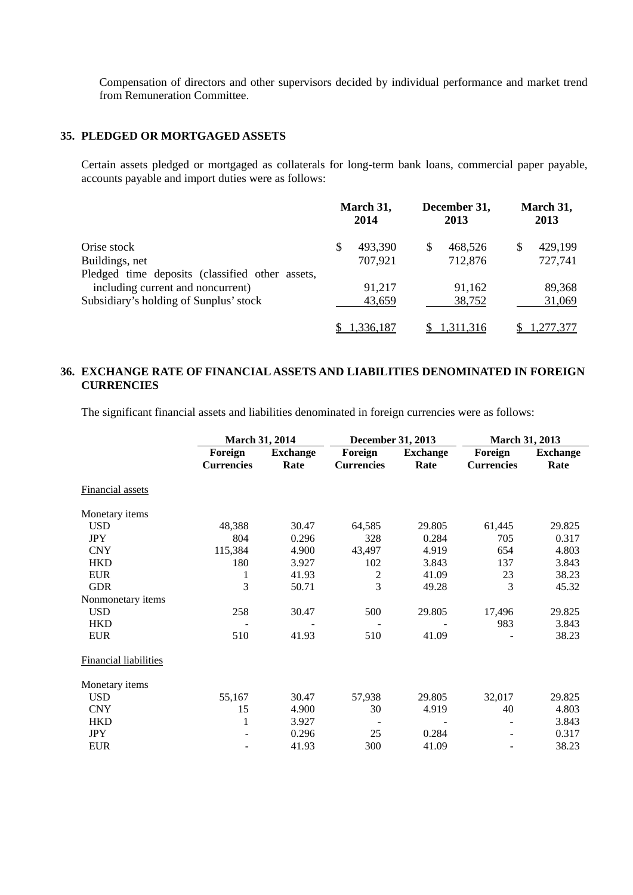Compensation of directors and other supervisors decided by individual performance and market trend from Remuneration Committee.

## 35. PLEDGED OR MORTGAGED ASSETS

Certain assets pledged or mortgaged as collaterals for long-term bank loans, commercial paper payable, accounts payable and import duties were as follows:

| | March 31, 2014 | December 31, 2013 | March 31, 2013 |
|---|---|---|---|
| Orise stock | $ 493,390 | $ 468,526 | $ 429,199 |
| Buildings, net | 707,921 | 712,876 | 727,741 |
| Pledged time deposits (classified other assets, including current and noncurrent) | 91,217 | 91,162 | 89,368 |
| Subsidiary's holding of Sunplus' stock | 43,659 | 38,752 | 31,069 |
| | $ 1,336,187 | $ 1,311,316 | $ 1,277,377 |

## 36. EXCHANGE RATE OF FINANCIAL ASSETS AND LIABILITIES DENOMINATED IN FOREIGN CURRENCIES

The significant financial assets and liabilities denominated in foreign currencies were as follows:

| | March 31, 2014 | | December 31, 2013 | | March 31, 2013 | |
|---|---|---|---|---|---|---|
| | Foreign Currencies | Exchange Rate | Foreign Currencies | Exchange Rate | Foreign Currencies | Exchange Rate |
| Financial assets | | | | | | |
| Monetary items | | | | | | |
| USD | 48,388 | 30.47 | 64,585 | 29.805 | 61,445 | 29.825 |
| JPY | 804 | 0.296 | 328 | 0.284 | 705 | 0.317 |
| CNY | 115,384 | 4.900 | 43,497 | 4.919 | 654 | 4.803 |
| HKD | 180 | 3.927 | 102 | 3.843 | 137 | 3.843 |
| EUR | 1 | 41.93 | 2 | 41.09 | 23 | 38.23 |
| GDR | 3 | 50.71 | 3 | 49.28 | 3 | 45.32 |
| Nonmonetary items | | | | | | |
| USD | 258 | 30.47 | 500 | 29.805 | 17,496 | 29.825 |
| HKD | - | - | - | - | 983 | 3.843 |
| EUR | 510 | 41.93 | 510 | 41.09 | - | 38.23 |
| Financial liabilities | | | | | | |
| Monetary items | | | | | | |
| USD | 55,167 | 30.47 | 57,938 | 29.805 | 32,017 | 29.825 |
| CNY | 15 | 4.900 | 30 | 4.919 | 40 | 4.803 |
| HKD | 1 | 3.927 | - | - | - | 3.843 |
| JPY | - | 0.296 | 25 | 0.284 | - | 0.317 |
| EUR | - | 41.93 | 300 | 41.09 | - | 38.23 |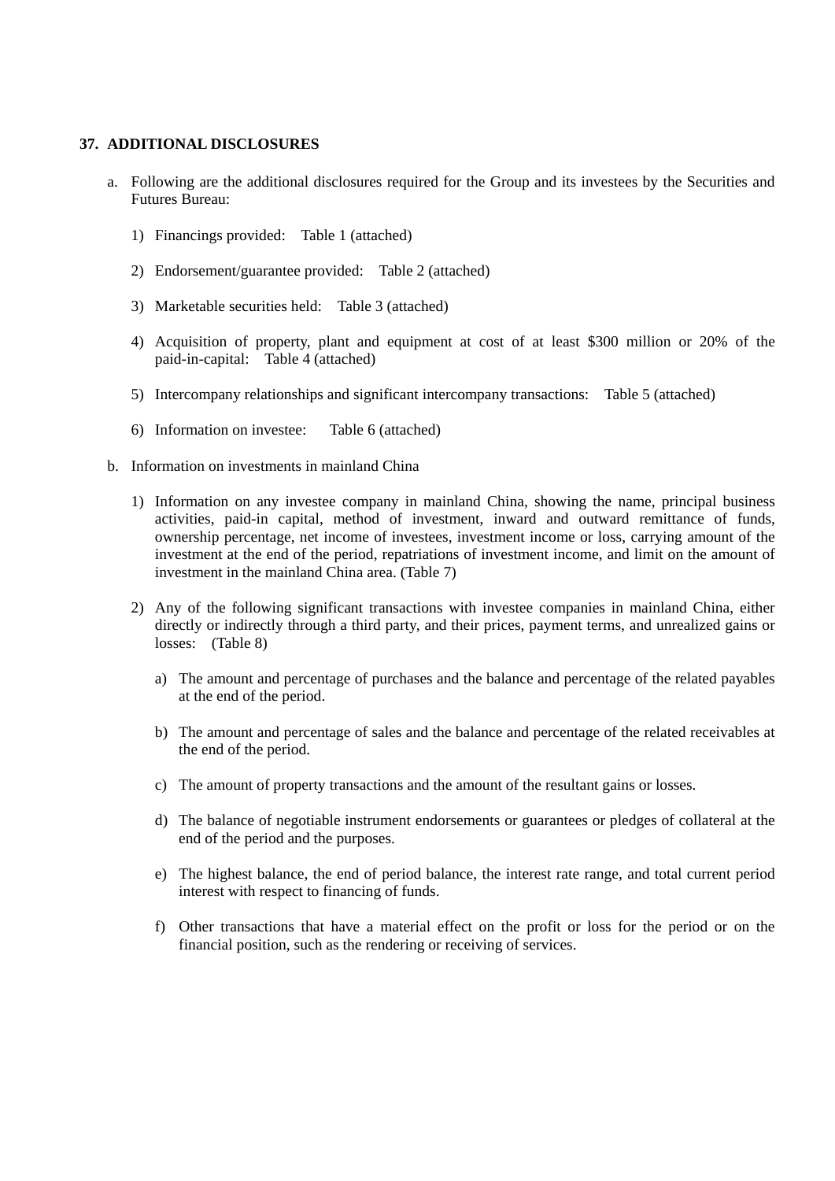## 37. ADDITIONAL DISCLOSURES

a. Following are the additional disclosures required for the Group and its investees by the Securities and Futures Bureau:

   1) Financings provided: Table 1 (attached)

   2) Endorsement/guarantee provided: Table 2 (attached)

   3) Marketable securities held: Table 3 (attached)

   4) Acquisition of property, plant and equipment at cost of at least $300 million or 20% of the paid-in-capital: Table 4 (attached)

   5) Intercompany relationships and significant intercompany transactions: Table 5 (attached)

   6) Information on investee: Table 6 (attached)

b. Information on investments in mainland China

   1) Information on any investee company in mainland China, showing the name, principal business activities, paid-in capital, method of investment, inward and outward remittance of funds, ownership percentage, net income of investees, investment income or loss, carrying amount of the investment at the end of the period, repatriations of investment income, and limit on the amount of investment in the mainland China area. (Table 7)

   2) Any of the following significant transactions with investee companies in mainland China, either directly or indirectly through a third party, and their prices, payment terms, and unrealized gains or losses: (Table 8)

      a) The amount and percentage of purchases and the balance and percentage of the related payables at the end of the period.

      b) The amount and percentage of sales and the balance and percentage of the related receivables at the end of the period.

      c) The amount of property transactions and the amount of the resultant gains or losses.

      d) The balance of negotiable instrument endorsements or guarantees or pledges of collateral at the end of the period and the purposes.

      e) The highest balance, the end of period balance, the interest rate range, and total current period interest with respect to financing of funds.

      f) Other transactions that have a material effect on the profit or loss for the period or on the financial position, such as the rendering or receiving of services.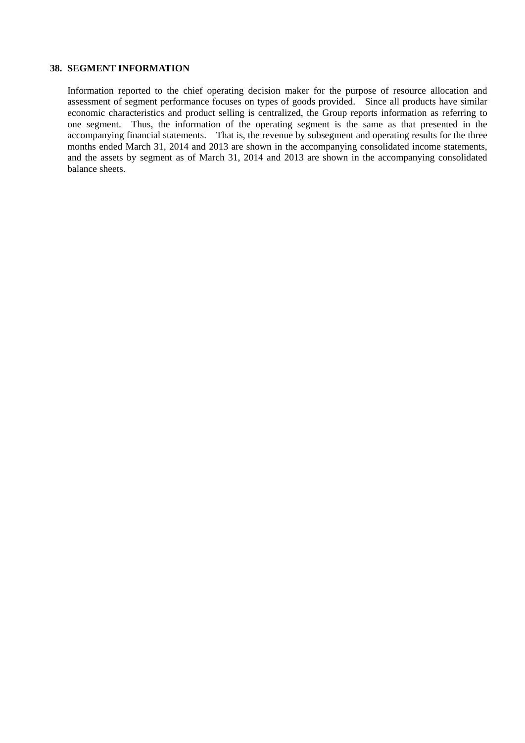## 38. SEGMENT INFORMATION

Information reported to the chief operating decision maker for the purpose of resource allocation and assessment of segment performance focuses on types of goods provided. Since all products have similar economic characteristics and product selling is centralized, the Group reports information as referring to one segment. Thus, the information of the operating segment is the same as that presented in the accompanying financial statements. That is, the revenue by subsegment and operating results for the three months ended March 31, 2014 and 2013 are shown in the accompanying consolidated income statements, and the assets by segment as of March 31, 2014 and 2013 are shown in the accompanying consolidated balance sheets.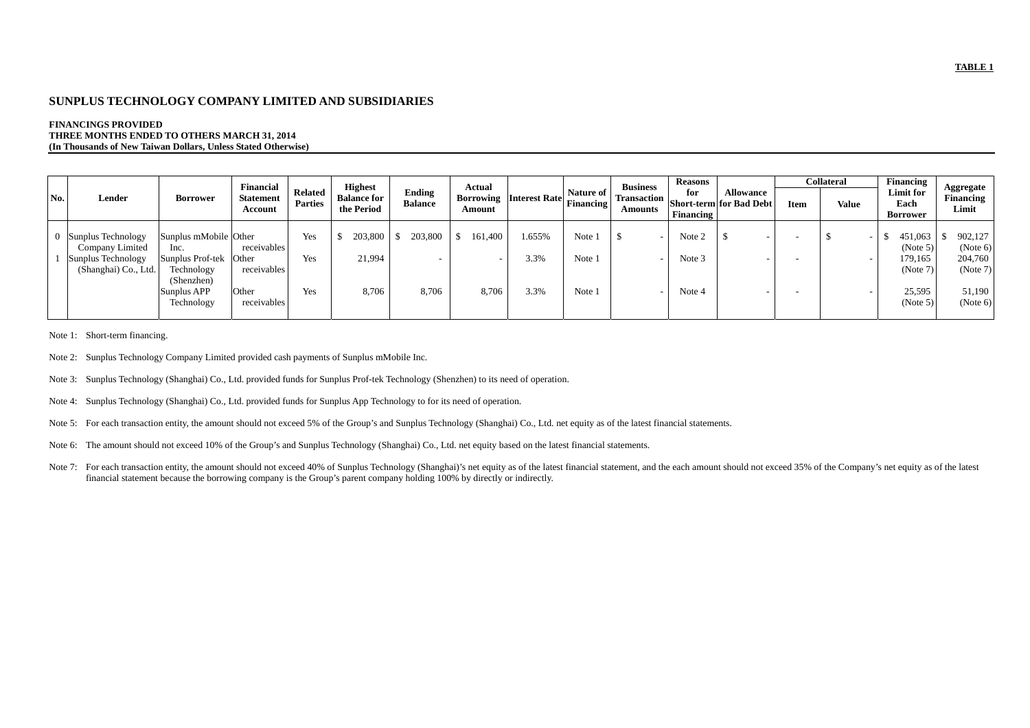**TABLE 1**

## SUNPLUS TECHNOLOGY COMPANY LIMITED AND SUBSIDIARIES

**FINANCINGS PROVIDED**
**THREE MONTHS ENDED TO OTHERS MARCH 31, 2014**
**(In Thousands of New Taiwan Dollars, Unless Stated Otherwise)**

| No. | Lender | Borrower | Financial Statement Account | Related Parties | Highest Balance for the Period | Ending Balance | Actual Borrowing Amount | Interest Rate | Nature of Financing | Business Transaction Amounts | Reasons for Short-term Financing | Allowance for Bad Debt | Collateral | | Financing Limit for Each Borrower | Aggregate Financing Limit |
|---|---|---|---|---|---|---|---|---|---|---|---|---|---|---|---|---|
| | | | | | | | | | | | | | Item | Value | | |
| 0 | Sunplus Technology Company Limited | Sunplus mMobile Inc. | Other receivables | Yes | $ 203,800 | $ 203,800 | $ 161,400 | 1.655% | Note 1 | $ - | Note 2 | $ - | - | $ - | $ 451,063 (Note 5) | $ 902,127 (Note 6) |
| 1 | Sunplus Technology (Shanghai) Co., Ltd. | Sunplus Prof-tek Technology (Shenzhen) | Other receivables | Yes | 21,994 | - | - | 3.3% | Note 1 | - | Note 3 | - | - | - | 179,165 (Note 7) | 204,760 (Note 7) |
| | | Sunplus APP Technology | Other receivables | Yes | 8,706 | 8,706 | 8,706 | 3.3% | Note 1 | - | Note 4 | - | - | - | 25,595 (Note 5) | 51,190 (Note 6) |

Note 1: Short-term financing.

Note 2: Sunplus Technology Company Limited provided cash payments of Sunplus mMobile Inc.

Note 3: Sunplus Technology (Shanghai) Co., Ltd. provided funds for Sunplus Prof-tek Technology (Shenzhen) to its need of operation.

Note 4: Sunplus Technology (Shanghai) Co., Ltd. provided funds for Sunplus App Technology to for its need of operation.

Note 5: For each transaction entity, the amount should not exceed 5% of the Group's and Sunplus Technology (Shanghai) Co., Ltd. net equity as of the latest financial statements.

Note 6: The amount should not exceed 10% of the Group's and Sunplus Technology (Shanghai) Co., Ltd. net equity based on the latest financial statements.

Note 7: For each transaction entity, the amount should not exceed 40% of Sunplus Technology (Shanghai)'s net equity as of the latest financial statement, and the each amount should not exceed 35% of the Company's net equity as of the latest financial statement because the borrowing company is the Group's parent company holding 100% by directly or indirectly.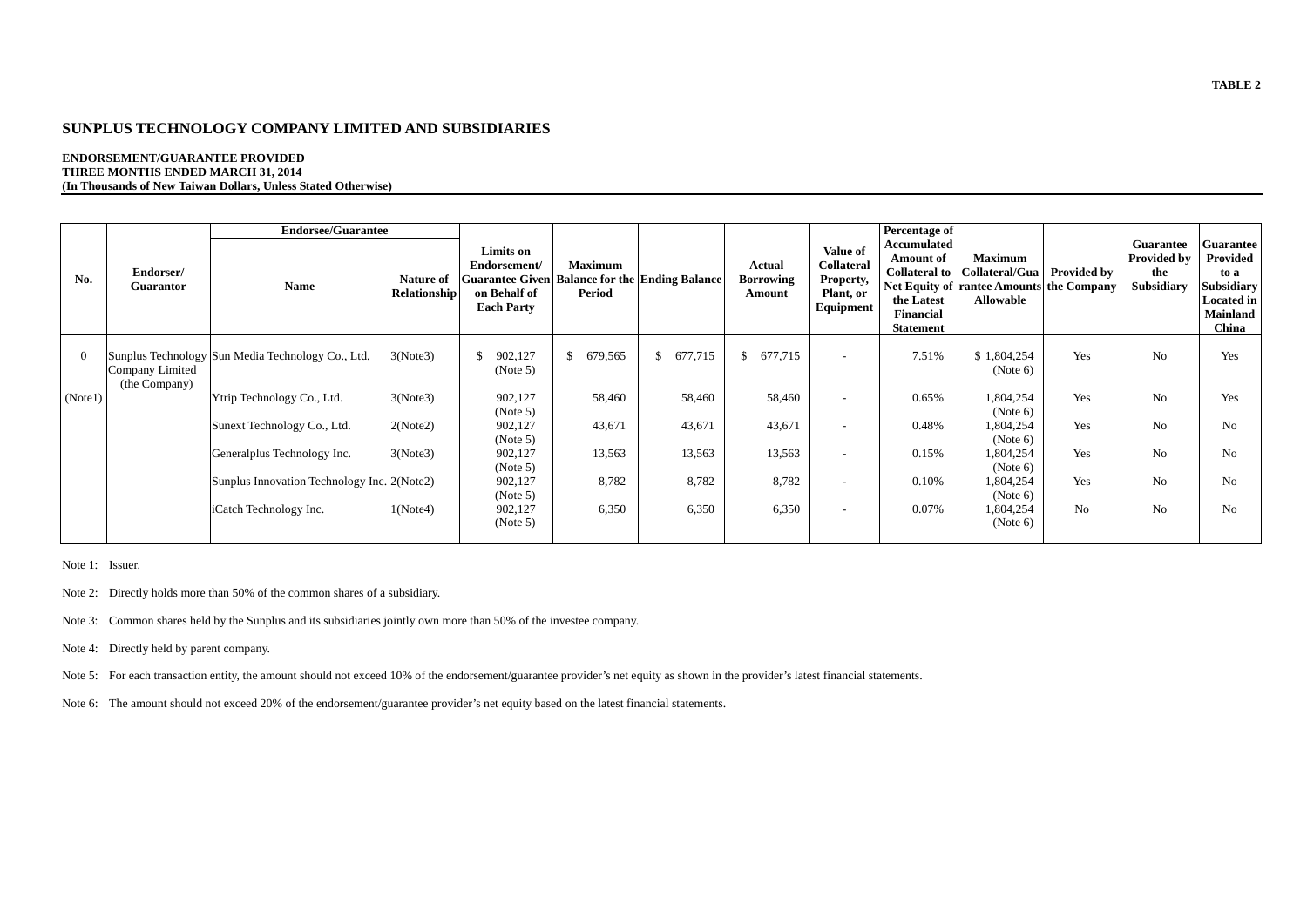**TABLE 2**

# SUNPLUS TECHNOLOGY COMPANY LIMITED AND SUBSIDIARIES

**ENDORSEMENT/GUARANTEE PROVIDED**
**THREE MONTHS ENDED MARCH 31, 2014**
**(In Thousands of New Taiwan Dollars, Unless Stated Otherwise)**

| No. | Endorser/ Guarantor | Endorsee/Guarantee | | Limits on Endorsement/ Guarantee Given on Behalf of Each Party | Maximum Balance for the Period | Ending Balance | Actual Borrowing Amount | Value of Collateral Property, Plant, or Equipment | Percentage of Accumulated Amount of Collateral to Net Equity of the Latest Financial Statement | Maximum Collateral/Guarantee Amounts Allowable | Provided by the Company | Guarantee Provided by the Subsidiary | Guarantee Provided to a Subsidiary Located in Mainland China |
|---|---|---|---|---|---|---|---|---|---|---|---|---|---|
| | | Name | Nature of Relationship | | | | | | | | | | |
| 0 (Note1) | Sunplus Technology Company Limited (the Company) | Sun Media Technology Co., Ltd. | 3(Note3) | $ 902,127 (Note 5) | $ 679,565 | $ 677,715 | $ 677,715 | - | 7.51% | $ 1,804,254 (Note 6) | Yes | No | Yes |
| | | Ytrip Technology Co., Ltd. | 3(Note3) | 902,127 (Note 5) | 58,460 | 58,460 | 58,460 | - | 0.65% | 1,804,254 (Note 6) | Yes | No | Yes |
| | | Sunext Technology Co., Ltd. | 2(Note2) | 902,127 (Note 5) | 43,671 | 43,671 | 43,671 | - | 0.48% | 1,804,254 (Note 6) | Yes | No | No |
| | | Generalplus Technology Inc. | 3(Note3) | 902,127 (Note 5) | 13,563 | 13,563 | 13,563 | - | 0.15% | 1,804,254 (Note 6) | Yes | No | No |
| | | Sunplus Innovation Technology Inc. | 2(Note2) | 902,127 (Note 5) | 8,782 | 8,782 | 8,782 | - | 0.10% | 1,804,254 (Note 6) | Yes | No | No |
| | | iCatch Technology Inc. | 1(Note4) | 902,127 (Note 5) | 6,350 | 6,350 | 6,350 | - | 0.07% | 1,804,254 (Note 6) | No | No | No |

Note 1: Issuer.

Note 2: Directly holds more than 50% of the common shares of a subsidiary.

Note 3: Common shares held by the Sunplus and its subsidiaries jointly own more than 50% of the investee company.

Note 4: Directly held by parent company.

Note 5: For each transaction entity, the amount should not exceed 10% of the endorsement/guarantee provider's net equity as shown in the provider's latest financial statements.

Note 6: The amount should not exceed 20% of the endorsement/guarantee provider's net equity based on the latest financial statements.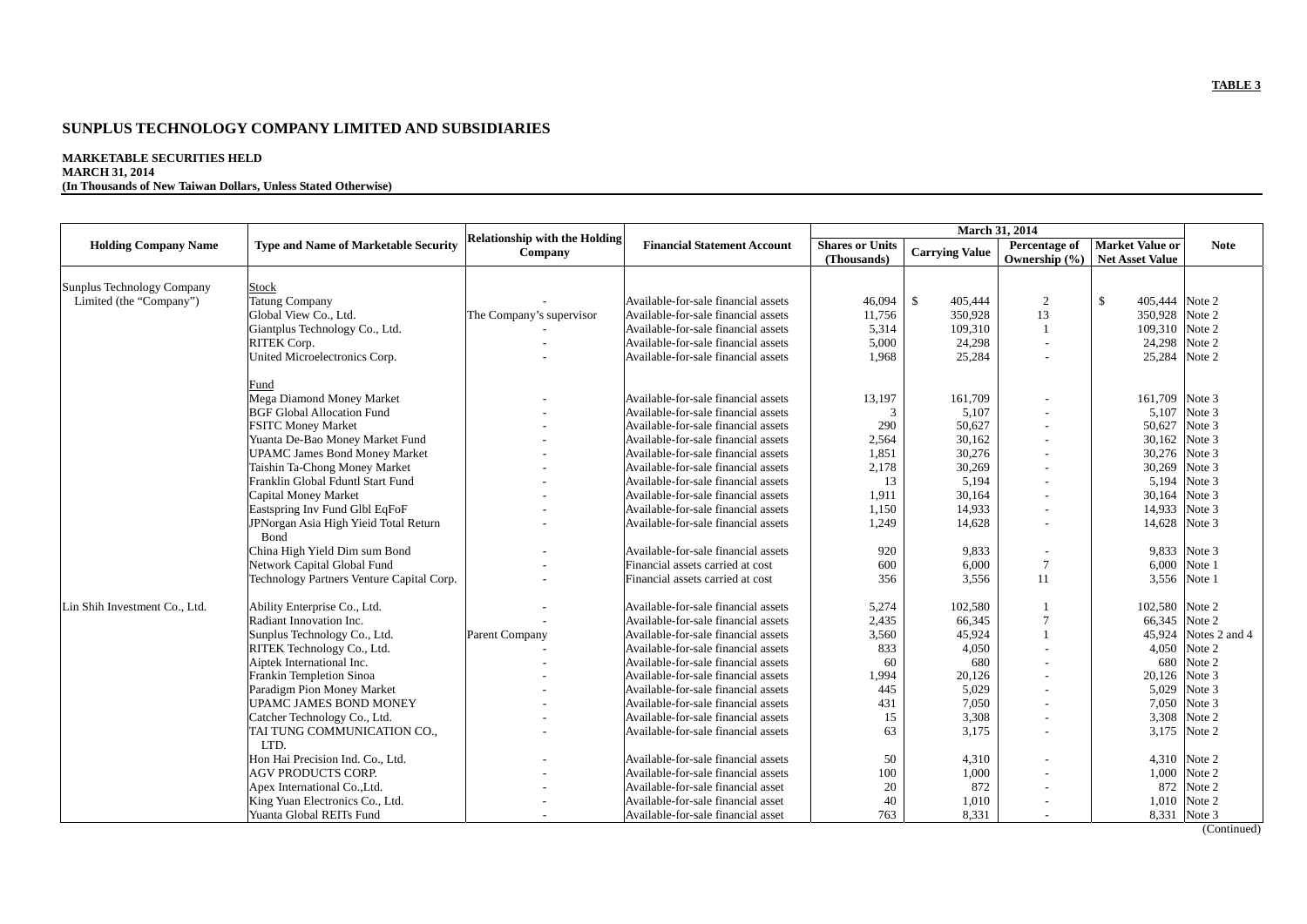**TABLE 3**

# SUNPLUS TECHNOLOGY COMPANY LIMITED AND SUBSIDIARIES

**MARKETABLE SECURITIES HELD**
**MARCH 31, 2014**
**(In Thousands of New Taiwan Dollars, Unless Stated Otherwise)**

| Holding Company Name | Type and Name of Marketable Security | Relationship with the Holding Company | Financial Statement Account | March 31, 2014 | | | | Note |
|---|---|---|---|---|---|---|---|---|
| | | | | Shares or Units (Thousands) | Carrying Value | Percentage of Ownership (%) | Market Value or Net Asset Value | |
| Sunplus Technology Company Limited (the "Company") | Stock | | | | | | | |
| | Tatung Company | - | Available-for-sale financial assets | 46,094 | $ 405,444 | 2 | $ 405,444 | Note 2 |
| | Global View Co., Ltd. | The Company's supervisor | Available-for-sale financial assets | 11,756 | 350,928 | 13 | 350,928 | Note 2 |
| | Giantplus Technology Co., Ltd. | - | Available-for-sale financial assets | 5,314 | 109,310 | 1 | 109,310 | Note 2 |
| | RITEK Corp. | - | Available-for-sale financial assets | 5,000 | 24,298 | - | 24,298 | Note 2 |
| | United Microelectronics Corp. | - | Available-for-sale financial assets | 1,968 | 25,284 | - | 25,284 | Note 2 |
| | Fund | | | | | | | |
| | Mega Diamond Money Market | - | Available-for-sale financial assets | 13,197 | 161,709 | - | 161,709 | Note 3 |
| | BGF Global Allocation Fund | - | Available-for-sale financial assets | 3 | 5,107 | - | 5,107 | Note 3 |
| | FSITC Money Market | - | Available-for-sale financial assets | 290 | 50,627 | - | 50,627 | Note 3 |
| | Yuanta De-Bao Money Market Fund | - | Available-for-sale financial assets | 2,564 | 30,162 | - | 30,162 | Note 3 |
| | UPAMC James Bond Money Market | - | Available-for-sale financial assets | 1,851 | 30,276 | - | 30,276 | Note 3 |
| | Taishin Ta-Chong Money Market | - | Available-for-sale financial assets | 2,178 | 30,269 | - | 30,269 | Note 3 |
| | Franklin Global Fduntl Start Fund | - | Available-for-sale financial assets | 13 | 5,194 | - | 5,194 | Note 3 |
| | Capital Money Market | - | Available-for-sale financial assets | 1,911 | 30,164 | - | 30,164 | Note 3 |
| | Eastspring Inv Fund Glbl EqFoF | - | Available-for-sale financial assets | 1,150 | 14,933 | - | 14,933 | Note 3 |
| | JPNorgan Asia High Yieid Total Return Bond | - | Available-for-sale financial assets | 1,249 | 14,628 | - | 14,628 | Note 3 |
| | China High Yield Dim sum Bond | - | Available-for-sale financial assets | 920 | 9,833 | - | 9,833 | Note 3 |
| | Network Capital Global Fund | - | Financial assets carried at cost | 600 | 6,000 | 7 | 6,000 | Note 1 |
| | Technology Partners Venture Capital Corp. | - | Financial assets carried at cost | 356 | 3,556 | 11 | 3,556 | Note 1 |
| Lin Shih Investment Co., Ltd. | Ability Enterprise Co., Ltd. | - | Available-for-sale financial assets | 5,274 | 102,580 | 1 | 102,580 | Note 2 |
| | Radiant Innovation Inc. | - | Available-for-sale financial assets | 2,435 | 66,345 | 7 | 66,345 | Note 2 |
| | Sunplus Technology Co., Ltd. | Parent Company | Available-for-sale financial assets | 3,560 | 45,924 | 1 | 45,924 | Notes 2 and 4 |
| | RITEK Technology Co., Ltd. | - | Available-for-sale financial assets | 833 | 4,050 | - | 4,050 | Note 2 |
| | Aiptek International Inc. | - | Available-for-sale financial assets | 60 | 680 | - | 680 | Note 2 |
| | Frankin Templetion Sinoa | - | Available-for-sale financial assets | 1,994 | 20,126 | - | 20,126 | Note 3 |
| | Paradigm Pion Money Market | - | Available-for-sale financial assets | 445 | 5,029 | - | 5,029 | Note 3 |
| | UPAMC JAMES BOND MONEY | - | Available-for-sale financial assets | 431 | 7,050 | - | 7,050 | Note 3 |
| | Catcher Technology Co., Ltd. | - | Available-for-sale financial assets | 15 | 3,308 | - | 3,308 | Note 2 |
| | TAI TUNG COMMUNICATION CO., LTD. | - | Available-for-sale financial assets | 63 | 3,175 | - | 3,175 | Note 2 |
| | Hon Hai Precision Ind. Co., Ltd. | - | Available-for-sale financial assets | 50 | 4,310 | - | 4,310 | Note 2 |
| | AGV PRODUCTS CORP. | - | Available-for-sale financial assets | 100 | 1,000 | - | 1,000 | Note 2 |
| | Apex International Co.,Ltd. | - | Available-for-sale financial asset | 20 | 872 | - | 872 | Note 2 |
| | King Yuan Electronics Co., Ltd. | - | Available-for-sale financial asset | 40 | 1,010 | - | 1,010 | Note 2 |
| | Yuanta Global REITs Fund | - | Available-for-sale financial asset | 763 | 8,331 | - | 8,331 | Note 3 |

(Continued)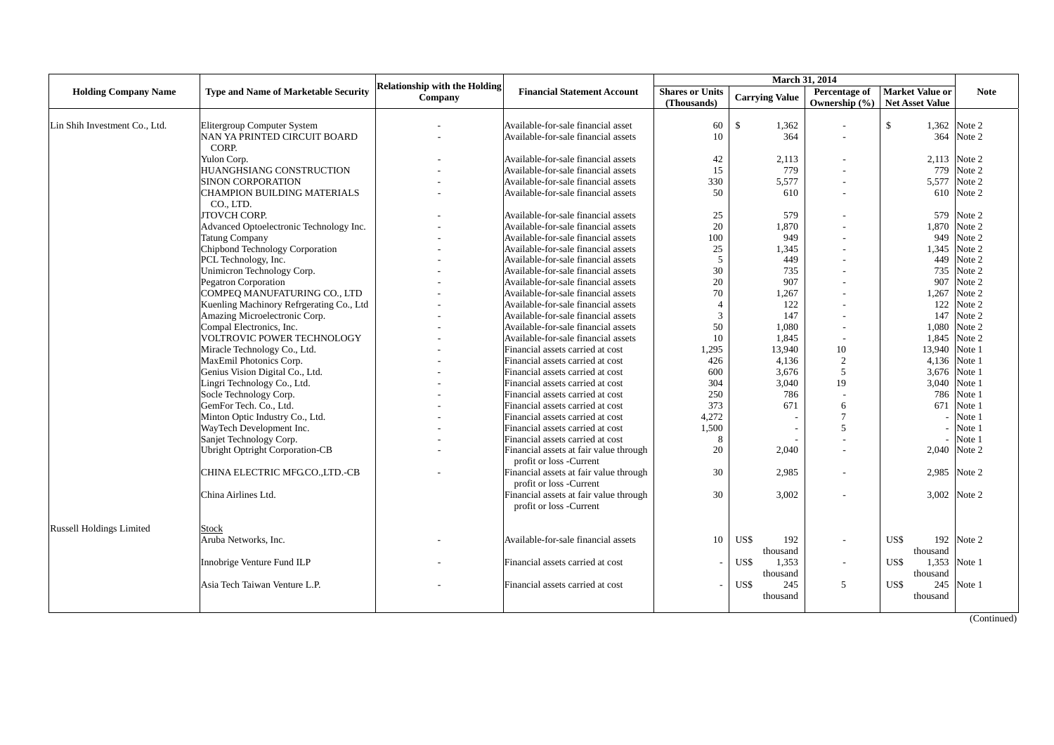| Holding Company Name | Type and Name of Marketable Security | Relationship with the Holding Company | Financial Statement Account | March 31, 2014 | | | | Note |
|---|---|---|---|---|---|---|---|---|
| | | | | Shares or Units (Thousands) | Carrying Value | Percentage of Ownership (%) | Market Value or Net Asset Value | |
| Lin Shih Investment Co., Ltd. | Elitergroup Computer System | - | Available-for-sale financial asset | 60 | $ 1,362 | - | $ 1,362 | Note 2 |
| | NAN YA PRINTED CIRCUIT BOARD CORP. | - | Available-for-sale financial assets | 10 | 364 | - | 364 | Note 2 |
| | Yulon Corp. | - | Available-for-sale financial assets | 42 | 2,113 | - | 2,113 | Note 2 |
| | HUANGHSIANG CONSTRUCTION | - | Available-for-sale financial assets | 15 | 779 | - | 779 | Note 2 |
| | SINON CORPORATION | - | Available-for-sale financial assets | 330 | 5,577 | - | 5,577 | Note 2 |
| | CHAMPION BUILDING MATERIALS CO., LTD. | - | Available-for-sale financial assets | 50 | 610 | - | 610 | Note 2 |
| | JTOVCH CORP. | - | Available-for-sale financial assets | 25 | 579 | - | 579 | Note 2 |
| | Advanced Optoelectronic Technology Inc. | - | Available-for-sale financial assets | 20 | 1,870 | - | 1,870 | Note 2 |
| | Tatung Company | - | Available-for-sale financial assets | 100 | 949 | - | 949 | Note 2 |
| | Chipbond Technology Corporation | - | Available-for-sale financial assets | 25 | 1,345 | - | 1,345 | Note 2 |
| | PCL Technology, Inc. | - | Available-for-sale financial assets | 5 | 449 | - | 449 | Note 2 |
| | Unimicron Technology Corp. | - | Available-for-sale financial assets | 30 | 735 | - | 735 | Note 2 |
| | Pegatron Corporation | - | Available-for-sale financial assets | 20 | 907 | - | 907 | Note 2 |
| | COMPEQ MANUFATURING CO., LTD | - | Available-for-sale financial assets | 70 | 1,267 | - | 1,267 | Note 2 |
| | Kuenling Machinory Refrgerating Co., Ltd | - | Available-for-sale financial assets | 4 | 122 | - | 122 | Note 2 |
| | Amazing Microelectronic Corp. | - | Available-for-sale financial assets | 3 | 147 | - | 147 | Note 2 |
| | Compal Electronics, Inc. | - | Available-for-sale financial assets | 50 | 1,080 | - | 1,080 | Note 2 |
| | VOLTROVIC POWER TECHNOLOGY | - | Available-for-sale financial assets | 10 | 1,845 | - | 1,845 | Note 2 |
| | Miracle Technology Co., Ltd. | - | Financial assets carried at cost | 1,295 | 13,940 | 10 | 13,940 | Note 1 |
| | MaxEmil Photonics Corp. | - | Financial assets carried at cost | 426 | 4,136 | 2 | 4,136 | Note 1 |
| | Genius Vision Digital Co., Ltd. | - | Financial assets carried at cost | 600 | 3,676 | 5 | 3,676 | Note 1 |
| | Lingri Technology Co., Ltd. | - | Financial assets carried at cost | 304 | 3,040 | 19 | 3,040 | Note 1 |
| | Socle Technology Corp. | - | Financial assets carried at cost | 250 | 786 | - | 786 | Note 1 |
| | GemFor Tech. Co., Ltd. | - | Financial assets carried at cost | 373 | 671 | 6 | 671 | Note 1 |
| | Minton Optic Industry Co., Ltd. | - | Financial assets carried at cost | 4,272 | - | 7 | - | Note 1 |
| | WayTech Development Inc. | - | Financial assets carried at cost | 1,500 | - | 5 | - | Note 1 |
| | Sanjet Technology Corp. | - | Financial assets carried at cost | 8 | - | - | - | Note 1 |
| | Ubright Optright Corporation-CB | - | Financial assets at fair value through profit or loss -Current | 20 | 2,040 | - | 2,040 | Note 2 |
| | CHINA ELECTRIC MFG.CO.,LTD.-CB | - | Financial assets at fair value through profit or loss -Current | 30 | 2,985 | - | 2,985 | Note 2 |
| | China Airlines Ltd. | | Financial assets at fair value through profit or loss -Current | 30 | 3,002 | - | 3,002 | Note 2 |
| Russell Holdings Limited | Stock | | | | | | | |
| | Aruba Networks, Inc. | - | Available-for-sale financial assets | 10 | US$ 192 thousand | - | US$ 192 thousand | Note 2 |
| | Innobrige Venture Fund ILP | - | Financial assets carried at cost | - | US$ 1,353 thousand | - | US$ 1,353 thousand | Note 1 |
| | Asia Tech Taiwan Venture L.P. | - | Financial assets carried at cost | - | US$ 245 thousand | 5 | US$ 245 thousand | Note 1 |

(Continued)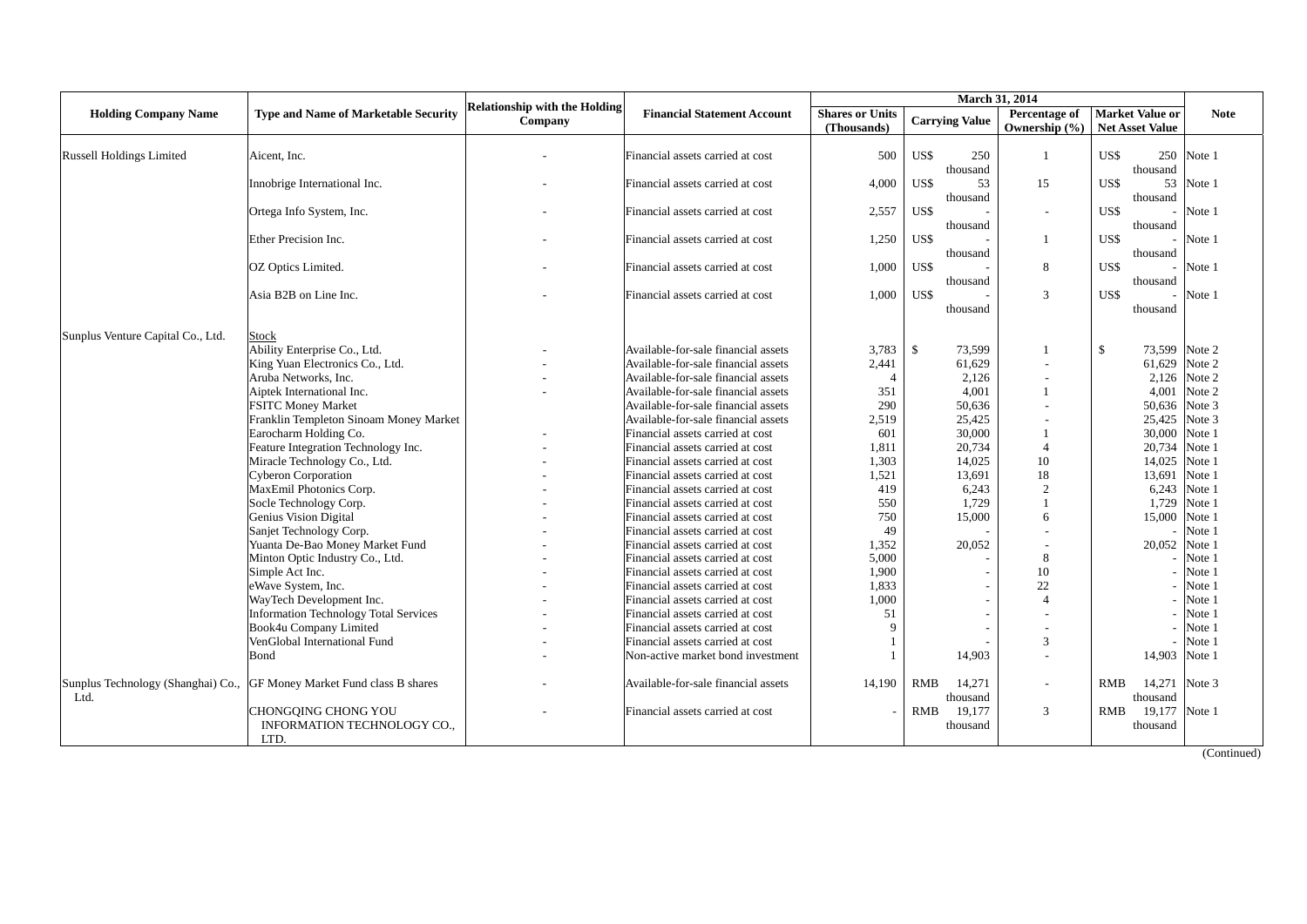| Holding Company Name | Type and Name of Marketable Security | Relationship with the Holding Company | Financial Statement Account | March 31, 2014 | | | | Note |
|---|---|---|---|---|---|---|---|---|
| | | | | Shares or Units (Thousands) | Carrying Value | Percentage of Ownership (%) | Market Value or Net Asset Value | |
| Russell Holdings Limited | Aicent, Inc. | - | Financial assets carried at cost | 500 | US$ 250 thousand | 1 | US$ 250 thousand | Note 1 |
| | Innobrige International Inc. | - | Financial assets carried at cost | 4,000 | US$ 53 thousand | 15 | US$ 53 thousand | Note 1 |
| | Ortega Info System, Inc. | - | Financial assets carried at cost | 2,557 | US$ - thousand | - | US$ - thousand | Note 1 |
| | Ether Precision Inc. | - | Financial assets carried at cost | 1,250 | US$ - thousand | 1 | US$ - thousand | Note 1 |
| | OZ Optics Limited. | - | Financial assets carried at cost | 1,000 | US$ - thousand | 8 | US$ - thousand | Note 1 |
| | Asia B2B on Line Inc. | - | Financial assets carried at cost | 1,000 | US$ - thousand | 3 | US$ - thousand | Note 1 |
| Sunplus Venture Capital Co., Ltd. | Stock | | | | | | | |
| | Ability Enterprise Co., Ltd. | - | Available-for-sale financial assets | 3,783 | $ 73,599 | 1 | $ 73,599 | Note 2 |
| | King Yuan Electronics Co., Ltd. | - | Available-for-sale financial assets | 2,441 | 61,629 | - | 61,629 | Note 2 |
| | Aruba Networks, Inc. | - | Available-for-sale financial assets | 4 | 2,126 | - | 2,126 | Note 2 |
| | Aiptek International Inc. | - | Available-for-sale financial assets | 351 | 4,001 | 1 | 4,001 | Note 2 |
| | FSITC Money Market | | Available-for-sale financial assets | 290 | 50,636 | - | 50,636 | Note 3 |
| | Franklin Templeton Sinoam Money Market | | Available-for-sale financial assets | 2,519 | 25,425 | - | 25,425 | Note 3 |
| | Earocharm Holding Co. | - | Financial assets carried at cost | 601 | 30,000 | 1 | 30,000 | Note 1 |
| | Feature Integration Technology Inc. | - | Financial assets carried at cost | 1,811 | 20,734 | 4 | 20,734 | Note 1 |
| | Miracle Technology Co., Ltd. | - | Financial assets carried at cost | 1,303 | 14,025 | 10 | 14,025 | Note 1 |
| | Cyberon Corporation | - | Financial assets carried at cost | 1,521 | 13,691 | 18 | 13,691 | Note 1 |
| | MaxEmil Photonics Corp. | - | Financial assets carried at cost | 419 | 6,243 | 2 | 6,243 | Note 1 |
| | Socle Technology Corp. | - | Financial assets carried at cost | 550 | 1,729 | 1 | 1,729 | Note 1 |
| | Genius Vision Digital | - | Financial assets carried at cost | 750 | 15,000 | 6 | 15,000 | Note 1 |
| | Sanjet Technology Corp. | - | Financial assets carried at cost | 49 | - | - | - | Note 1 |
| | Yuanta De-Bao Money Market Fund | - | Financial assets carried at cost | 1,352 | 20,052 | - | 20,052 | Note 1 |
| | Minton Optic Industry Co., Ltd. | - | Financial assets carried at cost | 5,000 | - | 8 | - | Note 1 |
| | Simple Act Inc. | - | Financial assets carried at cost | 1,900 | - | 10 | - | Note 1 |
| | eWave System, Inc. | - | Financial assets carried at cost | 1,833 | - | 22 | - | Note 1 |
| | WayTech Development Inc. | - | Financial assets carried at cost | 1,000 | - | 4 | - | Note 1 |
| | Information Technology Total Services | - | Financial assets carried at cost | 51 | - | - | - | Note 1 |
| | Book4u Company Limited | - | Financial assets carried at cost | 9 | - | - | - | Note 1 |
| | VenGlobal International Fund | - | Financial assets carried at cost | 1 | - | 3 | - | Note 1 |
| | Bond | - | Non-active market bond investment | 1 | 14,903 | - | 14,903 | Note 1 |
| Sunplus Technology (Shanghai) Co., Ltd. | GF Money Market Fund class B shares | - | Available-for-sale financial assets | 14,190 | RMB 14,271 thousand | - | RMB 14,271 thousand | Note 3 |
| | CHONGQING CHONG YOU INFORMATION TECHNOLOGY CO., LTD. | - | Financial assets carried at cost | - | RMB 19,177 thousand | 3 | RMB 19,177 thousand | Note 1 |

(Continued)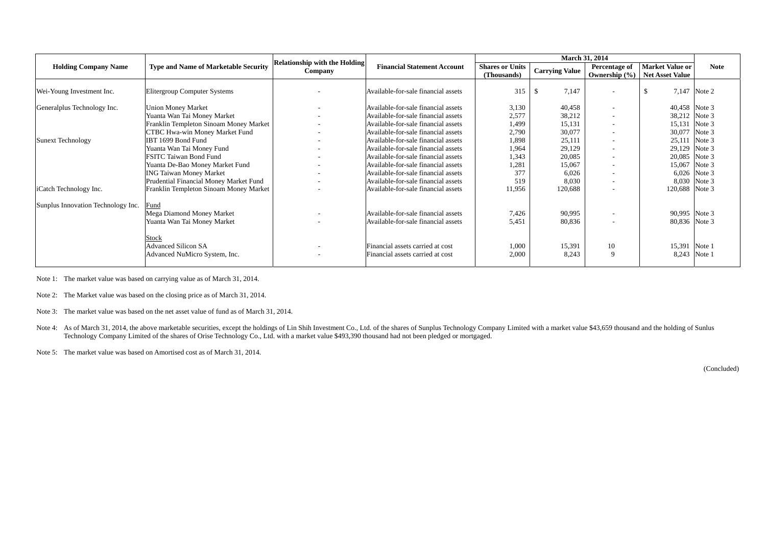| Holding Company Name | Type and Name of Marketable Security | Relationship with the Holding Company | Financial Statement Account | March 31, 2014 | | | | Note |
|---|---|---|---|---|---|---|---|---|
| | | | | Shares or Units (Thousands) | Carrying Value | Percentage of Ownership (%) | Market Value or Net Asset Value | |
| Wei-Young Investment Inc. | Elitergroup Computer Systems | - | Available-for-sale financial assets | 315 | $ 7,147 | - | $ 7,147 | Note 2 |
| Generalplus Technology Inc. | Union Money Market | - | Available-for-sale financial assets | 3,130 | 40,458 | - | 40,458 | Note 3 |
| | Yuanta Wan Tai Money Market | - | Available-for-sale financial assets | 2,577 | 38,212 | - | 38,212 | Note 3 |
| | Franklin Templeton Sinoam Money Market | - | Available-for-sale financial assets | 1,499 | 15,131 | - | 15,131 | Note 3 |
| | CTBC Hwa-win Money Market Fund | - | Available-for-sale financial assets | 2,790 | 30,077 | - | 30,077 | Note 3 |
| Sunext Technology | IBT 1699 Bond Fund | - | Available-for-sale financial assets | 1,898 | 25,111 | - | 25,111 | Note 3 |
| | Yuanta Wan Tai Money Fund | - | Available-for-sale financial assets | 1,964 | 29,129 | - | 29,129 | Note 3 |
| | FSITC Taiwan Bond Fund | - | Available-for-sale financial assets | 1,343 | 20,085 | - | 20,085 | Note 3 |
| | Yuanta De-Bao Money Market Fund | - | Available-for-sale financial assets | 1,281 | 15,067 | - | 15,067 | Note 3 |
| | ING Taiwan Money Market | - | Available-for-sale financial assets | 377 | 6,026 | - | 6,026 | Note 3 |
| | Prudential Financial Money Market Fund | - | Available-for-sale financial assets | 519 | 8,030 | - | 8,030 | Note 3 |
| iCatch Technology Inc. | Franklin Templeton Sinoam Money Market | - | Available-for-sale financial assets | 11,956 | 120,688 | - | 120,688 | Note 3 |
| Sunplus Innovation Technology Inc. | Fund | | | | | | | |
| | Mega Diamond Money Market | - | Available-for-sale financial assets | 7,426 | 90,995 | - | 90,995 | Note 3 |
| | Yuanta Wan Tai Money Market | - | Available-for-sale financial assets | 5,451 | 80,836 | - | 80,836 | Note 3 |
| | Stock | | | | | | | |
| | Advanced Silicon SA | - | Financial assets carried at cost | 1,000 | 15,391 | 10 | 15,391 | Note 1 |
| | Advanced NuMicro System, Inc. | - | Financial assets carried at cost | 2,000 | 8,243 | 9 | 8,243 | Note 1 |

Note 1: The market value was based on carrying value as of March 31, 2014.

Note 2: The Market value was based on the closing price as of March 31, 2014.

Note 3: The market value was based on the net asset value of fund as of March 31, 2014.

Note 4: As of March 31, 2014, the above marketable securities, except the holdings of Lin Shih Investment Co., Ltd. of the shares of Sunplus Technology Company Limited with a market value $43,659 thousand and the holding of Sunlus Technology Company Limited of the shares of Orise Technology Co., Ltd. with a market value $493,390 thousand had not been pledged or mortgaged.

Note 5: The market value was based on Amortised cost as of March 31, 2014.

(Concluded)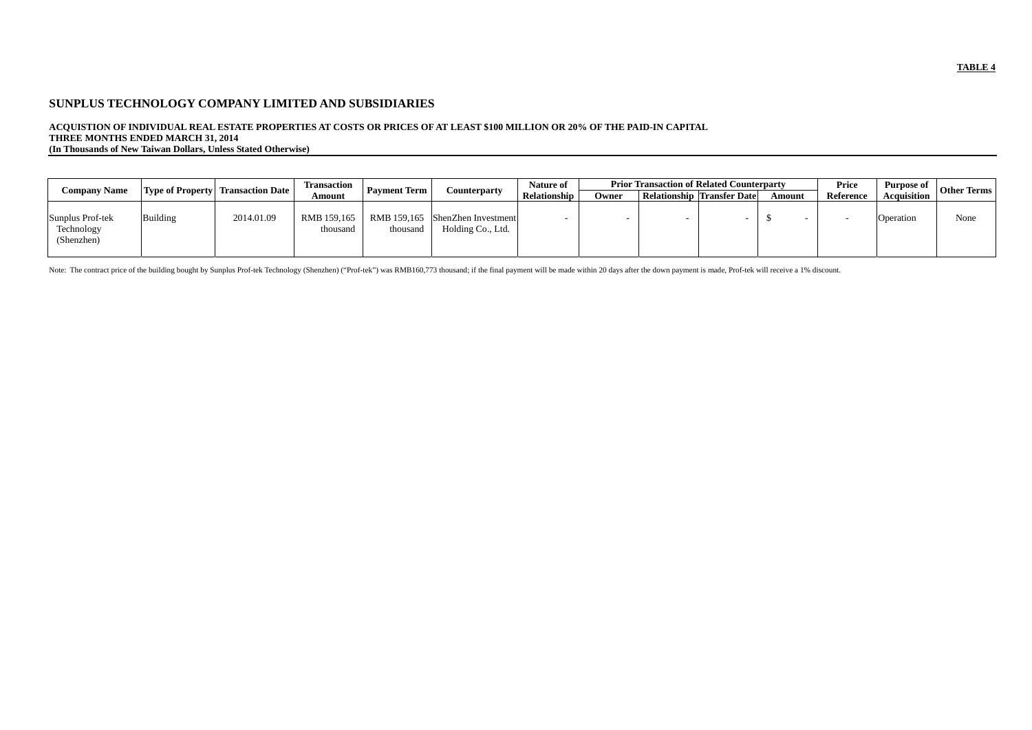**TABLE 4**

## SUNPLUS TECHNOLOGY COMPANY LIMITED AND SUBSIDIARIES

**ACQUISTION OF INDIVIDUAL REAL ESTATE PROPERTIES AT COSTS OR PRICES OF AT LEAST $100 MILLION OR 20% OF THE PAID-IN CAPITAL**
**THREE MONTHS ENDED MARCH 31, 2014**
**(In Thousands of New Taiwan Dollars, Unless Stated Otherwise)**

| Company Name | Type of Property | Transaction Date | Transaction Amount | Payment Term | Counterparty | Nature of Relationship | Prior Transaction of Related Counterparty | | | | Price Reference | Purpose of Acquisition | Other Terms |
|---|---|---|---|---|---|---|---|---|---|---|---|---|---|
| | | | | | | | Owner | Relationship | Transfer Date | Amount | | | |
| Sunplus Prof-tek Technology (Shenzhen) | Building | 2014.01.09 | RMB 159,165 thousand | RMB 159,165 thousand | ShenZhen Investment Holding Co., Ltd. | - | - | - | - | $ - | - | Operation | None |

Note: The contract price of the building bought by Sunplus Prof-tek Technology (Shenzhen) ("Prof-tek") was RMB160,773 thousand; if the final payment will be made within 20 days after the down payment is made, Prof-tek will receive a 1% discount.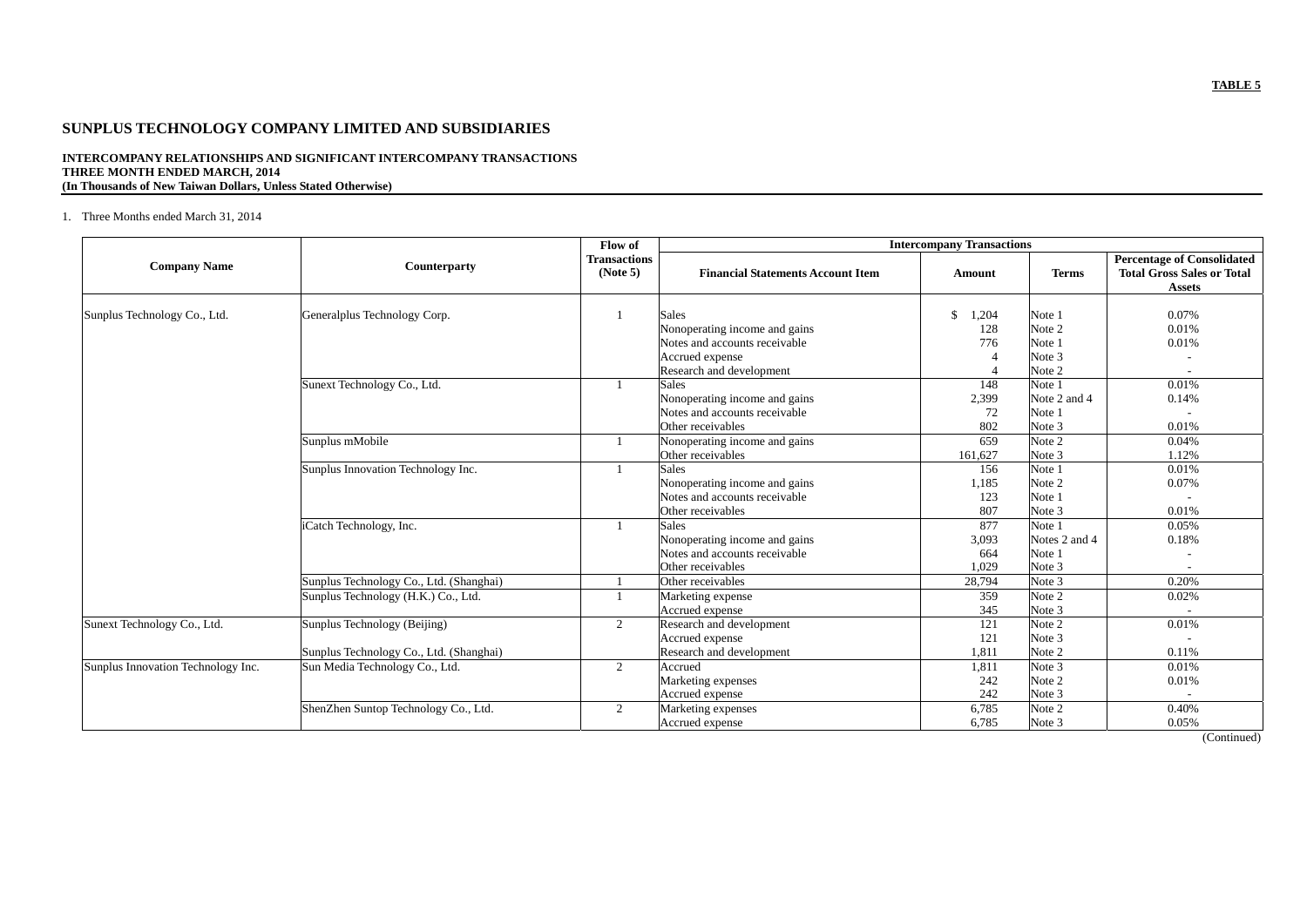**TABLE 5**

# SUNPLUS TECHNOLOGY COMPANY LIMITED AND SUBSIDIARIES

**INTERCOMPANY RELATIONSHIPS AND SIGNIFICANT INTERCOMPANY TRANSACTIONS**
**THREE MONTH ENDED MARCH, 2014**
**(In Thousands of New Taiwan Dollars, Unless Stated Otherwise)**

1. Three Months ended March 31, 2014

| Company Name | Counterparty | Flow of Transactions (Note 5) | Intercompany Transactions | | | |
|---|---|---|---|---|---|---|
| | | | Financial Statements Account Item | Amount | Terms | Percentage of Consolidated Total Gross Sales or Total Assets |
| Sunplus Technology Co., Ltd. | Generalplus Technology Corp. | 1 | Sales | $ 1,204 | Note 1 | 0.07% |
| | | | Nonoperating income and gains | 128 | Note 2 | 0.01% |
| | | | Notes and accounts receivable | 776 | Note 1 | 0.01% |
| | | | Accrued expense | 4 | Note 3 | - |
| | | | Research and development | 4 | Note 2 | - |
| | Sunext Technology Co., Ltd. | 1 | Sales | 148 | Note 1 | 0.01% |
| | | | Nonoperating income and gains | 2,399 | Note 2 and 4 | 0.14% |
| | | | Notes and accounts receivable | 72 | Note 1 | - |
| | | | Other receivables | 802 | Note 3 | 0.01% |
| | Sunplus mMobile | 1 | Nonoperating income and gains | 659 | Note 2 | 0.04% |
| | | | Other receivables | 161,627 | Note 3 | 1.12% |
| | Sunplus Innovation Technology Inc. | 1 | Sales | 156 | Note 1 | 0.01% |
| | | | Nonoperating income and gains | 1,185 | Note 2 | 0.07% |
| | | | Notes and accounts receivable | 123 | Note 1 | - |
| | | | Other receivables | 807 | Note 3 | 0.01% |
| | iCatch Technology, Inc. | 1 | Sales | 877 | Note 1 | 0.05% |
| | | | Nonoperating income and gains | 3,093 | Notes 2 and 4 | 0.18% |
| | | | Notes and accounts receivable | 664 | Note 1 | - |
| | | | Other receivables | 1,029 | Note 3 | - |
| | Sunplus Technology Co., Ltd. (Shanghai) | 1 | Other receivables | 28,794 | Note 3 | 0.20% |
| | Sunplus Technology (H.K.) Co., Ltd. | 1 | Marketing expense | 359 | Note 2 | 0.02% |
| | | | Accrued expense | 345 | Note 3 | - |
| Sunext Technology Co., Ltd. | Sunplus Technology (Beijing) | 2 | Research and development | 121 | Note 2 | 0.01% |
| | | | Accrued expense | 121 | Note 3 | - |
| | Sunplus Technology Co., Ltd. (Shanghai) | | Research and development | 1,811 | Note 2 | 0.11% |
| Sunplus Innovation Technology Inc. | Sun Media Technology Co., Ltd. | 2 | Accrued | 1,811 | Note 3 | 0.01% |
| | | | Marketing expenses | 242 | Note 2 | 0.01% |
| | | | Accrued expense | 242 | Note 3 | - |
| | ShenZhen Suntop Technology Co., Ltd. | 2 | Marketing expenses | 6,785 | Note 2 | 0.40% |
| | | | Accrued expense | 6,785 | Note 3 | 0.05% |

(Continued)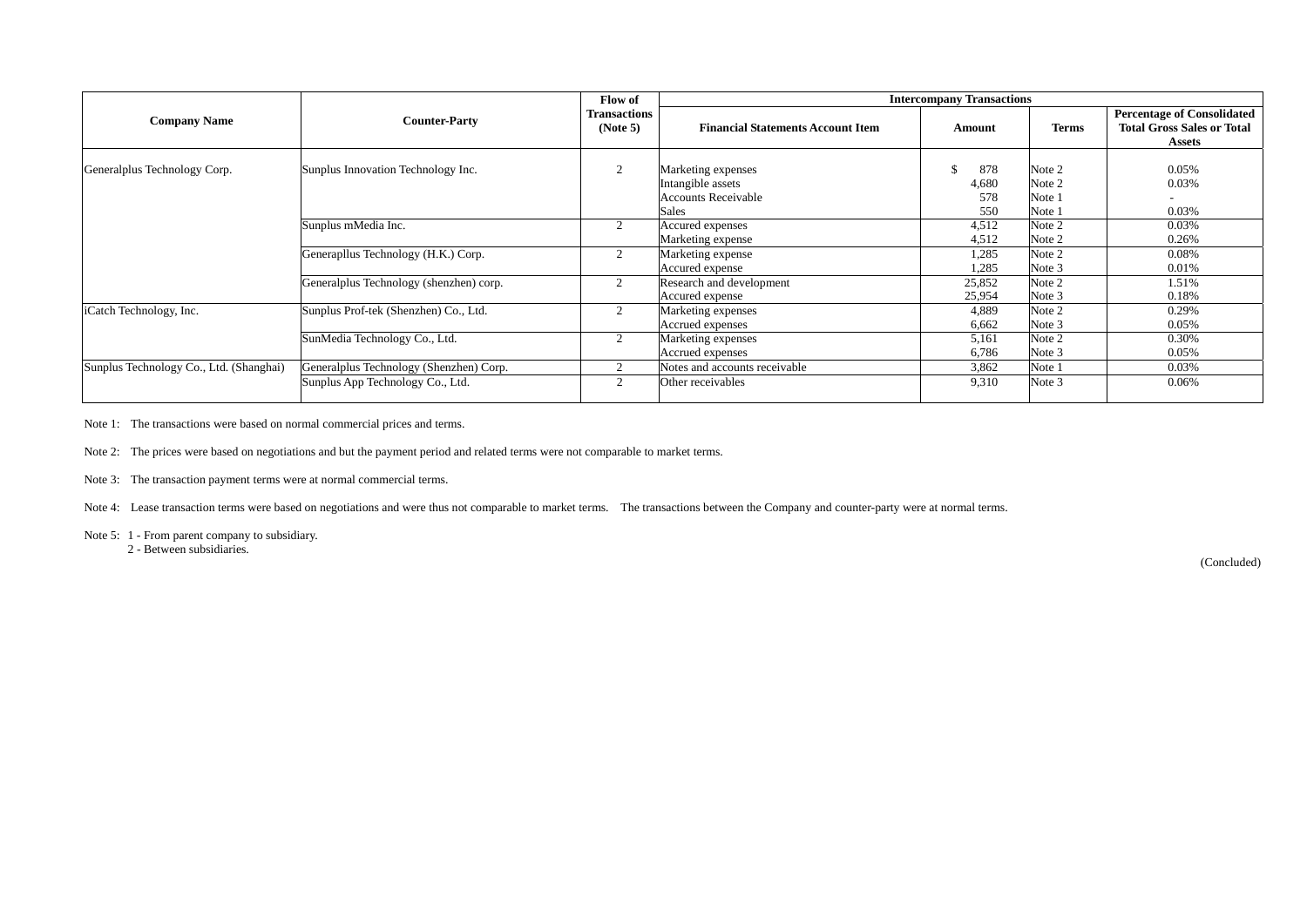| Company Name | Counter-Party | Flow of Transactions (Note 5) | Intercompany Transactions | | | |
|---|---|---|---|---|---|---|
| | | | Financial Statements Account Item | Amount | Terms | Percentage of Consolidated Total Gross Sales or Total Assets |
| Generalplus Technology Corp. | Sunplus Innovation Technology Inc. | 2 | Marketing expenses | $ 878 | Note 2 | 0.05% |
| | | | Intangible assets | 4,680 | Note 2 | 0.03% |
| | | | Accounts Receivable | 578 | Note 1 | - |
| | | | Sales | 550 | Note 1 | 0.03% |
| | Sunplus mMedia Inc. | 2 | Accured expenses | 4,512 | Note 2 | 0.03% |
| | | | Marketing expense | 4,512 | Note 2 | 0.26% |
| | Generapllus Technology (H.K.) Corp. | 2 | Marketing expense | 1,285 | Note 2 | 0.08% |
| | | | Accured expense | 1,285 | Note 3 | 0.01% |
| | Generalplus Technology (shenzhen) corp. | 2 | Research and development | 25,852 | Note 2 | 1.51% |
| | | | Accured expense | 25,954 | Note 3 | 0.18% |
| iCatch Technology, Inc. | Sunplus Prof-tek (Shenzhen) Co., Ltd. | 2 | Marketing expenses | 4,889 | Note 2 | 0.29% |
| | | | Accrued expenses | 6,662 | Note 3 | 0.05% |
| | SunMedia Technology Co., Ltd. | 2 | Marketing expenses | 5,161 | Note 2 | 0.30% |
| | | | Accrued expenses | 6,786 | Note 3 | 0.05% |
| Sunplus Technology Co., Ltd. (Shanghai) | Generalplus Technology (Shenzhen) Corp. | 2 | Notes and accounts receivable | 3,862 | Note 1 | 0.03% |
| | Sunplus App Technology Co., Ltd. | 2 | Other receivables | 9,310 | Note 3 | 0.06% |

Note 1: The transactions were based on normal commercial prices and terms.

Note 2: The prices were based on negotiations and but the payment period and related terms were not comparable to market terms.

Note 3: The transaction payment terms were at normal commercial terms.

Note 4: Lease transaction terms were based on negotiations and were thus not comparable to market terms. The transactions between the Company and counter-party were at normal terms.

Note 5: 1 - From parent company to subsidiary.
2 - Between subsidiaries.

(Concluded)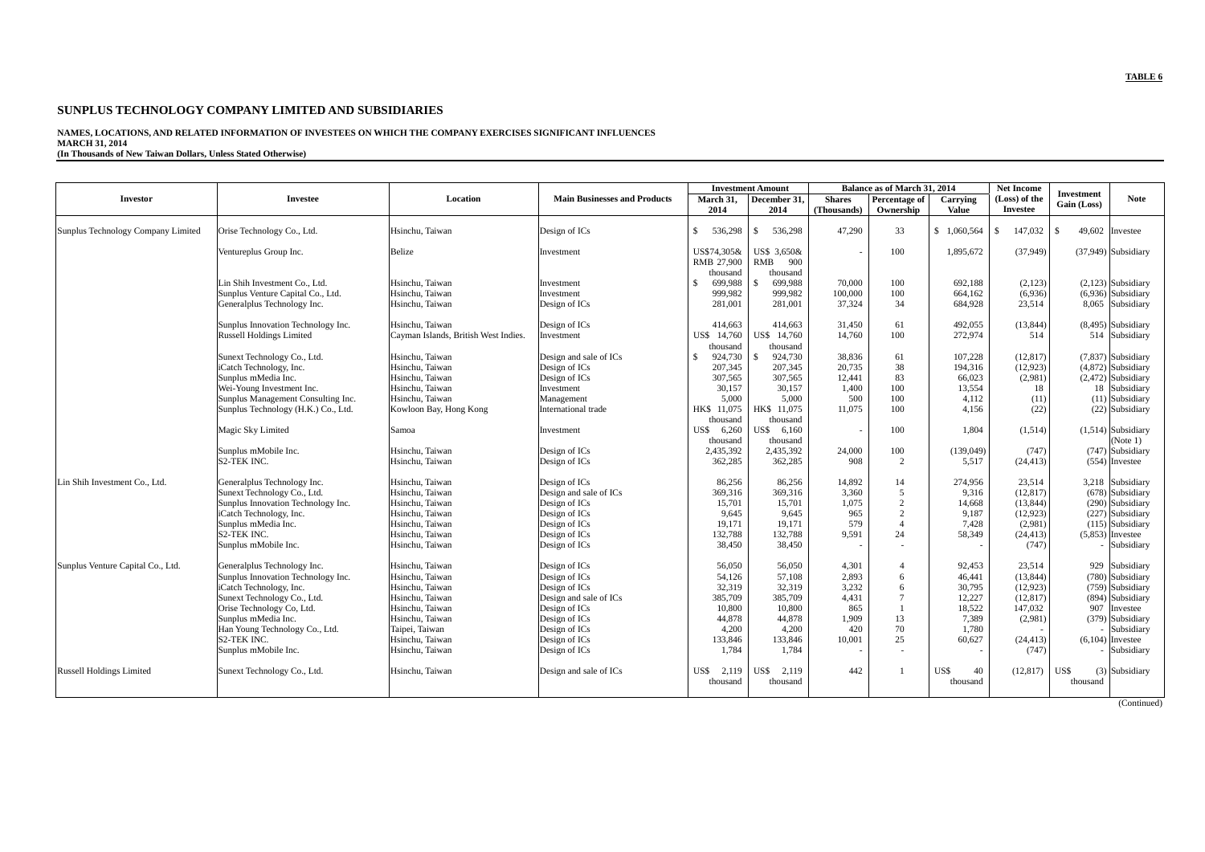**TABLE 6**

# SUNPLUS TECHNOLOGY COMPANY LIMITED AND SUBSIDIARIES

**NAMES, LOCATIONS, AND RELATED INFORMATION OF INVESTEES ON WHICH THE COMPANY EXERCISES SIGNIFICANT INFLUENCES**
**MARCH 31, 2014**
**(In Thousands of New Taiwan Dollars, Unless Stated Otherwise)**

| Investor | Investee | Location | Main Businesses and Products | Investment Amount | | Balance as of March 31, 2014 | | | Net Income (Loss) of the Investee | Investment Gain (Loss) | Note |
|---|---|---|---|---|---|---|---|---|---|---|---|
| | | | | March 31, 2014 | December 31, 2014 | Shares (Thousands) | Percentage of Ownership | Carrying Value | | | |
| Sunplus Technology Company Limited | Orise Technology Co., Ltd. | Hsinchu, Taiwan | Design of ICs | $ 536,298 | $ 536,298 | 47,290 | 33 | $ 1,060,564 | $ 147,032 | $ 49,602 | Investee |
| | Ventureplus Group Inc. | Belize | Investment | US$74,305& RMB 27,900 thousand | US$ 3,650& RMB 900 thousand | - | 100 | 1,895,672 | (37,949) | (37,949) | Subsidiary |
| | Lin Shih Investment Co., Ltd. | Hsinchu, Taiwan | Investment | $ 699,988 | $ 699,988 | 70,000 | 100 | 692,188 | (2,123) | (2,123) | Subsidiary |
| | Sunplus Venture Capital Co., Ltd. | Hsinchu, Taiwan | Investment | 999,982 | 999,982 | 100,000 | 100 | 664,162 | (6,936) | (6,936) | Subsidiary |
| | Generalplus Technology Inc. | Hsinchu, Taiwan | Design of ICs | 281,001 | 281,001 | 37,324 | 34 | 684,928 | 23,514 | 8,065 | Subsidiary |
| | Sunplus Innovation Technology Inc. | Hsinchu, Taiwan | Design of ICs | 414,663 | 414,663 | 31,450 | 61 | 492,055 | (13,844) | (8,495) | Subsidiary |
| | Russell Holdings Limited | Cayman Islands, British West Indies. | Investment | US$ 14,760 thousand | US$ 14,760 thousand | 14,760 | 100 | 272,974 | 514 | 514 | Subsidiary |
| | Sunext Technology Co., Ltd. | Hsinchu, Taiwan | Design and sale of ICs | $ 924,730 | $ 924,730 | 38,836 | 61 | 107,228 | (12,817) | (7,837) | Subsidiary |
| | iCatch Technology, Inc. | Hsinchu, Taiwan | Design of ICs | 207,345 | 207,345 | 20,735 | 38 | 194,316 | (12,923) | (4,872) | Subsidiary |
| | Sunplus mMedia Inc. | Hsinchu, Taiwan | Design of ICs | 307,565 | 307,565 | 12,441 | 83 | 66,023 | (2,981) | (2,472) | Subsidiary |
| | Wei-Young Investment Inc. | Hsinchu, Taiwan | Investment | 30,157 | 30,157 | 1,400 | 100 | 13,554 | 18 | 18 | Subsidiary |
| | Sunplus Management Consulting Inc. | Hsinchu, Taiwan | Management | 5,000 | 5,000 | 500 | 100 | 4,112 | (11) | (11) | Subsidiary |
| | Sunplus Technology (H.K.) Co., Ltd. | Kowloon Bay, Hong Kong | International trade | HK$ 11,075 thousand | HK$ 11,075 thousand | 11,075 | 100 | 4,156 | (22) | (22) | Subsidiary |
| | Magic Sky Limited | Samoa | Investment | US$ 6,260 thousand | US$ 6,160 thousand | - | 100 | 1,804 | (1,514) | (1,514) | Subsidiary (Note 1) |
| | Sunplus mMobile Inc. | Hsinchu, Taiwan | Design of ICs | 2,435,392 | 2,435,392 | 24,000 | 100 | (139,049) | (747) | (747) | Subsidiary |
| | S2-TEK INC. | Hsinchu, Taiwan | Design of ICs | 362,285 | 362,285 | 908 | 2 | 5,517 | (24,413) | (554) | Investee |
| Lin Shih Investment Co., Ltd. | Generalplus Technology Inc. | Hsinchu, Taiwan | Design of ICs | 86,256 | 86,256 | 14,892 | 14 | 274,956 | 23,514 | 3,218 | Subsidiary |
| | Sunext Technology Co., Ltd. | Hsinchu, Taiwan | Design and sale of ICs | 369,316 | 369,316 | 3,360 | 5 | 9,316 | (12,817) | (678) | Subsidiary |
| | Sunplus Innovation Technology Inc. | Hsinchu, Taiwan | Design of ICs | 15,701 | 15,701 | 1,075 | 2 | 14,668 | (13,844) | (290) | Subsidiary |
| | iCatch Technology, Inc. | Hsinchu, Taiwan | Design of ICs | 9,645 | 9,645 | 965 | 2 | 9,187 | (12,923) | (227) | Subsidiary |
| | Sunplus mMedia Inc. | Hsinchu, Taiwan | Design of ICs | 19,171 | 19,171 | 579 | 4 | 7,428 | (2,981) | (115) | Subsidiary |
| | S2-TEK INC. | Hsinchu, Taiwan | Design of ICs | 132,788 | 132,788 | 9,591 | 24 | 58,349 | (24,413) | (5,853) | Investee |
| | Sunplus mMobile Inc. | Hsinchu, Taiwan | Design of ICs | 38,450 | 38,450 | - | - | - | (747) | - | Subsidiary |
| Sunplus Venture Capital Co., Ltd. | Generalplus Technology Inc. | Hsinchu, Taiwan | Design of ICs | 56,050 | 56,050 | 4,301 | 4 | 92,453 | 23,514 | 929 | Subsidiary |
| | Sunplus Innovation Technology Inc. | Hsinchu, Taiwan | Design of ICs | 54,126 | 57,108 | 2,893 | 6 | 46,441 | (13,844) | (780) | Subsidiary |
| | iCatch Technology, Inc. | Hsinchu, Taiwan | Design of ICs | 32,319 | 32,319 | 3,232 | 6 | 30,795 | (12,923) | (759) | Subsidiary |
| | Sunext Technology Co., Ltd. | Hsinchu, Taiwan | Design and sale of ICs | 385,709 | 385,709 | 4,431 | 7 | 12,227 | (12,817) | (894) | Subsidiary |
| | Orise Technology Co, Ltd. | Hsinchu, Taiwan | Design of ICs | 10,800 | 10,800 | 865 | 1 | 18,522 | 147,032 | 907 | Investee |
| | Sunplus mMedia Inc. | Hsinchu, Taiwan | Design of ICs | 44,878 | 44,878 | 1,909 | 13 | 7,389 | (2,981) | (379) | Subsidiary |
| | Han Young Technology Co., Ltd. | Taipei, Taiwan | Design of ICs | 4,200 | 4,200 | 420 | 70 | 1,780 | - | - | Subsidiary |
| | S2-TEK INC. | Hsinchu, Taiwan | Design of ICs | 133,846 | 133,846 | 10,001 | 25 | 60,627 | (24,413) | (6,104) | Investee |
| | Sunplus mMobile Inc. | Hsinchu, Taiwan | Design of ICs | 1,784 | 1,784 | - | - | - | (747) | - | Subsidiary |
| Russell Holdings Limited | Sunext Technology Co., Ltd. | Hsinchu, Taiwan | Design and sale of ICs | US$ 2,119 thousand | US$ 2,119 thousand | 442 | 1 | US$ 40 thousand | (12,817) | US$ (3) thousand | Subsidiary |

(Continued)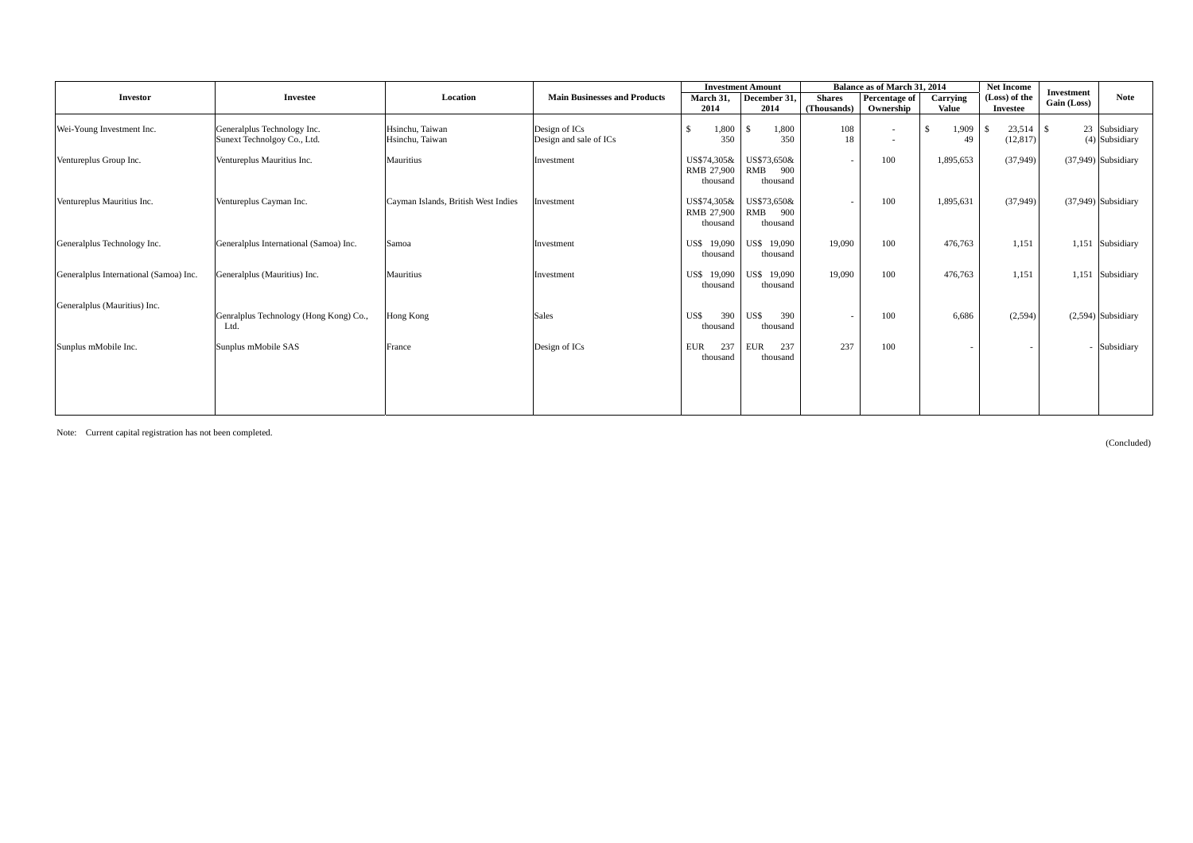| Investor | Investee | Location | Main Businesses and Products | Investment Amount | | Balance as of March 31, 2014 | | | Net Income (Loss) of the Investee | Investment Gain (Loss) | Note |
|---|---|---|---|---|---|---|---|---|---|---|---|
| | | | | March 31, 2014 | December 31, 2014 | Shares (Thousands) | Percentage of Ownership | Carrying Value | | | |
| Wei-Young Investment Inc. | Generalplus Technology Inc. | Hsinchu, Taiwan | Design of ICs | $ 1,800 | $ 1,800 | 108 | - | $ 1,909 | $ 23,514 | $ 23 | Subsidiary |
| | Sunext Technolgoy Co., Ltd. | Hsinchu, Taiwan | Design and sale of ICs | 350 | 350 | 18 | - | 49 | (12,817) | (4) | Subsidiary |
| Ventureplus Group Inc. | Ventureplus Mauritius Inc. | Mauritius | Investment | US$74,305& RMB 27,900 thousand | US$73,650& RMB 900 thousand | - | 100 | 1,895,653 | (37,949) | (37,949) | Subsidiary |
| Ventureplus Mauritius Inc. | Ventureplus Cayman Inc. | Cayman Islands, British West Indies | Investment | US$74,305& RMB 27,900 thousand | US$73,650& RMB 900 thousand | - | 100 | 1,895,631 | (37,949) | (37,949) | Subsidiary |
| Generalplus Technology Inc. | Generalplus International (Samoa) Inc. | Samoa | Investment | US$ 19,090 thousand | US$ 19,090 thousand | 19,090 | 100 | 476,763 | 1,151 | 1,151 | Subsidiary |
| Generalplus International (Samoa) Inc. | Generalplus (Mauritius) Inc. | Mauritius | Investment | US$ 19,090 thousand | US$ 19,090 thousand | 19,090 | 100 | 476,763 | 1,151 | 1,151 | Subsidiary |
| Generalplus (Mauritius) Inc. | Genralplus Technology (Hong Kong) Co., Ltd. | Hong Kong | Sales | US$ 390 thousand | US$ 390 thousand | - | 100 | 6,686 | (2,594) | (2,594) | Subsidiary |
| Sunplus mMobile Inc. | Sunplus mMobile SAS | France | Design of ICs | EUR 237 thousand | EUR 237 thousand | 237 | 100 | - | - | - | Subsidiary |

Note: Current capital registration has not been completed.

(Concluded)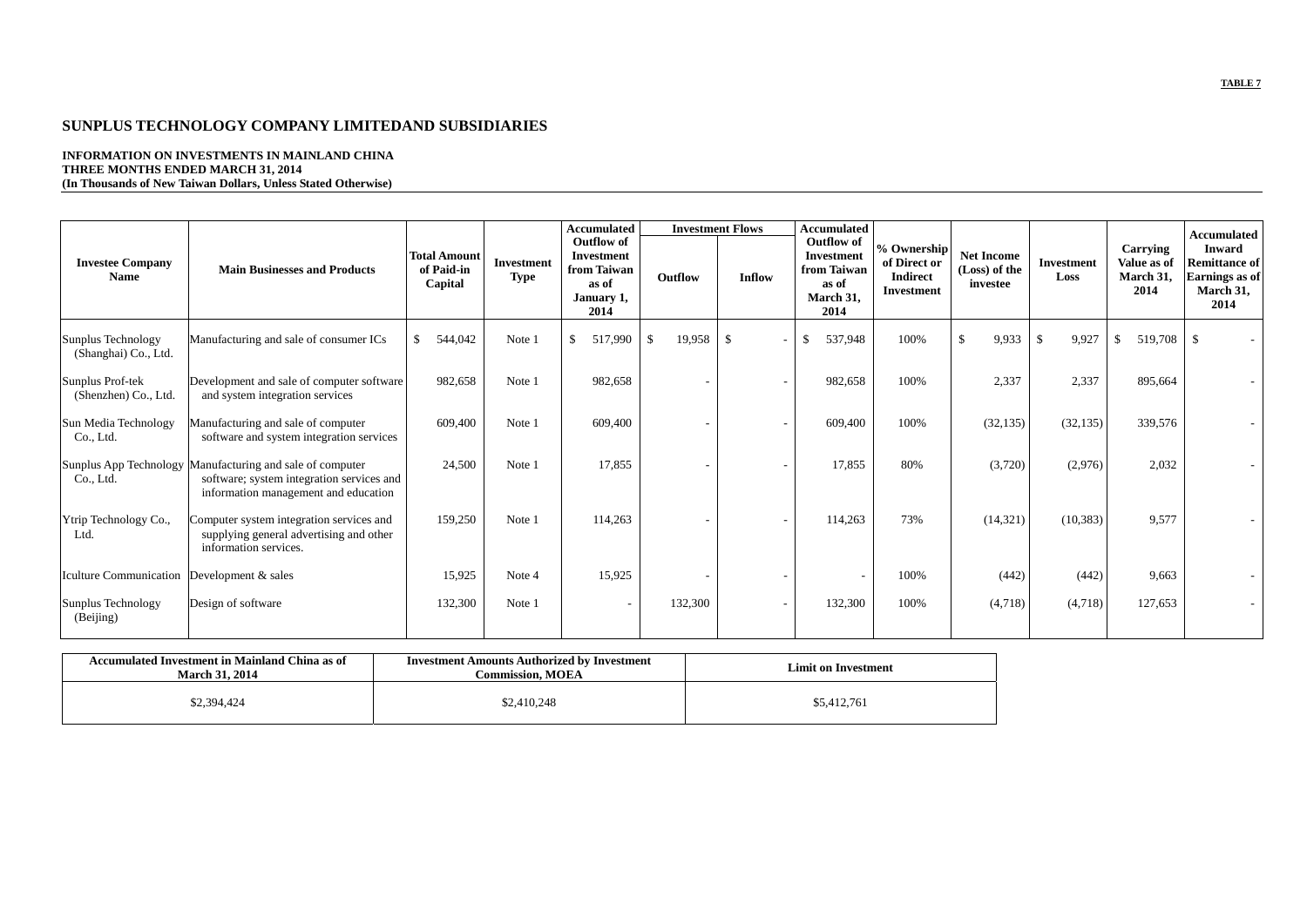**TABLE 7**

# SUNPLUS TECHNOLOGY COMPANY LIMITEDAND SUBSIDIARIES

**INFORMATION ON INVESTMENTS IN MAINLAND CHINA**
**THREE MONTHS ENDED MARCH 31, 2014**
**(In Thousands of New Taiwan Dollars, Unless Stated Otherwise)**

| Investee Company Name | Main Businesses and Products | Total Amount of Paid-in Capital | Investment Type | Accumulated Outflow of Investment from Taiwan as of January 1, 2014 | Investment Flows | | Accumulated Outflow of Investment from Taiwan as of March 31, 2014 | % Ownership of Direct or Indirect Investment | Net Income (Loss) of the investee | Investment Loss | Carrying Value as of March 31, 2014 | Accumulated Inward Remittance of Earnings as of March 31, 2014 |
|---|---|---|---|---|---|---|---|---|---|---|---|---|
| | | | | | Outflow | Inflow | | | | | | |
| Sunplus Technology (Shanghai) Co., Ltd. | Manufacturing and sale of consumer ICs | $ 544,042 | Note 1 | $ 517,990 | $ 19,958 | $ - | $ 537,948 | 100% | $ 9,933 | $ 9,927 | $ 519,708 | $ - |
| Sunplus Prof-tek (Shenzhen) Co., Ltd. | Development and sale of computer software and system integration services | 982,658 | Note 1 | 982,658 | - | - | 982,658 | 100% | 2,337 | 2,337 | 895,664 | - |
| Sun Media Technology Co., Ltd. | Manufacturing and sale of computer software and system integration services | 609,400 | Note 1 | 609,400 | - | - | 609,400 | 100% | (32,135) | (32,135) | 339,576 | - |
| Sunplus App Technology Co., Ltd. | Manufacturing and sale of computer software; system integration services and information management and education | 24,500 | Note 1 | 17,855 | - | - | 17,855 | 80% | (3,720) | (2,976) | 2,032 | - |
| Ytrip Technology Co., Ltd. | Computer system integration services and supplying general advertising and other information services. | 159,250 | Note 1 | 114,263 | - | - | 114,263 | 73% | (14,321) | (10,383) | 9,577 | - |
| Iculture Communication | Development & sales | 15,925 | Note 4 | 15,925 | - | - | - | 100% | (442) | (442) | 9,663 | - |
| Sunplus Technology (Beijing) | Design of software | 132,300 | Note 1 | - | 132,300 | - | 132,300 | 100% | (4,718) | (4,718) | 127,653 | - |

| Accumulated Investment in Mainland China as of March 31, 2014 | Investment Amounts Authorized by Investment Commission, MOEA | Limit on Investment |
|---|---|---|
| $2,394,424 | $2,410,248 | $5,412,761 |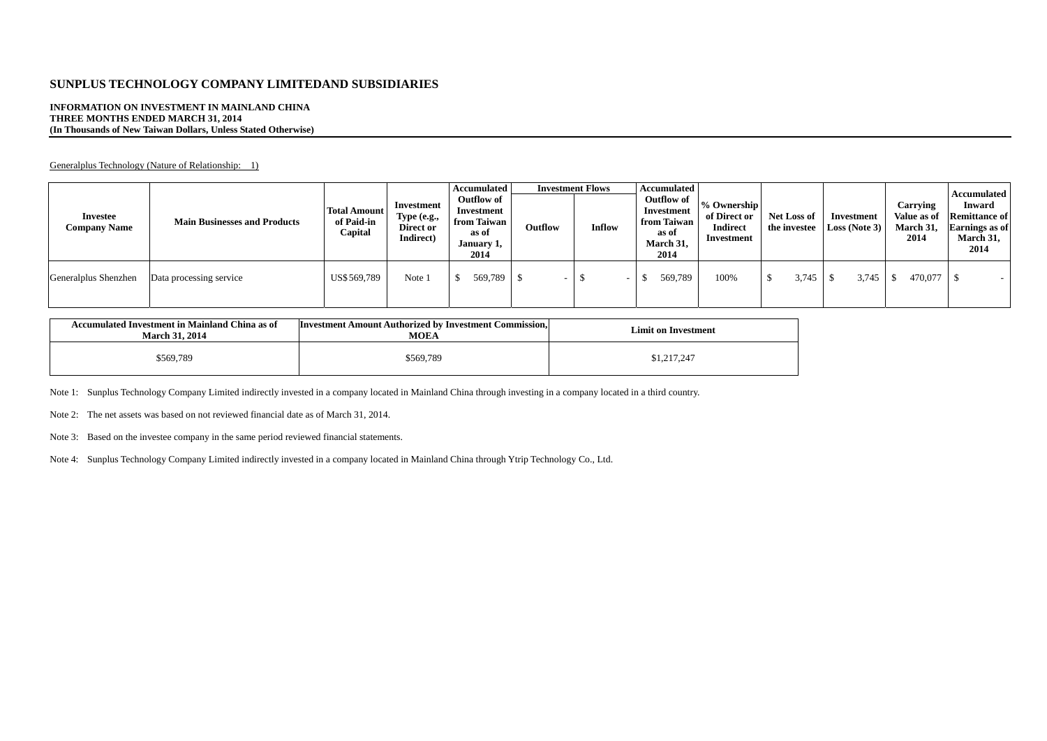# SUNPLUS TECHNOLOGY COMPANY LIMITEDAND SUBSIDIARIES

**INFORMATION ON INVESTMENT IN MAINLAND CHINA**
**THREE MONTHS ENDED MARCH 31, 2014**
**(In Thousands of New Taiwan Dollars, Unless Stated Otherwise)**

Generalplus Technology (Nature of Relationship: 1)

| Investee Company Name | Main Businesses and Products | Total Amount of Paid-in Capital | Investment Type (e.g., Direct or Indirect) | Accumulated Outflow of Investment from Taiwan as of January 1, 2014 | Investment Flows | | Accumulated Outflow of Investment from Taiwan as of March 31, 2014 | % Ownership of Direct or Indirect Investment | Net Loss of the investee | Investment Loss (Note 3) | Carrying Value as of March 31, 2014 | Accumulated Inward Remittance of Earnings as of March 31, 2014 |
|---|---|---|---|---|---|---|---|---|---|---|---|---|
| | | | | | Outflow | Inflow | | | | | | |
| Generalplus Shenzhen | Data processing service | US$569,789 | Note 1 | $ 569,789 | $ - | $ - | $ 569,789 | 100% | $ 3,745 | $ 3,745 | $ 470,077 | $ - |

| Accumulated Investment in Mainland China as of March 31, 2014 | Investment Amount Authorized by Investment Commission, MOEA | Limit on Investment |
|---|---|---|
| $569,789 | $569,789 | $1,217,247 |

Note 1: Sunplus Technology Company Limited indirectly invested in a company located in Mainland China through investing in a company located in a third country.

Note 2: The net assets was based on not reviewed financial date as of March 31, 2014.

Note 3: Based on the investee company in the same period reviewed financial statements.

Note 4: Sunplus Technology Company Limited indirectly invested in a company located in Mainland China through Ytrip Technology Co., Ltd.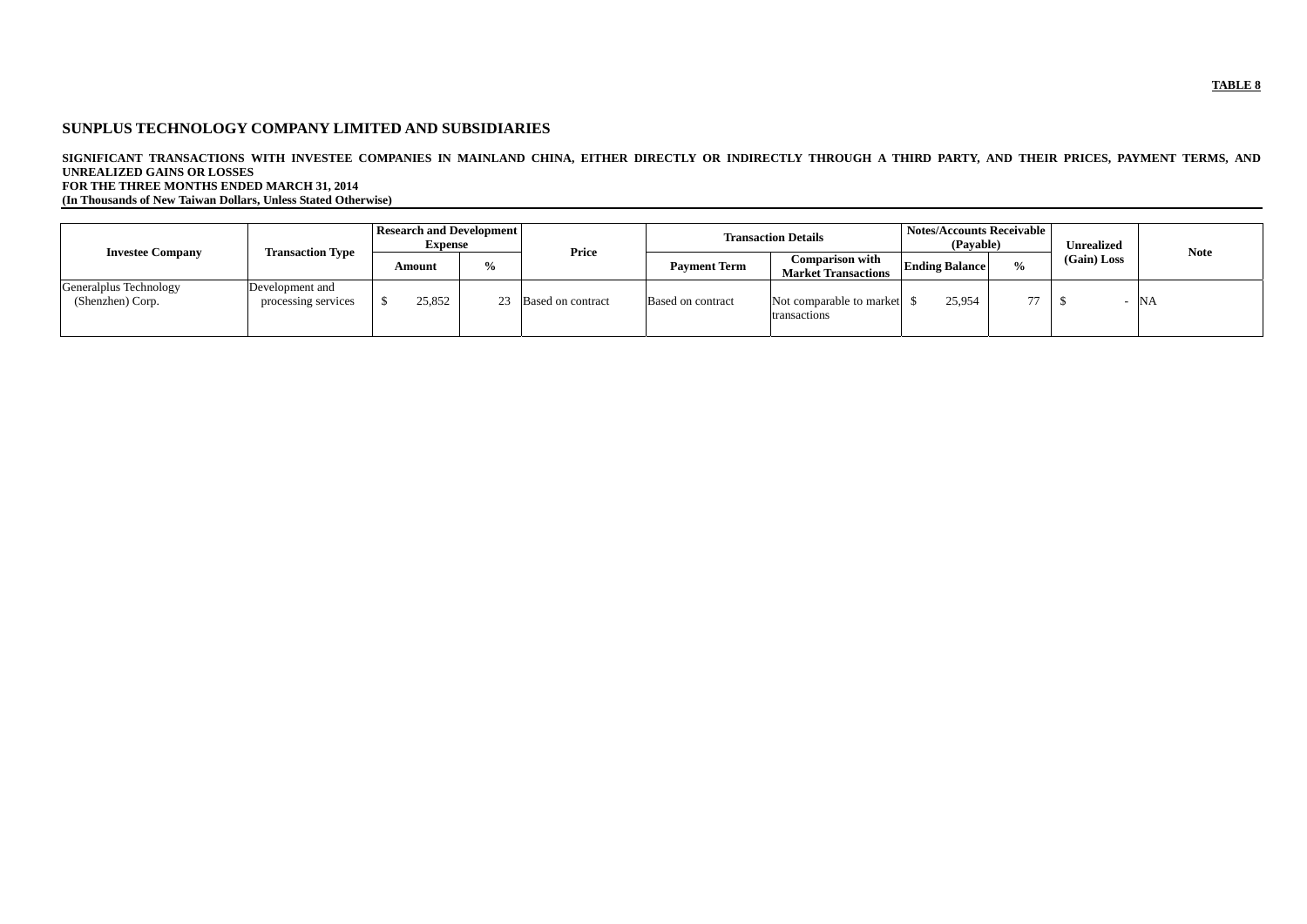**TABLE 8**

## SUNPLUS TECHNOLOGY COMPANY LIMITED AND SUBSIDIARIES

**SIGNIFICANT TRANSACTIONS WITH INVESTEE COMPANIES IN MAINLAND CHINA, EITHER DIRECTLY OR INDIRECTLY THROUGH A THIRD PARTY, AND THEIR PRICES, PAYMENT TERMS, AND UNREALIZED GAINS OR LOSSES**
**FOR THE THREE MONTHS ENDED MARCH 31, 2014**
**(In Thousands of New Taiwan Dollars, Unless Stated Otherwise)**

| Investee Company | Transaction Type | Research and Development Expense | | Price | Transaction Details | | Notes/Accounts Receivable (Payable) | | Unrealized (Gain) Loss | Note |
|---|---|---|---|---|---|---|---|---|---|---|
| | | Amount | % | | Payment Term | Comparison with Market Transactions | Ending Balance | % | | |
| Generalplus Technology (Shenzhen) Corp. | Development and processing services | $ 25,852 | 23 | Based on contract | Based on contract | Not comparable to market transactions | $ 25,954 | 77 | $ - | NA |